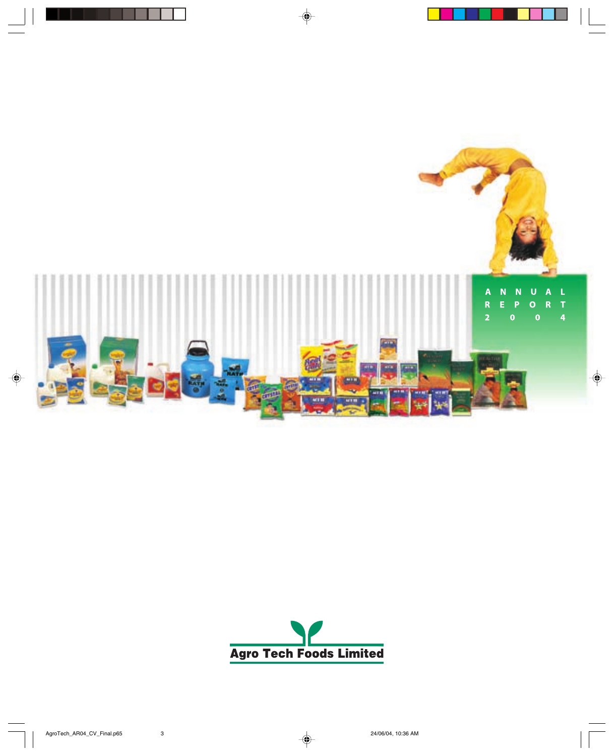# ANNUAL REPORT 2004

**Agro Tech Foods Limited**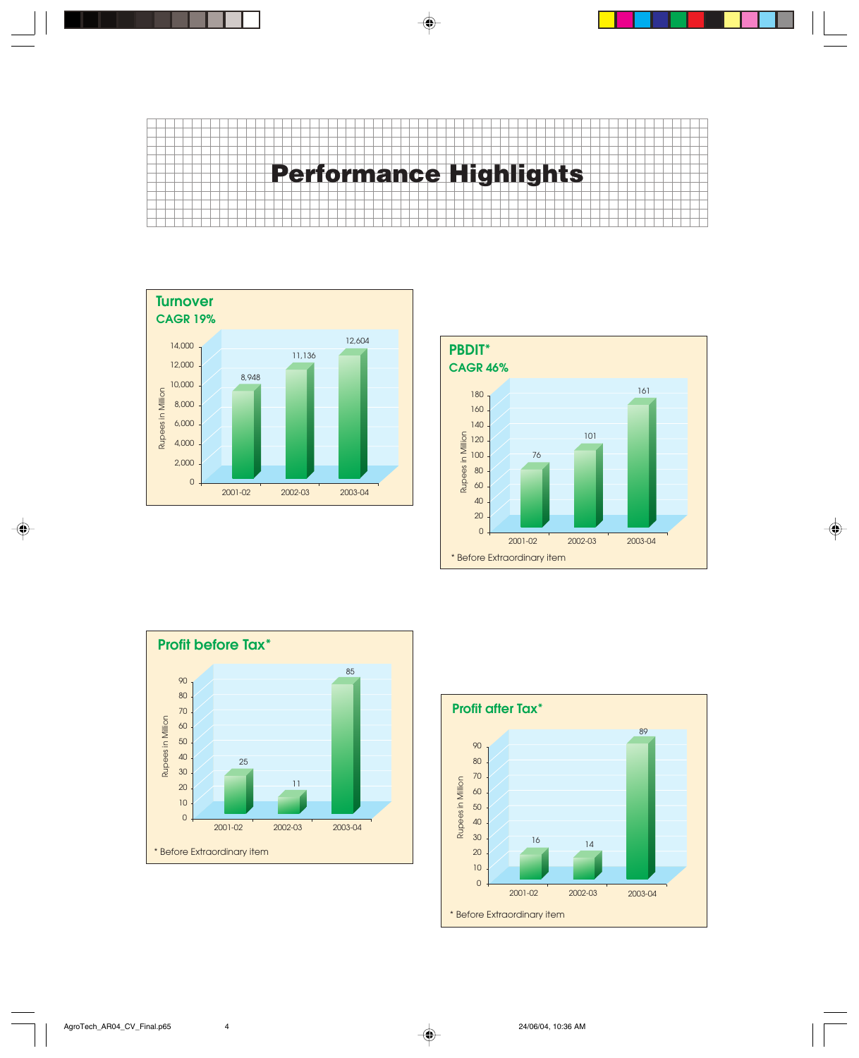# Performance Highlights

## Turnover

**CAGR 19%**

| Year | Rupees in Million |
|---|---|
| 2001-02 | 8,948 |
| 2002-03 | 11,136 |
| 2003-04 | 12,604 |

## PBDIT*

**CAGR 46%**

| Year | Rupees in Million |
|---|---|
| 2001-02 | 76 |
| 2002-03 | 101 |
| 2003-04 | 161 |

\* Before Extraordinary item

## Profit before Tax*

| Year | Rupees in Million |
|---|---|
| 2001-02 | 25 |
| 2002-03 | 11 |
| 2003-04 | 85 |

\* Before Extraordinary item

## Profit after Tax*

| Year | Rupees in Million |
|---|---|
| 2001-02 | 16 |
| 2002-03 | 14 |
| 2003-04 | 89 |

\* Before Extraordinary item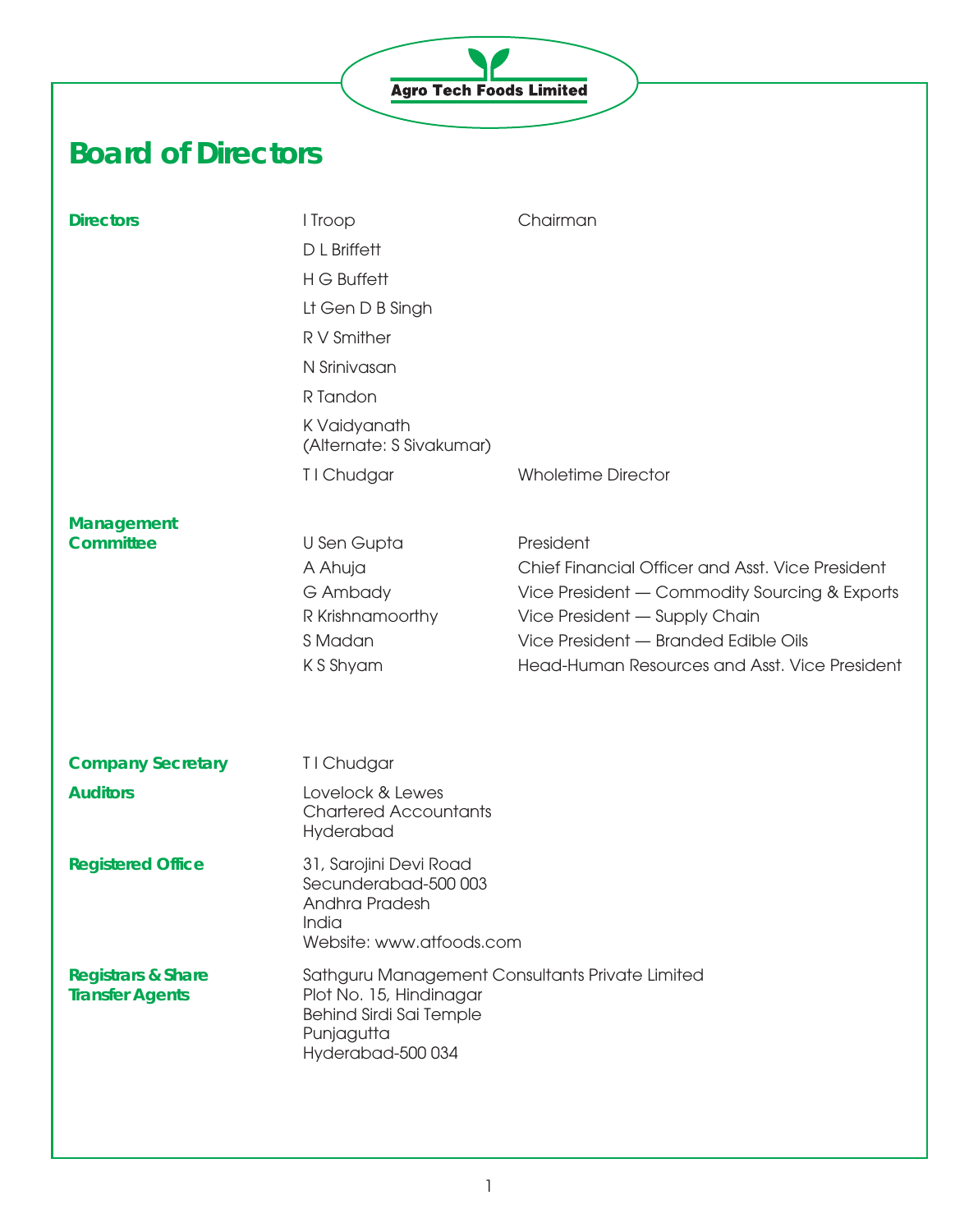Agro Tech Foods Limited

# Board of Directors

| | | |
|---|---|---|
| **Directors** | I Troop | Chairman |
| | D L Briffett | |
| | H G Buffett | |
| | Lt Gen D B Singh | |
| | R V Smither | |
| | N Srinivasan | |
| | R Tandon | |
| | K Vaidyanath (Alternate: S Sivakumar) | |
| | T I Chudgar | Wholetime Director |
| **Management Committee** | U Sen Gupta | President |
| | A Ahuja | Chief Financial Officer and Asst. Vice President |
| | G Ambady | Vice President — Commodity Sourcing & Exports |
| | R Krishnamoorthy | Vice President — Supply Chain |
| | S Madan | Vice President — Branded Edible Oils |
| | K S Shyam | Head-Human Resources and Asst. Vice President |

**Company Secretary**
T I Chudgar

**Auditors**
Lovelock & Lewes
Chartered Accountants
Hyderabad

**Registered Office**
31, Sarojini Devi Road
Secunderabad-500 003
Andhra Pradesh
India
Website: www.atfoods.com

**Registrars & Share Transfer Agents**
Sathguru Management Consultants Private Limited
Plot No. 15, Hindinagar
Behind Sirdi Sai Temple
Punjagutta
Hyderabad-500 034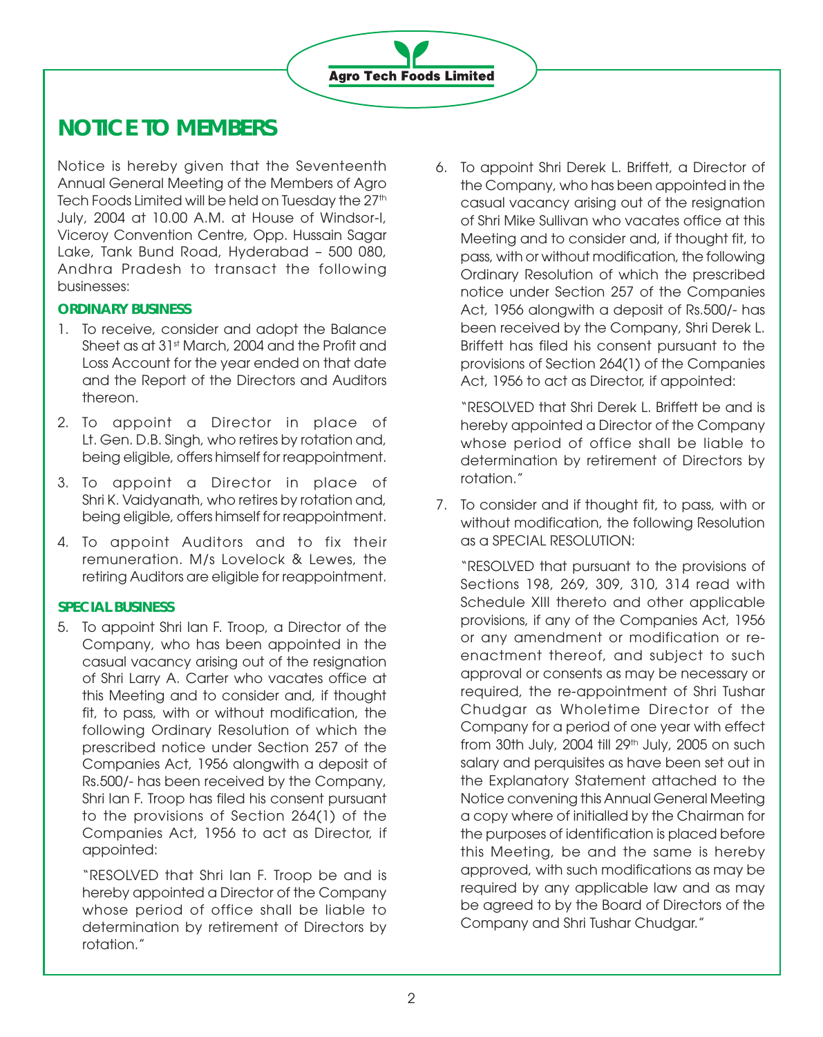# NOTICE TO MEMBERS

Notice is hereby given that the Seventeenth Annual General Meeting of the Members of Agro Tech Foods Limited will be held on Tuesday the 27th July, 2004 at 10.00 A.M. at House of Windsor-I, Viceroy Convention Centre, Opp. Hussain Sagar Lake, Tank Bund Road, Hyderabad – 500 080, Andhra Pradesh to transact the following businesses:

**ORDINARY BUSINESS**

1. To receive, consider and adopt the Balance Sheet as at 31st March, 2004 and the Profit and Loss Account for the year ended on that date and the Report of the Directors and Auditors thereon.
2. To appoint a Director in place of Lt. Gen. D.B. Singh, who retires by rotation and, being eligible, offers himself for reappointment.
3. To appoint a Director in place of Shri K. Vaidyanath, who retires by rotation and, being eligible, offers himself for reappointment.
4. To appoint Auditors and to fix their remuneration. M/s Lovelock & Lewes, the retiring Auditors are eligible for reappointment.

**SPECIAL BUSINESS**

5. To appoint Shri Ian F. Troop, a Director of the Company, who has been appointed in the casual vacancy arising out of the resignation of Shri Larry A. Carter who vacates office at this Meeting and to consider and, if thought fit, to pass, with or without modification, the following Ordinary Resolution of which the prescribed notice under Section 257 of the Companies Act, 1956 alongwith a deposit of Rs.500/- has been received by the Company, Shri Ian F. Troop has filed his consent pursuant to the provisions of Section 264(1) of the Companies Act, 1956 to act as Director, if appointed:

   "RESOLVED that Shri Ian F. Troop be and is hereby appointed a Director of the Company whose period of office shall be liable to determination by retirement of Directors by rotation."

6. To appoint Shri Derek L. Briffett, a Director of the Company, who has been appointed in the casual vacancy arising out of the resignation of Shri Mike Sullivan who vacates office at this Meeting and to consider and, if thought fit, to pass, with or without modification, the following Ordinary Resolution of which the prescribed notice under Section 257 of the Companies Act, 1956 alongwith a deposit of Rs.500/- has been received by the Company, Shri Derek L. Briffett has filed his consent pursuant to the provisions of Section 264(1) of the Companies Act, 1956 to act as Director, if appointed:

   "RESOLVED that Shri Derek L. Briffett be and is hereby appointed a Director of the Company whose period of office shall be liable to determination by retirement of Directors by rotation."

7. To consider and if thought fit, to pass, with or without modification, the following Resolution as a SPECIAL RESOLUTION:

   "RESOLVED that pursuant to the provisions of Sections 198, 269, 309, 310, 314 read with Schedule XIII thereto and other applicable provisions, if any of the Companies Act, 1956 or any amendment or modification or re-enactment thereof, and subject to such approval or consents as may be necessary or required, the re-appointment of Shri Tushar Chudgar as Wholetime Director of the Company for a period of one year with effect from 30th July, 2004 till 29th July, 2005 on such salary and perquisites as have been set out in the Explanatory Statement attached to the Notice convening this Annual General Meeting a copy where of initialled by the Chairman for the purposes of identification is placed before this Meeting, be and the same is hereby approved, with such modifications as may be required by any applicable law and as may be agreed to by the Board of Directors of the Company and Shri Tushar Chudgar."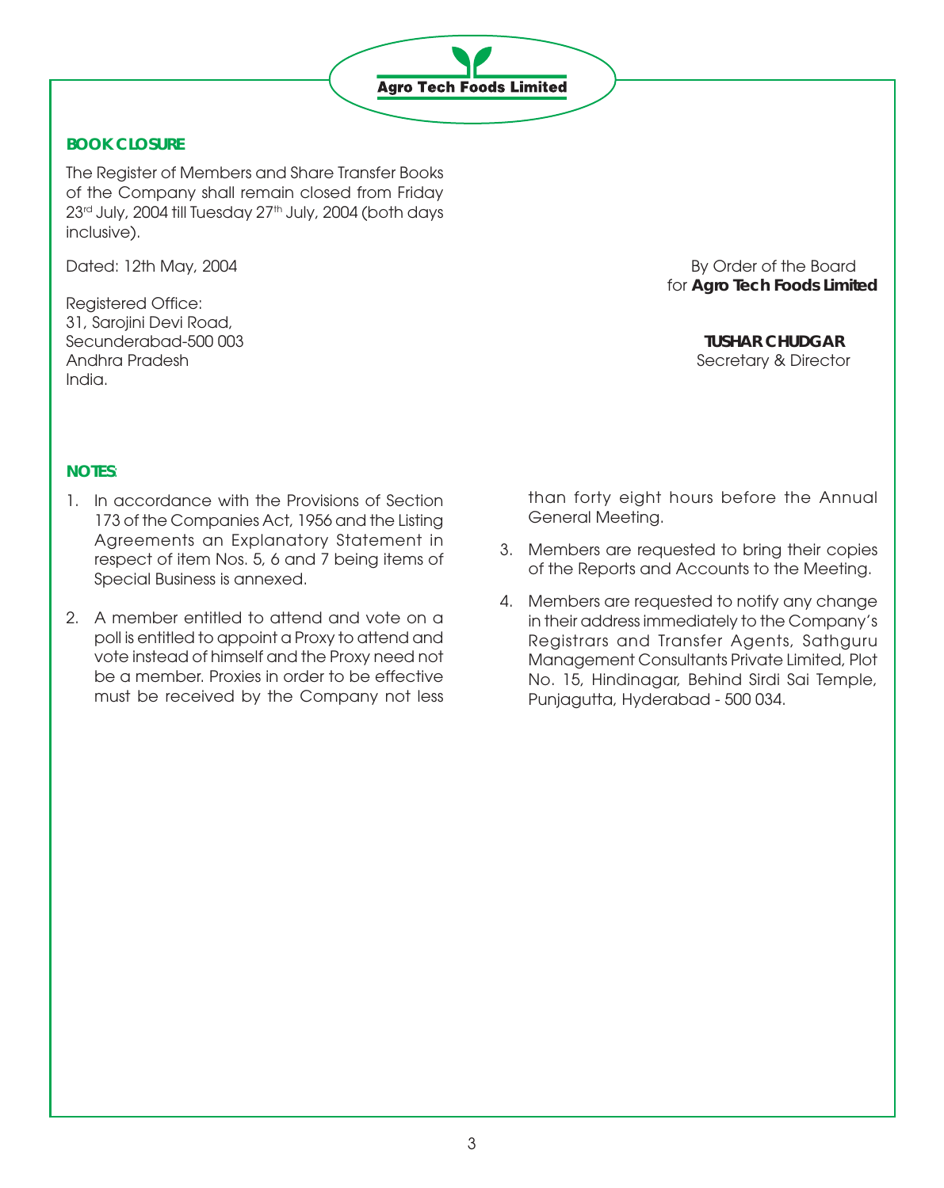## BOOK CLOSURE

The Register of Members and Share Transfer Books of the Company shall remain closed from Friday 23rd July, 2004 till Tuesday 27th July, 2004 (both days inclusive).

Dated: 12th May, 2004

Registered Office:
31, Sarojini Devi Road,
Secunderabad-500 003
Andhra Pradesh
India.

By Order of the Board
for **Agro Tech Foods Limited**

**TUSHAR CHUDGAR**
Secretary & Director

## NOTES:

1. In accordance with the Provisions of Section 173 of the Companies Act, 1956 and the Listing Agreements an Explanatory Statement in respect of item Nos. 5, 6 and 7 being items of Special Business is annexed.

2. A member entitled to attend and vote on a poll is entitled to appoint a Proxy to attend and vote instead of himself and the Proxy need not be a member. Proxies in order to be effective must be received by the Company not less than forty eight hours before the Annual General Meeting.

3. Members are requested to bring their copies of the Reports and Accounts to the Meeting.

4. Members are requested to notify any change in their address immediately to the Company's Registrars and Transfer Agents, Sathguru Management Consultants Private Limited, Plot No. 15, Hindinagar, Behind Sirdi Sai Temple, Punjagutta, Hyderabad - 500 034.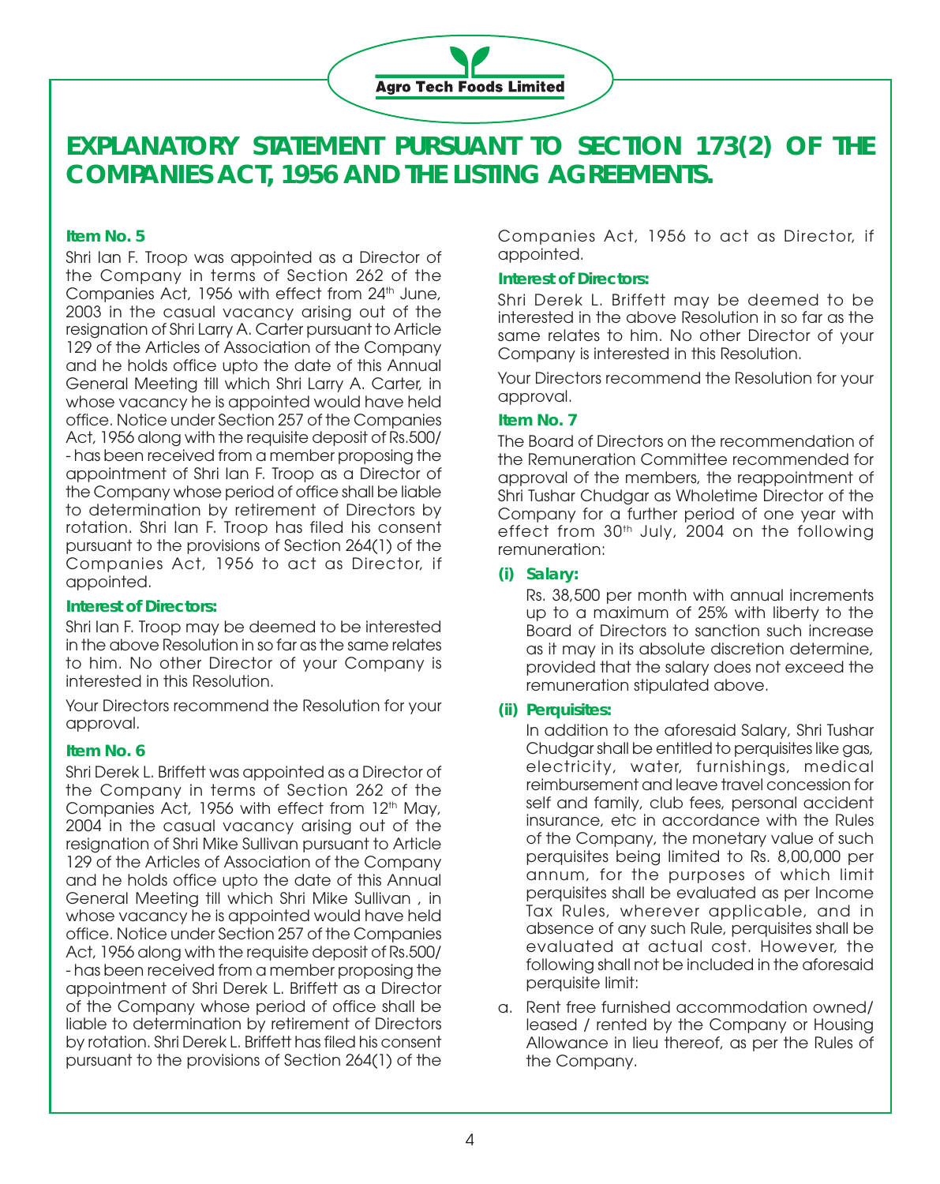# EXPLANATORY STATEMENT PURSUANT TO SECTION 173(2) OF THE COMPANIES ACT, 1956 AND THE LISTING AGREEMENTS.

### Item No. 5

Shri Ian F. Troop was appointed as a Director of the Company in terms of Section 262 of the Companies Act, 1956 with effect from 24th June, 2003 in the casual vacancy arising out of the resignation of Shri Larry A. Carter pursuant to Article 129 of the Articles of Association of the Company and he holds office upto the date of this Annual General Meeting till which Shri Larry A. Carter, in whose vacancy he is appointed would have held office. Notice under Section 257 of the Companies Act, 1956 along with the requisite deposit of Rs.500/- has been received from a member proposing the appointment of Shri Ian F. Troop as a Director of the Company whose period of office shall be liable to determination by retirement of Directors by rotation. Shri Ian F. Troop has filed his consent pursuant to the provisions of Section 264(1) of the Companies Act, 1956 to act as Director, if appointed.

**Interest of Directors:**

Shri Ian F. Troop may be deemed to be interested in the above Resolution in so far as the same relates to him. No other Director of your Company is interested in this Resolution.

Your Directors recommend the Resolution for your approval.

### Item No. 6

Shri Derek L. Briffett was appointed as a Director of the Company in terms of Section 262 of the Companies Act, 1956 with effect from 12th May, 2004 in the casual vacancy arising out of the resignation of Shri Mike Sullivan pursuant to Article 129 of the Articles of Association of the Company and he holds office upto the date of this Annual General Meeting till which Shri Mike Sullivan , in whose vacancy he is appointed would have held office. Notice under Section 257 of the Companies Act, 1956 along with the requisite deposit of Rs.500/- has been received from a member proposing the appointment of Shri Derek L. Briffett as a Director of the Company whose period of office shall be liable to determination by retirement of Directors by rotation. Shri Derek L. Briffett has filed his consent pursuant to the provisions of Section 264(1) of the Companies Act, 1956 to act as Director, if appointed.

**Interest of Directors:**

Shri Derek L. Briffett may be deemed to be interested in the above Resolution in so far as the same relates to him. No other Director of your Company is interested in this Resolution.

Your Directors recommend the Resolution for your approval.

### Item No. 7

The Board of Directors on the recommendation of the Remuneration Committee recommended for approval of the members, the reappointment of Shri Tushar Chudgar as Wholetime Director of the Company for a further period of one year with effect from 30th July, 2004 on the following remuneration:

**(i) *Salary:***

Rs. 38,500 per month with annual increments up to a maximum of 25% with liberty to the Board of Directors to sanction such increase as it may in its absolute discretion determine, provided that the salary does not exceed the remuneration stipulated above.

**(ii) *Perquisites:***

In addition to the aforesaid Salary, Shri Tushar Chudgar shall be entitled to perquisites like gas, electricity, water, furnishings, medical reimbursement and leave travel concession for self and family, club fees, personal accident insurance, etc in accordance with the Rules of the Company, the monetary value of such perquisites being limited to Rs. 8,00,000 per annum, for the purposes of which limit perquisites shall be evaluated as per Income Tax Rules, wherever applicable, and in absence of any such Rule, perquisites shall be evaluated at actual cost. However, the following shall not be included in the aforesaid perquisite limit:

a. Rent free furnished accommodation owned/ leased / rented by the Company or Housing Allowance in lieu thereof, as per the Rules of the Company.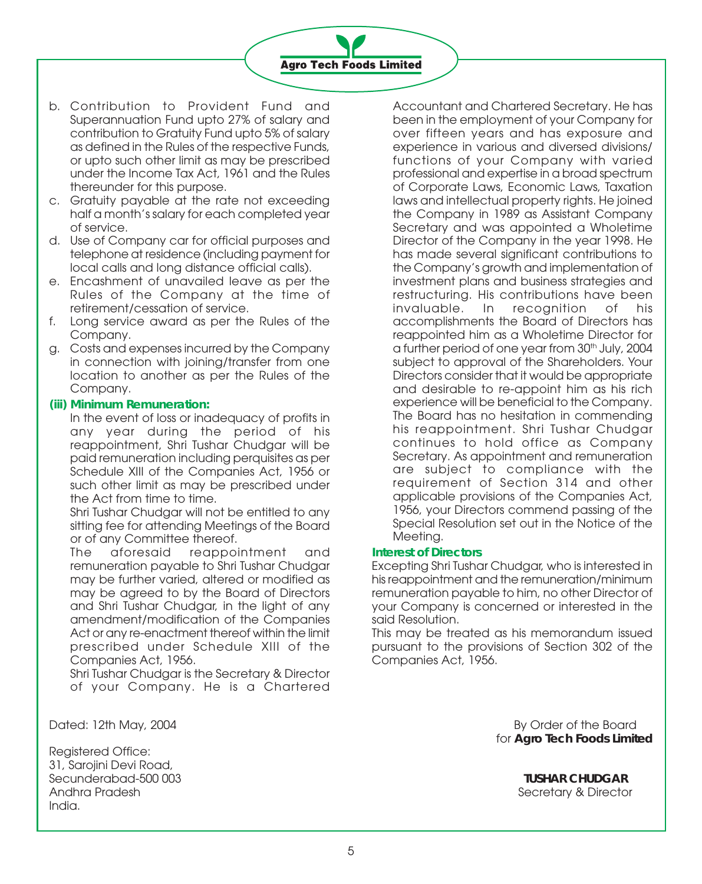b. Contribution to Provident Fund and Superannuation Fund upto 27% of salary and contribution to Gratuity Fund upto 5% of salary as defined in the Rules of the respective Funds, or upto such other limit as may be prescribed under the Income Tax Act, 1961 and the Rules thereunder for this purpose.
c. Gratuity payable at the rate not exceeding half a month's salary for each completed year of service.
d. Use of Company car for official purposes and telephone at residence (including payment for local calls and long distance official calls).
e. Encashment of unavailed leave as per the Rules of the Company at the time of retirement/cessation of service.
f. Long service award as per the Rules of the Company.
g. Costs and expenses incurred by the Company in connection with joining/transfer from one location to another as per the Rules of the Company.

**(iii) Minimum Remuneration:**

In the event of loss or inadequacy of profits in any year during the period of his reappointment, Shri Tushar Chudgar will be paid remuneration including perquisites as per Schedule XIII of the Companies Act, 1956 or such other limit as may be prescribed under the Act from time to time.

Shri Tushar Chudgar will not be entitled to any sitting fee for attending Meetings of the Board or of any Committee thereof.

The aforesaid reappointment and remuneration payable to Shri Tushar Chudgar may be further varied, altered or modified as may be agreed to by the Board of Directors and Shri Tushar Chudgar, in the light of any amendment/modification of the Companies Act or any re-enactment thereof within the limit prescribed under Schedule XIII of the Companies Act, 1956.

Shri Tushar Chudgar is the Secretary & Director of your Company. He is a Chartered Accountant and Chartered Secretary. He has been in the employment of your Company for over fifteen years and has exposure and experience in various and diversed divisions/ functions of your Company with varied professional and expertise in a broad spectrum of Corporate Laws, Economic Laws, Taxation laws and intellectual property rights. He joined the Company in 1989 as Assistant Company Secretary and was appointed a Wholetime Director of the Company in the year 1998. He has made several significant contributions to the Company's growth and implementation of investment plans and business strategies and restructuring. His contributions have been invaluable. In recognition of his accomplishments the Board of Directors has reappointed him as a Wholetime Director for a further period of one year from 30th July, 2004 subject to approval of the Shareholders. Your Directors consider that it would be appropriate and desirable to re-appoint him as his rich experience will be beneficial to the Company. The Board has no hesitation in commending his reappointment. Shri Tushar Chudgar continues to hold office as Company Secretary. As appointment and remuneration are subject to compliance with the requirement of Section 314 and other applicable provisions of the Companies Act, 1956, your Directors commend passing of the Special Resolution set out in the Notice of the Meeting.

**Interest of Directors**

Excepting Shri Tushar Chudgar, who is interested in his reappointment and the remuneration/minimum remuneration payable to him, no other Director of your Company is concerned or interested in the said Resolution.

This may be treated as his memorandum issued pursuant to the provisions of Section 302 of the Companies Act, 1956.

Dated: 12th May, 2004

By Order of the Board
for **Agro Tech Foods Limited**

Registered Office:
31, Sarojini Devi Road,
Secunderabad-500 003
Andhra Pradesh
India.

**TUSHAR CHUDGAR**
Secretary & Director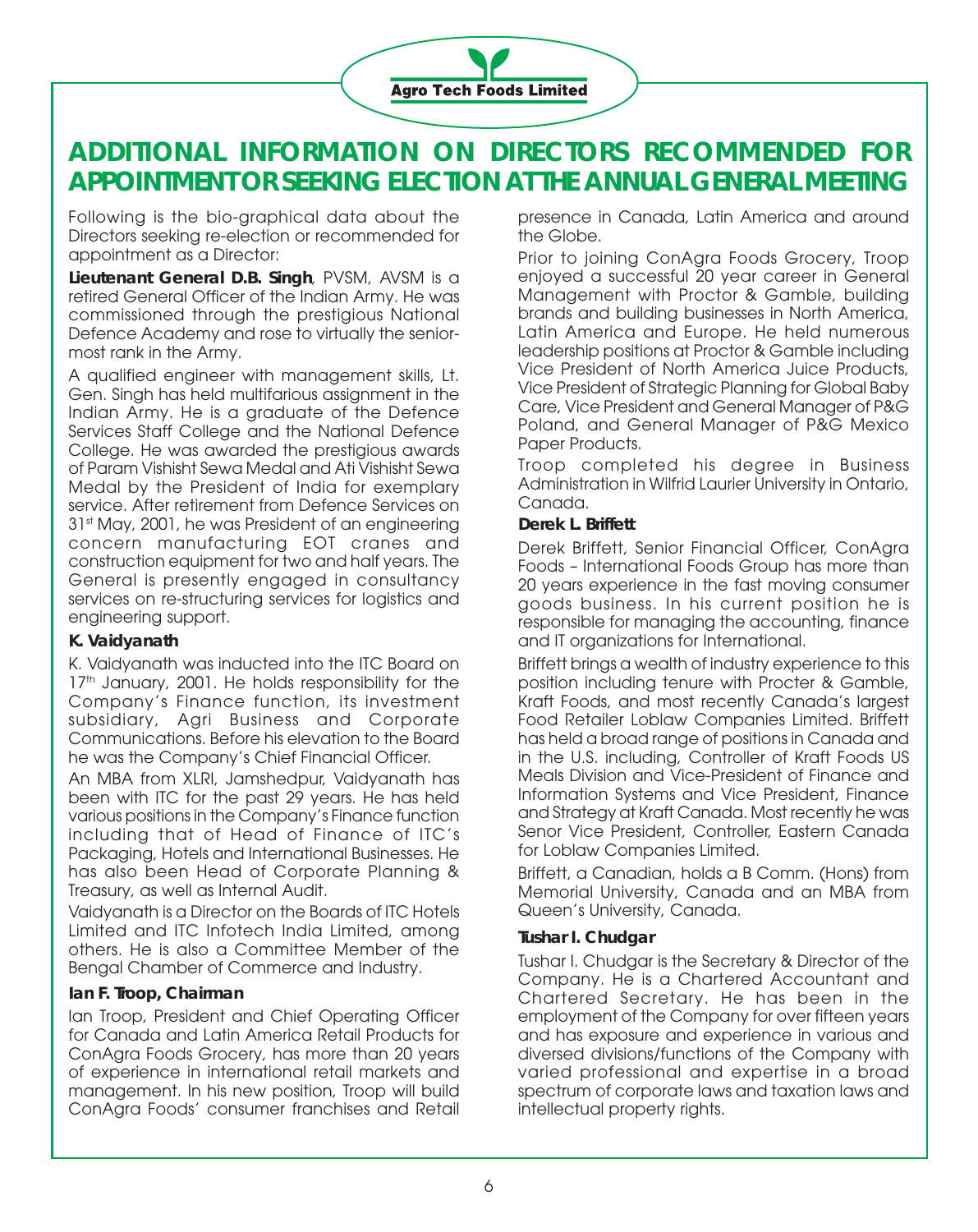# ADDITIONAL INFORMATION ON DIRECTORS RECOMMENDED FOR APPOINTMENT OR SEEKING ELECTION AT THE ANNUAL GENERAL MEETING

Following is the bio-graphical data about the Directors seeking re-election or recommended for appointment as a Director:

**Lieutenant General D.B. Singh**, PVSM, AVSM is a retired General Officer of the Indian Army. He was commissioned through the prestigious National Defence Academy and rose to virtually the senior-most rank in the Army.

A qualified engineer with management skills, Lt. Gen. Singh has held multifarious assignment in the Indian Army. He is a graduate of the Defence Services Staff College and the National Defence College. He was awarded the prestigious awards of Param Vishisht Sewa Medal and Ati Vishisht Sewa Medal by the President of India for exemplary service. After retirement from Defence Services on 31st May, 2001, he was President of an engineering concern manufacturing EOT cranes and construction equipment for two and half years. The General is presently engaged in consultancy services on re-structuring services for logistics and engineering support.

**K. Vaidyanath**

K. Vaidyanath was inducted into the ITC Board on 17th January, 2001. He holds responsibility for the Company's Finance function, its investment subsidiary, Agri Business and Corporate Communications. Before his elevation to the Board he was the Company's Chief Financial Officer.

An MBA from XLRI, Jamshedpur, Vaidyanath has been with ITC for the past 29 years. He has held various positions in the Company's Finance function including that of Head of Finance of ITC's Packaging, Hotels and International Businesses. He has also been Head of Corporate Planning & Treasury, as well as Internal Audit.

Vaidyanath is a Director on the Boards of ITC Hotels Limited and ITC Infotech India Limited, among others. He is also a Committee Member of the Bengal Chamber of Commerce and Industry.

**Ian F. Troop, Chairman**

Ian Troop, President and Chief Operating Officer for Canada and Latin America Retail Products for ConAgra Foods Grocery, has more than 20 years of experience in international retail markets and management. In his new position, Troop will build ConAgra Foods' consumer franchises and Retail presence in Canada, Latin America and around the Globe.

Prior to joining ConAgra Foods Grocery, Troop enjoyed a successful 20 year career in General Management with Proctor & Gamble, building brands and building businesses in North America, Latin America and Europe. He held numerous leadership positions at Proctor & Gamble including Vice President of North America Juice Products, Vice President of Strategic Planning for Global Baby Care, Vice President and General Manager of P&G Poland, and General Manager of P&G Mexico Paper Products.

Troop completed his degree in Business Administration in Wilfrid Laurier University in Ontario, Canada.

**Derek L. Briffett**

Derek Briffett, Senior Financial Officer, ConAgra Foods – International Foods Group has more than 20 years experience in the fast moving consumer goods business. In his current position he is responsible for managing the accounting, finance and IT organizations for International.

Briffett brings a wealth of industry experience to this position including tenure with Procter & Gamble, Kraft Foods, and most recently Canada's largest Food Retailer Loblaw Companies Limited. Briffett has held a broad range of positions in Canada and in the U.S. including, Controller of Kraft Foods US Meals Division and Vice-President of Finance and Information Systems and Vice President, Finance and Strategy at Kraft Canada. Most recently he was Senor Vice President, Controller, Eastern Canada for Loblaw Companies Limited.

Briffett, a Canadian, holds a B Comm. (Hons) from Memorial University, Canada and an MBA from Queen's University, Canada.

**Tushar I. Chudgar**

Tushar I. Chudgar is the Secretary & Director of the Company. He is a Chartered Accountant and Chartered Secretary. He has been in the employment of the Company for over fifteen years and has exposure and experience in various and diversed divisions/functions of the Company with varied professional and expertise in a broad spectrum of corporate laws and taxation laws and intellectual property rights.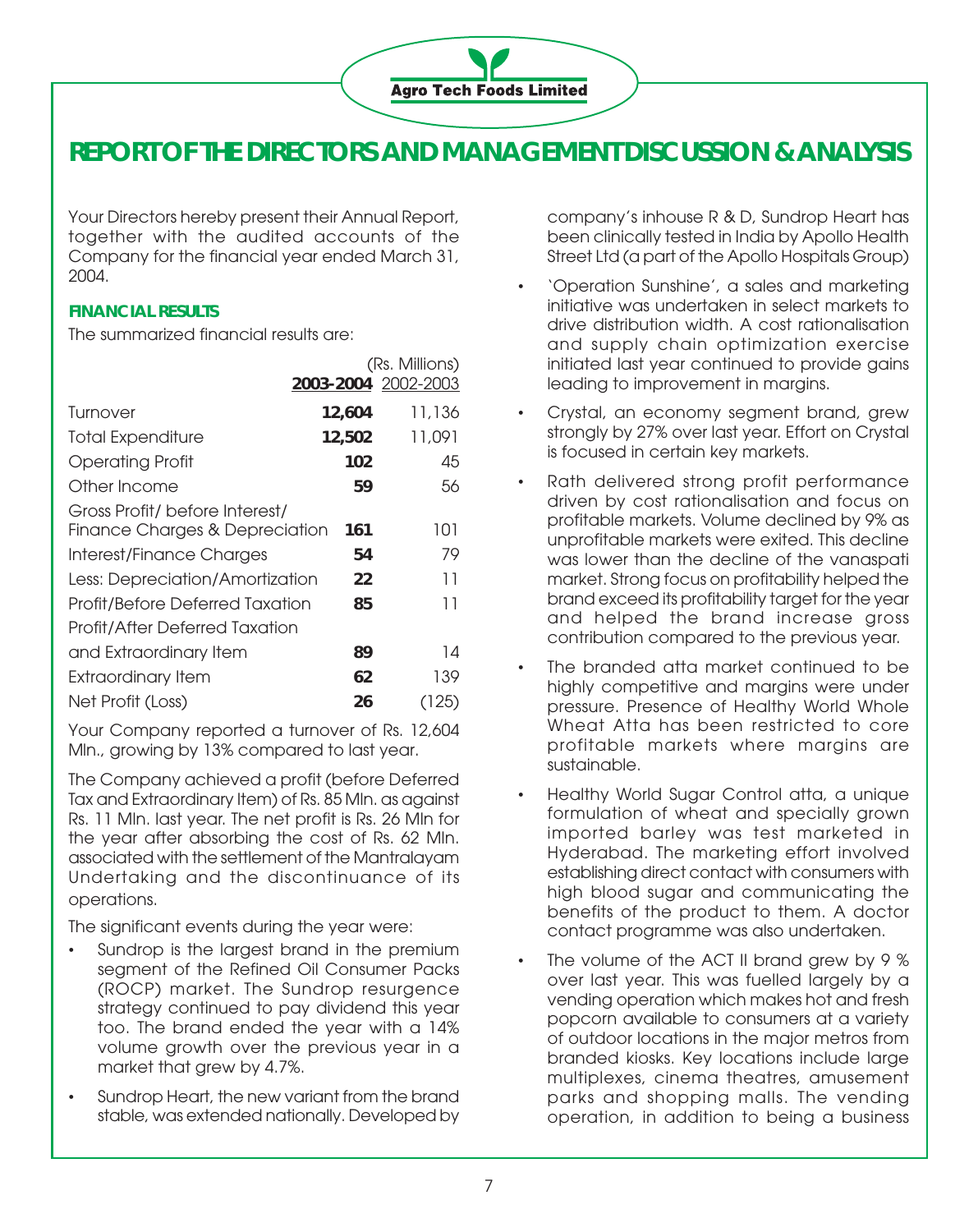# REPORT OF THE DIRECTORS AND MANAGEMENT DISCUSSION & ANALYSIS

Your Directors hereby present their Annual Report, together with the audited accounts of the Company for the financial year ended March 31, 2004.

### FINANCIAL RESULTS

The summarized financial results are:

| | **2003-2004** | 2002-2003 |
|---|---|---|
| | | (Rs. Millions) |
| Turnover | **12,604** | 11,136 |
| Total Expenditure | **12,502** | 11,091 |
| Operating Profit | **102** | 45 |
| Other Income | **59** | 56 |
| Gross Profit/ before Interest/ Finance Charges & Depreciation | **161** | 101 |
| Interest/Finance Charges | **54** | 79 |
| Less: Depreciation/Amortization | **22** | 11 |
| Profit/Before Deferred Taxation | **85** | 11 |
| Profit/After Deferred Taxation and Extraordinary Item | **89** | 14 |
| Extraordinary Item | **62** | 139 |
| Net Profit (Loss) | **26** | (125) |

Your Company reported a turnover of Rs. 12,604 Mln., growing by 13% compared to last year.

The Company achieved a profit (before Deferred Tax and Extraordinary Item) of Rs. 85 Mln. as against Rs. 11 Mln. last year. The net profit is Rs. 26 Mln for the year after absorbing the cost of Rs. 62 Mln. associated with the settlement of the Mantralayam Undertaking and the discontinuance of its operations.

The significant events during the year were:

- Sundrop is the largest brand in the premium segment of the Refined Oil Consumer Packs (ROCP) market. The Sundrop resurgence strategy continued to pay dividend this year too. The brand ended the year with a 14% volume growth over the previous year in a market that grew by 4.7%.
- Sundrop Heart, the new variant from the brand stable, was extended nationally. Developed by company's inhouse R & D, Sundrop Heart has been clinically tested in India by Apollo Health Street Ltd (a part of the Apollo Hospitals Group)
- 'Operation Sunshine', a sales and marketing initiative was undertaken in select markets to drive distribution width. A cost rationalisation and supply chain optimization exercise initiated last year continued to provide gains leading to improvement in margins.
- Crystal, an economy segment brand, grew strongly by 27% over last year. Effort on Crystal is focused in certain key markets.
- Rath delivered strong profit performance driven by cost rationalisation and focus on profitable markets. Volume declined by 9% as unprofitable markets were exited. This decline was lower than the decline of the vanaspati market. Strong focus on profitability helped the brand exceed its profitability target for the year and helped the brand increase gross contribution compared to the previous year.
- The branded atta market continued to be highly competitive and margins were under pressure. Presence of Healthy World Whole Wheat Atta has been restricted to core profitable markets where margins are sustainable.
- Healthy World Sugar Control atta, a unique formulation of wheat and specially grown imported barley was test marketed in Hyderabad. The marketing effort involved establishing direct contact with consumers with high blood sugar and communicating the benefits of the product to them. A doctor contact programme was also undertaken.
- The volume of the ACT II brand grew by 9 % over last year. This was fuelled largely by a vending operation which makes hot and fresh popcorn available to consumers at a variety of outdoor locations in the major metros from branded kiosks. Key locations include large multiplexes, cinema theatres, amusement parks and shopping malls. The vending operation, in addition to being a business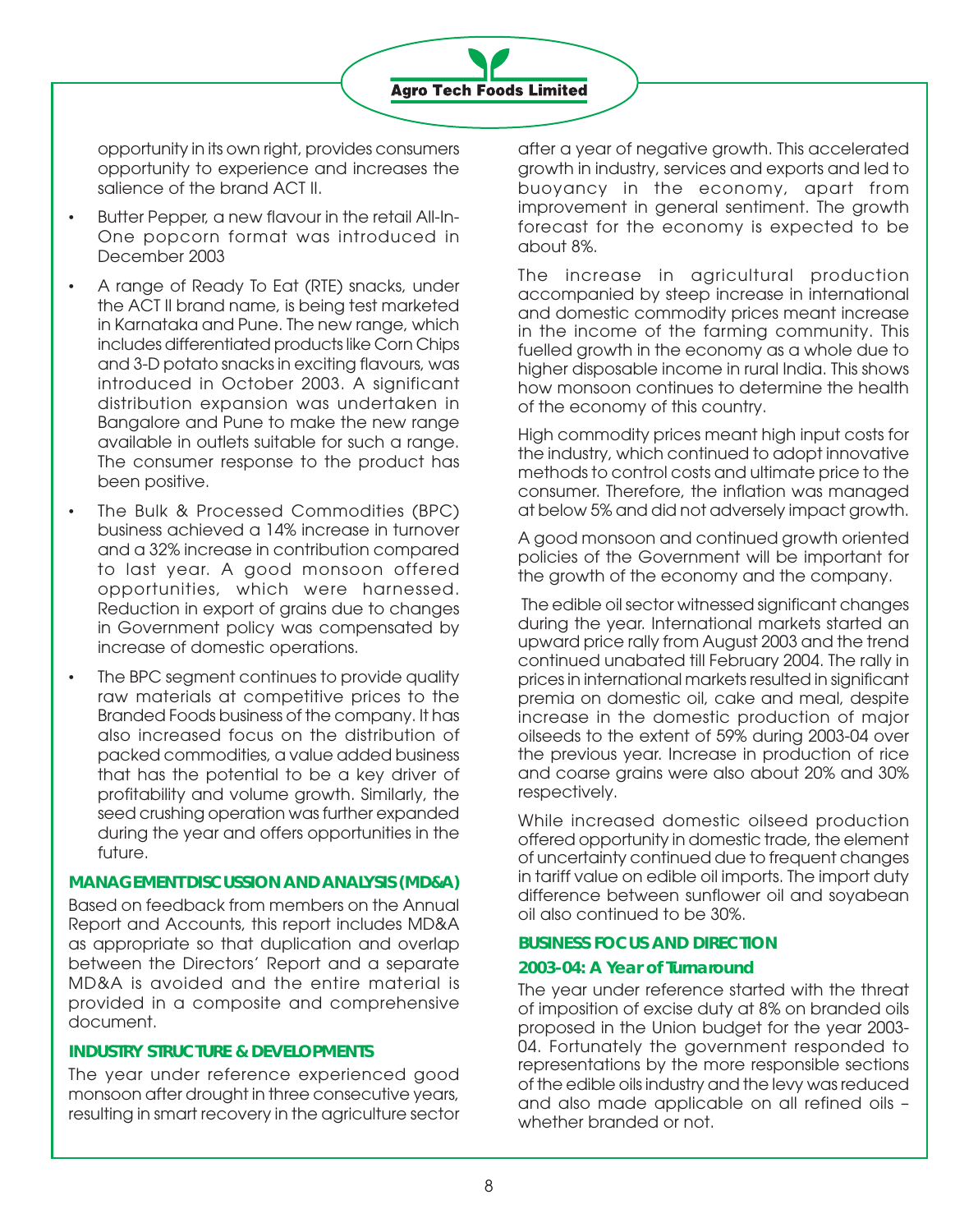opportunity in its own right, provides consumers opportunity to experience and increases the salience of the brand ACT II.

- Butter Pepper, a new flavour in the retail All-In-One popcorn format was introduced in December 2003
- A range of Ready To Eat (RTE) snacks, under the ACT II brand name, is being test marketed in Karnataka and Pune. The new range, which includes differentiated products like Corn Chips and 3-D potato snacks in exciting flavours, was introduced in October 2003. A significant distribution expansion was undertaken in Bangalore and Pune to make the new range available in outlets suitable for such a range. The consumer response to the product has been positive.
- The Bulk & Processed Commodities (BPC) business achieved a 14% increase in turnover and a 32% increase in contribution compared to last year. A good monsoon offered opportunities, which were harnessed. Reduction in export of grains due to changes in Government policy was compensated by increase of domestic operations.
- The BPC segment continues to provide quality raw materials at competitive prices to the Branded Foods business of the company. It has also increased focus on the distribution of packed commodities, a value added business that has the potential to be a key driver of profitability and volume growth. Similarly, the seed crushing operation was further expanded during the year and offers opportunities in the future.

## MANAGEMENT DISCUSSION AND ANALYSIS (MD&A)

Based on feedback from members on the Annual Report and Accounts, this report includes MD&A as appropriate so that duplication and overlap between the Directors' Report and a separate MD&A is avoided and the entire material is provided in a composite and comprehensive document.

## INDUSTRY STRUCTURE & DEVELOPMENTS

The year under reference experienced good monsoon after drought in three consecutive years, resulting in smart recovery in the agriculture sector after a year of negative growth. This accelerated growth in industry, services and exports and led to buoyancy in the economy, apart from improvement in general sentiment. The growth forecast for the economy is expected to be about 8%.

The increase in agricultural production accompanied by steep increase in international and domestic commodity prices meant increase in the income of the farming community. This fuelled growth in the economy as a whole due to higher disposable income in rural India. This shows how monsoon continues to determine the health of the economy of this country.

High commodity prices meant high input costs for the industry, which continued to adopt innovative methods to control costs and ultimate price to the consumer. Therefore, the inflation was managed at below 5% and did not adversely impact growth.

A good monsoon and continued growth oriented policies of the Government will be important for the growth of the economy and the company.

The edible oil sector witnessed significant changes during the year. International markets started an upward price rally from August 2003 and the trend continued unabated till February 2004. The rally in prices in international markets resulted in significant premia on domestic oil, cake and meal, despite increase in the domestic production of major oilseeds to the extent of 59% during 2003-04 over the previous year. Increase in production of rice and coarse grains were also about 20% and 30% respectively.

While increased domestic oilseed production offered opportunity in domestic trade, the element of uncertainty continued due to frequent changes in tariff value on edible oil imports. The import duty difference between sunflower oil and soyabean oil also continued to be 30%.

## BUSINESS FOCUS AND DIRECTION

### *2003-04: A Year of Turnaround*

The year under reference started with the threat of imposition of excise duty at 8% on branded oils proposed in the Union budget for the year 2003-04. Fortunately the government responded to representations by the more responsible sections of the edible oils industry and the levy was reduced and also made applicable on all refined oils – whether branded or not.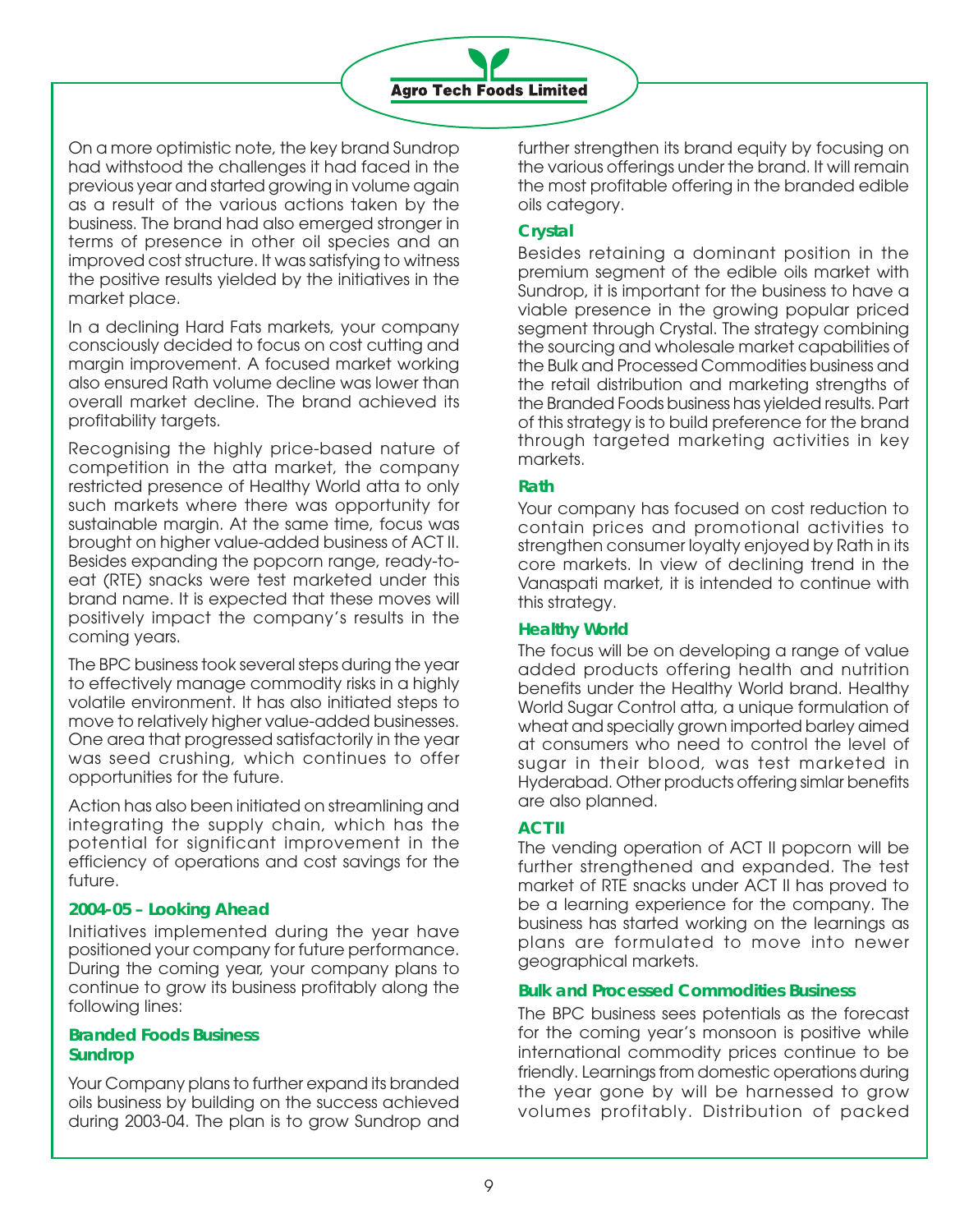On a more optimistic note, the key brand Sundrop had withstood the challenges it had faced in the previous year and started growing in volume again as a result of the various actions taken by the business. The brand had also emerged stronger in terms of presence in other oil species and an improved cost structure. It was satisfying to witness the positive results yielded by the initiatives in the market place.

In a declining Hard Fats markets, your company consciously decided to focus on cost cutting and margin improvement. A focused market working also ensured Rath volume decline was lower than overall market decline. The brand achieved its profitability targets.

Recognising the highly price-based nature of competition in the atta market, the company restricted presence of Healthy World atta to only such markets where there was opportunity for sustainable margin. At the same time, focus was brought on higher value-added business of ACT II. Besides expanding the popcorn range, ready-to-eat (RTE) snacks were test marketed under this brand name. It is expected that these moves will positively impact the company's results in the coming years.

The BPC business took several steps during the year to effectively manage commodity risks in a highly volatile environment. It has also initiated steps to move to relatively higher value-added businesses. One area that progressed satisfactorily in the year was seed crushing, which continues to offer opportunities for the future.

Action has also been initiated on streamlining and integrating the supply chain, which has the potential for significant improvement in the efficiency of operations and cost savings for the future.

### 2004-05 – Looking Ahead

Initiatives implemented during the year have positioned your company for future performance. During the coming year, your company plans to continue to grow its business profitably along the following lines:

### Branded Foods Business

#### Sundrop

Your Company plans to further expand its branded oils business by building on the success achieved during 2003-04. The plan is to grow Sundrop and further strengthen its brand equity by focusing on the various offerings under the brand. It will remain the most profitable offering in the branded edible oils category.

#### Crystal

Besides retaining a dominant position in the premium segment of the edible oils market with Sundrop, it is important for the business to have a viable presence in the growing popular priced segment through Crystal. The strategy combining the sourcing and wholesale market capabilities of the Bulk and Processed Commodities business and the retail distribution and marketing strengths of the Branded Foods business has yielded results. Part of this strategy is to build preference for the brand through targeted marketing activities in key markets.

#### Rath

Your company has focused on cost reduction to contain prices and promotional activities to strengthen consumer loyalty enjoyed by Rath in its core markets. In view of declining trend in the Vanaspati market, it is intended to continue with this strategy.

#### Healthy World

The focus will be on developing a range of value added products offering health and nutrition benefits under the Healthy World brand. Healthy World Sugar Control atta, a unique formulation of wheat and specially grown imported barley aimed at consumers who need to control the level of sugar in their blood, was test marketed in Hyderabad. Other products offering simlar benefits are also planned.

#### ACT II

The vending operation of ACT II popcorn will be further strengthened and expanded. The test market of RTE snacks under ACT II has proved to be a learning experience for the company. The business has started working on the learnings as plans are formulated to move into newer geographical markets.

### Bulk and Processed Commodities Business

The BPC business sees potentials as the forecast for the coming year's monsoon is positive while international commodity prices continue to be friendly. Learnings from domestic operations during the year gone by will be harnessed to grow volumes profitably. Distribution of packed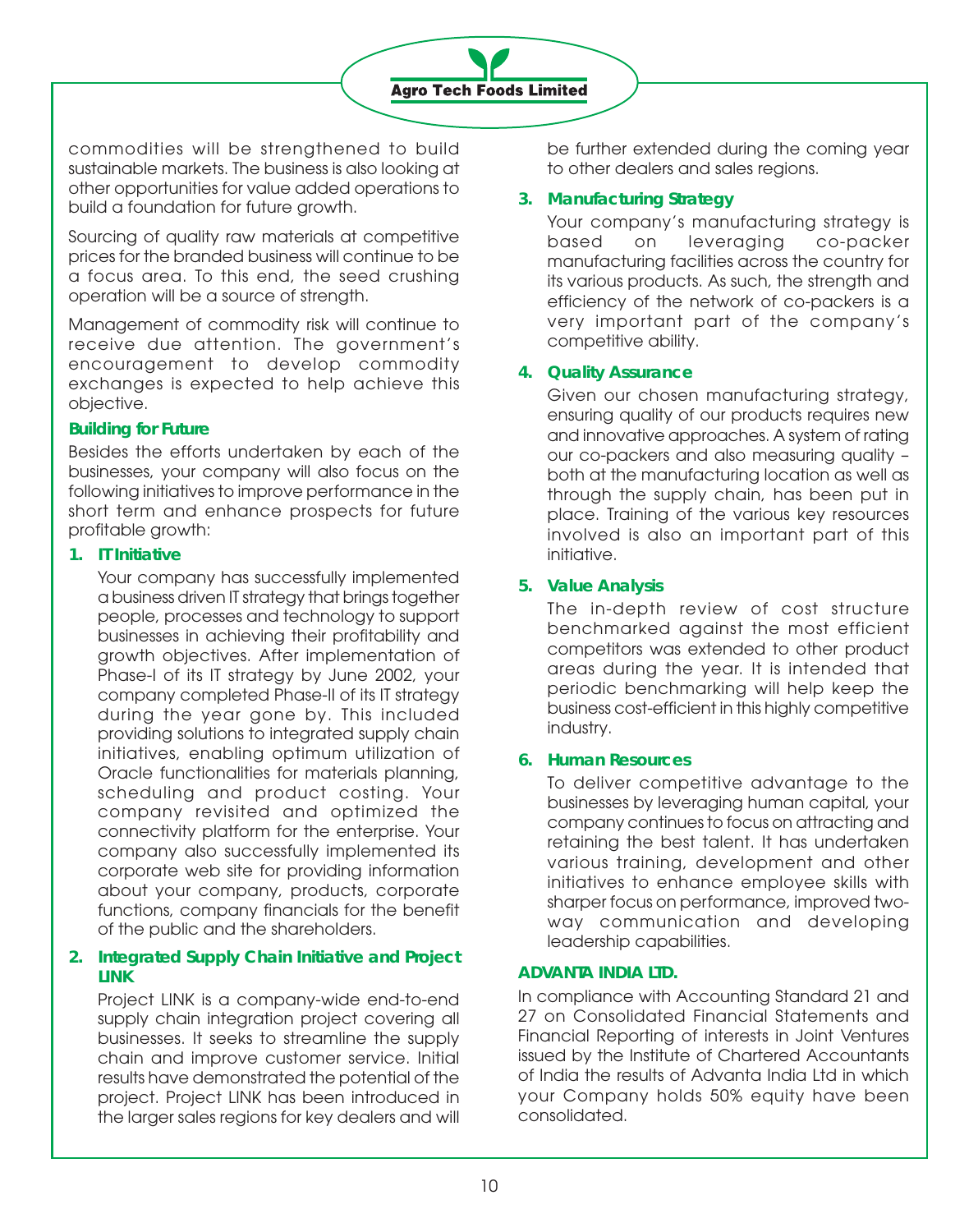commodities will be strengthened to build sustainable markets. The business is also looking at other opportunities for value added operations to build a foundation for future growth.

Sourcing of quality raw materials at competitive prices for the branded business will continue to be a focus area. To this end, the seed crushing operation will be a source of strength.

Management of commodity risk will continue to receive due attention. The government's encouragement to develop commodity exchanges is expected to help achieve this objective.

### Building for Future

Besides the efforts undertaken by each of the businesses, your company will also focus on the following initiatives to improve performance in the short term and enhance prospects for future profitable growth:

1. **IT Initiative**

   Your company has successfully implemented a business driven IT strategy that brings together people, processes and technology to support businesses in achieving their profitability and growth objectives. After implementation of Phase-I of its IT strategy by June 2002, your company completed Phase-II of its IT strategy during the year gone by. This included providing solutions to integrated supply chain initiatives, enabling optimum utilization of Oracle functionalities for materials planning, scheduling and product costing. Your company revisited and optimized the connectivity platform for the enterprise. Your company also successfully implemented its corporate web site for providing information about your company, products, corporate functions, company financials for the benefit of the public and the shareholders.

2. **Integrated Supply Chain Initiative and Project LINK**

   Project LINK is a company-wide end-to-end supply chain integration project covering all businesses. It seeks to streamline the supply chain and improve customer service. Initial results have demonstrated the potential of the project. Project LINK has been introduced in the larger sales regions for key dealers and will be further extended during the coming year to other dealers and sales regions.

3. **Manufacturing Strategy**

   Your company's manufacturing strategy is based on leveraging co-packer manufacturing facilities across the country for its various products. As such, the strength and efficiency of the network of co-packers is a very important part of the company's competitive ability.

4. **Quality Assurance**

   Given our chosen manufacturing strategy, ensuring quality of our products requires new and innovative approaches. A system of rating our co-packers and also measuring quality – both at the manufacturing location as well as through the supply chain, has been put in place. Training of the various key resources involved is also an important part of this initiative.

5. **Value Analysis**

   The in-depth review of cost structure benchmarked against the most efficient competitors was extended to other product areas during the year. It is intended that periodic benchmarking will help keep the business cost-efficient in this highly competitive industry.

6. **Human Resources**

   To deliver competitive advantage to the businesses by leveraging human capital, your company continues to focus on attracting and retaining the best talent. It has undertaken various training, development and other initiatives to enhance employee skills with sharper focus on performance, improved two-way communication and developing leadership capabilities.

### ADVANTA INDIA LTD.

In compliance with Accounting Standard 21 and 27 on Consolidated Financial Statements and Financial Reporting of interests in Joint Ventures issued by the Institute of Chartered Accountants of India the results of Advanta India Ltd in which your Company holds 50% equity have been consolidated.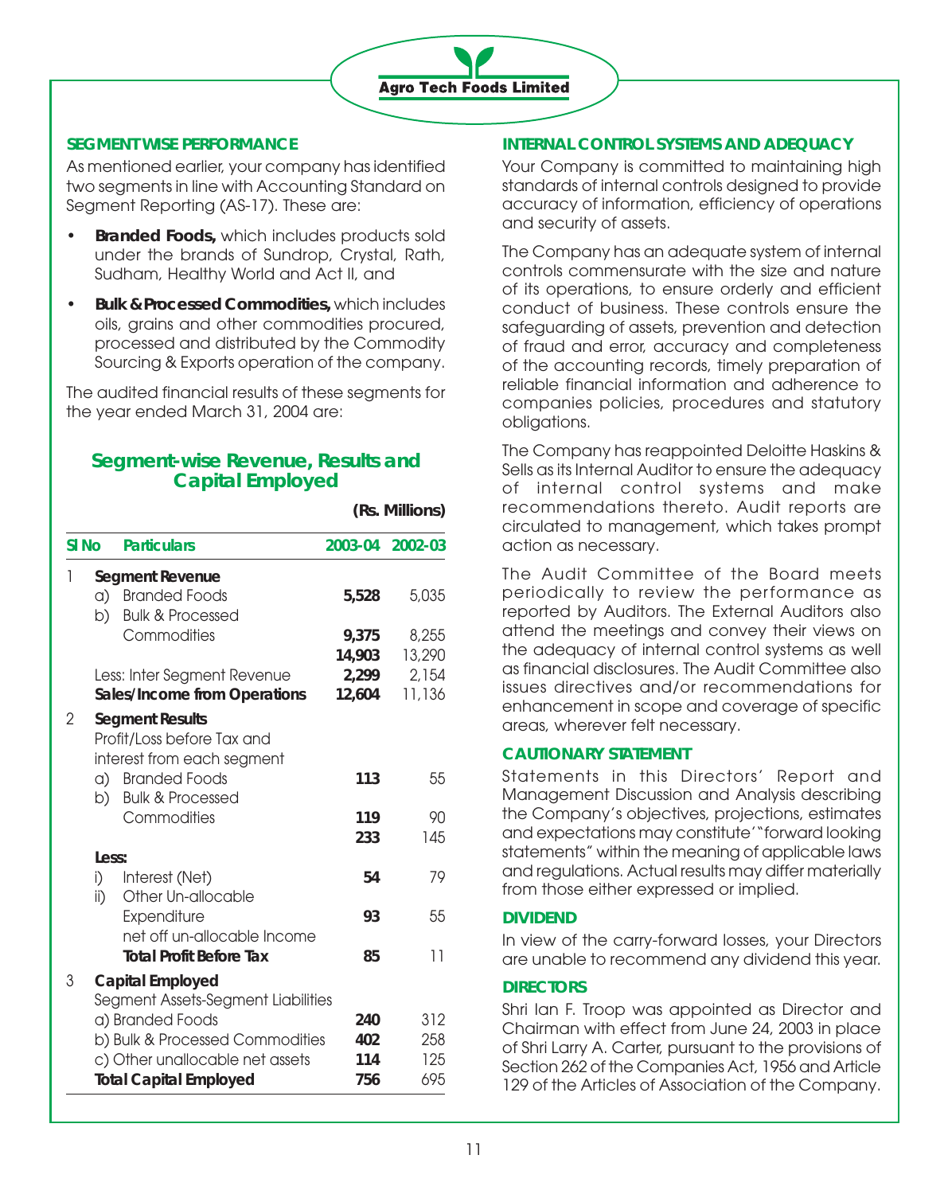## SEGMENT WISE PERFORMANCE

As mentioned earlier, your company has identified two segments in line with Accounting Standard on Segment Reporting (AS-17). These are:

- **Branded Foods,** which includes products sold under the brands of Sundrop, Crystal, Rath, Sudham, Healthy World and Act II, and
- **Bulk & Processed Commodities,** which includes oils, grains and other commodities procured, processed and distributed by the Commodity Sourcing & Exports operation of the company.

The audited financial results of these segments for the year ended March 31, 2004 are:

### Segment-wise Revenue, Results and Capital Employed

**(Rs. Millions)**

| Sl No | Particulars | 2003-04 | 2002-03 |
|---|---|---|---|
| 1 | **Segment Revenue** | | |
| | a) Branded Foods | **5,528** | 5,035 |
| | b) Bulk & Processed Commodities | **9,375** | 8,255 |
| | | **14,903** | 13,290 |
| | Less: Inter Segment Revenue | **2,299** | 2,154 |
| | **Sales/Income from Operations** | **12,604** | 11,136 |
| 2 | **Segment Results** | | |
| | Profit/Loss before Tax and interest from each segment | | |
| | a) Branded Foods | **113** | 55 |
| | b) Bulk & Processed Commodities | **119** | 90 |
| | | **233** | 145 |
| | **Less:** | | |
| | i) Interest (Net) | **54** | 79 |
| | ii) Other Un-allocable Expenditure net off un-allocable Income | **93** | 55 |
| | **Total Profit Before Tax** | **85** | 11 |
| 3 | **Capital Employed** | | |
| | Segment Assets-Segment Liabilities | | |
| | a) Branded Foods | **240** | 312 |
| | b) Bulk & Processed Commodities | **402** | 258 |
| | c) Other unallocable net assets | **114** | 125 |
| | **Total Capital Employed** | **756** | 695 |

## INTERNAL CONTROL SYSTEMS AND ADEQUACY

Your Company is committed to maintaining high standards of internal controls designed to provide accuracy of information, efficiency of operations and security of assets.

The Company has an adequate system of internal controls commensurate with the size and nature of its operations, to ensure orderly and efficient conduct of business. These controls ensure the safeguarding of assets, prevention and detection of fraud and error, accuracy and completeness of the accounting records, timely preparation of reliable financial information and adherence to companies policies, procedures and statutory obligations.

The Company has reappointed Deloitte Haskins & Sells as its Internal Auditor to ensure the adequacy of internal control systems and make recommendations thereto. Audit reports are circulated to management, which takes prompt action as necessary.

The Audit Committee of the Board meets periodically to review the performance as reported by Auditors. The External Auditors also attend the meetings and convey their views on the adequacy of internal control systems as well as financial disclosures. The Audit Committee also issues directives and/or recommendations for enhancement in scope and coverage of specific areas, wherever felt necessary.

## CAUTIONARY STATEMENT

Statements in this Directors' Report and Management Discussion and Analysis describing the Company's objectives, projections, estimates and expectations may constitute' "forward looking statements" within the meaning of applicable laws and regulations. Actual results may differ materially from those either expressed or implied.

## DIVIDEND

In view of the carry-forward losses, your Directors are unable to recommend any dividend this year.

## DIRECTORS

Shri Ian F. Troop was appointed as Director and Chairman with effect from June 24, 2003 in place of Shri Larry A. Carter, pursuant to the provisions of Section 262 of the Companies Act, 1956 and Article 129 of the Articles of Association of the Company.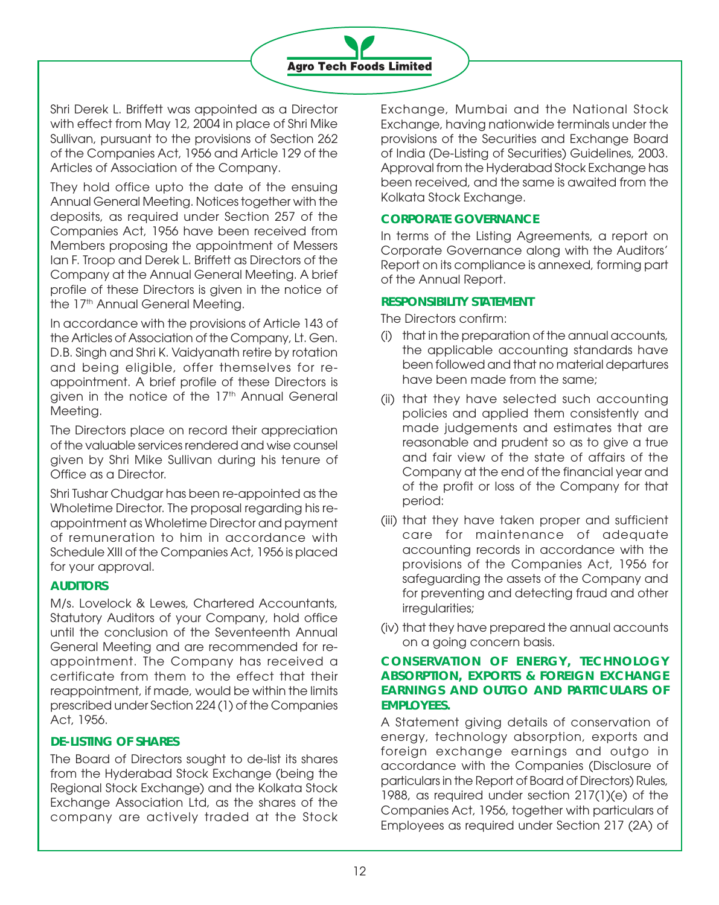Shri Derek L. Briffett was appointed as a Director with effect from May 12, 2004 in place of Shri Mike Sullivan, pursuant to the provisions of Section 262 of the Companies Act, 1956 and Article 129 of the Articles of Association of the Company.

They hold office upto the date of the ensuing Annual General Meeting. Notices together with the deposits, as required under Section 257 of the Companies Act, 1956 have been received from Members proposing the appointment of Messers Ian F. Troop and Derek L. Briffett as Directors of the Company at the Annual General Meeting. A brief profile of these Directors is given in the notice of the 17th Annual General Meeting.

In accordance with the provisions of Article 143 of the Articles of Association of the Company, Lt. Gen. D.B. Singh and Shri K. Vaidyanath retire by rotation and being eligible, offer themselves for re-appointment. A brief profile of these Directors is given in the notice of the 17th Annual General Meeting.

The Directors place on record their appreciation of the valuable services rendered and wise counsel given by Shri Mike Sullivan during his tenure of Office as a Director.

Shri Tushar Chudgar has been re-appointed as the Wholetime Director. The proposal regarding his re-appointment as Wholetime Director and payment of remuneration to him in accordance with Schedule XIII of the Companies Act, 1956 is placed for your approval.

**AUDITORS**

M/s. Lovelock & Lewes, Chartered Accountants, Statutory Auditors of your Company, hold office until the conclusion of the Seventeenth Annual General Meeting and are recommended for re-appointment. The Company has received a certificate from them to the effect that their reappointment, if made, would be within the limits prescribed under Section 224 (1) of the Companies Act, 1956.

**DE-LISTING OF SHARES**

The Board of Directors sought to de-list its shares from the Hyderabad Stock Exchange (being the Regional Stock Exchange) and the Kolkata Stock Exchange Association Ltd, as the shares of the company are actively traded at the Stock Exchange, Mumbai and the National Stock Exchange, having nationwide terminals under the provisions of the Securities and Exchange Board of India (De-Listing of Securities) Guidelines, 2003. Approval from the Hyderabad Stock Exchange has been received, and the same is awaited from the Kolkata Stock Exchange.

**CORPORATE GOVERNANCE**

In terms of the Listing Agreements, a report on Corporate Governance along with the Auditors' Report on its compliance is annexed, forming part of the Annual Report.

**RESPONSIBILITY STATEMENT**

The Directors confirm:

(i) that in the preparation of the annual accounts, the applicable accounting standards have been followed and that no material departures have been made from the same;

(ii) that they have selected such accounting policies and applied them consistently and made judgements and estimates that are reasonable and prudent so as to give a true and fair view of the state of affairs of the Company at the end of the financial year and of the profit or loss of the Company for that period:

(iii) that they have taken proper and sufficient care for maintenance of adequate accounting records in accordance with the provisions of the Companies Act, 1956 for safeguarding the assets of the Company and for preventing and detecting fraud and other irregularities;

(iv) that they have prepared the annual accounts on a going concern basis.

**CONSERVATION OF ENERGY, TECHNOLOGY ABSORPTION, EXPORTS & FOREIGN EXCHANGE EARNINGS AND OUTGO AND PARTICULARS OF EMPLOYEES.**

A Statement giving details of conservation of energy, technology absorption, exports and foreign exchange earnings and outgo in accordance with the Companies (Disclosure of particulars in the Report of Board of Directors) Rules, 1988, as required under section 217(1)(e) of the Companies Act, 1956, together with particulars of Employees as required under Section 217 (2A) of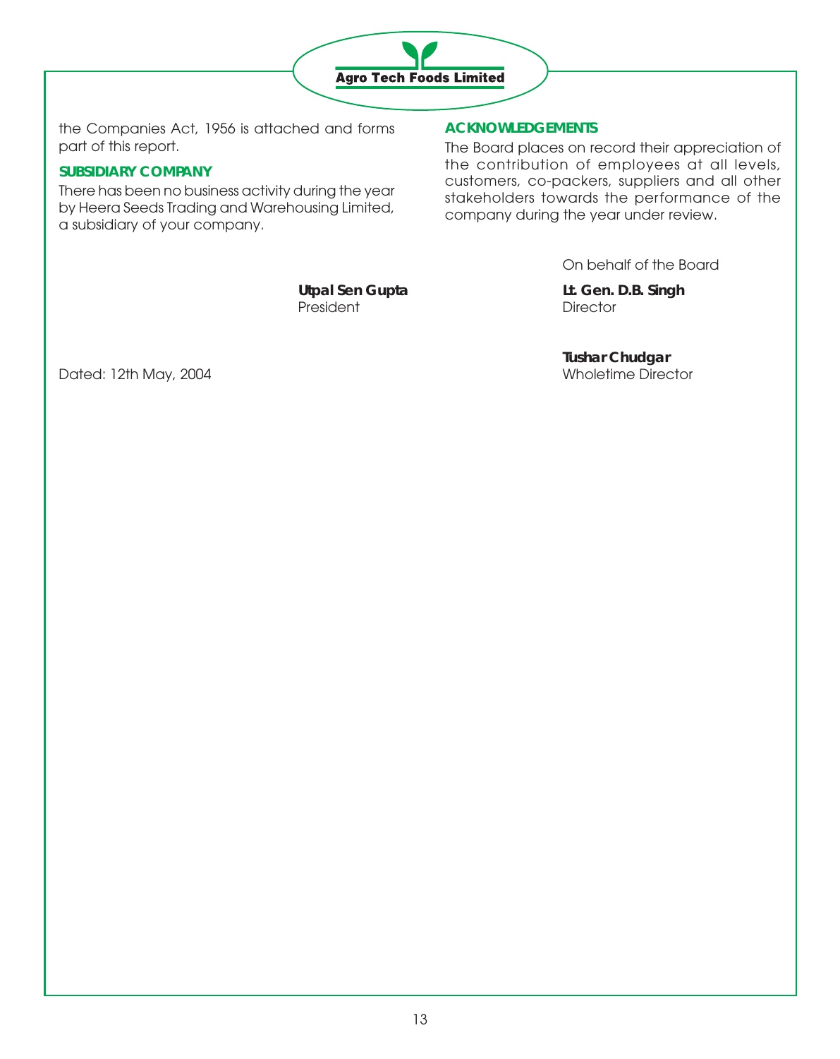the Companies Act, 1956 is attached and forms part of this report.

## SUBSIDIARY COMPANY

There has been no business activity during the year by Heera Seeds Trading and Warehousing Limited, a subsidiary of your company.

## ACKNOWLEDGEMENTS

The Board places on record their appreciation of the contribution of employees at all levels, customers, co-packers, suppliers and all other stakeholders towards the performance of the company during the year under review.

On behalf of the Board

**Utpal Sen Gupta**
President

**Lt. Gen. D.B. Singh**
Director

**Tushar Chudgar**
Wholetime Director

Dated: 12th May, 2004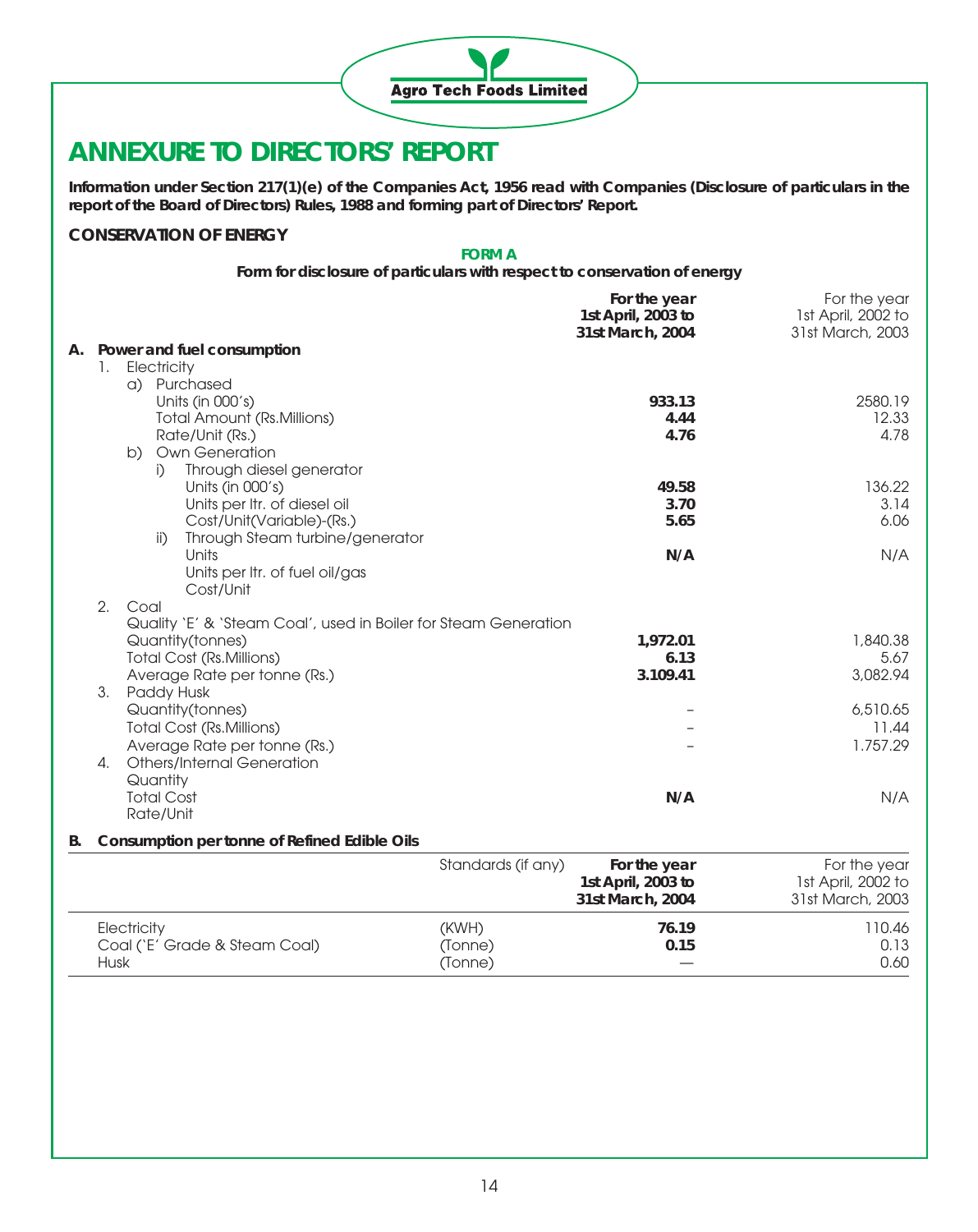# ANNEXURE TO DIRECTORS' REPORT

**Information under Section 217(1)(e) of the Companies Act, 1956 read with Companies (Disclosure of particulars in the report of the Board of Directors) Rules, 1988 and forming part of Directors' Report.**

## CONSERVATION OF ENERGY

**FORM A**

**Form for disclosure of particulars with respect to conservation of energy**

| | **For the year 1st April, 2003 to 31st March, 2004** | For the year 1st April, 2002 to 31st March, 2003 |
|---|---|---|
| **A. Power and fuel consumption** | | |
| 1. Electricity | | |
| a) Purchased | | |
| Units (in 000's) | **933.13** | 2580.19 |
| Total Amount (Rs.Millions) | **4.44** | 12.33 |
| Rate/Unit (Rs.) | **4.76** | 4.78 |
| b) Own Generation | | |
| i) Through diesel generator | | |
| Units (in 000's) | **49.58** | 136.22 |
| Units per ltr. of diesel oil | **3.70** | 3.14 |
| Cost/Unit(Variable)-(Rs.) | **5.65** | 6.06 |
| ii) Through Steam turbine/generator | | |
| Units | **N/A** | N/A |
| Units per ltr. of fuel oil/gas | | |
| Cost/Unit | | |
| 2. Coal | | |
| Quality 'E' & 'Steam Coal', used in Boiler for Steam Generation | | |
| Quantity(tonnes) | **1,972.01** | 1,840.38 |
| Total Cost (Rs.Millions) | **6.13** | 5.67 |
| Average Rate per tonne (Rs.) | **3.109.41** | 3,082.94 |
| 3. Paddy Husk | | |
| Quantity(tonnes) | – | 6,510.65 |
| Total Cost (Rs.Millions) | – | 11.44 |
| Average Rate per tonne (Rs.) | – | 1.757.29 |
| 4. Others/Internal Generation | | |
| Quantity | | |
| Total Cost | **N/A** | N/A |
| Rate/Unit | | |

**B. Consumption per tonne of Refined Edible Oils**

| | Standards (if any) | **For the year 1st April, 2003 to 31st March, 2004** | For the year 1st April, 2002 to 31st March, 2003 |
|---|---|---|---|
| Electricity | (KWH) | **76.19** | 110.46 |
| Coal ('E' Grade & Steam Coal) | (Tonne) | **0.15** | 0.13 |
| Husk | (Tonne) | — | 0.60 |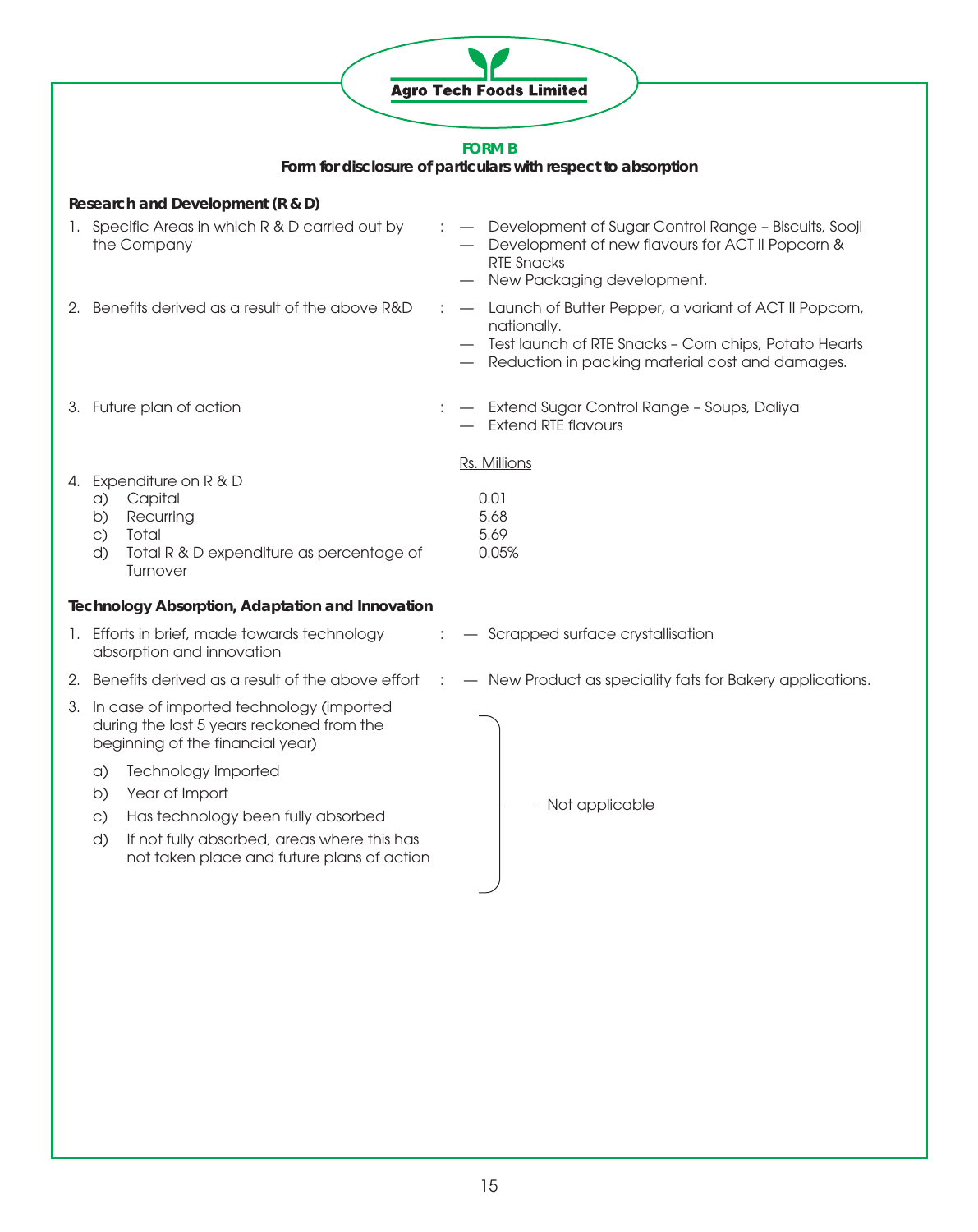Agro Tech Foods Limited

## FORM B

**Form for disclosure of particulars with respect to absorption**

### Research and Development (R & D)

1. Specific Areas in which R & D carried out by the Company :
   - Development of Sugar Control Range – Biscuits, Sooji
   - Development of new flavours for ACT II Popcorn & RTE Snacks
   - New Packaging development.

2. Benefits derived as a result of the above R&D :
   - Launch of Butter Pepper, a variant of ACT II Popcorn, nationally.
   - Test launch of RTE Snacks – Corn chips, Potato Hearts
   - Reduction in packing material cost and damages.

3. Future plan of action :
   - Extend Sugar Control Range – Soups, Daliya
   - Extend RTE flavours

4. Expenditure on R & D

| | Rs. Millions |
|---|---|
| a) Capital | 0.01 |
| b) Recurring | 5.68 |
| c) Total | 5.69 |
| d) Total R & D expenditure as percentage of Turnover | 0.05% |

### Technology Absorption, Adaptation and Innovation

1. Efforts in brief, made towards technology absorption and innovation : — Scrapped surface crystallisation

2. Benefits derived as a result of the above effort : — New Product as speciality fats for Bakery applications.

3. In case of imported technology (imported during the last 5 years reckoned from the beginning of the financial year)
   - a) Technology Imported
   - b) Year of Import
   - c) Has technology been fully absorbed
   - d) If not fully absorbed, areas where this has not taken place and future plans of action

   Not applicable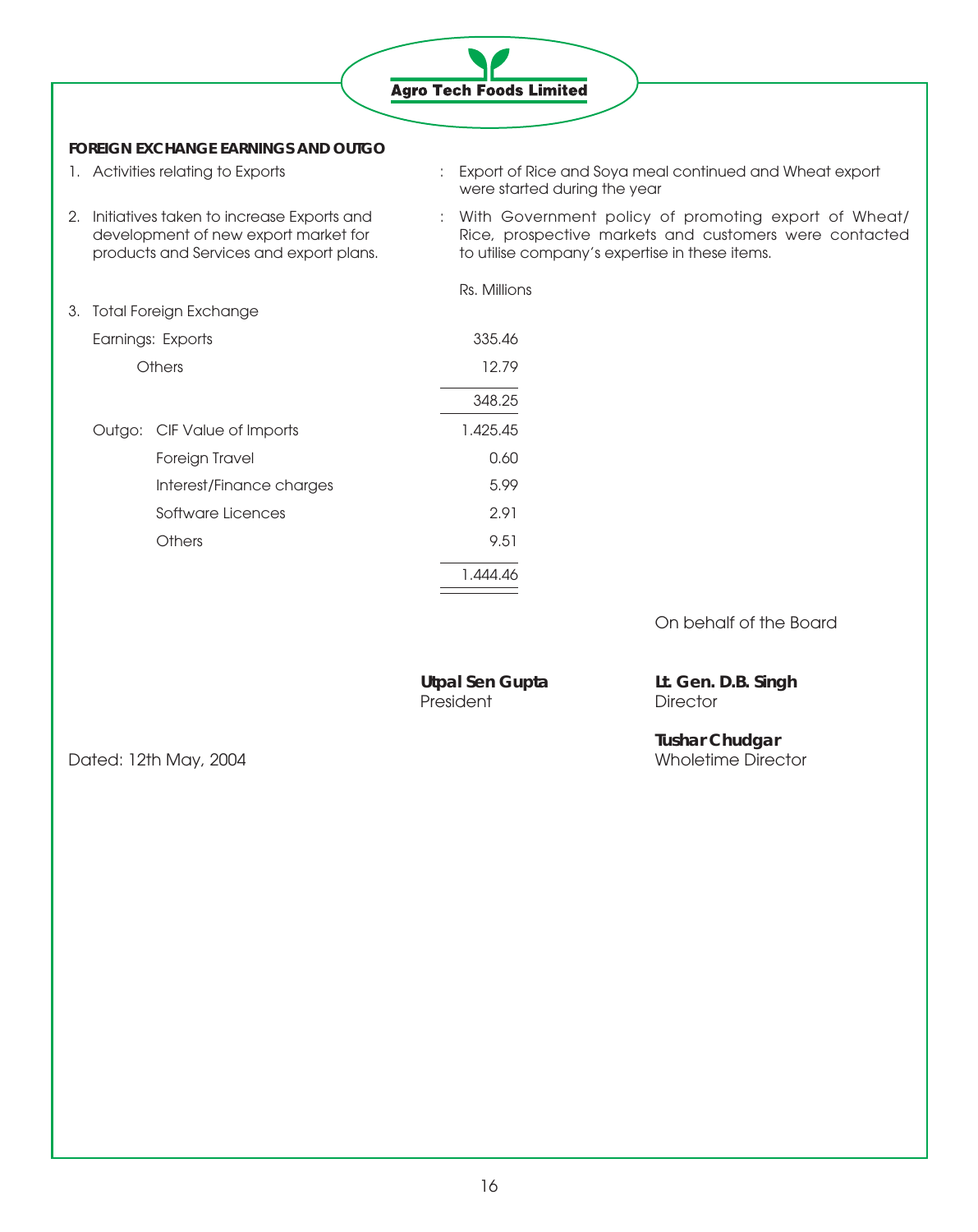**FOREIGN EXCHANGE EARNINGS AND OUTGO**

1. Activities relating to Exports : Export of Rice and Soya meal continued and Wheat export were started during the year

2. Initiatives taken to increase Exports and development of new export market for products and Services and export plans. : With Government policy of promoting export of Wheat/ Rice, prospective markets and customers were contacted to utilise company's expertise in these items.

3. Total Foreign Exchange

| | | Rs. Millions |
|---|---|---|
| Earnings: | Exports | 335.46 |
| | Others | 12.79 |
| | | 348.25 |
| Outgo: | CIF Value of Imports | 1.425.45 |
| | Foreign Travel | 0.60 |
| | Interest/Finance charges | 5.99 |
| | Software Licences | 2.91 |
| | Others | 9.51 |
| | | 1.444.46 |

On behalf of the Board

**Utpal Sen Gupta**
President

**Lt. Gen. D.B. Singh**
Director

**Tushar Chudgar**
Wholetime Director

Dated: 12th May, 2004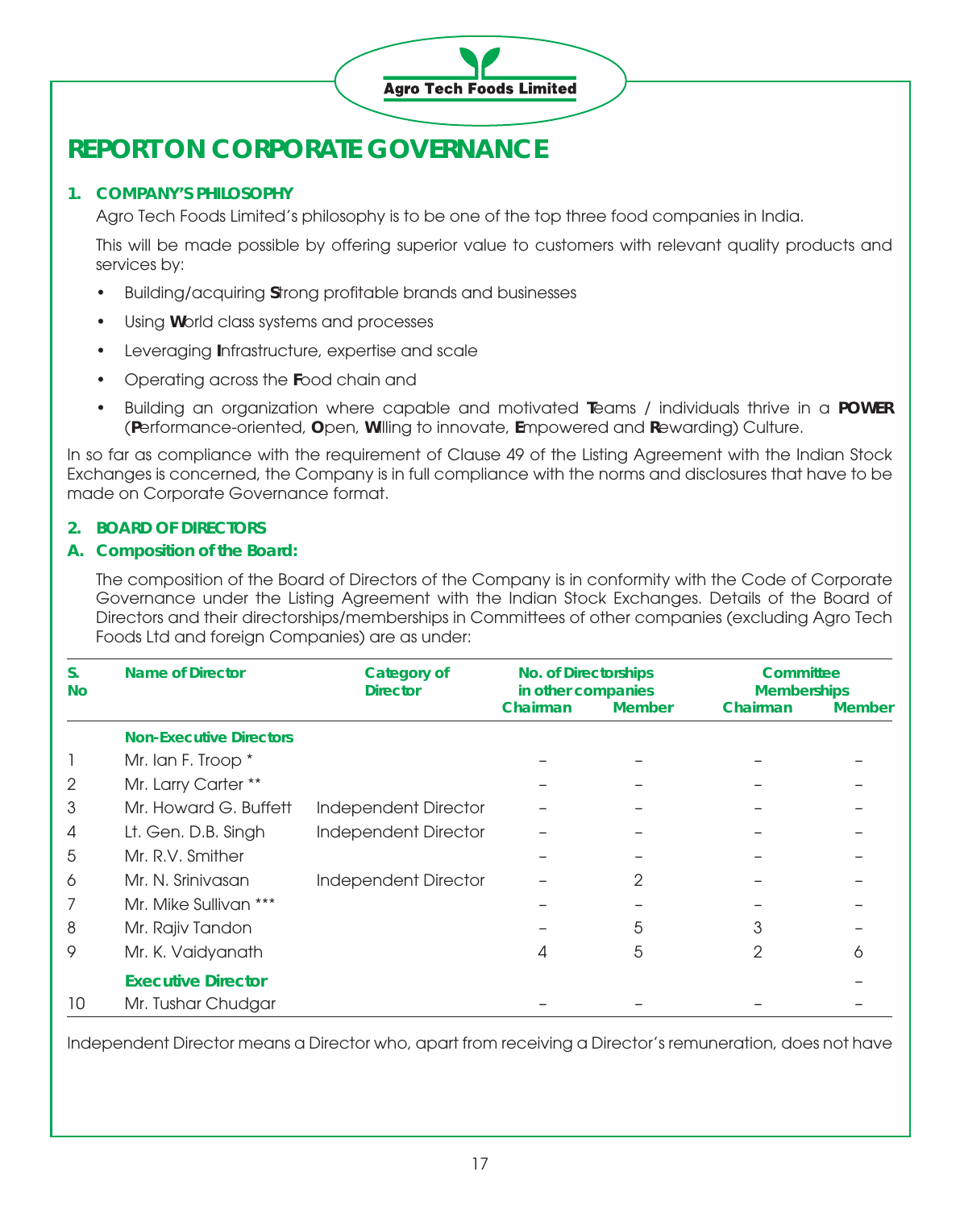# REPORT ON CORPORATE GOVERNANCE

## 1. COMPANY'S PHILOSOPHY

Agro Tech Foods Limited's philosophy is to be one of the top three food companies in India.

This will be made possible by offering superior value to customers with relevant quality products and services by:

- Building/acquiring **S**trong profitable brands and businesses
- Using **W**orld class systems and processes
- Leveraging **I**nfrastructure, expertise and scale
- Operating across the **F**ood chain and
- Building an organization where capable and motivated **T**eams / individuals thrive in a **POWER** (**P**erformance-oriented, **O**pen, **W**illing to innovate, **E**mpowered and **R**ewarding) Culture.

In so far as compliance with the requirement of Clause 49 of the Listing Agreement with the Indian Stock Exchanges is concerned, the Company is in full compliance with the norms and disclosures that have to be made on Corporate Governance format.

## 2. BOARD OF DIRECTORS

### A. Composition of the Board:

The composition of the Board of Directors of the Company is in conformity with the Code of Corporate Governance under the Listing Agreement with the Indian Stock Exchanges. Details of the Board of Directors and their directorships/memberships in Committees of other companies (excluding Agro Tech Foods Ltd and foreign Companies) are as under:

| S. No | Name of Director | Category of Director | No. of Directorships in other companies | | Committee Memberships | |
|---|---|---|---|---|---|---|
| | | | Chairman | Member | Chairman | Member |
| | **Non-Executive Directors** | | | | | |
| 1 | Mr. Ian F. Troop * | | – | – | – | – |
| 2 | Mr. Larry Carter ** | | – | – | – | – |
| 3 | Mr. Howard G. Buffett | Independent Director | – | – | – | – |
| 4 | Lt. Gen. D.B. Singh | Independent Director | – | – | – | – |
| 5 | Mr. R.V. Smither | | – | – | – | – |
| 6 | Mr. N. Srinivasan | Independent Director | – | 2 | – | – |
| 7 | Mr. Mike Sullivan *** | | – | – | – | – |
| 8 | Mr. Rajiv Tandon | | – | 5 | 3 | – |
| 9 | Mr. K. Vaidyanath | | 4 | 5 | 2 | 6 |
| | **Executive Director** | | | | | – |
| 10 | Mr. Tushar Chudgar | | – | – | – | – |

Independent Director means a Director who, apart from receiving a Director's remuneration, does not have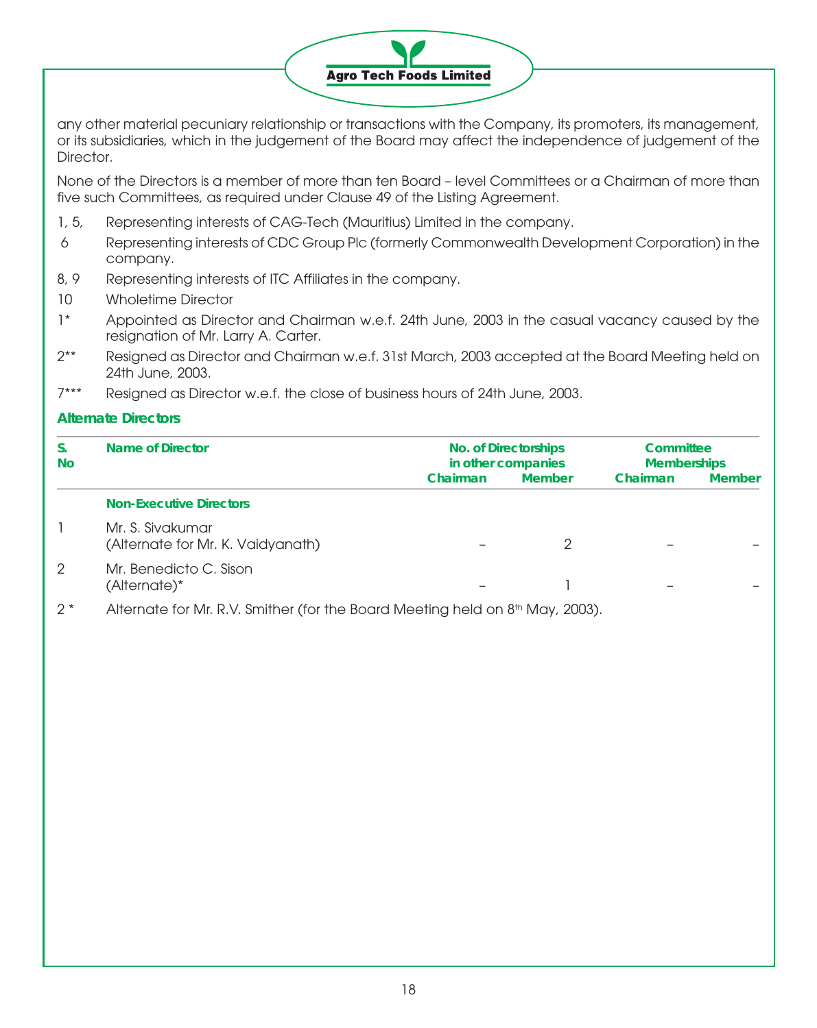any other material pecuniary relationship or transactions with the Company, its promoters, its management, or its subsidiaries, which in the judgement of the Board may affect the independence of judgement of the Director.

None of the Directors is a member of more than ten Board – level Committees or a Chairman of more than five such Committees, as required under Clause 49 of the Listing Agreement.

1, 5, Representing interests of CAG-Tech (Mauritius) Limited in the company.

6 Representing interests of CDC Group Plc (formerly Commonwealth Development Corporation) in the company.

8, 9 Representing interests of ITC Affiliates in the company.

10 Wholetime Director

1* Appointed as Director and Chairman w.e.f. 24th June, 2003 in the casual vacancy caused by the resignation of Mr. Larry A. Carter.

2** Resigned as Director and Chairman w.e.f. 31st March, 2003 accepted at the Board Meeting held on 24th June, 2003.

7*** Resigned as Director w.e.f. the close of business hours of 24th June, 2003.

### Alternate Directors

| S. No | Name of Director | No. of Directorships in other companies | | Committee Memberships | |
|---|---|---|---|---|---|
| | | Chairman | Member | Chairman | Member |
| | **Non-Executive Directors** | | | | |
| 1 | Mr. S. Sivakumar (Alternate for Mr. K. Vaidyanath) | – | 2 | – | – |
| 2 | Mr. Benedicto C. Sison (Alternate)* | – | 1 | – | – |

2 * Alternate for Mr. R.V. Smither (for the Board Meeting held on 8th May, 2003).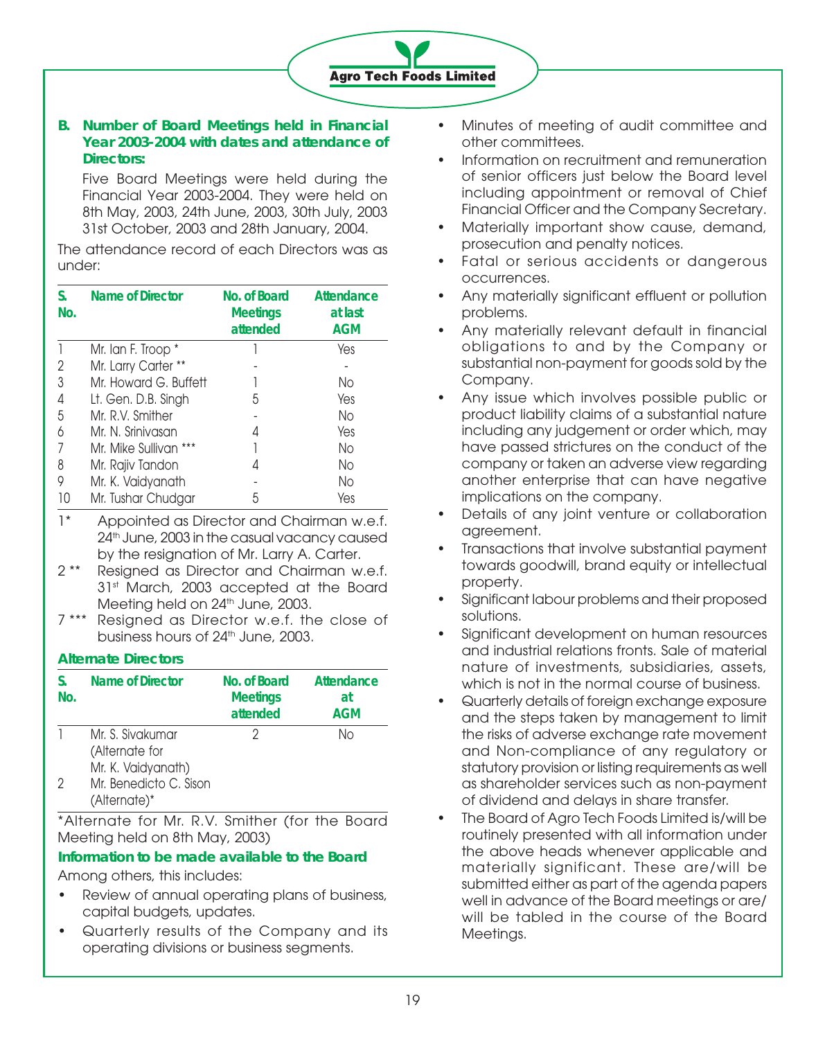### B. Number of Board Meetings held in Financial Year 2003-2004 with dates and attendance of Directors:

Five Board Meetings were held during the Financial Year 2003-2004. They were held on 8th May, 2003, 24th June, 2003, 30th July, 2003 31st October, 2003 and 28th January, 2004.

The attendance record of each Directors was as under:

| S. No. | Name of Director | No. of Board Meetings attended | Attendance at last AGM |
|---|---|---|---|
| 1 | Mr. Ian F. Troop * | 1 | Yes |
| 2 | Mr. Larry Carter ** | - | - |
| 3 | Mr. Howard G. Buffett | 1 | No |
| 4 | Lt. Gen. D.B. Singh | 5 | Yes |
| 5 | Mr. R.V. Smither | - | No |
| 6 | Mr. N. Srinivasan | 4 | Yes |
| 7 | Mr. Mike Sullivan *** | 1 | No |
| 8 | Mr. Rajiv Tandon | 4 | No |
| 9 | Mr. K. Vaidyanath | - | No |
| 10 | Mr. Tushar Chudgar | 5 | Yes |

1* Appointed as Director and Chairman w.e.f. 24th June, 2003 in the casual vacancy caused by the resignation of Mr. Larry A. Carter.

2 ** Resigned as Director and Chairman w.e.f. 31st March, 2003 accepted at the Board Meeting held on 24th June, 2003.

7 *** Resigned as Director w.e.f. the close of business hours of 24th June, 2003.

#### Alternate Directors

| S. No. | Name of Director | No. of Board Meetings attended | Attendance at AGM |
|---|---|---|---|
| 1 | Mr. S. Sivakumar (Alternate for Mr. K. Vaidyanath) | 2 | No |
| 2 | Mr. Benedicto C. Sison (Alternate)* | | |

*Alternate for Mr. R.V. Smither (for the Board Meeting held on 8th May, 2003)

#### Information to be made available to the Board

Among others, this includes:

- Review of annual operating plans of business, capital budgets, updates.
- Quarterly results of the Company and its operating divisions or business segments.
- Minutes of meeting of audit committee and other committees.
- Information on recruitment and remuneration of senior officers just below the Board level including appointment or removal of Chief Financial Officer and the Company Secretary.
- Materially important show cause, demand, prosecution and penalty notices.
- Fatal or serious accidents or dangerous occurrences.
- Any materially significant effluent or pollution problems.
- Any materially relevant default in financial obligations to and by the Company or substantial non-payment for goods sold by the Company.
- Any issue which involves possible public or product liability claims of a substantial nature including any judgement or order which, may have passed strictures on the conduct of the company or taken an adverse view regarding another enterprise that can have negative implications on the company.
- Details of any joint venture or collaboration agreement.
- Transactions that involve substantial payment towards goodwill, brand equity or intellectual property.
- Significant labour problems and their proposed solutions.
- Significant development on human resources and industrial relations fronts. Sale of material nature of investments, subsidiaries, assets, which is not in the normal course of business.
- Quarterly details of foreign exchange exposure and the steps taken by management to limit the risks of adverse exchange rate movement and Non-compliance of any regulatory or statutory provision or listing requirements as well as shareholder services such as non-payment of dividend and delays in share transfer.
- The Board of Agro Tech Foods Limited is/will be routinely presented with all information under the above heads whenever applicable and materially significant. These are/will be submitted either as part of the agenda papers well in advance of the Board meetings or are/will be tabled in the course of the Board Meetings.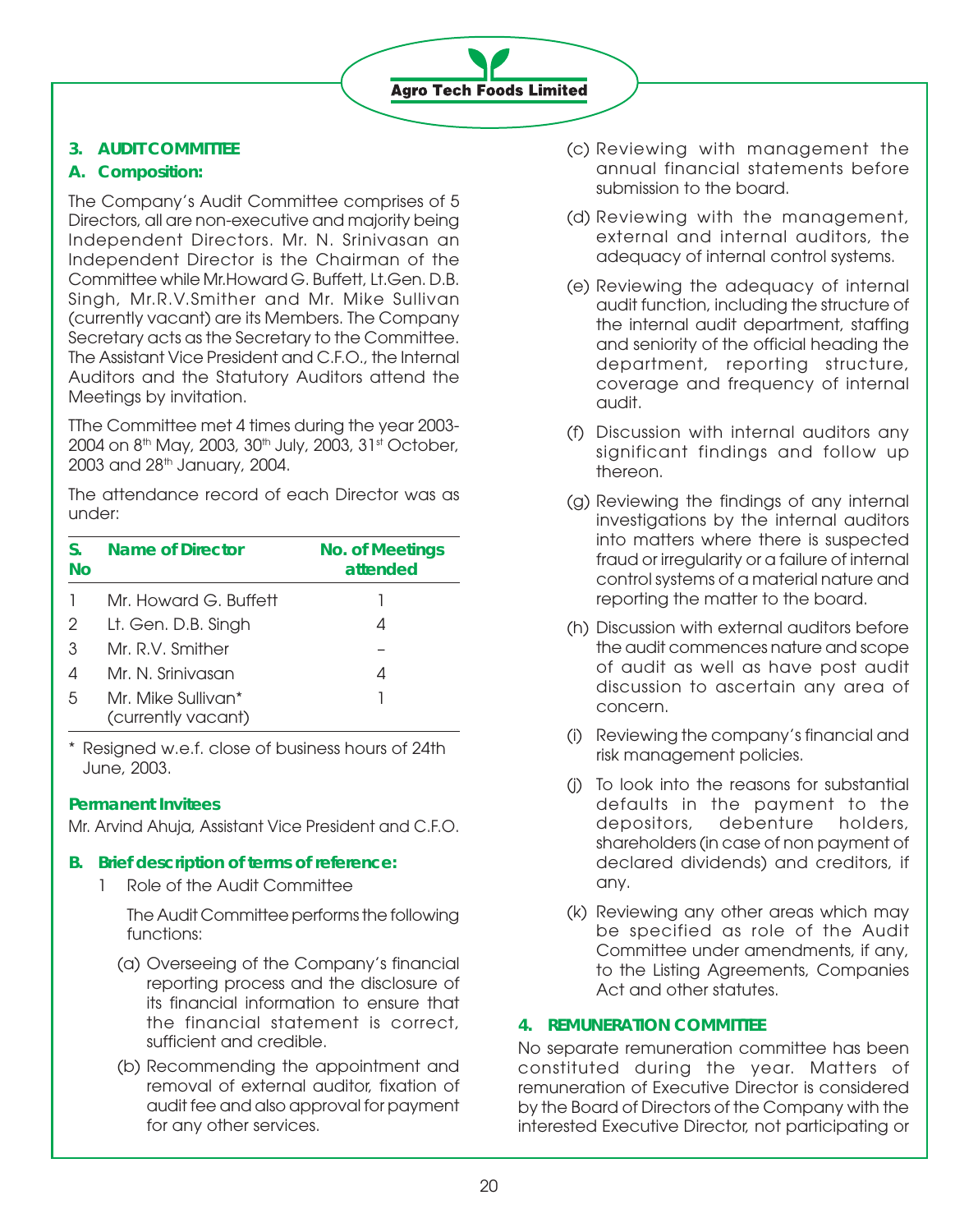### 3. AUDIT COMMITTEE

#### A. Composition:

The Company's Audit Committee comprises of 5 Directors, all are non-executive and majority being Independent Directors. Mr. N. Srinivasan an Independent Director is the Chairman of the Committee while Mr.Howard G. Buffett, Lt.Gen. D.B. Singh, Mr.R.V.Smither and Mr. Mike Sullivan (currently vacant) are its Members. The Company Secretary acts as the Secretary to the Committee. The Assistant Vice President and C.F.O., the Internal Auditors and the Statutory Auditors attend the Meetings by invitation.

TThe Committee met 4 times during the year 2003-2004 on 8th May, 2003, 30th July, 2003, 31st October, 2003 and 28th January, 2004.

The attendance record of each Director was as under:

| S. No | Name of Director | No. of Meetings attended |
|---|---|---|
| 1 | Mr. Howard G. Buffett | 1 |
| 2 | Lt. Gen. D.B. Singh | 4 |
| 3 | Mr. R.V. Smither | – |
| 4 | Mr. N. Srinivasan | 4 |
| 5 | Mr. Mike Sullivan* (currently vacant) | 1 |

\* Resigned w.e.f. close of business hours of 24th June, 2003.

**Permanent Invitees**

Mr. Arvind Ahuja, Assistant Vice President and C.F.O.

#### B. Brief description of terms of reference:

1 Role of the Audit Committee

The Audit Committee performs the following functions:

(a) Overseeing of the Company's financial reporting process and the disclosure of its financial information to ensure that the financial statement is correct, sufficient and credible.

(b) Recommending the appointment and removal of external auditor, fixation of audit fee and also approval for payment for any other services.

(c) Reviewing with management the annual financial statements before submission to the board.

(d) Reviewing with the management, external and internal auditors, the adequacy of internal control systems.

(e) Reviewing the adequacy of internal audit function, including the structure of the internal audit department, staffing and seniority of the official heading the department, reporting structure, coverage and frequency of internal audit.

(f) Discussion with internal auditors any significant findings and follow up thereon.

(g) Reviewing the findings of any internal investigations by the internal auditors into matters where there is suspected fraud or irregularity or a failure of internal control systems of a material nature and reporting the matter to the board.

(h) Discussion with external auditors before the audit commences nature and scope of audit as well as have post audit discussion to ascertain any area of concern.

(i) Reviewing the company's financial and risk management policies.

(j) To look into the reasons for substantial defaults in the payment to the depositors, debenture holders, shareholders (in case of non payment of declared dividends) and creditors, if any.

(k) Reviewing any other areas which may be specified as role of the Audit Committee under amendments, if any, to the Listing Agreements, Companies Act and other statutes.

### 4. REMUNERATION COMMITTEE

No separate remuneration committee has been constituted during the year. Matters of remuneration of Executive Director is considered by the Board of Directors of the Company with the interested Executive Director, not participating or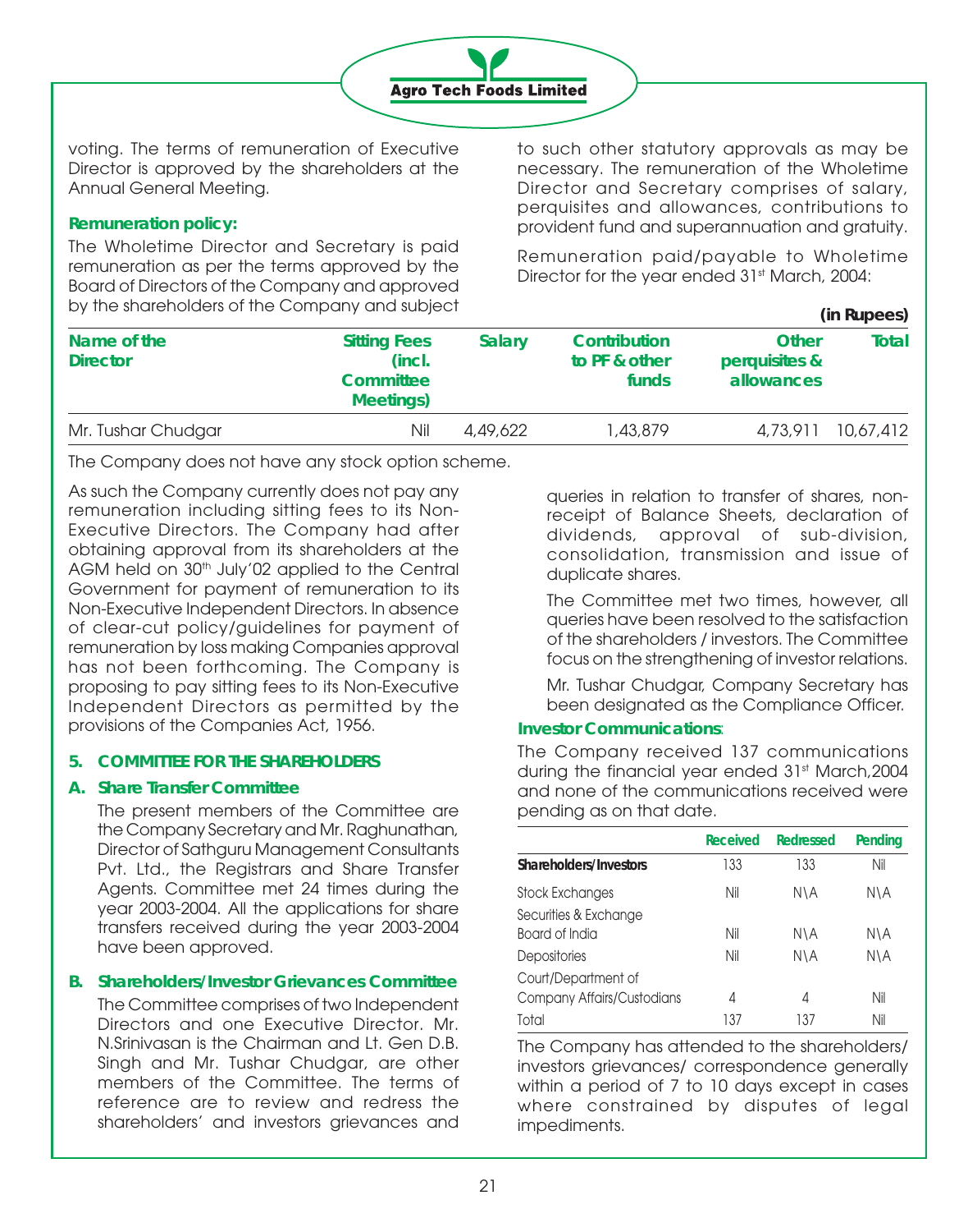voting. The terms of remuneration of Executive Director is approved by the shareholders at the Annual General Meeting.

**Remuneration policy:**

The Wholetime Director and Secretary is paid remuneration as per the terms approved by the Board of Directors of the Company and approved by the shareholders of the Company and subject to such other statutory approvals as may be necessary. The remuneration of the Wholetime Director and Secretary comprises of salary, perquisites and allowances, contributions to provident fund and superannuation and gratuity.

Remuneration paid/payable to Wholetime Director for the year ended 31st March, 2004:

**(in Rupees)**

| Name of the Director | Sitting Fees (incl. Committee Meetings) | Salary | Contribution to PF & other funds | Other perquisites & allowances | Total |
|---|---|---|---|---|---|
| Mr. Tushar Chudgar | Nil | 4,49,622 | 1,43,879 | 4,73,911 | 10,67,412 |

The Company does not have any stock option scheme.

As such the Company currently does not pay any remuneration including sitting fees to its Non-Executive Directors. The Company had after obtaining approval from its shareholders at the AGM held on 30th July'02 applied to the Central Government for payment of remuneration to its Non-Executive Independent Directors. In absence of clear-cut policy/guidelines for payment of remuneration by loss making Companies approval has not been forthcoming. The Company is proposing to pay sitting fees to its Non-Executive Independent Directors as permitted by the provisions of the Companies Act, 1956.

**5. COMMITTEE FOR THE SHAREHOLDERS**

**A. Share Transfer Committee**

The present members of the Committee are the Company Secretary and Mr. Raghunathan, Director of Sathguru Management Consultants Pvt. Ltd., the Registrars and Share Transfer Agents. Committee met 24 times during the year 2003-2004. All the applications for share transfers received during the year 2003-2004 have been approved.

**B. Shareholders/Investor Grievances Committee**

The Committee comprises of two Independent Directors and one Executive Director. Mr. N.Srinivasan is the Chairman and Lt. Gen D.B. Singh and Mr. Tushar Chudgar, are other members of the Committee. The terms of reference are to review and redress the shareholders' and investors grievances and queries in relation to transfer of shares, non-receipt of Balance Sheets, declaration of dividends, approval of sub-division, consolidation, transmission and issue of duplicate shares.

The Committee met two times, however, all queries have been resolved to the satisfaction of the shareholders / investors. The Committee focus on the strengthening of investor relations.

Mr. Tushar Chudgar, Company Secretary has been designated as the Compliance Officer.

**Investor Communications**:

The Company received 137 communications during the financial year ended 31st March,2004 and none of the communications received were pending as on that date.

| | Received | Redressed | Pending |
|---|---|---|---|
| **Shareholders/Investors** | 133 | 133 | Nil |
| Stock Exchanges | Nil | N\A | N\A |
| Securities & Exchange Board of India | Nil | N\A | N\A |
| Depositories | Nil | N\A | N\A |
| Court/Department of Company Affairs/Custodians | 4 | 4 | Nil |
| Total | 137 | 137 | Nil |

The Company has attended to the shareholders/ investors grievances/ correspondence generally within a period of 7 to 10 days except in cases where constrained by disputes of legal impediments.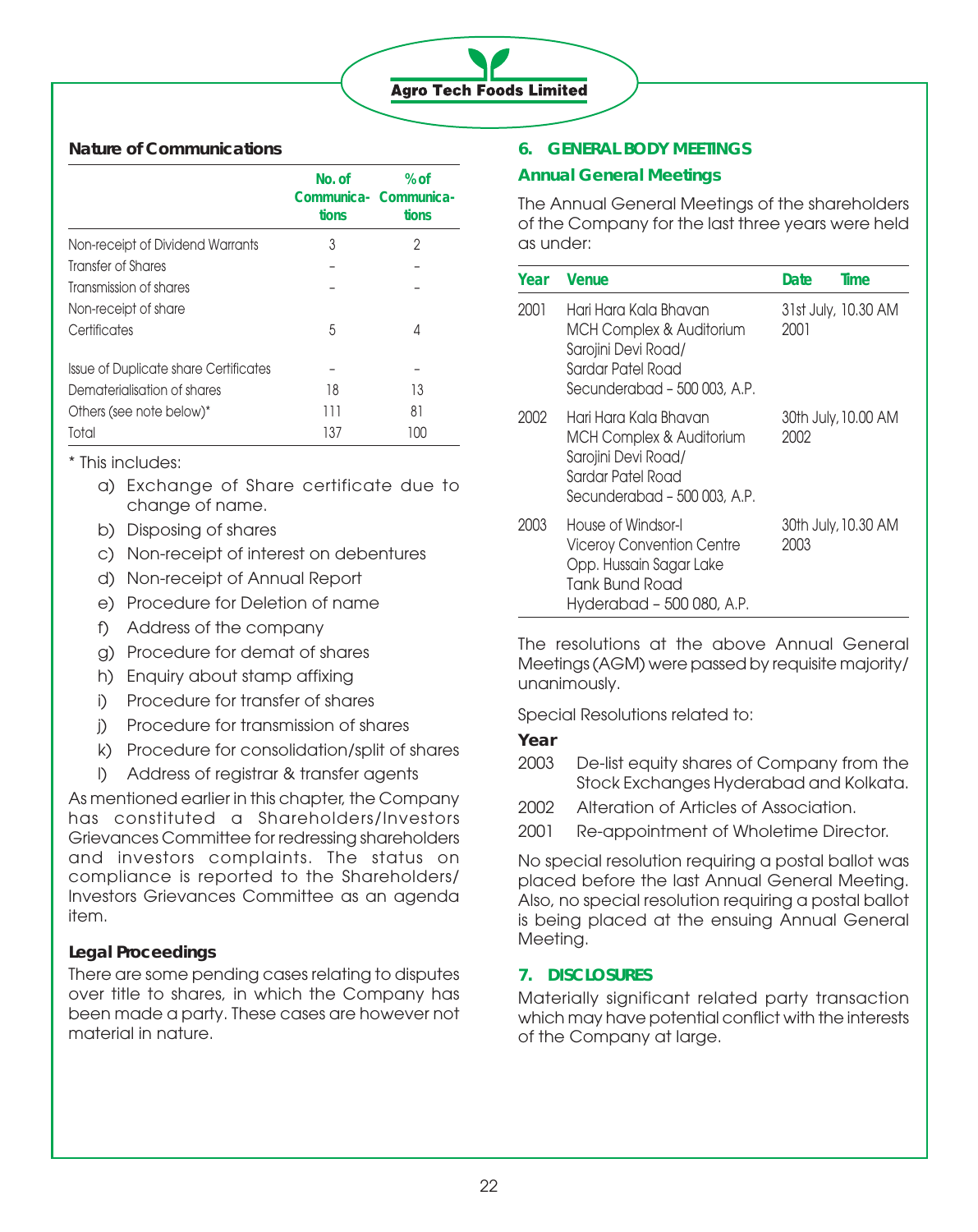**Nature of Communications**

| | No. of Communica-tions | % of Communica-tions |
|---|---|---|
| Non-receipt of Dividend Warrants | 3 | 2 |
| Transfer of Shares | – | – |
| Transmission of shares | – | – |
| Non-receipt of share Certificates | 5 | 4 |
| Issue of Duplicate share Certificates | – | – |
| Dematerialisation of shares | 18 | 13 |
| Others (see note below)* | 111 | 81 |
| Total | 137 | 100 |

\* This includes:

a) Exchange of Share certificate due to change of name.
b) Disposing of shares
c) Non-receipt of interest on debentures
d) Non-receipt of Annual Report
e) Procedure for Deletion of name
f) Address of the company
g) Procedure for demat of shares
h) Enquiry about stamp affixing
i) Procedure for transfer of shares
j) Procedure for transmission of shares
k) Procedure for consolidation/split of shares
l) Address of registrar & transfer agents

As mentioned earlier in this chapter, the Company has constituted a Shareholders/Investors Grievances Committee for redressing shareholders and investors complaints. The status on compliance is reported to the Shareholders/Investors Grievances Committee as an agenda item.

**Legal Proceedings**

There are some pending cases relating to disputes over title to shares, in which the Company has been made a party. These cases are however not material in nature.

## 6. GENERAL BODY MEETINGS

### Annual General Meetings

The Annual General Meetings of the shareholders of the Company for the last three years were held as under:

| Year | Venue | Date | Time |
|---|---|---|---|
| 2001 | Hari Hara Kala Bhavan MCH Complex & Auditorium Sarojini Devi Road/ Sardar Patel Road Secunderabad – 500 003, A.P. | 31st July, 2001 | 10.30 AM |
| 2002 | Hari Hara Kala Bhavan MCH Complex & Auditorium Sarojini Devi Road/ Sardar Patel Road Secunderabad – 500 003, A.P. | 30th July, 2002 | 10.00 AM |
| 2003 | House of Windsor-I Viceroy Convention Centre Opp. Hussain Sagar Lake Tank Bund Road Hyderabad – 500 080, A.P. | 30th July, 2003 | 10.30 AM |

The resolutions at the above Annual General Meetings (AGM) were passed by requisite majority/ unanimously.

Special Resolutions related to:

**Year**

2003 De-list equity shares of Company from the Stock Exchanges Hyderabad and Kolkata.

2002 Alteration of Articles of Association.

2001 Re-appointment of Wholetime Director.

No special resolution requiring a postal ballot was placed before the last Annual General Meeting. Also, no special resolution requiring a postal ballot is being placed at the ensuing Annual General Meeting.

## 7. DISCLOSURES

Materially significant related party transaction which may have potential conflict with the interests of the Company at large.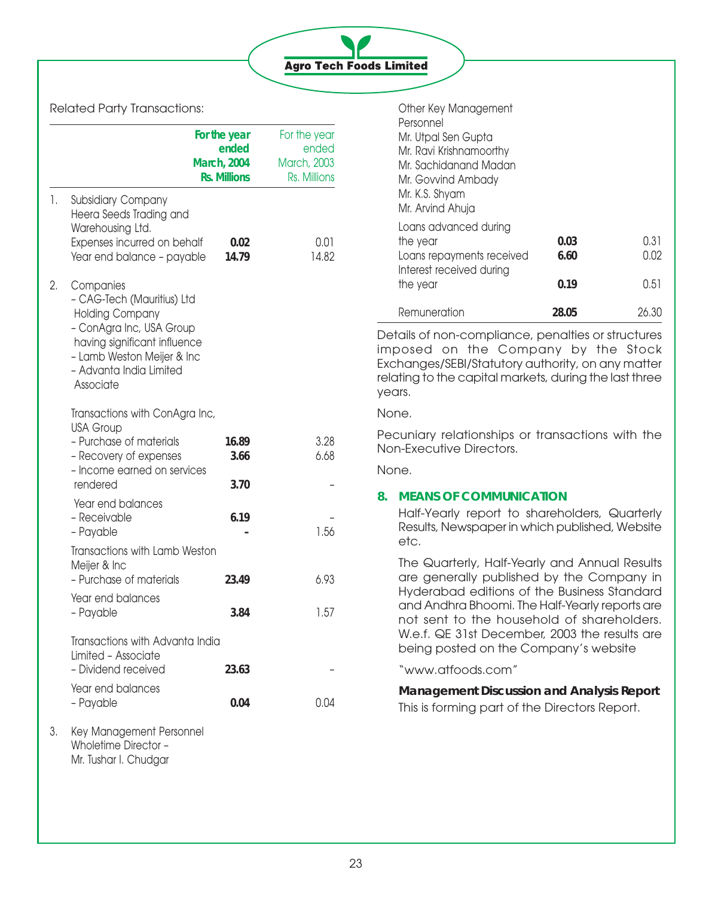Related Party Transactions:

| | For the year ended March, 2004 Rs. Millions | For the year ended March, 2003 Rs. Millions |
|---|---|---|
| 1. Subsidiary Company Heera Seeds Trading and Warehousing Ltd. | | |
| Expenses incurred on behalf | **0.02** | 0.01 |
| Year end balance - payable | **14.79** | 14.82 |
| 2. Companies<br>- CAG-Tech (Mauritius) Ltd Holding Company<br>- ConAgra Inc, USA Group having significant influence<br>- Lamb Weston Meijer & Inc<br>- Advanta India Limited Associate | | |
| Transactions with ConAgra Inc, USA Group | | |
| - Purchase of materials | **16.89** | 3.28 |
| - Recovery of expenses | **3.66** | 6.68 |
| - Income earned on services rendered | **3.70** | - |
| Year end balances | | |
| - Receivable | **6.19** | - |
| - Payable | **-** | 1.56 |
| Transactions with Lamb Weston Meijer & Inc | | |
| - Purchase of materials | **23.49** | 6.93 |
| Year end balances | | |
| - Payable | **3.84** | 1.57 |
| Transactions with Advanta India Limited - Associate | | |
| - Dividend received | **23.63** | - |
| Year end balances | | |
| - Payable | **0.04** | 0.04 |
| 3. Key Management Personnel<br>Wholetime Director - Mr. Tushar I. Chudgar | | |
| Other Key Management Personnel<br>Mr. Utpal Sen Gupta<br>Mr. Ravi Krishnamoorthy<br>Mr. Sachidanand Madan<br>Mr. Govvind Ambady<br>Mr. K.S. Shyam<br>Mr. Arvind Ahuja | | |
| Loans advanced during the year | **0.03** | 0.31 |
| Loans repayments received | **6.60** | 0.02 |
| Interest received during the year | **0.19** | 0.51 |
| Remuneration | **28.05** | 26.30 |

Details of non-compliance, penalties or structures imposed on the Company by the Stock Exchanges/SEBI/Statutory authority, on any matter relating to the capital markets, during the last three years.

None.

Pecuniary relationships or transactions with the Non-Executive Directors.

None.

## 8. MEANS OF COMMUNICATION

Half-Yearly report to shareholders, Quarterly Results, Newspaper in which published, Website etc.

The Quarterly, Half-Yearly and Annual Results are generally published by the Company in Hyderabad editions of the Business Standard and Andhra Bhoomi. The Half-Yearly reports are not sent to the household of shareholders. W.e.f. QE 31st December, 2003 the results are being posted on the Company's website

"www.atfoods.com"

**Management Discussion and Analysis Report**

This is forming part of the Directors Report.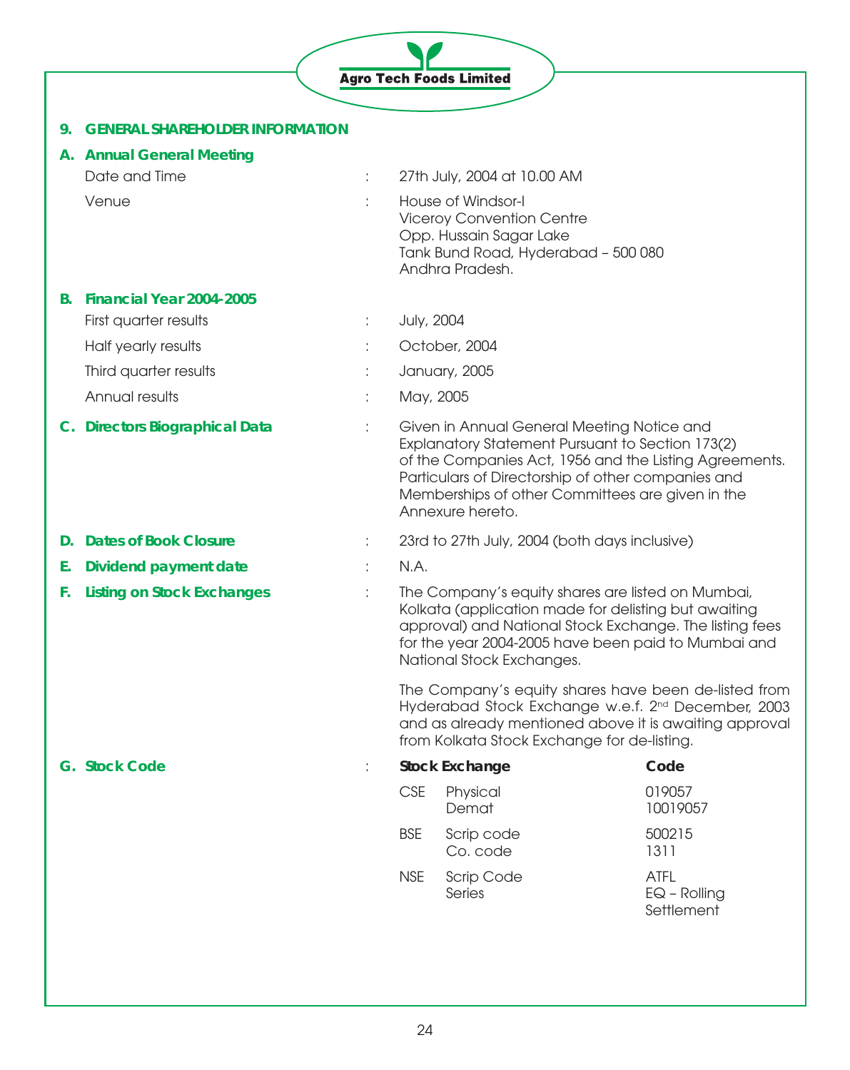## 9. GENERAL SHAREHOLDER INFORMATION

### A. Annual General Meeting

Date and Time : 27th July, 2004 at 10.00 AM

Venue : House of Windsor-I
Viceroy Convention Centre
Opp. Hussain Sagar Lake
Tank Bund Road, Hyderabad – 500 080
Andhra Pradesh.

### B. Financial Year 2004-2005

First quarter results : July, 2004

Half yearly results : October, 2004

Third quarter results : January, 2005

Annual results : May, 2005

### C. Directors Biographical Data

: Given in Annual General Meeting Notice and Explanatory Statement Pursuant to Section 173(2) of the Companies Act, 1956 and the Listing Agreements. Particulars of Directorship of other companies and Memberships of other Committees are given in the Annexure hereto.

### D. Dates of Book Closure

: 23rd to 27th July, 2004 (both days inclusive)

### E. Dividend payment date

: N.A.

### F. Listing on Stock Exchanges

: The Company's equity shares are listed on Mumbai, Kolkata (application made for delisting but awaiting approval) and National Stock Exchange. The listing fees for the year 2004-2005 have been paid to Mumbai and National Stock Exchanges.

The Company's equity shares have been de-listed from Hyderabad Stock Exchange w.e.f. 2nd December, 2003 and as already mentioned above it is awaiting approval from Kolkata Stock Exchange for de-listing.

### G. Stock Code

| Stock Exchange | | Code |
|---|---|---|
| CSE | Physical | 019057 |
| | Demat | 10019057 |
| BSE | Scrip code | 500215 |
| | Co. code | 1311 |
| NSE | Scrip Code | ATFL |
| | Series | EQ – Rolling Settlement |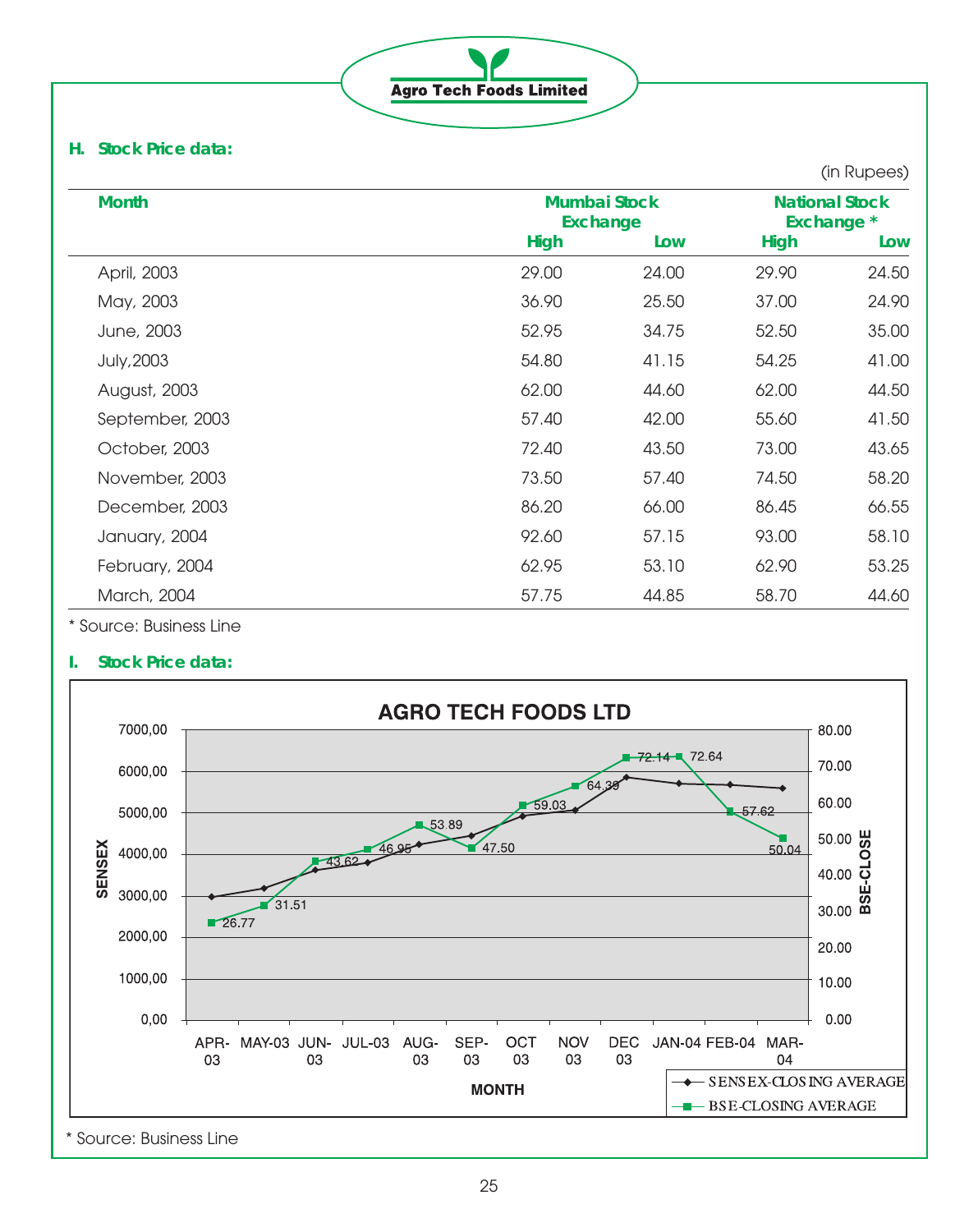## H. Stock Price data:

(in Rupees)

| Month | Mumbai Stock Exchange | | National Stock Exchange * | |
|---|---|---|---|---|
| | High | Low | High | Low |
| April, 2003 | 29.00 | 24.00 | 29.90 | 24.50 |
| May, 2003 | 36.90 | 25.50 | 37.00 | 24.90 |
| June, 2003 | 52.95 | 34.75 | 52.50 | 35.00 |
| July,2003 | 54.80 | 41.15 | 54.25 | 41.00 |
| August, 2003 | 62.00 | 44.60 | 62.00 | 44.50 |
| September, 2003 | 57.40 | 42.00 | 55.60 | 41.50 |
| October, 2003 | 72.40 | 43.50 | 73.00 | 43.65 |
| November, 2003 | 73.50 | 57.40 | 74.50 | 58.20 |
| December, 2003 | 86.20 | 66.00 | 86.45 | 66.55 |
| January, 2004 | 92.60 | 57.15 | 93.00 | 58.10 |
| February, 2004 | 62.95 | 53.10 | 62.90 | 53.25 |
| March, 2004 | 57.75 | 44.85 | 58.70 | 44.60 |

* Source: Business Line

## I. Stock Price data:

**AGRO TECH FOODS LTD**

| MONTH | BSE-CLOSING AVERAGE |
|---|---|
| APR-03 | 26.77 |
| MAY-03 | 31.51 |
| JUN-03 | 43.62 |
| JUL-03 | 46.95 |
| AUG-03 | 53.89 |
| SEP-03 | 47.50 |
| OCT 03 | 59.03 |
| NOV 03 | 64.39 |
| DEC 03 | 72.14 |
| JAN-04 | 72.64 |
| FEB-04 | 57.62 |
| MAR-04 | 50.04 |

Legend: SENSEX-CLOSING AVERAGE; BSE-CLOSING AVERAGE

Axes: SENSEX (0,00 – 7000,00); BSE-CLOSE (0.00 – 80.00); MONTH

* Source: Business Line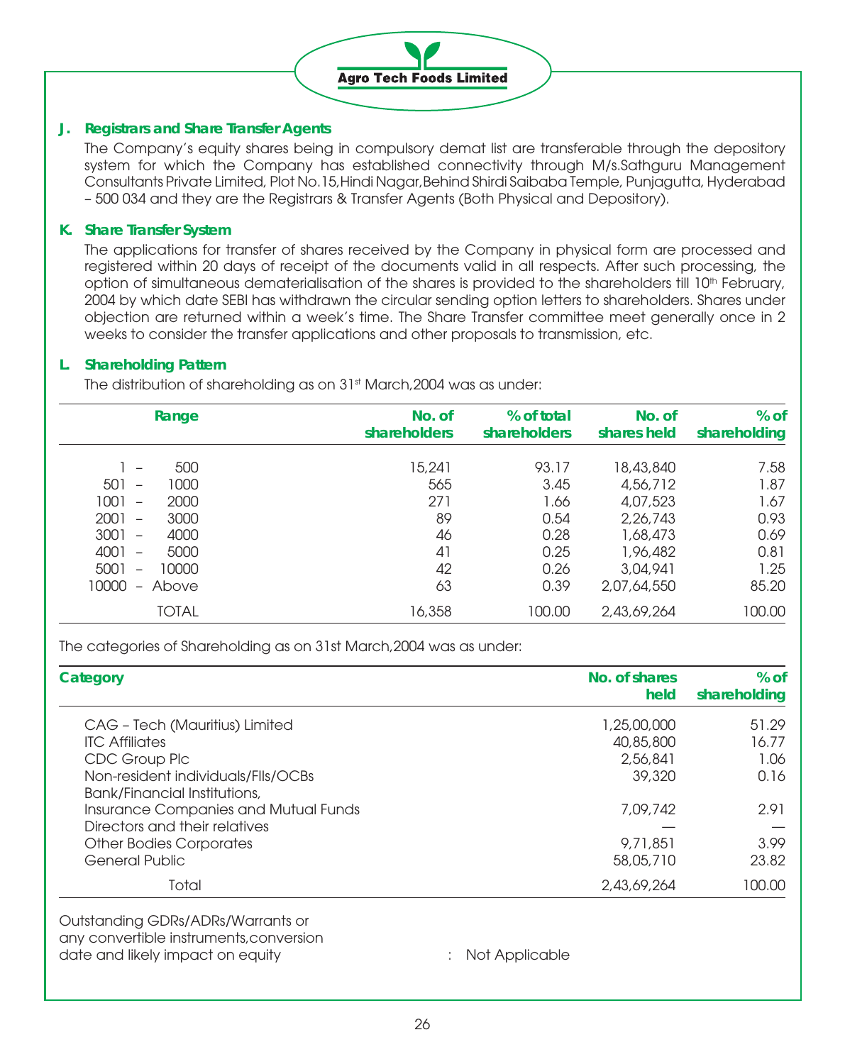### J. Registrars and Share Transfer Agents

The Company's equity shares being in compulsory demat list are transferable through the depository system for which the Company has established connectivity through M/s.Sathguru Management Consultants Private Limited, Plot No.15,Hindi Nagar,Behind Shirdi Saibaba Temple, Punjagutta, Hyderabad – 500 034 and they are the Registrars & Transfer Agents (Both Physical and Depository).

### K. Share Transfer System

The applications for transfer of shares received by the Company in physical form are processed and registered within 20 days of receipt of the documents valid in all respects. After such processing, the option of simultaneous dematerialisation of the shares is provided to the shareholders till 10th February, 2004 by which date SEBI has withdrawn the circular sending option letters to shareholders. Shares under objection are returned within a week's time. The Share Transfer committee meet generally once in 2 weeks to consider the transfer applications and other proposals to transmission, etc.

### L. Shareholding Pattern

The distribution of shareholding as on 31st March,2004 was as under:

| Range | No. of shareholders | % of total shareholders | No. of shares held | % of shareholding |
|---|---|---|---|---|
| 1 – 500 | 15,241 | 93.17 | 18,43,840 | 7.58 |
| 501 – 1000 | 565 | 3.45 | 4,56,712 | 1.87 |
| 1001 – 2000 | 271 | 1.66 | 4,07,523 | 1.67 |
| 2001 – 3000 | 89 | 0.54 | 2,26,743 | 0.93 |
| 3001 – 4000 | 46 | 0.28 | 1,68,473 | 0.69 |
| 4001 – 5000 | 41 | 0.25 | 1,96,482 | 0.81 |
| 5001 – 10000 | 42 | 0.26 | 3,04,941 | 1.25 |
| 10000 – Above | 63 | 0.39 | 2,07,64,550 | 85.20 |
| TOTAL | 16,358 | 100.00 | 2,43,69,264 | 100.00 |

The categories of Shareholding as on 31st March,2004 was as under:

| Category | No. of shares held | % of shareholding |
|---|---|---|
| CAG – Tech (Mauritius) Limited | 1,25,00,000 | 51.29 |
| ITC Affiliates | 40,85,800 | 16.77 |
| CDC Group Plc | 2,56,841 | 1.06 |
| Non-resident individuals/FIIs/OCBs | 39,320 | 0.16 |
| Bank/Financial Institutions, Insurance Companies and Mutual Funds | 7,09,742 | 2.91 |
| Directors and their relatives | — | — |
| Other Bodies Corporates | 9,71,851 | 3.99 |
| General Public | 58,05,710 | 23.82 |
| Total | 2,43,69,264 | 100.00 |

Outstanding GDRs/ADRs/Warrants or any convertible instruments,conversion date and likely impact on equity : Not Applicable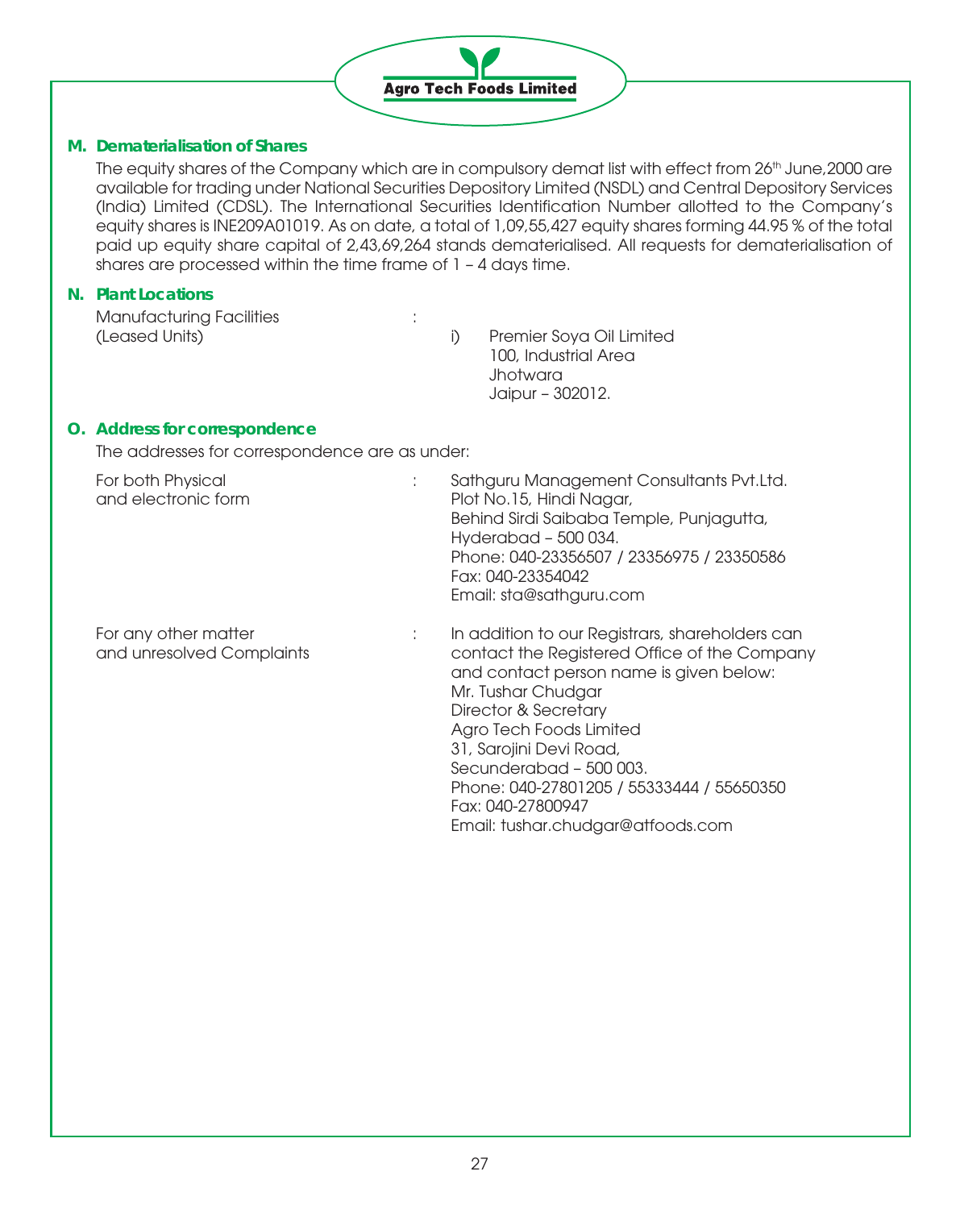## M. Dematerialisation of Shares

The equity shares of the Company which are in compulsory demat list with effect from 26th June,2000 are available for trading under National Securities Depository Limited (NSDL) and Central Depository Services (India) Limited (CDSL). The International Securities Identification Number allotted to the Company's equity shares is INE209A01019. As on date, a total of 1,09,55,427 equity shares forming 44.95 % of the total paid up equity share capital of 2,43,69,264 stands dematerialised. All requests for dematerialisation of shares are processed within the time frame of 1 – 4 days time.

## N. Plant Locations

Manufacturing Facilities (Leased Units) :

i) Premier Soya Oil Limited
100, Industrial Area
Jhotwara
Jaipur – 302012.

## O. Address for correspondence

The addresses for correspondence are as under:

For both Physical and electronic form :

Sathguru Management Consultants Pvt.Ltd.
Plot No.15, Hindi Nagar,
Behind Sirdi Saibaba Temple, Punjagutta,
Hyderabad – 500 034.
Phone: 040-23356507 / 23356975 / 23350586
Fax: 040-23354042
Email: sta@sathguru.com

For any other matter and unresolved Complaints :

In addition to our Registrars, shareholders can contact the Registered Office of the Company and contact person name is given below:
Mr. Tushar Chudgar
Director & Secretary
Agro Tech Foods Limited
31, Sarojini Devi Road,
Secunderabad – 500 003.
Phone: 040-27801205 / 55333444 / 55650350
Fax: 040-27800947
Email: tushar.chudgar@atfoods.com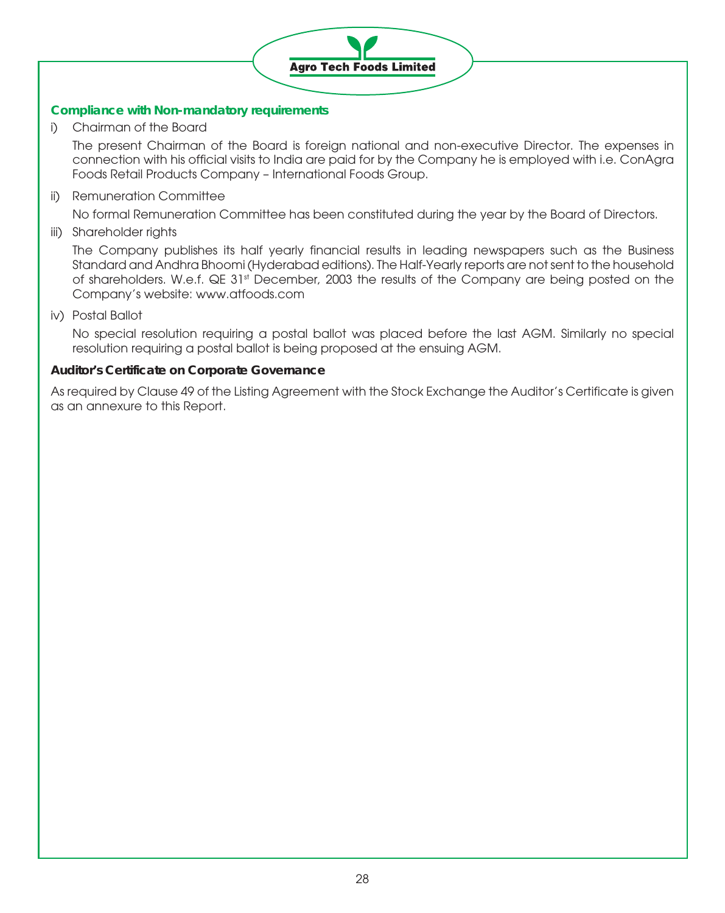### Compliance with Non-mandatory requirements

i) Chairman of the Board

The present Chairman of the Board is foreign national and non-executive Director. The expenses in connection with his official visits to India are paid for by the Company he is employed with i.e. ConAgra Foods Retail Products Company – International Foods Group.

ii) Remuneration Committee

No formal Remuneration Committee has been constituted during the year by the Board of Directors.

iii) Shareholder rights

The Company publishes its half yearly financial results in leading newspapers such as the Business Standard and Andhra Bhoomi (Hyderabad editions). The Half-Yearly reports are not sent to the household of shareholders. W.e.f. QE 31st December, 2003 the results of the Company are being posted on the Company's website: www.atfoods.com

iv) Postal Ballot

No special resolution requiring a postal ballot was placed before the last AGM. Similarly no special resolution requiring a postal ballot is being proposed at the ensuing AGM.

**Auditor's Certificate on Corporate Governance**

As required by Clause 49 of the Listing Agreement with the Stock Exchange the Auditor's Certificate is given as an annexure to this Report.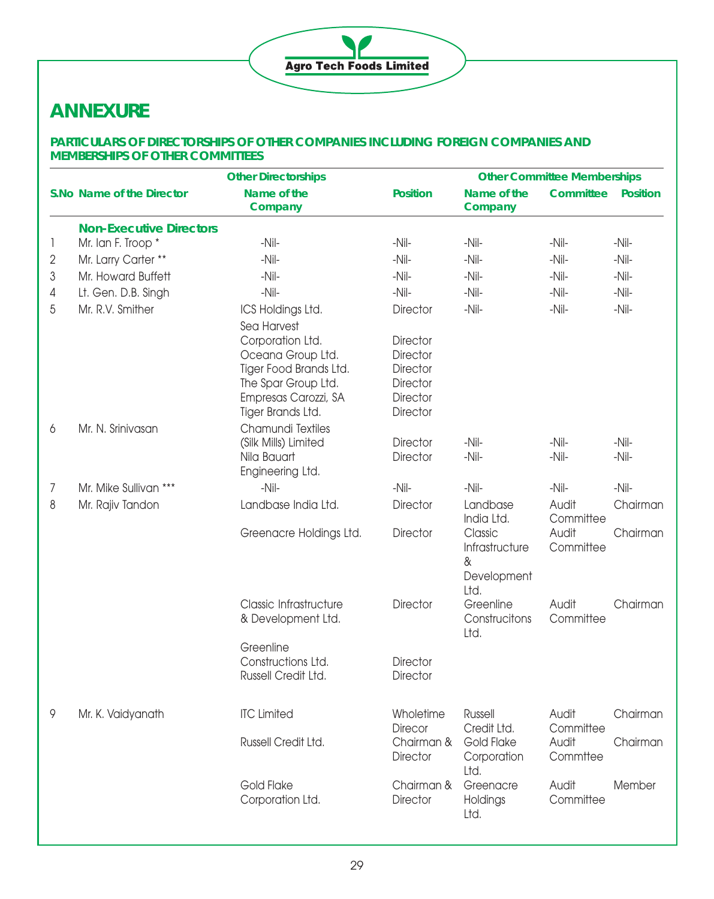## ANNEXURE

### PARTICULARS OF DIRECTORSHIPS OF OTHER COMPANIES INCLUDING FOREIGN COMPANIES AND MEMBERSHIPS OF OTHER COMMITTEES

| S.No | Name of the Director | Other Directorships | | Other Committee Memberships | | |
|---|---|---|---|---|---|---|
| | | Name of the Company | Position | Name of the Company | Committee | Position |
| | **Non-Executive Directors** | | | | | |
| 1 | Mr. Ian F. Troop * | -Nil- | -Nil- | -Nil- | -Nil- | -Nil- |
| 2 | Mr. Larry Carter ** | -Nil- | -Nil- | -Nil- | -Nil- | -Nil- |
| 3 | Mr. Howard Buffett | -Nil- | -Nil- | -Nil- | -Nil- | -Nil- |
| 4 | Lt. Gen. D.B. Singh | -Nil- | -Nil- | -Nil- | -Nil- | -Nil- |
| 5 | Mr. R.V. Smither | ICS Holdings Ltd. | Director | -Nil- | -Nil- | -Nil- |
| | | Sea Harvest Corporation Ltd. | Director | | | |
| | | Oceana Group Ltd. | Director | | | |
| | | Tiger Food Brands Ltd. | Director | | | |
| | | The Spar Group Ltd. | Director | | | |
| | | Empresas Carozzi, SA | Director | | | |
| | | Tiger Brands Ltd. | Director | | | |
| 6 | Mr. N. Srinivasan | Chamundi Textiles (Silk Mills) Limited | Director | -Nil- | -Nil- | -Nil- |
| | | Nila Bauart Engineering Ltd. | Director | -Nil- | -Nil- | -Nil- |
| 7 | Mr. Mike Sullivan *** | -Nil- | -Nil- | -Nil- | -Nil- | -Nil- |
| 8 | Mr. Rajiv Tandon | Landbase India Ltd. | Director | Landbase India Ltd. | Audit Committee | Chairman |
| | | Greenacre Holdings Ltd. | Director | Classic Infrastructure & Development Ltd. | Audit Committee | Chairman |
| | | Classic Infrastructure & Development Ltd. | Director | Greenline Construcitons Ltd. | Audit Committee | Chairman |
| | | Greenline Constructions Ltd. | Director | | | |
| | | Russell Credit Ltd. | Director | | | |
| 9 | Mr. K. Vaidyanath | ITC Limited | Wholetime Direcor | Russell Credit Ltd. | Audit Committee | Chairman |
| | | Russell Credit Ltd. | Chairman & Director | Gold Flake Corporation Ltd. | Audit Commttee | Chairman |
| | | Gold Flake Corporation Ltd. | Chairman & Director | Greenacre Holdings Ltd. | Audit Committee | Member |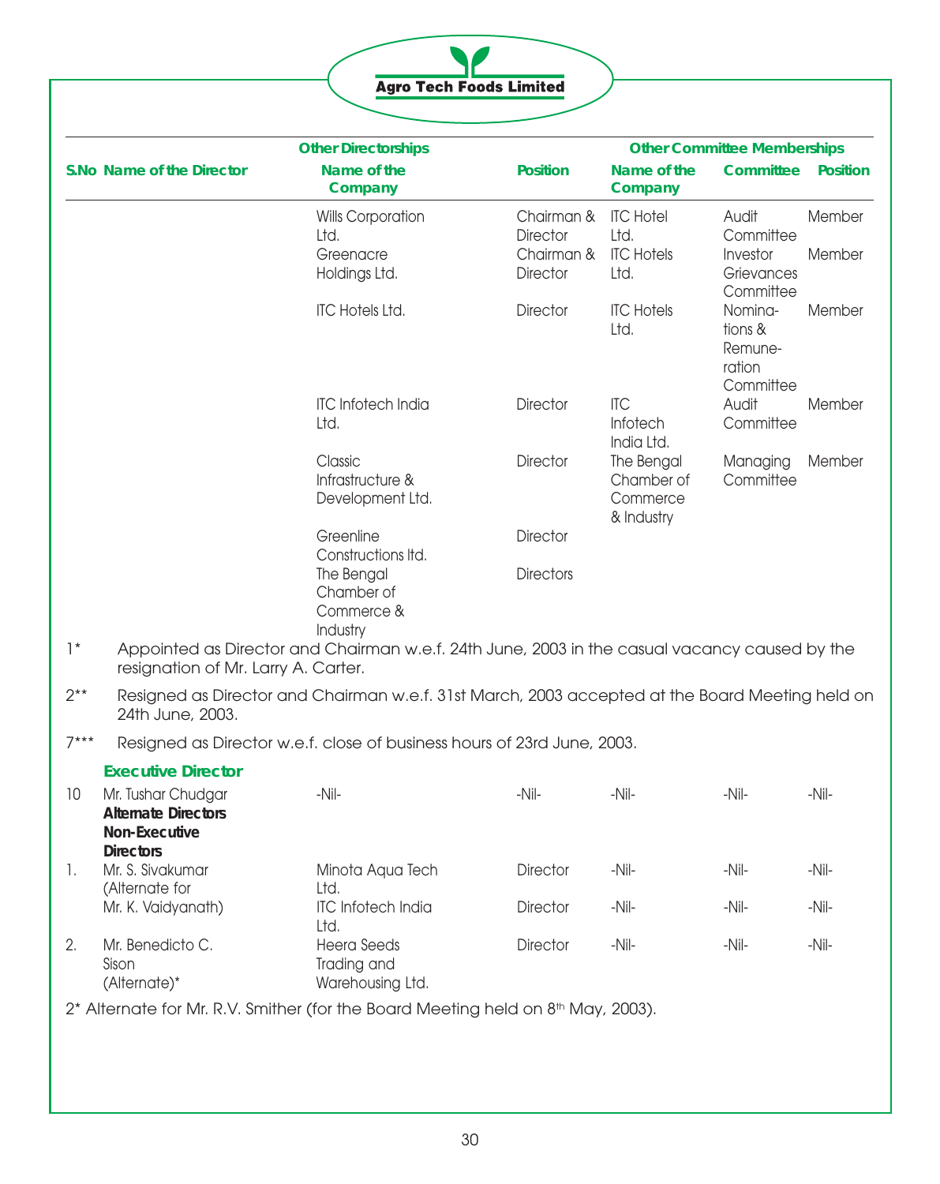| S.No | Name of the Director | Other Directorships | | Other Committee Memberships | | |
|---|---|---|---|---|---|---|
| | | Name of the Company | Position | Name of the Company | Committee | Position |
| | | Wills Corporation Ltd. | Chairman & Director | ITC Hotel Ltd. | Audit Committee | Member |
| | | Greenacre Holdings Ltd. | Chairman & Director | ITC Hotels Ltd. | Investor Grievances Committee | Member |
| | | ITC Hotels Ltd. | Director | ITC Hotels Ltd. | Nominations & Remuneration Committee | Member |
| | | ITC Infotech India Ltd. | Director | ITC Infotech India Ltd. | Audit Committee | Member |
| | | Classic Infrastructure & Development Ltd. | Director | The Bengal Chamber of Commerce & Industry | Managing Committee | Member |
| | | Greenline Constructions ltd. | Director | | | |
| | | The Bengal Chamber of Commerce & Industry | Directors | | | |

1* Appointed as Director and Chairman w.e.f. 24th June, 2003 in the casual vacancy caused by the resignation of Mr. Larry A. Carter.

2** Resigned as Director and Chairman w.e.f. 31st March, 2003 accepted at the Board Meeting held on 24th June, 2003.

7*** Resigned as Director w.e.f. close of business hours of 23rd June, 2003.

| S.No | Name of the Director | Name of the Company | Position | Name of the Company | Committee | Position |
|---|---|---|---|---|---|---|
| | **Executive Director** | | | | | |
| 10 | Mr. Tushar Chudgar | -Nil- | -Nil- | -Nil- | -Nil- | -Nil- |
| | **Alternate Directors Non-Executive Directors** | | | | | |
| 1. | Mr. S. Sivakumar (Alternate for Mr. K. Vaidyanath) | Minota Aqua Tech Ltd. | Director | -Nil- | -Nil- | -Nil- |
| | | ITC Infotech India Ltd. | Director | -Nil- | -Nil- | -Nil- |
| 2. | Mr. Benedicto C. Sison (Alternate)* | Heera Seeds Trading and Warehousing Ltd. | Director | -Nil- | -Nil- | -Nil- |

2* Alternate for Mr. R.V. Smither (for the Board Meeting held on 8th May, 2003).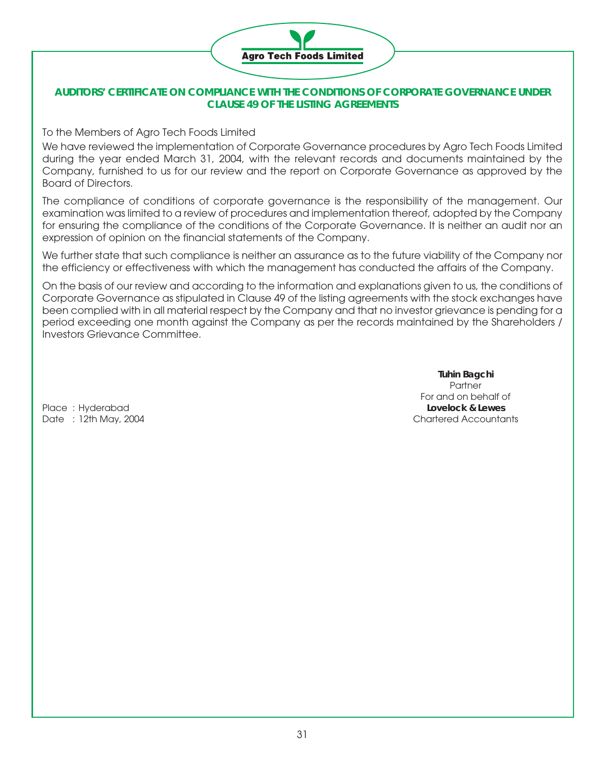## AUDITORS' CERTIFICATE ON COMPLIANCE WITH THE CONDITIONS OF CORPORATE GOVERNANCE UNDER CLAUSE 49 OF THE LISTING AGREEMENTS

To the Members of Agro Tech Foods Limited

We have reviewed the implementation of Corporate Governance procedures by Agro Tech Foods Limited during the year ended March 31, 2004, with the relevant records and documents maintained by the Company, furnished to us for our review and the report on Corporate Governance as approved by the Board of Directors.

The compliance of conditions of corporate governance is the responsibility of the management. Our examination was limited to a review of procedures and implementation thereof, adopted by the Company for ensuring the compliance of the conditions of the Corporate Governance. It is neither an audit nor an expression of opinion on the financial statements of the Company.

We further state that such compliance is neither an assurance as to the future viability of the Company nor the efficiency or effectiveness with which the management has conducted the affairs of the Company.

On the basis of our review and according to the information and explanations given to us, the conditions of Corporate Governance as stipulated in Clause 49 of the listing agreements with the stock exchanges have been complied with in all material respect by the Company and that no investor grievance is pending for a period exceeding one month against the Company as per the records maintained by the Shareholders / Investors Grievance Committee.

**Tuhin Bagchi**
Partner
For and on behalf of
**Lovelock & Lewes**
Chartered Accountants

Place : Hyderabad
Date : 12th May, 2004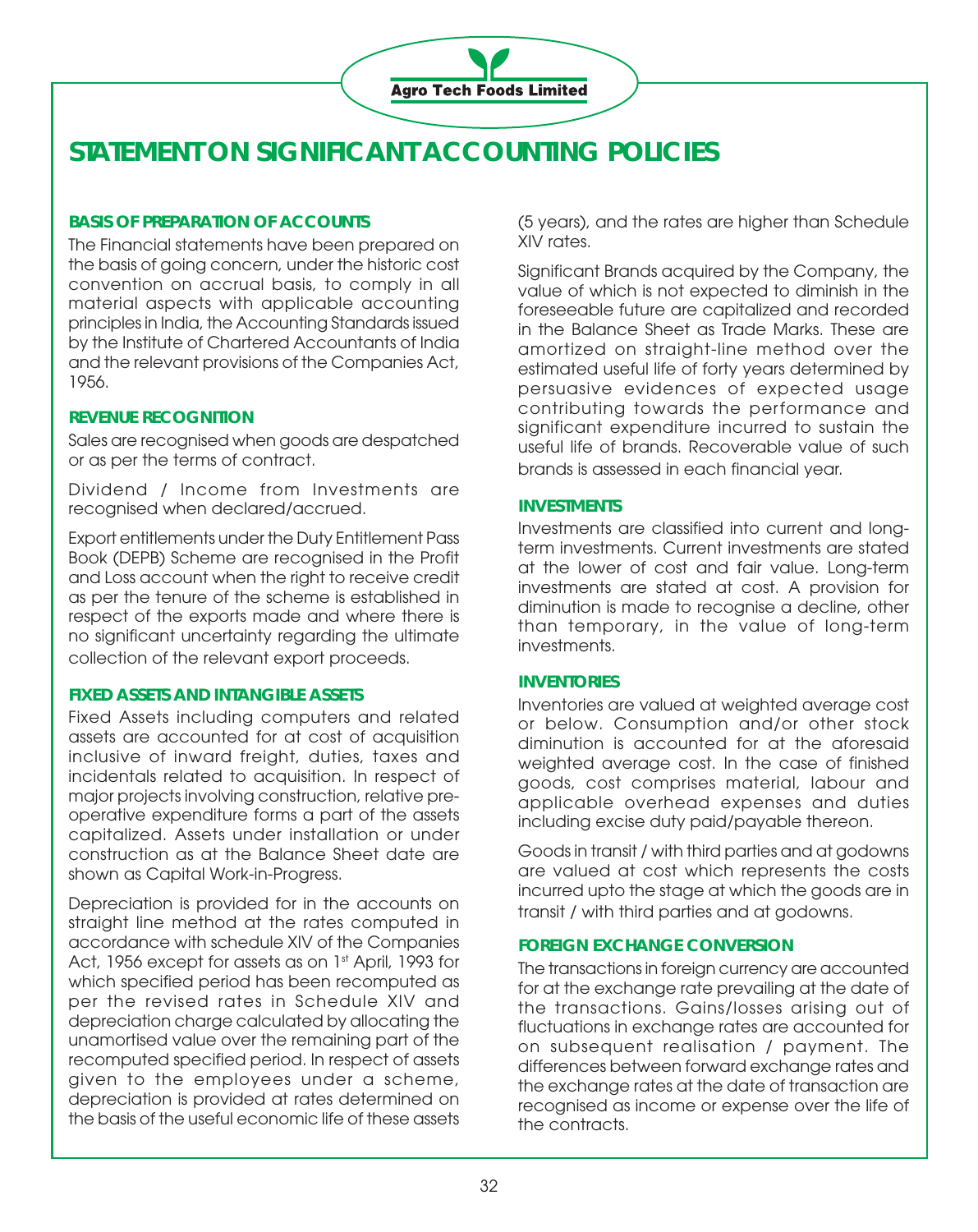# STATEMENT ON SIGNIFICANT ACCOUNTING POLICIES

## BASIS OF PREPARATION OF ACCOUNTS

The Financial statements have been prepared on the basis of going concern, under the historic cost convention on accrual basis, to comply in all material aspects with applicable accounting principles in India, the Accounting Standards issued by the Institute of Chartered Accountants of India and the relevant provisions of the Companies Act, 1956.

## REVENUE RECOGNITION

Sales are recognised when goods are despatched or as per the terms of contract.

Dividend / Income from Investments are recognised when declared/accrued.

Export entitlements under the Duty Entitlement Pass Book (DEPB) Scheme are recognised in the Profit and Loss account when the right to receive credit as per the tenure of the scheme is established in respect of the exports made and where there is no significant uncertainty regarding the ultimate collection of the relevant export proceeds.

## FIXED ASSETS AND INTANGIBLE ASSETS

Fixed Assets including computers and related assets are accounted for at cost of acquisition inclusive of inward freight, duties, taxes and incidentals related to acquisition. In respect of major projects involving construction, relative pre-operative expenditure forms a part of the assets capitalized. Assets under installation or under construction as at the Balance Sheet date are shown as Capital Work-in-Progress.

Depreciation is provided for in the accounts on straight line method at the rates computed in accordance with schedule XIV of the Companies Act, 1956 except for assets as on 1st April, 1993 for which specified period has been recomputed as per the revised rates in Schedule XIV and depreciation charge calculated by allocating the unamortised value over the remaining part of the recomputed specified period. In respect of assets given to the employees under a scheme, depreciation is provided at rates determined on the basis of the useful economic life of these assets (5 years), and the rates are higher than Schedule XIV rates.

Significant Brands acquired by the Company, the value of which is not expected to diminish in the foreseeable future are capitalized and recorded in the Balance Sheet as Trade Marks. These are amortized on straight-line method over the estimated useful life of forty years determined by persuasive evidences of expected usage contributing towards the performance and significant expenditure incurred to sustain the useful life of brands. Recoverable value of such brands is assessed in each financial year.

## INVESTMENTS

Investments are classified into current and long-term investments. Current investments are stated at the lower of cost and fair value. Long-term investments are stated at cost. A provision for diminution is made to recognise a decline, other than temporary, in the value of long-term investments.

## INVENTORIES

Inventories are valued at weighted average cost or below. Consumption and/or other stock diminution is accounted for at the aforesaid weighted average cost. In the case of finished goods, cost comprises material, labour and applicable overhead expenses and duties including excise duty paid/payable thereon.

Goods in transit / with third parties and at godowns are valued at cost which represents the costs incurred upto the stage at which the goods are in transit / with third parties and at godowns.

## FOREIGN EXCHANGE CONVERSION

The transactions in foreign currency are accounted for at the exchange rate prevailing at the date of the transactions. Gains/losses arising out of fluctuations in exchange rates are accounted for on subsequent realisation / payment. The differences between forward exchange rates and the exchange rates at the date of transaction are recognised as income or expense over the life of the contracts.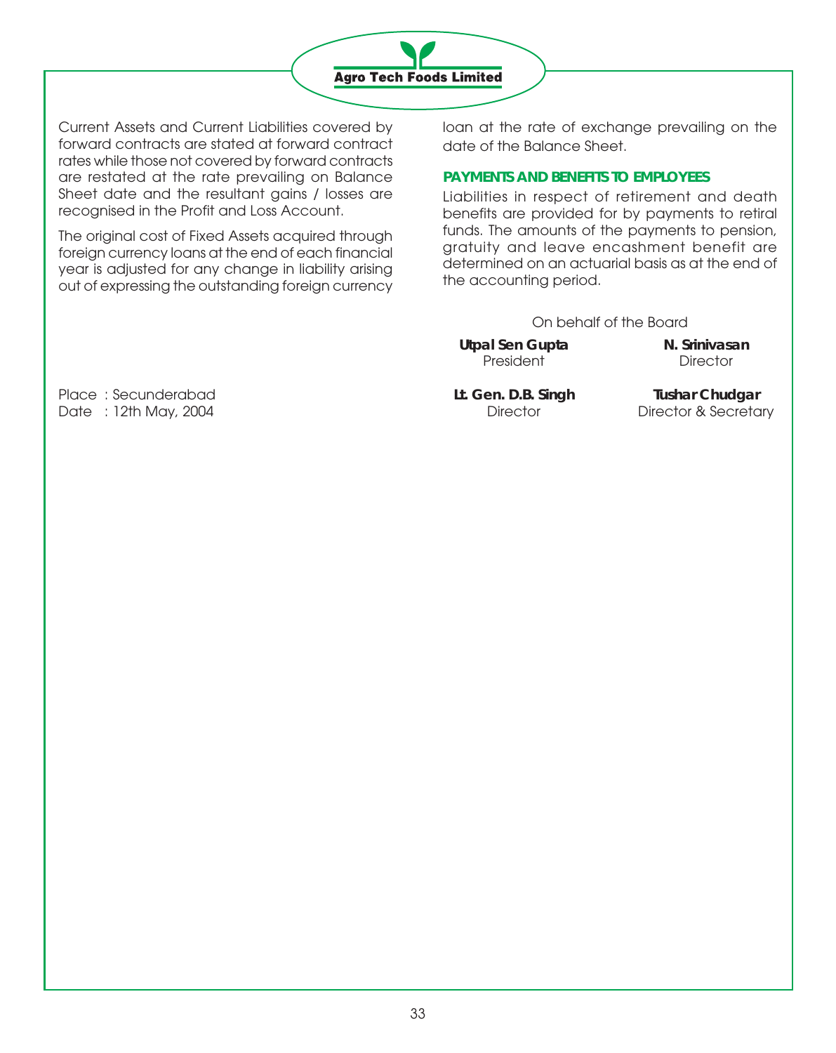Current Assets and Current Liabilities covered by forward contracts are stated at forward contract rates while those not covered by forward contracts are restated at the rate prevailing on Balance Sheet date and the resultant gains / losses are recognised in the Profit and Loss Account.

The original cost of Fixed Assets acquired through foreign currency loans at the end of each financial year is adjusted for any change in liability arising out of expressing the outstanding foreign currency loan at the rate of exchange prevailing on the date of the Balance Sheet.

**PAYMENTS AND BENEFITS TO EMPLOYEES**

Liabilities in respect of retirement and death benefits are provided for by payments to retiral funds. The amounts of the payments to pension, gratuity and leave encashment benefit are determined on an actuarial basis as at the end of the accounting period.

On behalf of the Board

**Utpal Sen Gupta**
President

**N. Srinivasan**
Director

**Lt. Gen. D.B. Singh**
Director

**Tushar Chudgar**
Director & Secretary

Place : Secunderabad
Date : 12th May, 2004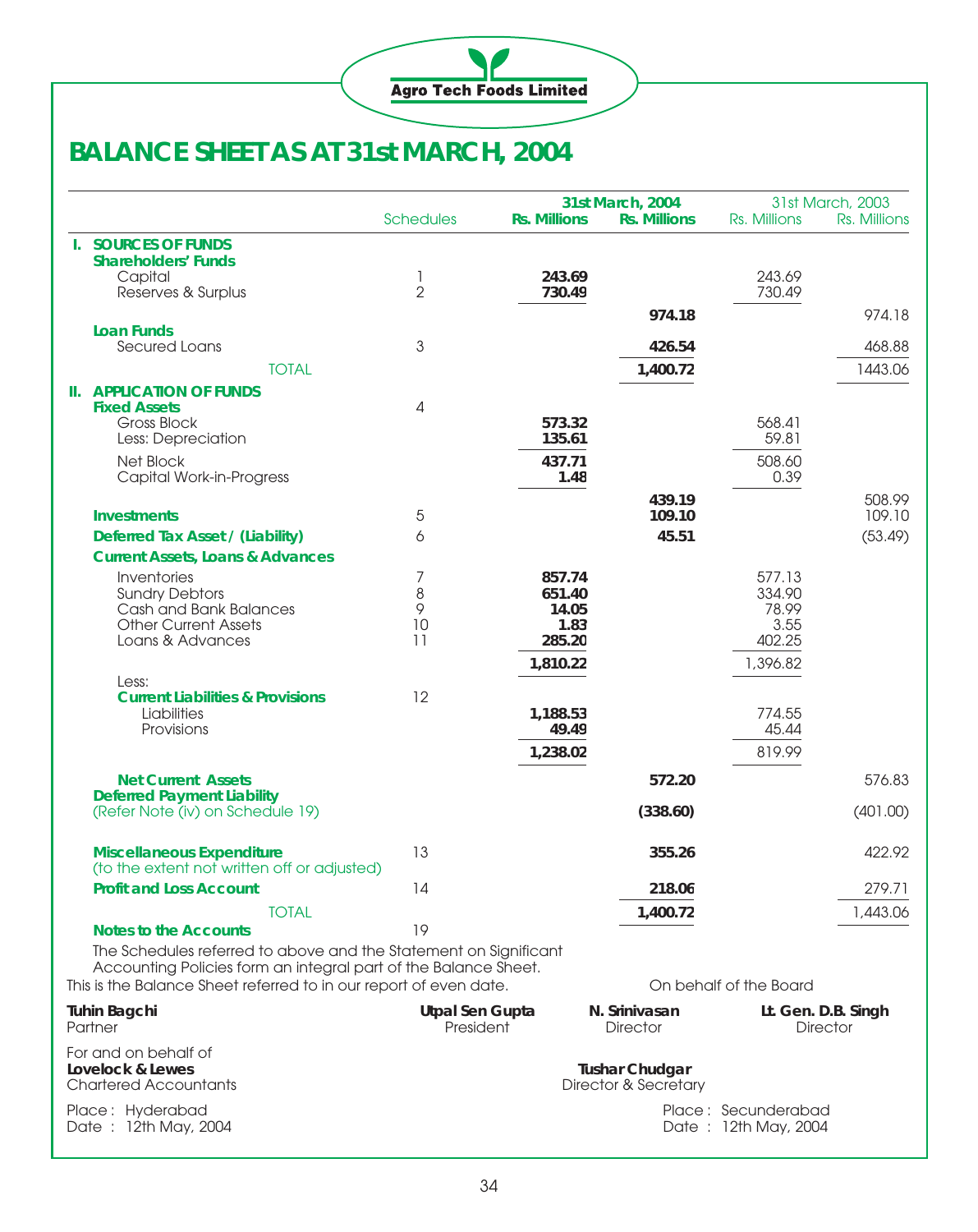Agro Tech Foods Limited

# BALANCE SHEET AS AT 31st MARCH, 2004

| | Schedules | 31st March, 2004 Rs. Millions | 31st March, 2004 Rs. Millions | 31st March, 2003 Rs. Millions | 31st March, 2003 Rs. Millions |
|---|---|---|---|---|---|
| **I. SOURCES OF FUNDS** | | | | | |
| **Shareholders' Funds** | | | | | |
| Capital | 1 | **243.69** | | 243.69 | |
| Reserves & Surplus | 2 | **730.49** | | 730.49 | |
| | | | **974.18** | | 974.18 |
| **Loan Funds** | | | | | |
| Secured Loans | 3 | | **426.54** | | 468.88 |
| TOTAL | | | **1,400.72** | | 1443.06 |
| **II. APPLICATION OF FUNDS** | | | | | |
| **Fixed Assets** | 4 | | | | |
| Gross Block | | **573.32** | | 568.41 | |
| Less: Depreciation | | **135.61** | | 59.81 | |
| Net Block | | **437.71** | | 508.60 | |
| Capital Work-in-Progress | | **1.48** | | 0.39 | |
| | | | **439.19** | | 508.99 |
| **Investments** | 5 | | **109.10** | | 109.10 |
| **Deferred Tax Asset / (Liability)** | 6 | | **45.51** | | (53.49) |
| **Current Assets, Loans & Advances** | | | | | |
| Inventories | 7 | **857.74** | | 577.13 | |
| Sundry Debtors | 8 | **651.40** | | 334.90 | |
| Cash and Bank Balances | 9 | **14.05** | | 78.99 | |
| Other Current Assets | 10 | **1.83** | | 3.55 | |
| Loans & Advances | 11 | **285.20** | | 402.25 | |
| | | **1,810.22** | | 1,396.82 | |
| Less: | | | | | |
| **Current Liabilities & Provisions** | 12 | | | | |
| Liabilities | | **1,188.53** | | 774.55 | |
| Provisions | | **49.49** | | 45.44 | |
| | | **1,238.02** | | 819.99 | |
| **Net Current Assets** | | | **572.20** | | 576.83 |
| **Deferred Payment Liability** (Refer Note (iv) on Schedule 19) | | | **(338.60)** | | (401.00) |
| **Miscellaneous Expenditure** (to the extent not written off or adjusted) | 13 | | **355.26** | | 422.92 |
| **Profit and Loss Account** | 14 | | **218.06** | | 279.71 |
| TOTAL | | | **1,400.72** | | 1,443.06 |
| **Notes to the Accounts** | 19 | | | | |

The Schedules referred to above and the Statement on Significant Accounting Policies form an integral part of the Balance Sheet.

This is the Balance Sheet referred to in our report of even date.

On behalf of the Board

**Tuhin Bagchi**
Partner

For and on behalf of
**Lovelock & Lewes**
Chartered Accountants

Place : Hyderabad
Date : 12th May, 2004

**Utpal Sen Gupta**
President

**N. Srinivasan**
Director

**Lt. Gen. D.B. Singh**
Director

**Tushar Chudgar**
Director & Secretary

Place : Secunderabad
Date : 12th May, 2004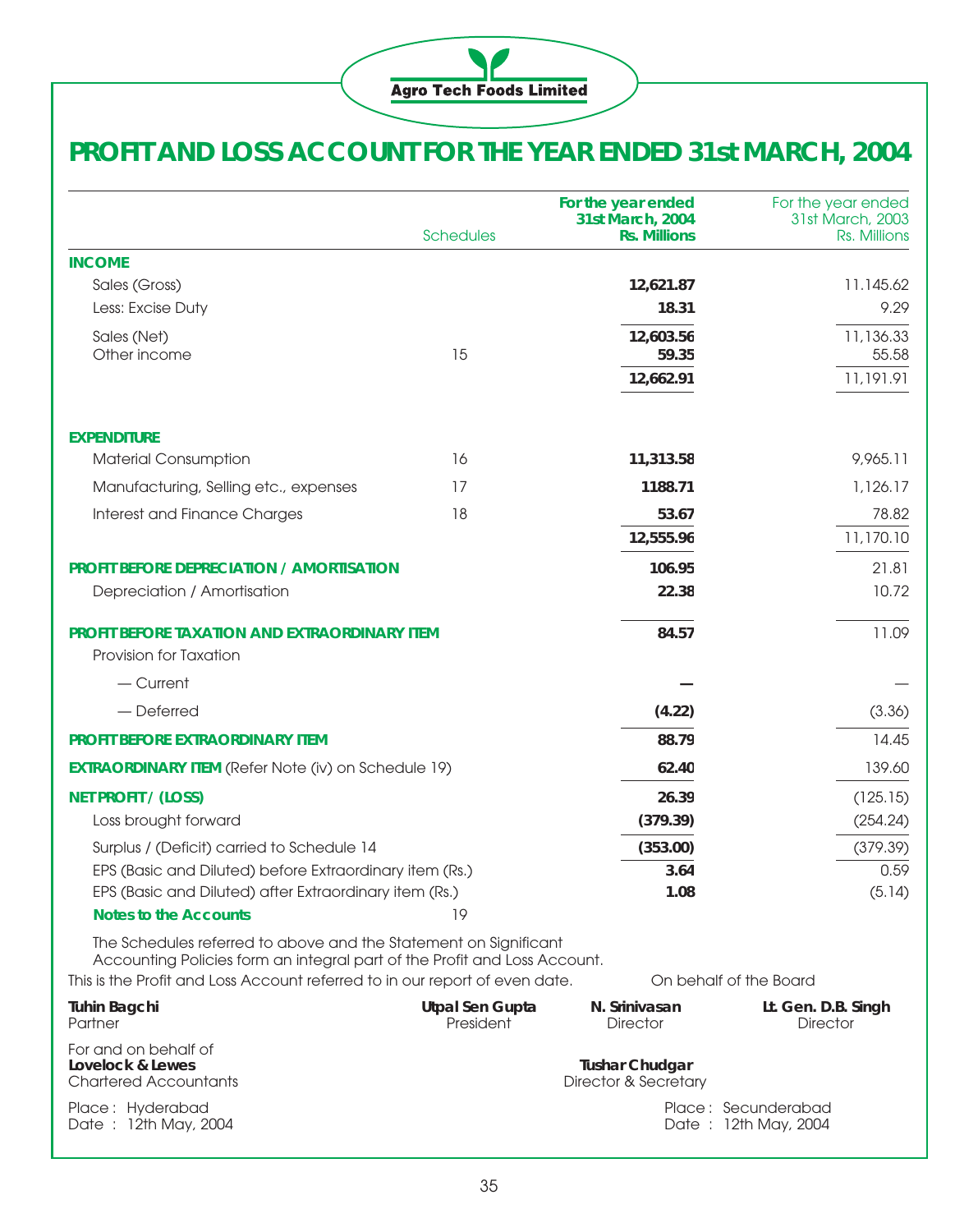Agro Tech Foods Limited

# PROFIT AND LOSS ACCOUNT FOR THE YEAR ENDED 31st MARCH, 2004

| | Schedules | For the year ended 31st March, 2004 Rs. Millions | For the year ended 31st March, 2003 Rs. Millions |
|---|---|---|---|
| **INCOME** | | | |
| Sales (Gross) | | **12,621.87** | 11.145.62 |
| Less: Excise Duty | | **18.31** | 9.29 |
| Sales (Net) | | **12,603.56** | 11,136.33 |
| Other income | 15 | **59.35** | 55.58 |
| | | **12,662.91** | 11,191.91 |
| **EXPENDITURE** | | | |
| Material Consumption | 16 | **11,313.58** | 9,965.11 |
| Manufacturing, Selling etc., expenses | 17 | **1188.71** | 1,126.17 |
| Interest and Finance Charges | 18 | **53.67** | 78.82 |
| | | **12,555.96** | 11,170.10 |
| **PROFIT BEFORE DEPRECIATION / AMORTISATION** | | **106.95** | 21.81 |
| Depreciation / Amortisation | | **22.38** | 10.72 |
| **PROFIT BEFORE TAXATION AND EXTRAORDINARY ITEM** | | **84.57** | 11.09 |
| Provision for Taxation | | | |
| — Current | | **—** | — |
| — Deferred | | **(4.22)** | (3.36) |
| **PROFIT BEFORE EXTRAORDINARY ITEM** | | **88.79** | 14.45 |
| **EXTRAORDINARY ITEM** (Refer Note (iv) on Schedule 19) | | **62.40** | 139.60 |
| **NET PROFIT / (LOSS)** | | **26.39** | (125.15) |
| Loss brought forward | | **(379.39)** | (254.24) |
| Surplus / (Deficit) carried to Schedule 14 | | **(353.00)** | (379.39) |
| EPS (Basic and Diluted) before Extraordinary item (Rs.) | | **3.64** | 0.59 |
| EPS (Basic and Diluted) after Extraordinary item (Rs.) | | **1.08** | (5.14) |
| **Notes to the Accounts** | 19 | | |

The Schedules referred to above and the Statement on Significant Accounting Policies form an integral part of the Profit and Loss Account.

This is the Profit and Loss Account referred to in our report of even date.

On behalf of the Board

**Tuhin Bagchi**
Partner

For and on behalf of
**Lovelock & Lewes**
Chartered Accountants

Place : Hyderabad
Date : 12th May, 2004

**Utpal Sen Gupta**
President

**N. Srinivasan**
Director

**Lt. Gen. D.B. Singh**
Director

**Tushar Chudgar**
Director & Secretary

Place : Secunderabad
Date : 12th May, 2004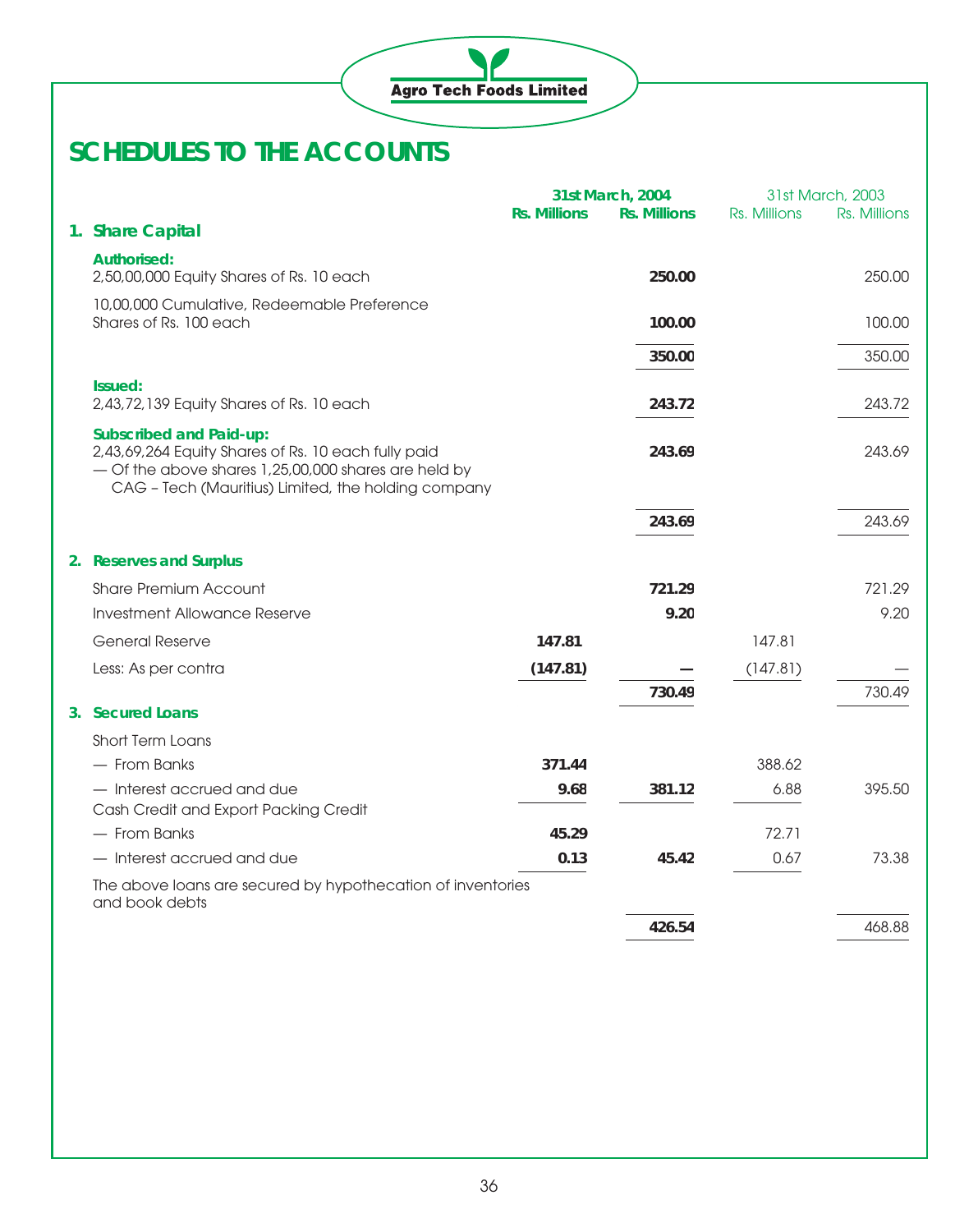# SCHEDULES TO THE ACCOUNTS

| | 31st March, 2004 | | 31st March, 2003 | |
|---|---|---|---|---|
| | Rs. Millions | Rs. Millions | Rs. Millions | Rs. Millions |
| **1. Share Capital** | | | | |
| **Authorised:** | | | | |
| 2,50,00,000 Equity Shares of Rs. 10 each | | **250.00** | | 250.00 |
| 10,00,000 Cumulative, Redeemable Preference Shares of Rs. 100 each | | **100.00** | | 100.00 |
| | | **350.00** | | 350.00 |
| **Issued:** | | | | |
| 2,43,72,139 Equity Shares of Rs. 10 each | | **243.72** | | 243.72 |
| **Subscribed and Paid-up:** | | | | |
| 2,43,69,264 Equity Shares of Rs. 10 each fully paid — Of the above shares 1,25,00,000 shares are held by CAG – Tech (Mauritius) Limited, the holding company | | **243.69** | | 243.69 |
| | | **243.69** | | 243.69 |
| **2. Reserves and Surplus** | | | | |
| Share Premium Account | | **721.29** | | 721.29 |
| Investment Allowance Reserve | | **9.20** | | 9.20 |
| General Reserve | **147.81** | | 147.81 | |
| Less: As per contra | **(147.81)** | **—** | (147.81) | — |
| | | **730.49** | | 730.49 |
| **3. Secured Loans** | | | | |
| Short Term Loans | | | | |
| — From Banks | **371.44** | | 388.62 | |
| — Interest accrued and due | **9.68** | **381.12** | 6.88 | 395.50 |
| Cash Credit and Export Packing Credit | | | | |
| — From Banks | **45.29** | | 72.71 | |
| — Interest accrued and due | **0.13** | **45.42** | 0.67 | 73.38 |
| The above loans are secured by hypothecation of inventories and book debts | | | | |
| | | **426.54** | | 468.88 |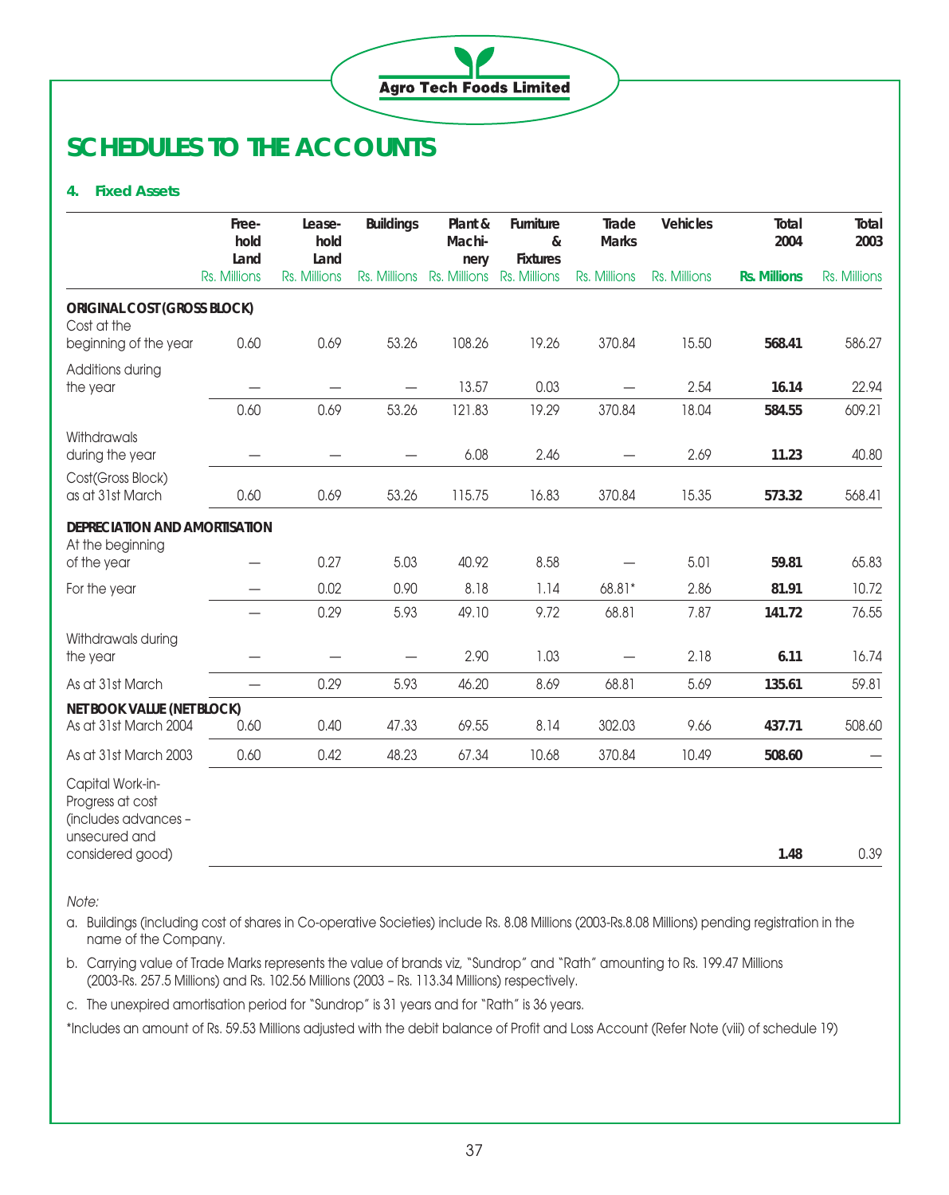# SCHEDULES TO THE ACCOUNTS

### 4. Fixed Assets

| | Free-hold Land | Lease-hold Land | Buildings | Plant & Machi-nery | Furniture & Fixtures | Trade Marks | Vehicles | Total 2004 | Total 2003 |
|---|---|---|---|---|---|---|---|---|---|
| | Rs. Millions | Rs. Millions | Rs. Millions | Rs. Millions | Rs. Millions | Rs. Millions | Rs. Millions | **Rs. Millions** | Rs. Millions |
| **ORIGINAL COST (GROSS BLOCK)** | | | | | | | | | |
| Cost at the beginning of the year | 0.60 | 0.69 | 53.26 | 108.26 | 19.26 | 370.84 | 15.50 | **568.41** | 586.27 |
| Additions during the year | — | — | — | 13.57 | 0.03 | — | 2.54 | **16.14** | 22.94 |
| | 0.60 | 0.69 | 53.26 | 121.83 | 19.29 | 370.84 | 18.04 | **584.55** | 609.21 |
| Withdrawals during the year | — | — | — | 6.08 | 2.46 | — | 2.69 | **11.23** | 40.80 |
| Cost(Gross Block) as at 31st March | 0.60 | 0.69 | 53.26 | 115.75 | 16.83 | 370.84 | 15.35 | **573.32** | 568.41 |
| **DEPRECIATION AND AMORTISATION** | | | | | | | | | |
| At the beginning of the year | — | 0.27 | 5.03 | 40.92 | 8.58 | — | 5.01 | **59.81** | 65.83 |
| For the year | — | 0.02 | 0.90 | 8.18 | 1.14 | 68.81* | 2.86 | **81.91** | 10.72 |
| | — | 0.29 | 5.93 | 49.10 | 9.72 | 68.81 | 7.87 | **141.72** | 76.55 |
| Withdrawals during the year | — | — | — | 2.90 | 1.03 | — | 2.18 | **6.11** | 16.74 |
| As at 31st March | — | 0.29 | 5.93 | 46.20 | 8.69 | 68.81 | 5.69 | **135.61** | 59.81 |
| **NET BOOK VALUE (NET BLOCK)** | | | | | | | | | |
| As at 31st March 2004 | 0.60 | 0.40 | 47.33 | 69.55 | 8.14 | 302.03 | 9.66 | **437.71** | 508.60 |
| As at 31st March 2003 | 0.60 | 0.42 | 48.23 | 67.34 | 10.68 | 370.84 | 10.49 | **508.60** | — |
| Capital Work-in-Progress at cost (includes advances – unsecured and considered good) | | | | | | | | **1.48** | 0.39 |

*Note:*

a. Buildings (including cost of shares in Co-operative Societies) include Rs. 8.08 Millions (2003-Rs.8.08 Millions) pending registration in the name of the Company.

b. Carrying value of Trade Marks represents the value of brands viz, "Sundrop" and "Rath" amounting to Rs. 199.47 Millions (2003-Rs. 257.5 Millions) and Rs. 102.56 Millions (2003 – Rs. 113.34 Millions) respectively.

c. The unexpired amortisation period for "Sundrop" is 31 years and for "Rath" is 36 years.

*Includes an amount of Rs. 59.53 Millions adjusted with the debit balance of Profit and Loss Account (Refer Note (viii) of schedule 19)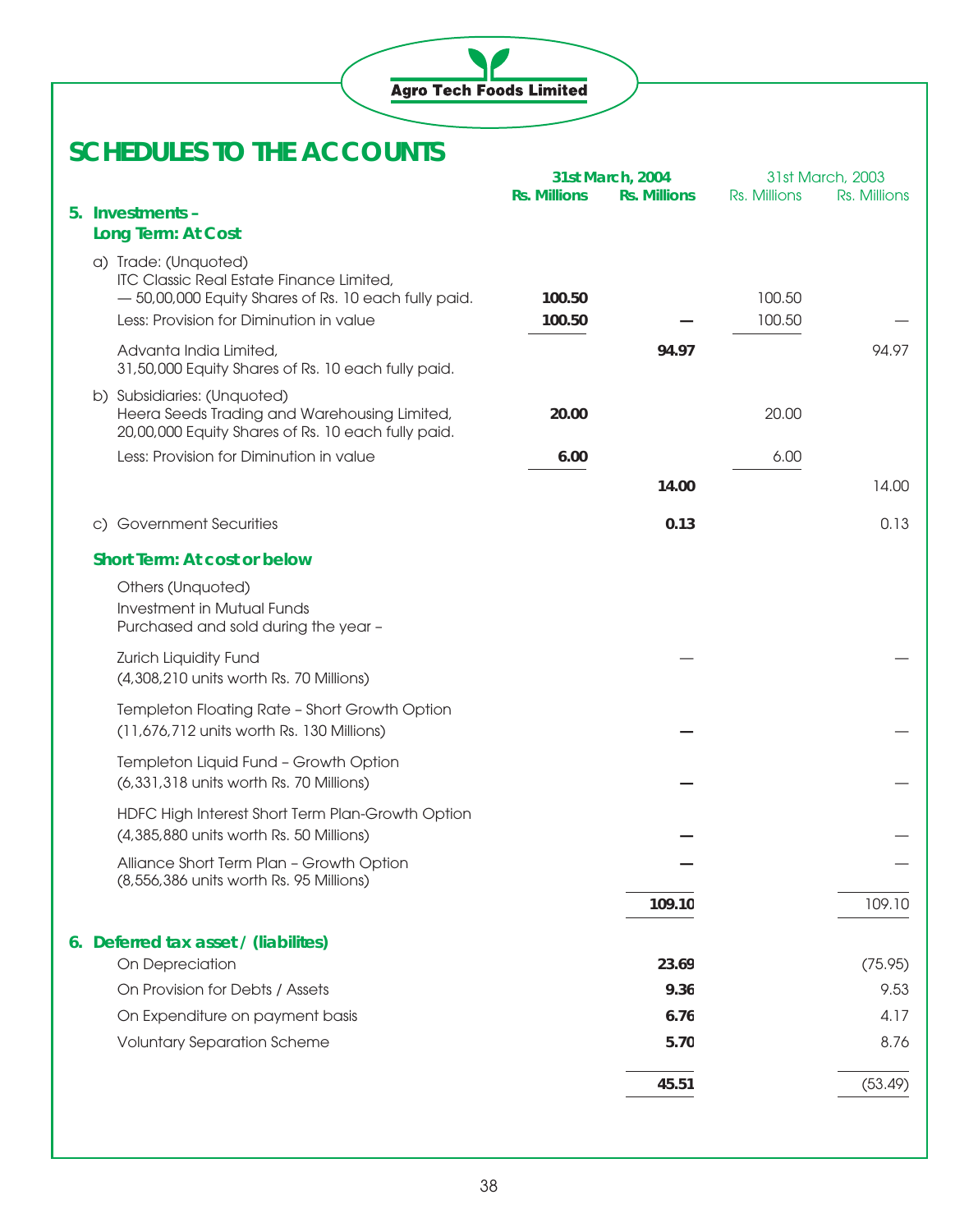# SCHEDULES TO THE ACCOUNTS

| | 31st March, 2004 | | 31st March, 2003 | |
|---|---|---|---|---|
| | **Rs. Millions** | **Rs. Millions** | Rs. Millions | Rs. Millions |
| **5. Investments – Long Term: At Cost** | | | | |
| a) Trade: (Unquoted) ITC Classic Real Estate Finance Limited, — 50,00,000 Equity Shares of Rs. 10 each fully paid. | **100.50** | | 100.50 | |
| Less: Provision for Diminution in value | **100.50** | **—** | 100.50 | — |
| Advanta India Limited, 31,50,000 Equity Shares of Rs. 10 each fully paid. | | **94.97** | | 94.97 |
| b) Subsidiaries: (Unquoted) Heera Seeds Trading and Warehousing Limited, 20,00,000 Equity Shares of Rs. 10 each fully paid. | **20.00** | | 20.00 | |
| Less: Provision for Diminution in value | **6.00** | | 6.00 | |
| | | **14.00** | | 14.00 |
| c) Government Securities | | **0.13** | | 0.13 |
| **Short Term: At cost or below** | | | | |
| Others (Unquoted) Investment in Mutual Funds Purchased and sold during the year – | | | | |
| Zurich Liquidity Fund (4,308,210 units worth Rs. 70 Millions) | | — | | — |
| Templeton Floating Rate – Short Growth Option (11,676,712 units worth Rs. 130 Millions) | | **—** | | — |
| Templeton Liquid Fund – Growth Option (6,331,318 units worth Rs. 70 Millions) | | **—** | | — |
| HDFC High Interest Short Term Plan-Growth Option (4,385,880 units worth Rs. 50 Millions) | | **—** | | — |
| Alliance Short Term Plan – Growth Option (8,556,386 units worth Rs. 95 Millions) | | **—** | | — |
| | | **109.10** | | 109.10 |
| **6. Deferred tax asset / (liabilites)** | | | | |
| On Depreciation | | **23.69** | | (75.95) |
| On Provision for Debts / Assets | | **9.36** | | 9.53 |
| On Expenditure on payment basis | | **6.76** | | 4.17 |
| Voluntary Separation Scheme | | **5.70** | | 8.76 |
| | | **45.51** | | (53.49) |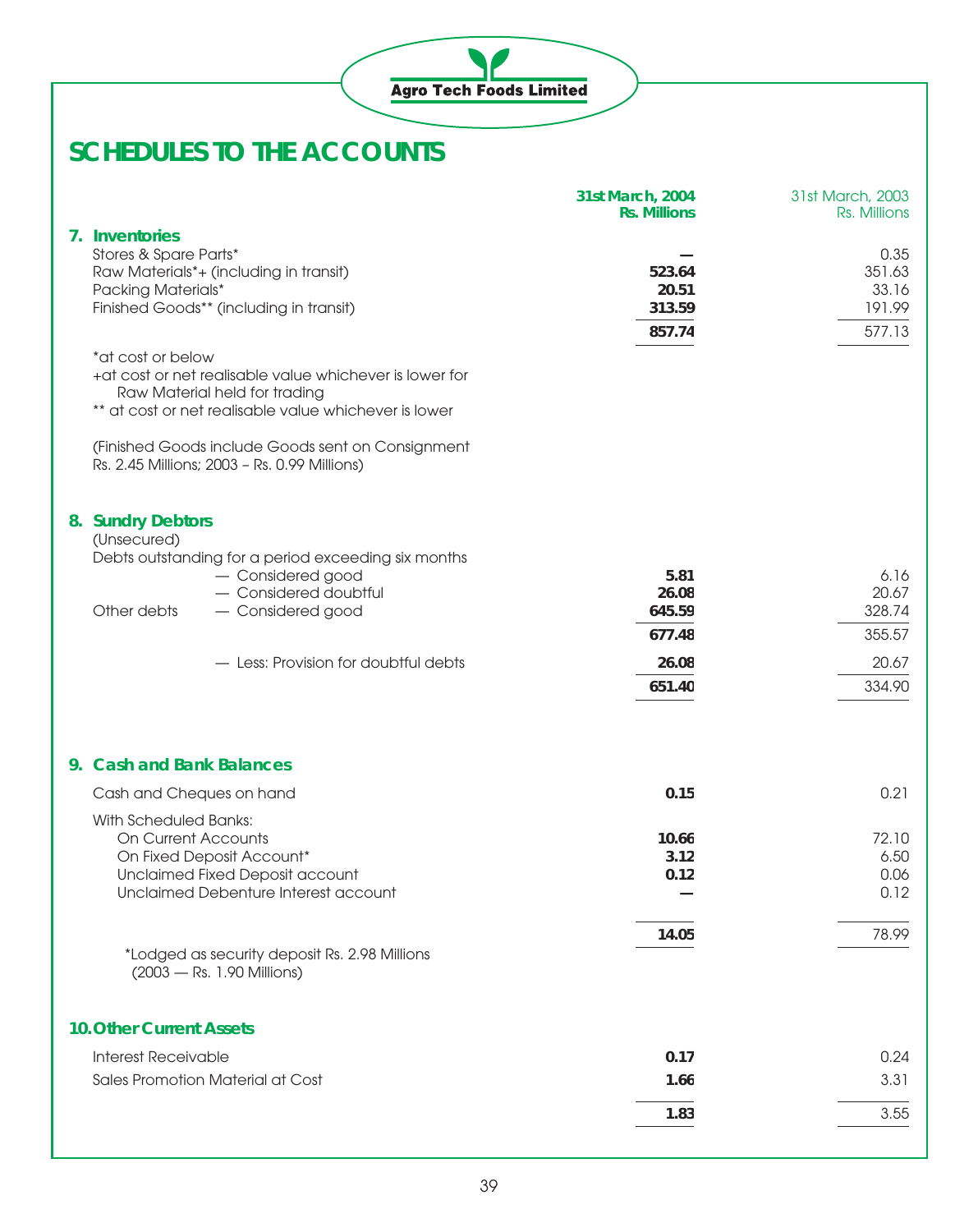# SCHEDULES TO THE ACCOUNTS

| | 31st March, 2004 Rs. Millions | 31st March, 2003 Rs. Millions |
|---|---|---|
| **7. Inventories** | | |
| Stores & Spare Parts* | **—** | 0.35 |
| Raw Materials*+ (including in transit) | **523.64** | 351.63 |
| Packing Materials* | **20.51** | 33.16 |
| Finished Goods** (including in transit) | **313.59** | 191.99 |
| | **857.74** | 577.13 |

*at cost or below
+at cost or net realisable value whichever is lower for Raw Material held for trading
** at cost or net realisable value whichever is lower

(Finished Goods include Goods sent on Consignment Rs. 2.45 Millions; 2003 – Rs. 0.99 Millions)

| | 31st March, 2004 Rs. Millions | 31st March, 2003 Rs. Millions |
|---|---|---|
| **8. Sundry Debtors** | | |
| (Unsecured) | | |
| Debts outstanding for a period exceeding six months | | |
| — Considered good | **5.81** | 6.16 |
| — Considered doubtful | **26.08** | 20.67 |
| Other debts — Considered good | **645.59** | 328.74 |
| | **677.48** | 355.57 |
| — Less: Provision for doubtful debts | **26.08** | 20.67 |
| | **651.40** | 334.90 |

| | 31st March, 2004 Rs. Millions | 31st March, 2003 Rs. Millions |
|---|---|---|
| **9. Cash and Bank Balances** | | |
| Cash and Cheques on hand | **0.15** | 0.21 |
| With Scheduled Banks: | | |
| On Current Accounts | **10.66** | 72.10 |
| On Fixed Deposit Account* | **3.12** | 6.50 |
| Unclaimed Fixed Deposit account | **0.12** | 0.06 |
| Unclaimed Debenture Interest account | **—** | 0.12 |
| | **14.05** | 78.99 |

*Lodged as security deposit Rs. 2.98 Millions (2003 — Rs. 1.90 Millions)

| | 31st March, 2004 Rs. Millions | 31st March, 2003 Rs. Millions |
|---|---|---|
| **10. Other Current Assets** | | |
| Interest Receivable | **0.17** | 0.24 |
| Sales Promotion Material at Cost | **1.66** | 3.31 |
| | **1.83** | 3.55 |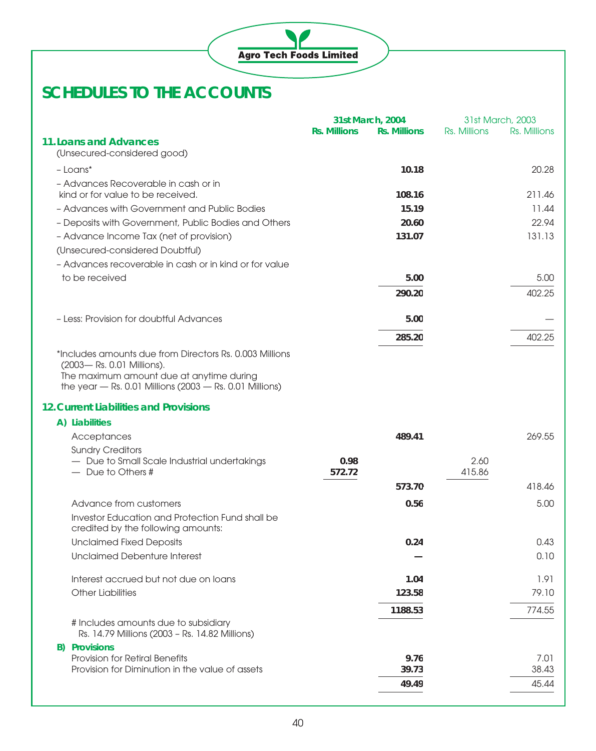## SCHEDULES TO THE ACCOUNTS

| | 31st March, 2004 | | 31st March, 2003 | |
|---|---|---|---|---|
| | Rs. Millions | Rs. Millions | Rs. Millions | Rs. Millions |
| **11. Loans and Advances** | | | | |
| (Unsecured-considered good) | | | | |
| – Loans* | | **10.18** | | 20.28 |
| – Advances Recoverable in cash or in kind or for value to be received. | | **108.16** | | 211.46 |
| – Advances with Government and Public Bodies | | **15.19** | | 11.44 |
| – Deposits with Government, Public Bodies and Others | | **20.60** | | 22.94 |
| – Advance Income Tax (net of provision) | | **131.07** | | 131.13 |
| (Unsecured-considered Doubtful) | | | | |
| – Advances recoverable in cash or in kind or for value to be received | | **5.00** | | 5.00 |
| | | **290.20** | | 402.25 |
| – Less: Provision for doubtful Advances | | **5.00** | | — |
| | | **285.20** | | 402.25 |

*Includes amounts due from Directors Rs. 0.003 Millions (2003— Rs. 0.01 Millions).
The maximum amount due at anytime during the year — Rs. 0.01 Millions (2003 — Rs. 0.01 Millions)

| | 31st March, 2004 | | 31st March, 2003 | |
|---|---|---|---|---|
| | Rs. Millions | Rs. Millions | Rs. Millions | Rs. Millions |
| **12. Current Liabilities and Provisions** | | | | |
| **A) Liabilities** | | | | |
| Acceptances | | **489.41** | | 269.55 |
| Sundry Creditors | | | | |
| — Due to Small Scale Industrial undertakings | **0.98** | | 2.60 | |
| — Due to Others # | **572.72** | | 415.86 | |
| | | **573.70** | | 418.46 |
| Advance from customers | | **0.56** | | 5.00 |
| Investor Education and Protection Fund shall be credited by the following amounts: | | | | |
| Unclaimed Fixed Deposits | | **0.24** | | 0.43 |
| Unclaimed Debenture Interest | | **—** | | 0.10 |
| Interest accrued but not due on loans | | **1.04** | | 1.91 |
| Other Liabilities | | **123.58** | | 79.10 |
| | | **1188.53** | | 774.55 |
| # Includes amounts due to subsidiary Rs. 14.79 Millions (2003 – Rs. 14.82 Millions) | | | | |
| **B) Provisions** | | | | |
| Provision for Retiral Benefits | | **9.76** | | 7.01 |
| Provision for Diminution in the value of assets | | **39.73** | | 38.43 |
| | | **49.49** | | 45.44 |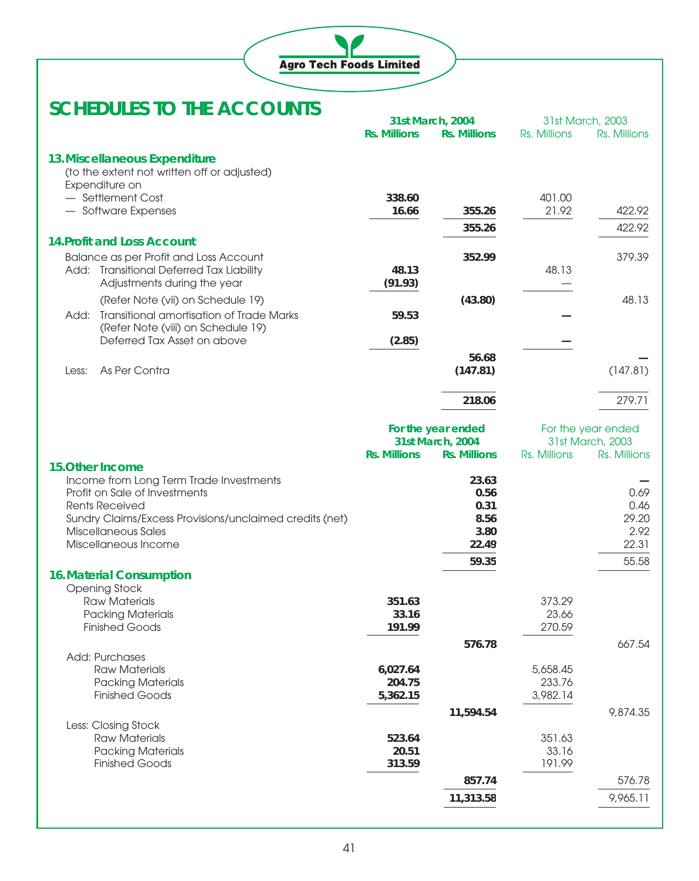# SCHEDULES TO THE ACCOUNTS

| | 31st March, 2004 | | 31st March, 2003 | |
|---|---|---|---|---|
| | **Rs. Millions** | **Rs. Millions** | Rs. Millions | Rs. Millions |
| **13. Miscellaneous Expenditure** | | | | |
| (to the extent not written off or adjusted) | | | | |
| Expenditure on | | | | |
| — Settlement Cost | **338.60** | | 401.00 | |
| — Software Expenses | **16.66** | **355.26** | 21.92 | 422.92 |
| | | **355.26** | | 422.92 |
| **14. Profit and Loss Account** | | | | |
| Balance as per Profit and Loss Account | | **352.99** | | 379.39 |
| Add: Transitional Deferred Tax Liability | **48.13** | | 48.13 | |
| Adjustments during the year | **(91.93)** | | — | |
| (Refer Note (vii) on Schedule 19) | | **(43.80)** | | 48.13 |
| Add: Transitional amortisation of Trade Marks (Refer Note (viii) on Schedule 19) | **59.53** | | — | |
| Deferred Tax Asset on above | **(2.85)** | | — | |
| | | **56.68** | | — |
| Less: As Per Contra | | **(147.81)** | | (147.81) |
| | | **218.06** | | 279.71 |

| | For the year ended 31st March, 2004 | | For the year ended 31st March, 2003 | |
|---|---|---|---|---|
| | **Rs. Millions** | **Rs. Millions** | Rs. Millions | Rs. Millions |
| **15. Other Income** | | | | |
| Income from Long Term Trade Investments | | **23.63** | | — |
| Profit on Sale of Investments | | **0.56** | | 0.69 |
| Rents Received | | **0.31** | | 0.46 |
| Sundry Claims/Excess Provisions/unclaimed credits (net) | | **8.56** | | 29.20 |
| Miscellaneous Sales | | **3.80** | | 2.92 |
| Miscellaneous Income | | **22.49** | | 22.31 |
| | | **59.35** | | 55.58 |
| **16. Material Consumption** | | | | |
| Opening Stock | | | | |
| Raw Materials | **351.63** | | 373.29 | |
| Packing Materials | **33.16** | | 23.66 | |
| Finished Goods | **191.99** | | 270.59 | |
| | | **576.78** | | 667.54 |
| Add: Purchases | | | | |
| Raw Materials | **6,027.64** | | 5,658.45 | |
| Packing Materials | **204.75** | | 233.76 | |
| Finished Goods | **5,362.15** | | 3,982.14 | |
| | | **11,594.54** | | 9,874.35 |
| Less: Closing Stock | | | | |
| Raw Materials | **523.64** | | 351.63 | |
| Packing Materials | **20.51** | | 33.16 | |
| Finished Goods | **313.59** | | 191.99 | |
| | | **857.74** | | 576.78 |
| | | **11,313.58** | | 9,965.11 |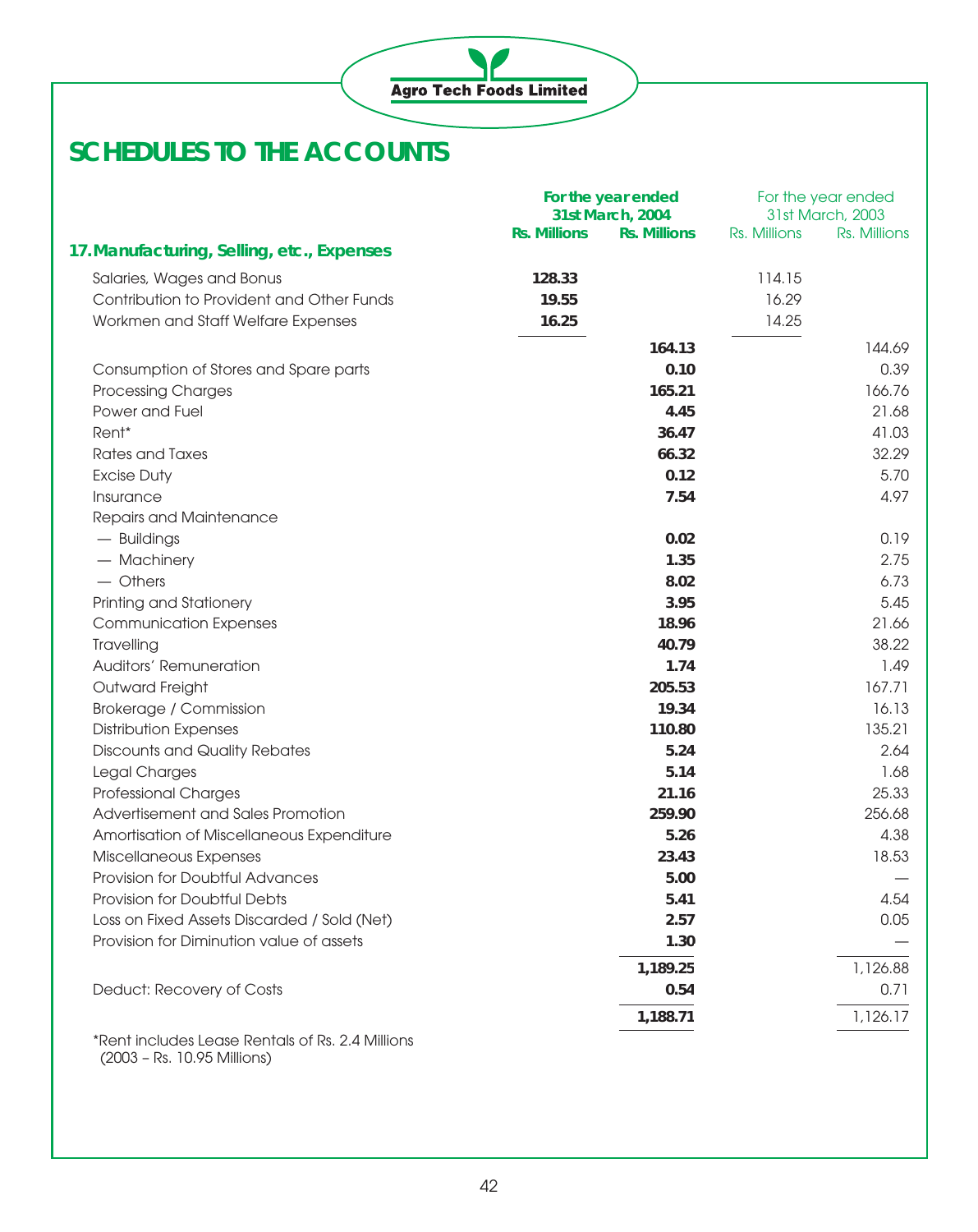# SCHEDULES TO THE ACCOUNTS

| | For the year ended 31st March, 2004 | | For the year ended 31st March, 2003 | |
|---|---|---|---|---|
| | Rs. Millions | Rs. Millions | Rs. Millions | Rs. Millions |
| **17. Manufacturing, Selling, etc., Expenses** | | | | |
| Salaries, Wages and Bonus | **128.33** | | 114.15 | |
| Contribution to Provident and Other Funds | **19.55** | | 16.29 | |
| Workmen and Staff Welfare Expenses | **16.25** | | 14.25 | |
| | | **164.13** | | 144.69 |
| Consumption of Stores and Spare parts | | **0.10** | | 0.39 |
| Processing Charges | | **165.21** | | 166.76 |
| Power and Fuel | | **4.45** | | 21.68 |
| Rent* | | **36.47** | | 41.03 |
| Rates and Taxes | | **66.32** | | 32.29 |
| Excise Duty | | **0.12** | | 5.70 |
| Insurance | | **7.54** | | 4.97 |
| Repairs and Maintenance | | | | |
| — Buildings | | **0.02** | | 0.19 |
| — Machinery | | **1.35** | | 2.75 |
| — Others | | **8.02** | | 6.73 |
| Printing and Stationery | | **3.95** | | 5.45 |
| Communication Expenses | | **18.96** | | 21.66 |
| Travelling | | **40.79** | | 38.22 |
| Auditors' Remuneration | | **1.74** | | 1.49 |
| Outward Freight | | **205.53** | | 167.71 |
| Brokerage / Commission | | **19.34** | | 16.13 |
| Distribution Expenses | | **110.80** | | 135.21 |
| Discounts and Quality Rebates | | **5.24** | | 2.64 |
| Legal Charges | | **5.14** | | 1.68 |
| Professional Charges | | **21.16** | | 25.33 |
| Advertisement and Sales Promotion | | **259.90** | | 256.68 |
| Amortisation of Miscellaneous Expenditure | | **5.26** | | 4.38 |
| Miscellaneous Expenses | | **23.43** | | 18.53 |
| Provision for Doubtful Advances | | **5.00** | | — |
| Provision for Doubtful Debts | | **5.41** | | 4.54 |
| Loss on Fixed Assets Discarded / Sold (Net) | | **2.57** | | 0.05 |
| Provision for Diminution value of assets | | **1.30** | | — |
| | | **1,189.25** | | 1,126.88 |
| Deduct: Recovery of Costs | | **0.54** | | 0.71 |
| | | **1,188.71** | | 1,126.17 |

*Rent includes Lease Rentals of Rs. 2.4 Millions (2003 – Rs. 10.95 Millions)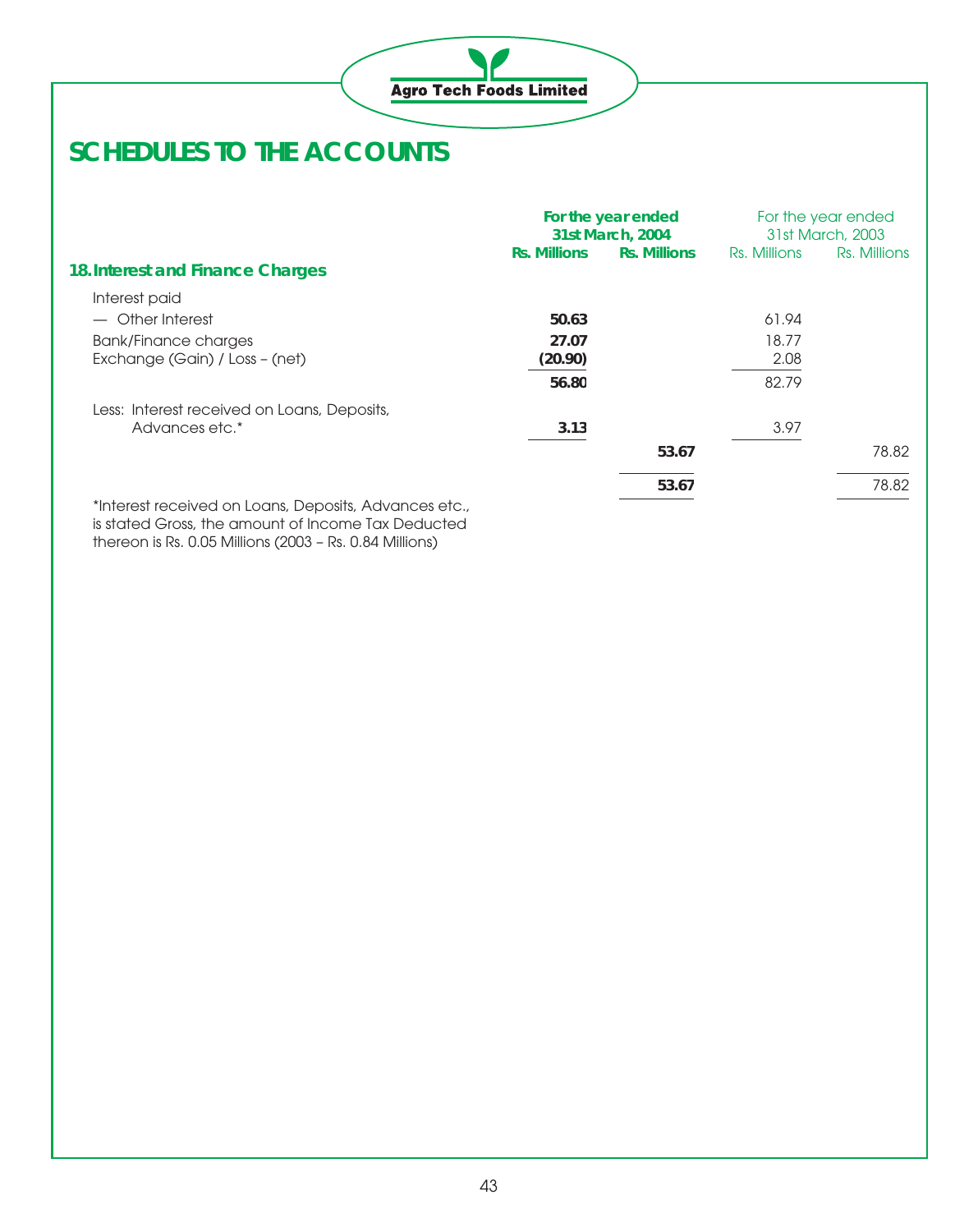# SCHEDULES TO THE ACCOUNTS

| | For the year ended 31st March, 2004 | | For the year ended 31st March, 2003 | |
|---|---|---|---|---|
| | **Rs. Millions** | **Rs. Millions** | Rs. Millions | Rs. Millions |
| **18. Interest and Finance Charges** | | | | |
| Interest paid | | | | |
| — Other Interest | **50.63** | | 61.94 | |
| Bank/Finance charges | **27.07** | | 18.77 | |
| Exchange (Gain) / Loss – (net) | **(20.90)** | | 2.08 | |
| | **56.80** | | 82.79 | |
| Less: Interest received on Loans, Deposits, Advances etc.* | **3.13** | | 3.97 | |
| | | **53.67** | | 78.82 |
| | | **53.67** | | 78.82 |

*Interest received on Loans, Deposits, Advances etc., is stated Gross, the amount of Income Tax Deducted thereon is Rs. 0.05 Millions (2003 – Rs. 0.84 Millions)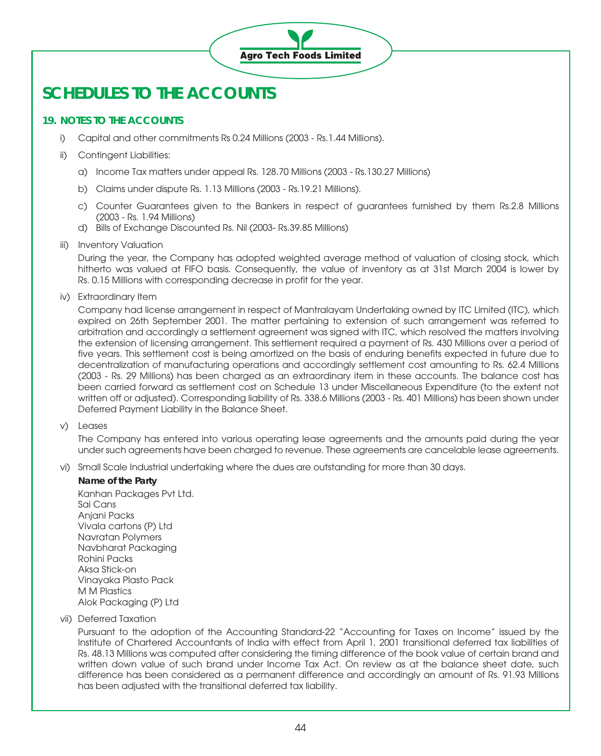# SCHEDULES TO THE ACCOUNTS

## 19. NOTES TO THE ACCOUNTS

i) Capital and other commitments Rs 0.24 Millions (2003 - Rs.1.44 Millions).

ii) Contingent Liabilities:

   a) Income Tax matters under appeal Rs. 128.70 Millions (2003 - Rs.130.27 Millions)

   b) Claims under dispute Rs. 1.13 Millions (2003 - Rs.19.21 Millions).

   c) Counter Guarantees given to the Bankers in respect of guarantees furnished by them Rs.2.8 Millions (2003 - Rs. 1.94 Millions)

   d) Bills of Exchange Discounted Rs. Nil (2003- Rs.39.85 Millions)

iii) Inventory Valuation

   During the year, the Company has adopted weighted average method of valuation of closing stock, which hitherto was valued at FIFO basis. Consequently, the value of inventory as at 31st March 2004 is lower by Rs. 0.15 Millions with corresponding decrease in profit for the year.

iv) Extraordinary Item

   Company had license arrangement in respect of Mantralayam Undertaking owned by ITC Limited (ITC), which expired on 26th September 2001. The matter pertaining to extension of such arrangement was referred to arbitration and accordingly a settlement agreement was signed with ITC, which resolved the matters involving the extension of licensing arrangement. This settlement required a payment of Rs. 430 Millions over a period of five years. This settlement cost is being amortized on the basis of enduring benefits expected in future due to decentralization of manufacturing operations and accordingly settlement cost amounting to Rs. 62.4 Millions (2003 - Rs. 29 Millions) has been charged as an extraordinary item in these accounts. The balance cost has been carried forward as settlement cost on Schedule 13 under Miscellaneous Expenditure (to the extent not written off or adjusted). Corresponding liability of Rs. 338.6 Millions (2003 - Rs. 401 Millions) has been shown under Deferred Payment Liability in the Balance Sheet.

v) Leases

   The Company has entered into various operating lease agreements and the amounts paid during the year under such agreements have been charged to revenue. These agreements are cancelable lease agreements.

vi) Small Scale Industrial undertaking where the dues are outstanding for more than 30 days.

   **Name of the Party**

   Kanhan Packages Pvt Ltd.
   Sai Cans
   Anjani Packs
   Vivala cartons (P) Ltd
   Navratan Polymers
   Navbharat Packaging
   Rohini Packs
   Aksa Stick-on
   Vinayaka Plasto Pack
   M M Plastics
   Alok Packaging (P) Ltd

vii) Deferred Taxation

   Pursuant to the adoption of the Accounting Standard-22 "Accounting for Taxes on Income" issued by the Institute of Chartered Accountants of India with effect from April 1, 2001 transitional deferred tax liabilities of Rs. 48.13 Millions was computed after considering the timing difference of the book value of certain brand and written down value of such brand under Income Tax Act. On review as at the balance sheet date, such difference has been considered as a permanent difference and accordingly an amount of Rs. 91.93 Millions has been adjusted with the transitional deferred tax liability.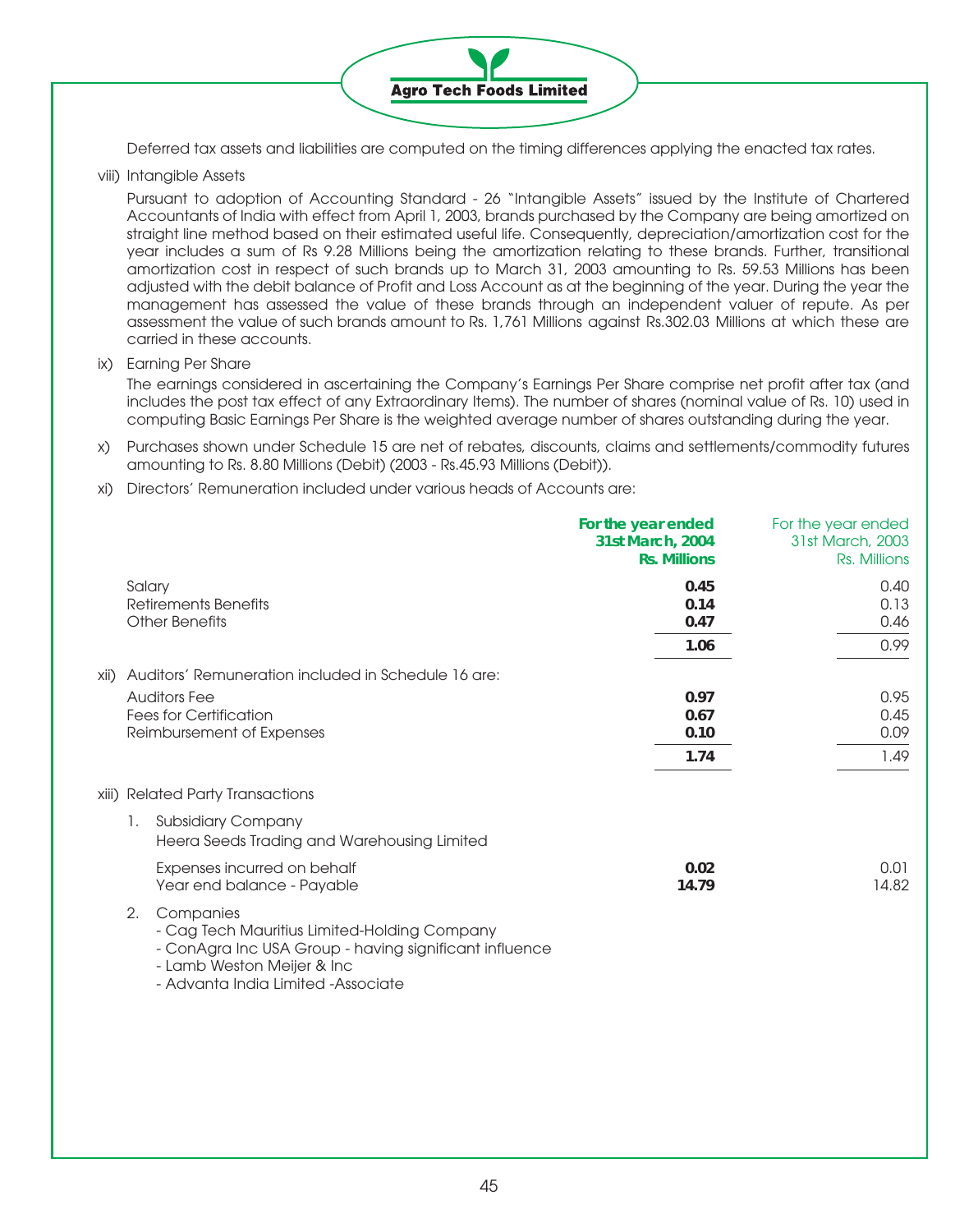Deferred tax assets and liabilities are computed on the timing differences applying the enacted tax rates.

viii) Intangible Assets

Pursuant to adoption of Accounting Standard - 26 "Intangible Assets" issued by the Institute of Chartered Accountants of India with effect from April 1, 2003, brands purchased by the Company are being amortized on straight line method based on their estimated useful life. Consequently, depreciation/amortization cost for the year includes a sum of Rs 9.28 Millions being the amortization relating to these brands. Further, transitional amortization cost in respect of such brands up to March 31, 2003 amounting to Rs. 59.53 Millions has been adjusted with the debit balance of Profit and Loss Account as at the beginning of the year. During the year the management has assessed the value of these brands through an independent valuer of repute. As per assessment the value of such brands amount to Rs. 1,761 Millions against Rs.302.03 Millions at which these are carried in these accounts.

ix) Earning Per Share

The earnings considered in ascertaining the Company's Earnings Per Share comprise net profit after tax (and includes the post tax effect of any Extraordinary Items). The number of shares (nominal value of Rs. 10) used in computing Basic Earnings Per Share is the weighted average number of shares outstanding during the year.

x) Purchases shown under Schedule 15 are net of rebates, discounts, claims and settlements/commodity futures amounting to Rs. 8.80 Millions (Debit) (2003 - Rs.45.93 Millions (Debit)).

xi) Directors' Remuneration included under various heads of Accounts are:

| | **For the year ended 31st March, 2004 Rs. Millions** | For the year ended 31st March, 2003 Rs. Millions |
|---|---|---|
| Salary | **0.45** | 0.40 |
| Retirements Benefits | **0.14** | 0.13 |
| Other Benefits | **0.47** | 0.46 |
| | **1.06** | 0.99 |

xii) Auditors' Remuneration included in Schedule 16 are:

| | **For the year ended 31st March, 2004 Rs. Millions** | For the year ended 31st March, 2003 Rs. Millions |
|---|---|---|
| Auditors Fee | **0.97** | 0.95 |
| Fees for Certification | **0.67** | 0.45 |
| Reimbursement of Expenses | **0.10** | 0.09 |
| | **1.74** | 1.49 |

xiii) Related Party Transactions

1. Subsidiary Company
   Heera Seeds Trading and Warehousing Limited

| | **For the year ended 31st March, 2004 Rs. Millions** | For the year ended 31st March, 2003 Rs. Millions |
|---|---|---|
| Expenses incurred on behalf | **0.02** | 0.01 |
| Year end balance - Payable | **14.79** | 14.82 |

2. Companies
   - Cag Tech Mauritius Limited-Holding Company
   - ConAgra Inc USA Group - having significant influence
   - Lamb Weston Meijer & Inc
   - Advanta India Limited -Associate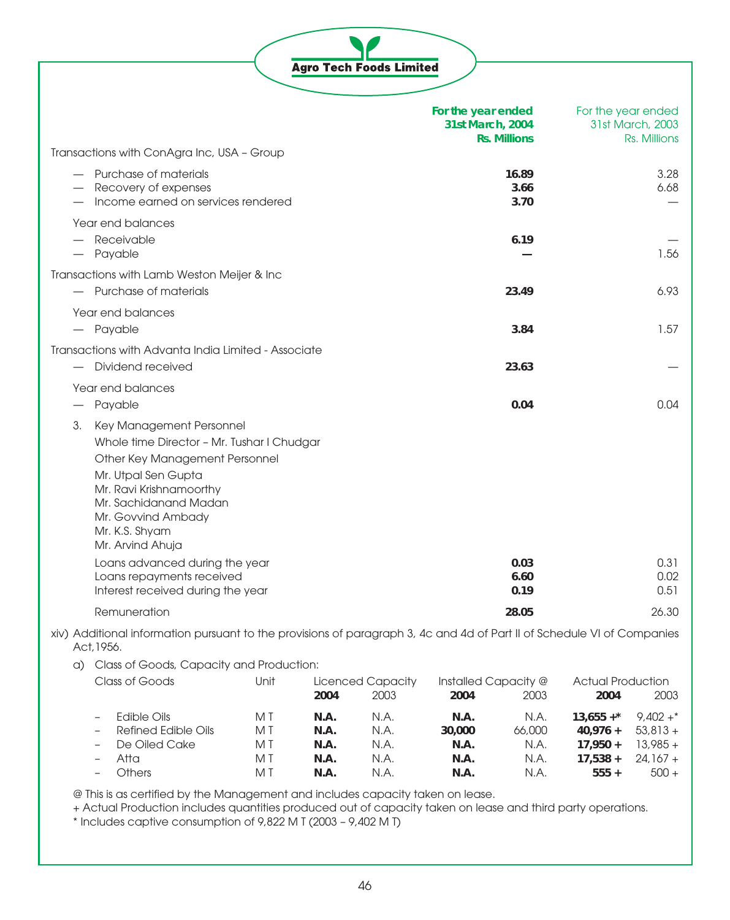| | For the year ended 31st March, 2004 Rs. Millions | For the year ended 31st March, 2003 Rs. Millions |
|---|---|---|
| Transactions with ConAgra Inc, USA – Group | | |
| — Purchase of materials | **16.89** | 3.28 |
| — Recovery of expenses | **3.66** | 6.68 |
| — Income earned on services rendered | **3.70** | — |
| Year end balances | | |
| — Receivable | **6.19** | — |
| — Payable | **—** | 1.56 |
| Transactions with Lamb Weston Meijer & Inc | | |
| — Purchase of materials | **23.49** | 6.93 |
| Year end balances | | |
| — Payable | **3.84** | 1.57 |
| Transactions with Advanta India Limited - Associate | | |
| — Dividend received | **23.63** | — |
| Year end balances | | |
| — Payable | **0.04** | 0.04 |

3. Key Management Personnel

Whole time Director – Mr. Tushar I Chudgar

Other Key Management Personnel

Mr. Utpal Sen Gupta
Mr. Ravi Krishnamoorthy
Mr. Sachidanand Madan
Mr. Govvind Ambady
Mr. K.S. Shyam
Mr. Arvind Ahuja

| | 2004 | 2003 |
|---|---|---|
| Loans advanced during the year | **0.03** | 0.31 |
| Loans repayments received | **6.60** | 0.02 |
| Interest received during the year | **0.19** | 0.51 |
| Remuneration | **28.05** | 26.30 |

xiv) Additional information pursuant to the provisions of paragraph 3, 4c and 4d of Part II of Schedule VI of Companies Act,1956.

a) Class of Goods, Capacity and Production:

| Class of Goods | Unit | Licenced Capacity | | Installed Capacity @ | | Actual Production | |
|---|---|---|---|---|---|---|---|
| | | **2004** | 2003 | **2004** | 2003 | **2004** | 2003 |
| – Edible Oils | M T | **N.A.** | N.A. | **N.A.** | N.A. | **13,655 +*** | 9,402 +* |
| – Refined Edible Oils | M T | **N.A.** | N.A. | **30,000** | 66,000 | **40,976 +** | 53,813 + |
| – De Oiled Cake | M T | **N.A.** | N.A. | **N.A.** | N.A. | **17,950 +** | 13,985 + |
| – Atta | M T | **N.A.** | N.A. | **N.A.** | N.A. | **17,538 +** | 24,167 + |
| – Others | M T | **N.A.** | N.A. | **N.A.** | N.A. | **555 +** | 500 + |

@ This is as certified by the Management and includes capacity taken on lease.

+ Actual Production includes quantities produced out of capacity taken on lease and third party operations.

* Includes captive consumption of 9,822 M T (2003 – 9,402 M T)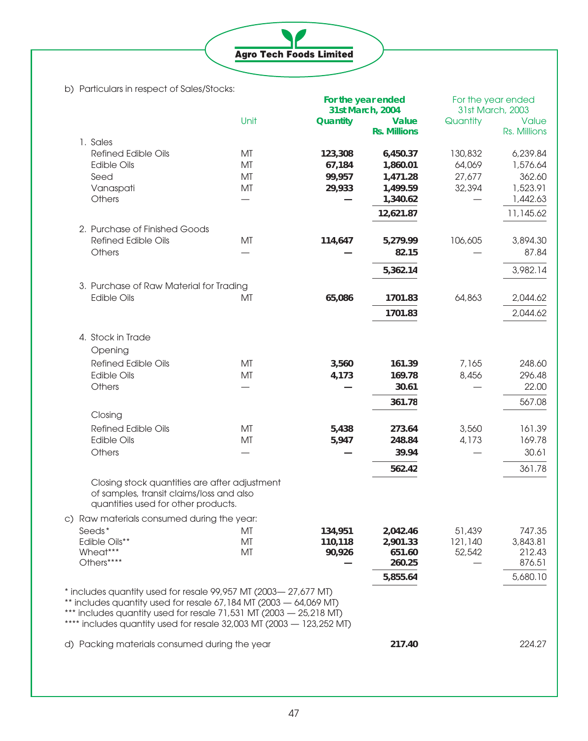b) Particulars in respect of Sales/Stocks:

| | Unit | For the year ended 31st March, 2004 Quantity | For the year ended 31st March, 2004 Value Rs. Millions | For the year ended 31st March, 2003 Quantity | For the year ended 31st March, 2003 Value Rs. Millions |
|---|---|---|---|---|---|
| 1. Sales | | | | | |
| Refined Edible Oils | MT | **123,308** | **6,450.37** | 130,832 | 6,239.84 |
| Edible Oils | MT | **67,184** | **1,860.01** | 64,069 | 1,576.64 |
| Seed | MT | **99,957** | **1,471.28** | 27,677 | 362.60 |
| Vanaspati | MT | **29,933** | **1,499.59** | 32,394 | 1,523.91 |
| Others | — | **—** | **1,340.62** | — | 1,442.63 |
| | | | **12,621.87** | | 11,145.62 |
| 2. Purchase of Finished Goods | | | | | |
| Refined Edible Oils | MT | **114,647** | **5,279.99** | 106,605 | 3,894.30 |
| Others | — | **—** | **82.15** | — | 87.84 |
| | | | **5,362.14** | | 3,982.14 |
| 3. Purchase of Raw Material for Trading | | | | | |
| Edible Oils | MT | **65,086** | **1701.83** | 64,863 | 2,044.62 |
| | | | **1701.83** | | 2,044.62 |
| 4. Stock in Trade | | | | | |
| Opening | | | | | |
| Refined Edible Oils | MT | **3,560** | **161.39** | 7,165 | 248.60 |
| Edible Oils | MT | **4,173** | **169.78** | 8,456 | 296.48 |
| Others | — | **—** | **30.61** | — | 22.00 |
| | | | **361.78** | | 567.08 |
| Closing | | | | | |
| Refined Edible Oils | MT | **5,438** | **273.64** | 3,560 | 161.39 |
| Edible Oils | MT | **5,947** | **248.84** | 4,173 | 169.78 |
| Others | — | **—** | **39.94** | — | 30.61 |
| | | | **562.42** | | 361.78 |

Closing stock quantities are after adjustment of samples, transit claims/loss and also quantities used for other products.

c) Raw materials consumed during the year:

| | Unit | 2004 Quantity | 2004 Value Rs. Millions | 2003 Quantity | 2003 Value Rs. Millions |
|---|---|---|---|---|---|
| Seeds* | MT | **134,951** | **2,042.46** | 51,439 | 747.35 |
| Edible Oils** | MT | **110,118** | **2,901.33** | 121,140 | 3,843.81 |
| Wheat*** | MT | **90,926** | **651.60** | 52,542 | 212.43 |
| Others**** | | **—** | **260.25** | — | 876.51 |
| | | | **5,855.64** | | 5,680.10 |

* includes quantity used for resale 99,957 MT (2003— 27,677 MT)
** includes quantity used for resale 67,184 MT (2003 — 64,069 MT)
*** includes quantity used for resale 71,531 MT (2003 — 25,218 MT)
**** includes quantity used for resale 32,003 MT (2003 — 123,252 MT)

| | 2004 | 2003 |
|---|---|---|
| d) Packing materials consumed during the year | **217.40** | 224.27 |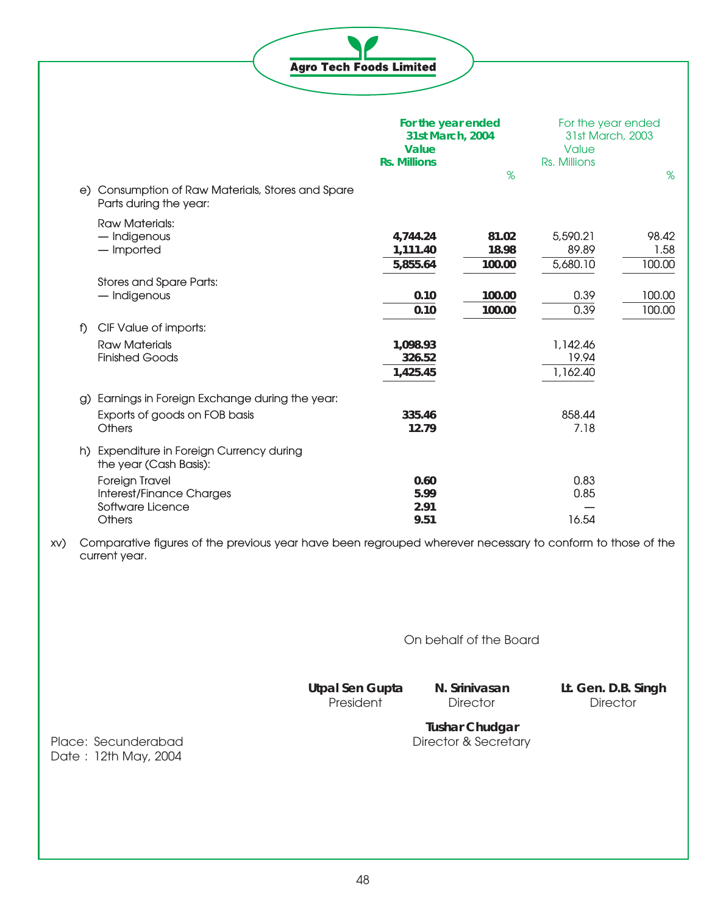| | For the year ended 31st March, 2004 Value Rs. Millions | % | For the year ended 31st March, 2003 Value Rs. Millions | % |
|---|---|---|---|---|
| e) Consumption of Raw Materials, Stores and Spare Parts during the year: | | | | |
| Raw Materials: | | | | |
| — Indigenous | **4,744.24** | **81.02** | 5,590.21 | 98.42 |
| — Imported | **1,111.40** | **18.98** | 89.89 | 1.58 |
| | **5,855.64** | **100.00** | 5,680.10 | 100.00 |
| Stores and Spare Parts: | | | | |
| — Indigenous | **0.10** | **100.00** | 0.39 | 100.00 |
| | **0.10** | **100.00** | 0.39 | 100.00 |
| f) CIF Value of imports: | | | | |
| Raw Materials | **1,098.93** | | 1,142.46 | |
| Finished Goods | **326.52** | | 19.94 | |
| | **1,425.45** | | 1,162.40 | |
| g) Earnings in Foreign Exchange during the year: | | | | |
| Exports of goods on FOB basis | **335.46** | | 858.44 | |
| Others | **12.79** | | 7.18 | |
| h) Expenditure in Foreign Currency during the year (Cash Basis): | | | | |
| Foreign Travel | **0.60** | | 0.83 | |
| Interest/Finance Charges | **5.99** | | 0.85 | |
| Software Licence | **2.91** | | — | |
| Others | **9.51** | | 16.54 | |

xv) Comparative figures of the previous year have been regrouped wherever necessary to conform to those of the current year.

On behalf of the Board

**Utpal Sen Gupta**
President

**N. Srinivasan**
Director

**Lt. Gen. D.B. Singh**
Director

**Tushar Chudgar**
Director & Secretary

Place: Secunderabad
Date : 12th May, 2004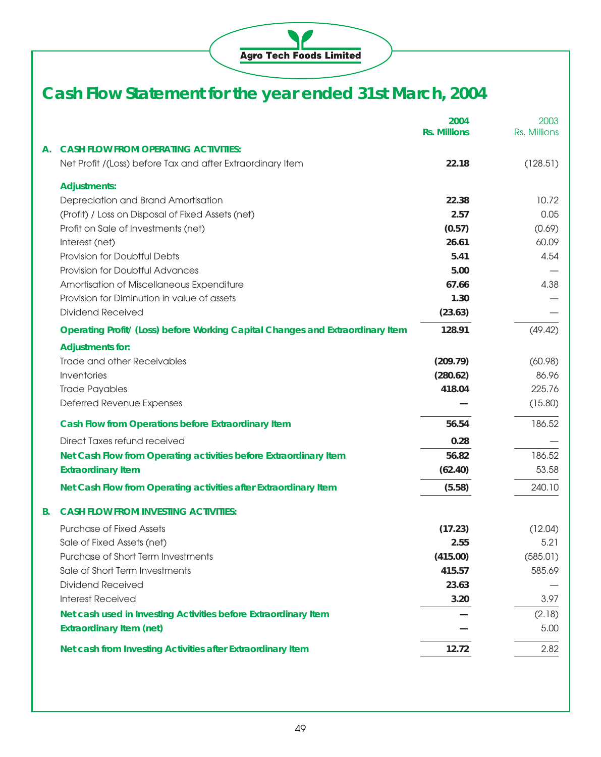# Cash Flow Statement for the year ended 31st March, 2004

| | | 2004 Rs. Millions | 2003 Rs. Millions |
|---|---|---|---|
| **A.** | **CASH FLOW FROM OPERATING ACTIVITIES:** | | |
| | Net Profit /(Loss) before Tax and after Extraordinary Item | **22.18** | (128.51) |
| | **Adjustments:** | | |
| | Depreciation and Brand Amortisation | **22.38** | 10.72 |
| | (Profit) / Loss on Disposal of Fixed Assets (net) | **2.57** | 0.05 |
| | Profit on Sale of Investments (net) | **(0.57)** | (0.69) |
| | Interest (net) | **26.61** | 60.09 |
| | Provision for Doubtful Debts | **5.41** | 4.54 |
| | Provision for Doubtful Advances | **5.00** | — |
| | Amortisation of Miscellaneous Expenditure | **67.66** | 4.38 |
| | Provision for Diminution in value of assets | **1.30** | — |
| | Dividend Received | **(23.63)** | — |
| | **Operating Profit/ (Loss) before Working Capital Changes and Extraordinary Item** | **128.91** | (49.42) |
| | **Adjustments for:** | | |
| | Trade and other Receivables | **(209.79)** | (60.98) |
| | Inventories | **(280.62)** | 86.96 |
| | Trade Payables | **418.04** | 225.76 |
| | Deferred Revenue Expenses | **—** | (15.80) |
| | **Cash Flow from Operations before Extraordinary Item** | **56.54** | 186.52 |
| | Direct Taxes refund received | **0.28** | — |
| | **Net Cash Flow from Operating activities before Extraordinary Item** | **56.82** | 186.52 |
| | **Extraordinary Item** | **(62.40)** | 53.58 |
| | **Net Cash Flow from Operating activities after Extraordinary Item** | **(5.58)** | 240.10 |
| **B.** | **CASH FLOW FROM INVESTING ACTIVITIES:** | | |
| | Purchase of Fixed Assets | **(17.23)** | (12.04) |
| | Sale of Fixed Assets (net) | **2.55** | 5.21 |
| | Purchase of Short Term Investments | **(415.00)** | (585.01) |
| | Sale of Short Term Investments | **415.57** | 585.69 |
| | Dividend Received | **23.63** | — |
| | Interest Received | **3.20** | 3.97 |
| | **Net cash used in Investing Activities before Extraordinary Item** | **—** | (2.18) |
| | **Extraordinary Item (net)** | **—** | 5.00 |
| | **Net cash from Investing Activities after Extraordinary Item** | **12.72** | 2.82 |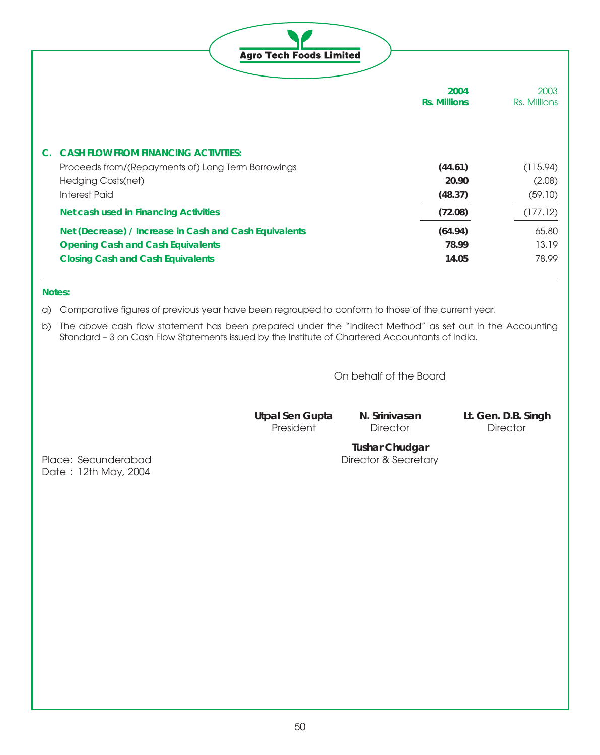|  | 2004 Rs. Millions | 2003 Rs. Millions |
|---|---|---|
| **C. CASH FLOW FROM FINANCING ACTIVITIES:** |  |  |
| Proceeds from/(Repayments of) Long Term Borrowings | **(44.61)** | (115.94) |
| Hedging Costs(net) | **20.90** | (2.08) |
| Interest Paid | **(48.37)** | (59.10) |
| **Net cash used in Financing Activities** | **(72.08)** | (177.12) |
| **Net (Decrease) / Increase in Cash and Cash Equivalents** | **(64.94)** | 65.80 |
| **Opening Cash and Cash Equivalents** | **78.99** | 13.19 |
| **Closing Cash and Cash Equivalents** | **14.05** | 78.99 |

**Notes:**

a) Comparative figures of previous year have been regrouped to conform to those of the current year.

b) The above cash flow statement has been prepared under the "Indirect Method" as set out in the Accounting Standard – 3 on Cash Flow Statements issued by the Institute of Chartered Accountants of India.

On behalf of the Board

**Utpal Sen Gupta**
President

**N. Srinivasan**
Director

**Lt. Gen. D.B. Singh**
Director

**Tushar Chudgar**
Director & Secretary

Place: Secunderabad
Date : 12th May, 2004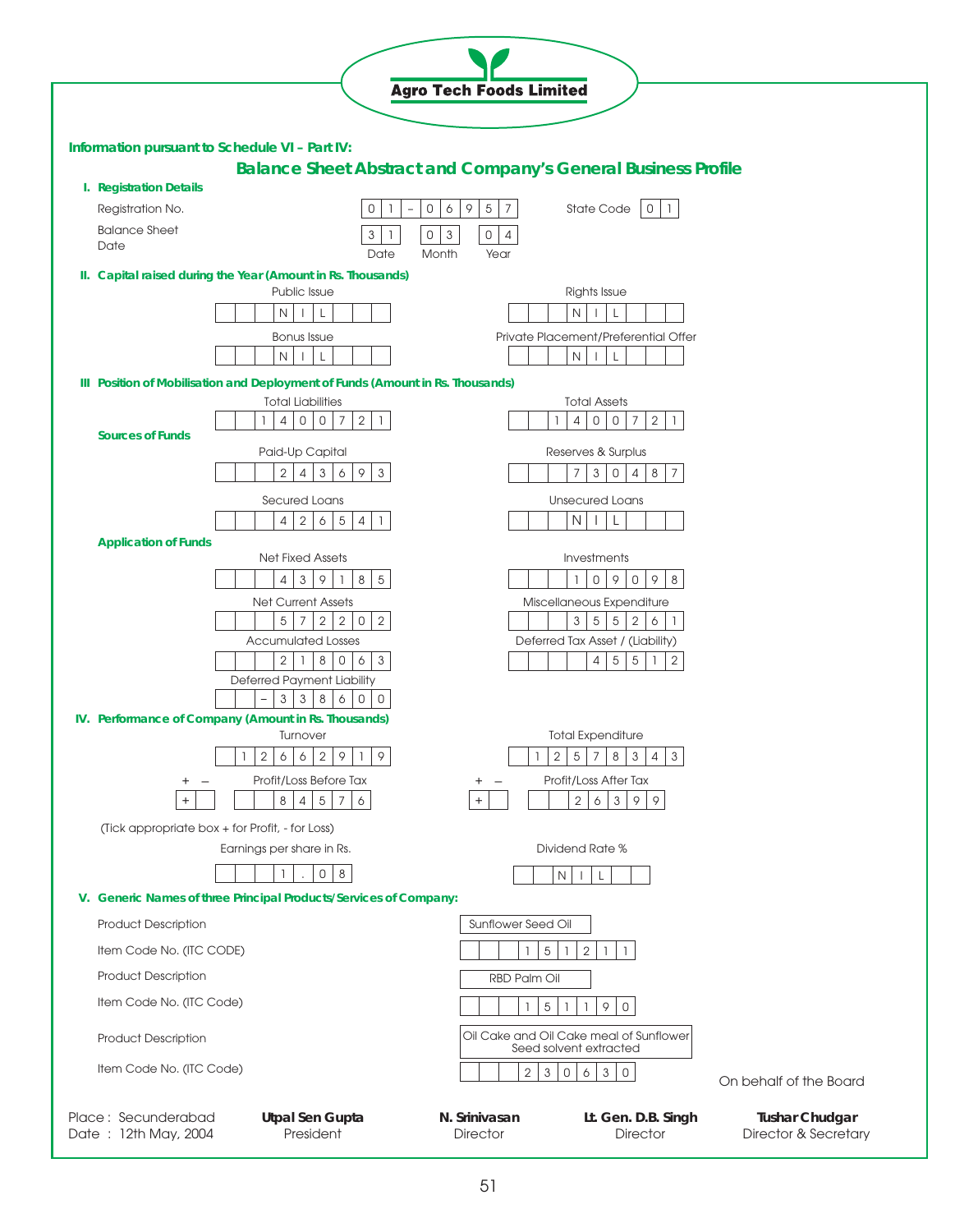**Agro Tech Foods Limited**

**Information pursuant to Schedule VI – Part IV:**

## Balance Sheet Abstract and Company's General Business Profile

### I. Registration Details

| | | | |
|---|---|---|---|
| Registration No. | 01 – 06957 | State Code | 01 |
| Balance Sheet Date | 31 (Date) 03 (Month) 04 (Year) | | |

### II. Capital raised during the Year (Amount in Rs. Thousands)

| | | | |
|---|---|---|---|
| Public Issue | NIL | Rights Issue | NIL |
| Bonus Issue | NIL | Private Placement/Preferential Offer | NIL |

### III Position of Mobilisation and Deployment of Funds (Amount in Rs. Thousands)

| | | | |
|---|---|---|---|
| Total Liabilities | 1400721 | Total Assets | 1400721 |

**Sources of Funds**

| | | | |
|---|---|---|---|
| Paid-Up Capital | 243693 | Reserves & Surplus | 730487 |
| Secured Loans | 426541 | Unsecured Loans | NIL |

**Application of Funds**

| | | | |
|---|---|---|---|
| Net Fixed Assets | 439185 | Investments | 109098 |
| Net Current Assets | 572202 | Miscellaneous Expenditure | 355261 |
| Accumulated Losses | 218063 | Deferred Tax Asset / (Liability) | 45512 |
| Deferred Payment Liability | –338600 | | |

### IV. Performance of Company (Amount in Rs. Thousands)

| | | | |
|---|---|---|---|
| Turnover | 12662919 | Total Expenditure | 12578343 |
| Profit/Loss Before Tax | + 84576 | Profit/Loss After Tax | + 26399 |

(Tick appropriate box + for Profit, - for Loss)

| | | | |
|---|---|---|---|
| Earnings per share in Rs. | 1.08 | Dividend Rate % | NIL |

### V. Generic Names of three Principal Products/Services of Company:

| | |
|---|---|
| Product Description | Sunflower Seed Oil |
| Item Code No. (ITC CODE) | 151211 |
| Product Description | RBD Palm Oil |
| Item Code No. (ITC Code) | 151190 |
| Product Description | Oil Cake and Oil Cake meal of Sunflower Seed solvent extracted |
| Item Code No. (ITC Code) | 230630 |

On behalf of the Board

Place : Secunderabad
Date : 12th May, 2004

| | | | |
|---|---|---|---|
| **Utpal Sen Gupta** | **N. Srinivasan** | **Lt. Gen. D.B. Singh** | **Tushar Chudgar** |
| President | Director | Director | Director & Secretary |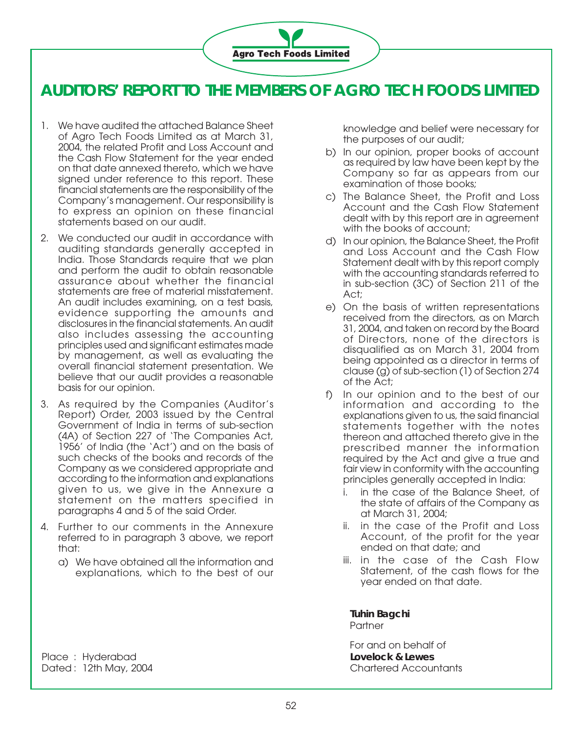# AUDITORS' REPORT TO THE MEMBERS OF AGRO TECH FOODS LIMITED

1. We have audited the attached Balance Sheet of Agro Tech Foods Limited as at March 31, 2004, the related Profit and Loss Account and the Cash Flow Statement for the year ended on that date annexed thereto, which we have signed under reference to this report. These financial statements are the responsibility of the Company's management. Our responsibility is to express an opinion on these financial statements based on our audit.

2. We conducted our audit in accordance with auditing standards generally accepted in India. Those Standards require that we plan and perform the audit to obtain reasonable assurance about whether the financial statements are free of material misstatement. An audit includes examining, on a test basis, evidence supporting the amounts and disclosures in the financial statements. An audit also includes assessing the accounting principles used and significant estimates made by management, as well as evaluating the overall financial statement presentation. We believe that our audit provides a reasonable basis for our opinion.

3. As required by the Companies (Auditor's Report) Order, 2003 issued by the Central Government of India in terms of sub-section (4A) of Section 227 of 'The Companies Act, 1956' of India (the 'Act') and on the basis of such checks of the books and records of the Company as we considered appropriate and according to the information and explanations given to us, we give in the Annexure a statement on the matters specified in paragraphs 4 and 5 of the said Order.

4. Further to our comments in the Annexure referred to in paragraph 3 above, we report that:

   a) We have obtained all the information and explanations, which to the best of our knowledge and belief were necessary for the purposes of our audit;

   b) In our opinion, proper books of account as required by law have been kept by the Company so far as appears from our examination of those books;

   c) The Balance Sheet, the Profit and Loss Account and the Cash Flow Statement dealt with by this report are in agreement with the books of account;

   d) In our opinion, the Balance Sheet, the Profit and Loss Account and the Cash Flow Statement dealt with by this report comply with the accounting standards referred to in sub-section (3C) of Section 211 of the Act;

   e) On the basis of written representations received from the directors, as on March 31, 2004, and taken on record by the Board of Directors, none of the directors is disqualified as on March 31, 2004 from being appointed as a director in terms of clause (g) of sub-section (1) of Section 274 of the Act;

   f) In our opinion and to the best of our information and according to the explanations given to us, the said financial statements together with the notes thereon and attached thereto give in the prescribed manner the information required by the Act and give a true and fair view in conformity with the accounting principles generally accepted in India:

      i. in the case of the Balance Sheet, of the state of affairs of the Company as at March 31, 2004;

      ii. in the case of the Profit and Loss Account, of the profit for the year ended on that date; and

      iii. in the case of the Cash Flow Statement, of the cash flows for the year ended on that date.

**Tuhin Bagchi**
Partner

For and on behalf of
**Lovelock & Lewes**
Chartered Accountants

Place : Hyderabad
Dated : 12th May, 2004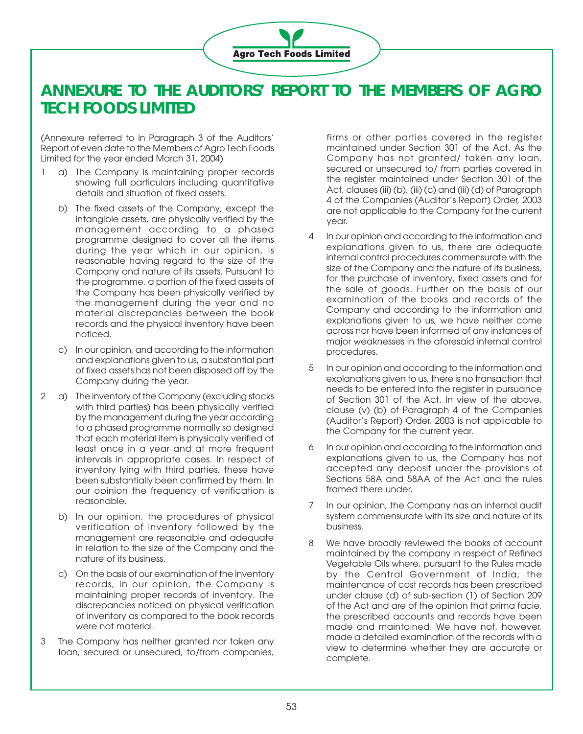# ANNEXURE TO THE AUDITORS' REPORT TO THE MEMBERS OF AGRO TECH FOODS LIMITED

(Annexure referred to in Paragraph 3 of the Auditors' Report of even date to the Members of Agro Tech Foods Limited for the year ended March 31, 2004)

1. a) The Company is maintaining proper records showing full particulars including quantitative details and situation of fixed assets.

   b) The fixed assets of the Company, except the intangible assets, are physically verified by the management according to a phased programme designed to cover all the items during the year which in our opinion, is reasonable having regard to the size of the Company and nature of its assets. Pursuant to the programme, a portion of the fixed assets of the Company has been physically verified by the management during the year and no material discrepancies between the book records and the physical inventory have been noticed.

   c) In our opinion, and according to the information and explanations given to us, a substantial part of fixed assets has not been disposed off by the Company during the year.

2. a) The inventory of the Company (excluding stocks with third parties) has been physically verified by the management during the year according to a phased programme normally so designed that each material item is physically verified at least once in a year and at more frequent intervals in appropriate cases. In respect of inventory lying with third parties, these have been substantially been confirmed by them. In our opinion the frequency of verification is reasonable.

   b) In our opinion, the procedures of physical verification of inventory followed by the management are reasonable and adequate in relation to the size of the Company and the nature of its business.

   c) On the basis of our examination of the inventory records, in our opinion, the Company is maintaining proper records of inventory. The discrepancies noticed on physical verification of inventory as compared to the book records were not material.

3. The Company has neither granted nor taken any loan, secured or unsecured, to/from companies, firms or other parties covered in the register maintained under Section 301 of the Act. As the Company has not granted/ taken any loan, secured or unsecured to/ from parties covered in the register maintained under Section 301 of the Act, clauses (iii) (b), (iii) (c) and (iii) (d) of Paragraph 4 of the Companies (Auditor's Report) Order, 2003 are not applicable to the Company for the current year.

4. In our opinion and according to the information and explanations given to us, there are adequate internal control procedures commensurate with the size of the Company and the nature of its business, for the purchase of inventory, fixed assets and for the sale of goods. Further on the basis of our examination of the books and records of the Company and according to the information and explanations given to us, we have neither come across nor have been informed of any instances of major weaknesses in the aforesaid internal control procedures.

5. In our opinion and according to the information and explanations given to us, there is no transaction that needs to be entered into the register in pursuance of Section 301 of the Act. In view of the above, clause (v) (b) of Paragraph 4 of the Companies (Auditor's Report) Order, 2003 is not applicable to the Company for the current year.

6. In our opinion and according to the information and explanations given to us, the Company has not accepted any deposit under the provisions of Sections 58A and 58AA of the Act and the rules framed there under.

7. In our opinion, the Company has an internal audit system commensurate with its size and nature of its business.

8. We have broadly reviewed the books of account maintained by the company in respect of Refined Vegetable Oils where, pursuant to the Rules made by the Central Government of India, the maintenance of cost records has been prescribed under clause (d) of sub-section (1) of Section 209 of the Act and are of the opinion that prima facie, the prescribed accounts and records have been made and maintained. We have not, however, made a detailed examination of the records with a view to determine whether they are accurate or complete.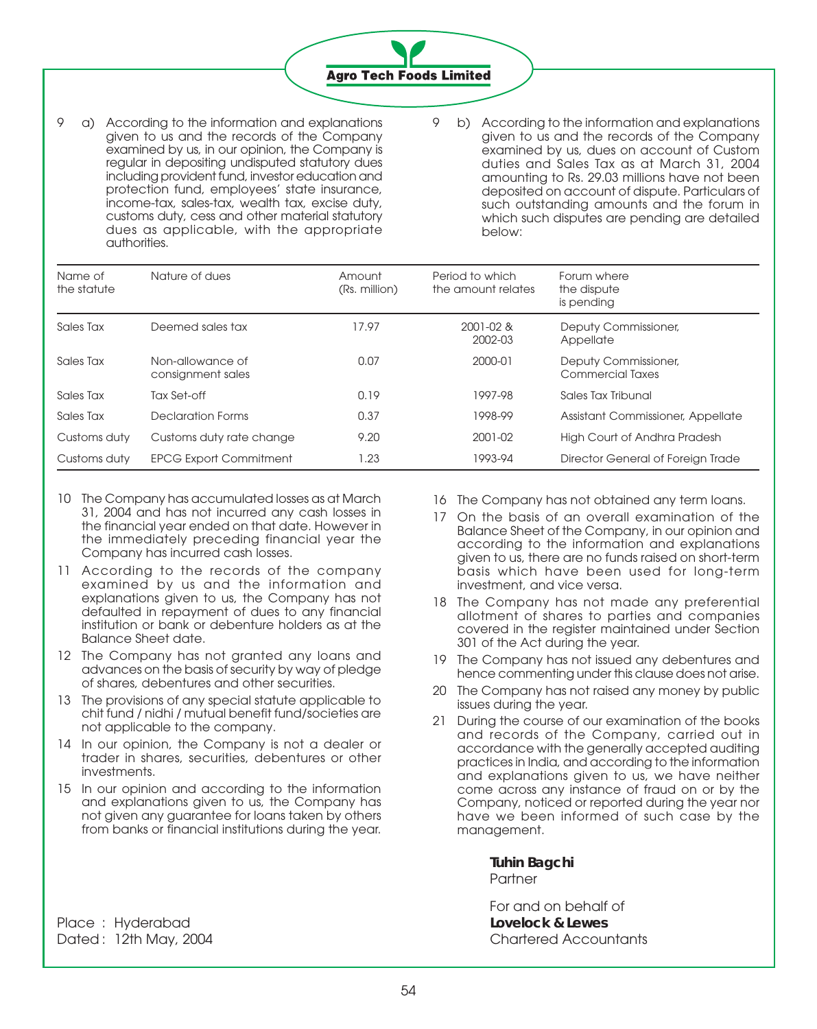9 a) According to the information and explanations given to us and the records of the Company examined by us, in our opinion, the Company is regular in depositing undisputed statutory dues including provident fund, investor education and protection fund, employees' state insurance, income-tax, sales-tax, wealth tax, excise duty, customs duty, cess and other material statutory dues as applicable, with the appropriate authorities.

9 b) According to the information and explanations given to us and the records of the Company examined by us, dues on account of Custom duties and Sales Tax as at March 31, 2004 amounting to Rs. 29.03 millions have not been deposited on account of dispute. Particulars of such outstanding amounts and the forum in which such disputes are pending are detailed below:

| Name of the statute | Nature of dues | Amount (Rs. million) | Period to which the amount relates | Forum where the dispute is pending |
|---|---|---|---|---|
| Sales Tax | Deemed sales tax | 17.97 | 2001-02 & 2002-03 | Deputy Commissioner, Appellate |
| Sales Tax | Non-allowance of consignment sales | 0.07 | 2000-01 | Deputy Commissioner, Commercial Taxes |
| Sales Tax | Tax Set-off | 0.19 | 1997-98 | Sales Tax Tribunal |
| Sales Tax | Declaration Forms | 0.37 | 1998-99 | Assistant Commissioner, Appellate |
| Customs duty | Customs duty rate change | 9.20 | 2001-02 | High Court of Andhra Pradesh |
| Customs duty | EPCG Export Commitment | 1.23 | 1993-94 | Director General of Foreign Trade |

10 The Company has accumulated losses as at March 31, 2004 and has not incurred any cash losses in the financial year ended on that date. However in the immediately preceding financial year the Company has incurred cash losses.

11 According to the records of the company examined by us and the information and explanations given to us, the Company has not defaulted in repayment of dues to any financial institution or bank or debenture holders as at the Balance Sheet date.

12 The Company has not granted any loans and advances on the basis of security by way of pledge of shares, debentures and other securities.

13 The provisions of any special statute applicable to chit fund / nidhi / mutual benefit fund/societies are not applicable to the company.

14 In our opinion, the Company is not a dealer or trader in shares, securities, debentures or other investments.

15 In our opinion and according to the information and explanations given to us, the Company has not given any guarantee for loans taken by others from banks or financial institutions during the year.

16 The Company has not obtained any term loans.

17 On the basis of an overall examination of the Balance Sheet of the Company, in our opinion and according to the information and explanations given to us, there are no funds raised on short-term basis which have been used for long-term investment, and vice versa.

18 The Company has not made any preferential allotment of shares to parties and companies covered in the register maintained under Section 301 of the Act during the year.

19 The Company has not issued any debentures and hence commenting under this clause does not arise.

20 The Company has not raised any money by public issues during the year.

21 During the course of our examination of the books and records of the Company, carried out in accordance with the generally accepted auditing practices in India, and according to the information and explanations given to us, we have neither come across any instance of fraud on or by the Company, noticed or reported during the year nor have we been informed of such case by the management.

**Tuhin Bagchi**
Partner

For and on behalf of
**Lovelock & Lewes**
Chartered Accountants

Place : Hyderabad
Dated : 12th May, 2004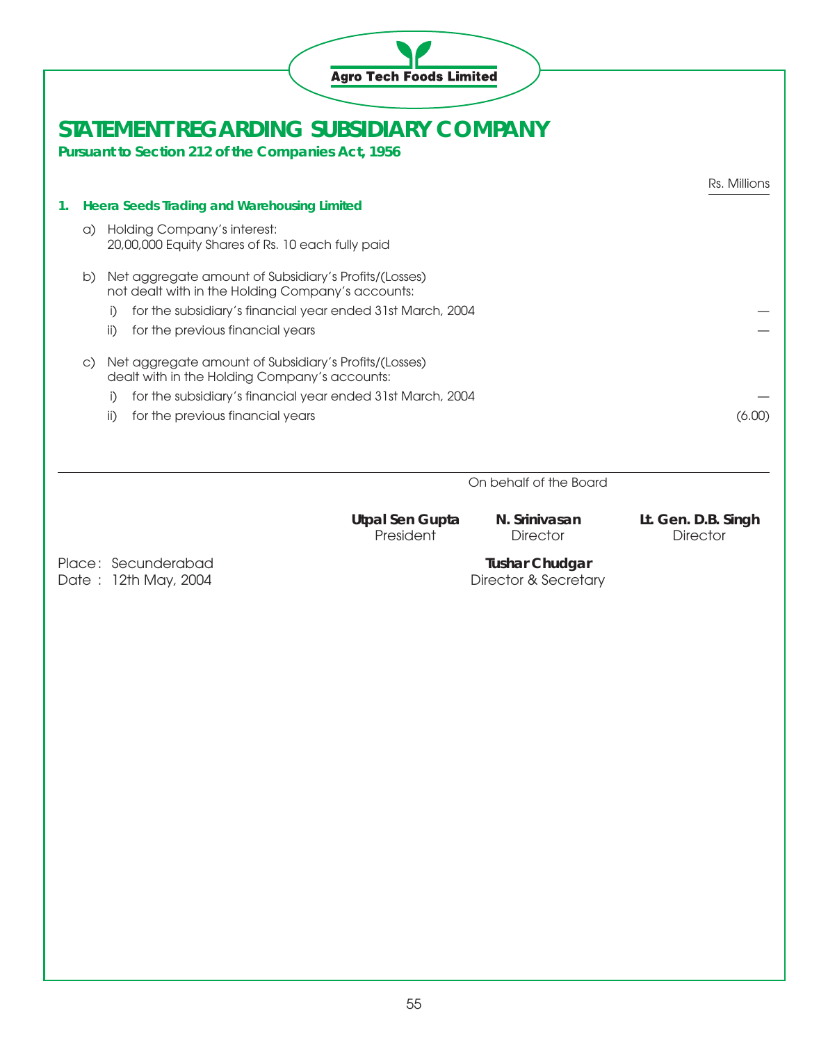# STATEMENT REGARDING SUBSIDIARY COMPANY

**Pursuant to Section 212 of the Companies Act, 1956**

| | Rs. Millions |
|---|---|
| **1. Heera Seeds Trading and Warehousing Limited** | |
| a) Holding Company's interest: 20,00,000 Equity Shares of Rs. 10 each fully paid | |
| b) Net aggregate amount of Subsidiary's Profits/(Losses) not dealt with in the Holding Company's accounts: | |
| i) for the subsidiary's financial year ended 31st March, 2004 | — |
| ii) for the previous financial years | — |
| c) Net aggregate amount of Subsidiary's Profits/(Losses) dealt with in the Holding Company's accounts: | |
| i) for the subsidiary's financial year ended 31st March, 2004 | — |
| ii) for the previous financial years | (6.00) |

On behalf of the Board

**Utpal Sen Gupta**
President

**N. Srinivasan**
Director

**Lt. Gen. D.B. Singh**
Director

**Tushar Chudgar**
Director & Secretary

Place : Secunderabad
Date : 12th May, 2004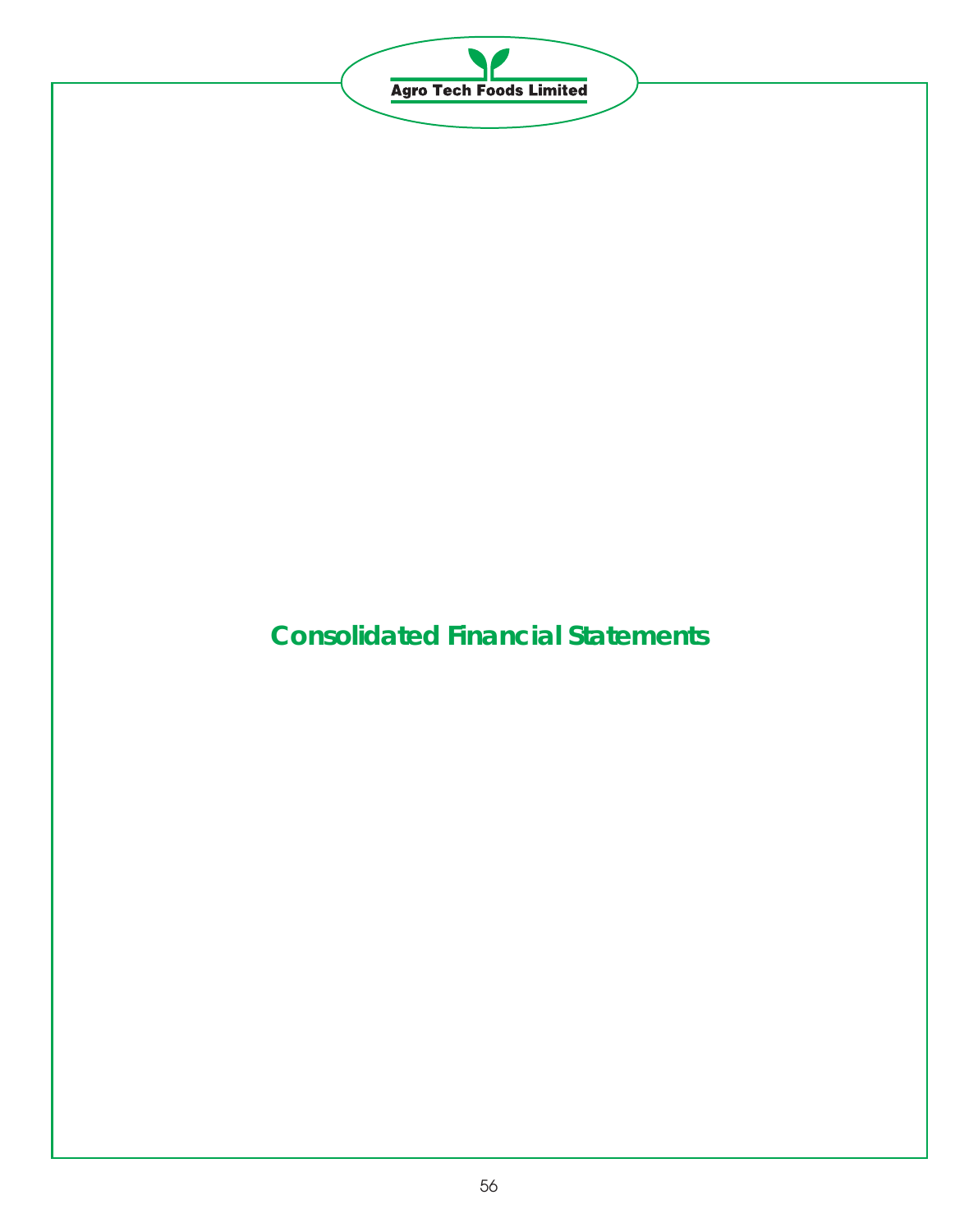# Consolidated Financial Statements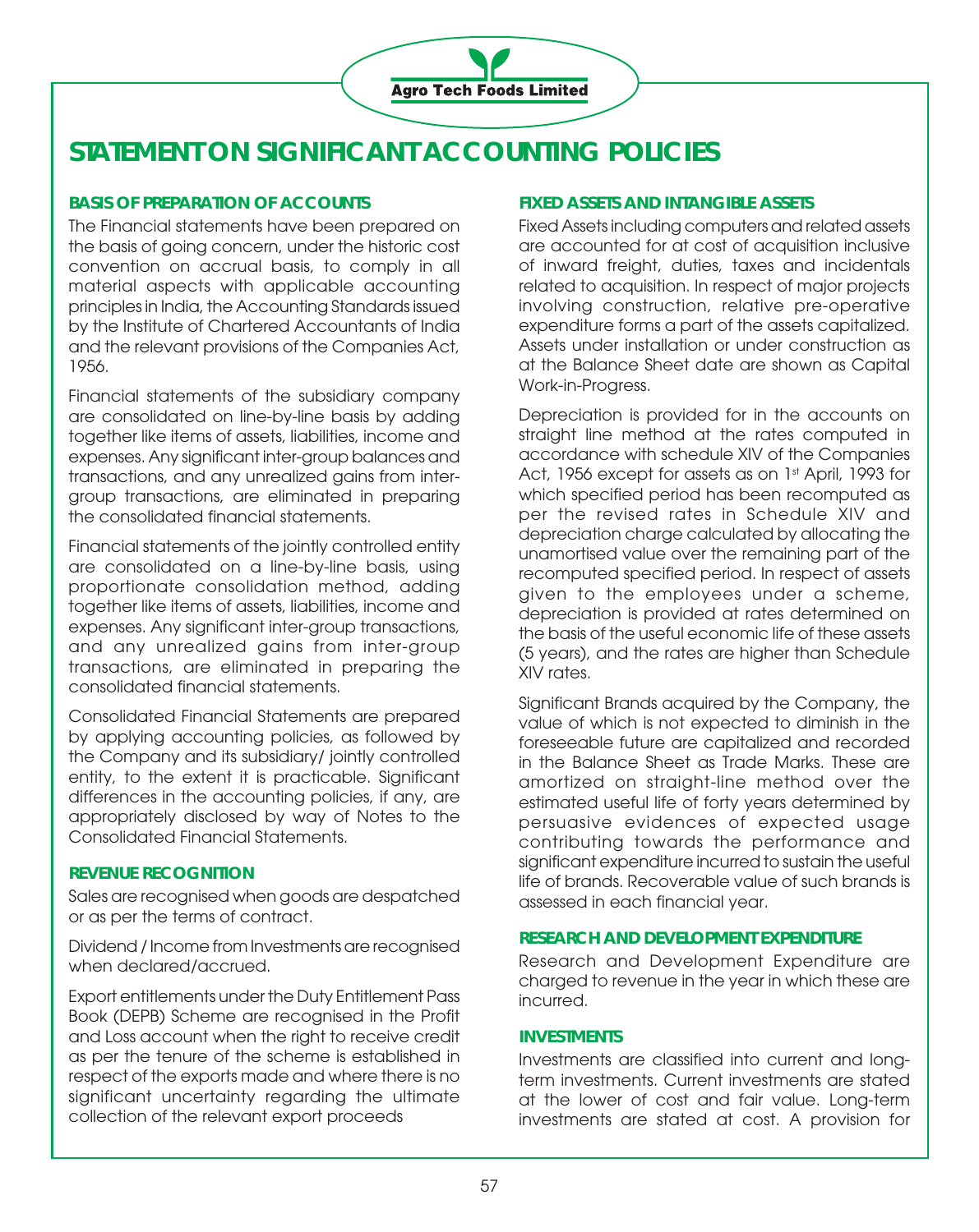# STATEMENT ON SIGNIFICANT ACCOUNTING POLICIES

### BASIS OF PREPARATION OF ACCOUNTS

The Financial statements have been prepared on the basis of going concern, under the historic cost convention on accrual basis, to comply in all material aspects with applicable accounting principles in India, the Accounting Standards issued by the Institute of Chartered Accountants of India and the relevant provisions of the Companies Act, 1956.

Financial statements of the subsidiary company are consolidated on line-by-line basis by adding together like items of assets, liabilities, income and expenses. Any significant inter-group balances and transactions, and any unrealized gains from inter-group transactions, are eliminated in preparing the consolidated financial statements.

Financial statements of the jointly controlled entity are consolidated on a line-by-line basis, using proportionate consolidation method, adding together like items of assets, liabilities, income and expenses. Any significant inter-group transactions, and any unrealized gains from inter-group transactions, are eliminated in preparing the consolidated financial statements.

Consolidated Financial Statements are prepared by applying accounting policies, as followed by the Company and its subsidiary/ jointly controlled entity, to the extent it is practicable. Significant differences in the accounting policies, if any, are appropriately disclosed by way of Notes to the Consolidated Financial Statements.

### REVENUE RECOGNITION

Sales are recognised when goods are despatched or as per the terms of contract.

Dividend / Income from Investments are recognised when declared/accrued.

Export entitlements under the Duty Entitlement Pass Book (DEPB) Scheme are recognised in the Profit and Loss account when the right to receive credit as per the tenure of the scheme is established in respect of the exports made and where there is no significant uncertainty regarding the ultimate collection of the relevant export proceeds

### FIXED ASSETS AND INTANGIBLE ASSETS

Fixed Assets including computers and related assets are accounted for at cost of acquisition inclusive of inward freight, duties, taxes and incidentals related to acquisition. In respect of major projects involving construction, relative pre-operative expenditure forms a part of the assets capitalized. Assets under installation or under construction as at the Balance Sheet date are shown as Capital Work-in-Progress.

Depreciation is provided for in the accounts on straight line method at the rates computed in accordance with schedule XIV of the Companies Act, 1956 except for assets as on 1st April, 1993 for which specified period has been recomputed as per the revised rates in Schedule XIV and depreciation charge calculated by allocating the unamortised value over the remaining part of the recomputed specified period. In respect of assets given to the employees under a scheme, depreciation is provided at rates determined on the basis of the useful economic life of these assets (5 years), and the rates are higher than Schedule XIV rates.

Significant Brands acquired by the Company, the value of which is not expected to diminish in the foreseeable future are capitalized and recorded in the Balance Sheet as Trade Marks. These are amortized on straight-line method over the estimated useful life of forty years determined by persuasive evidences of expected usage contributing towards the performance and significant expenditure incurred to sustain the useful life of brands. Recoverable value of such brands is assessed in each financial year.

### RESEARCH AND DEVELOPMENT EXPENDITURE

Research and Development Expenditure are charged to revenue in the year in which these are incurred.

### INVESTMENTS

Investments are classified into current and long-term investments. Current investments are stated at the lower of cost and fair value. Long-term investments are stated at cost. A provision for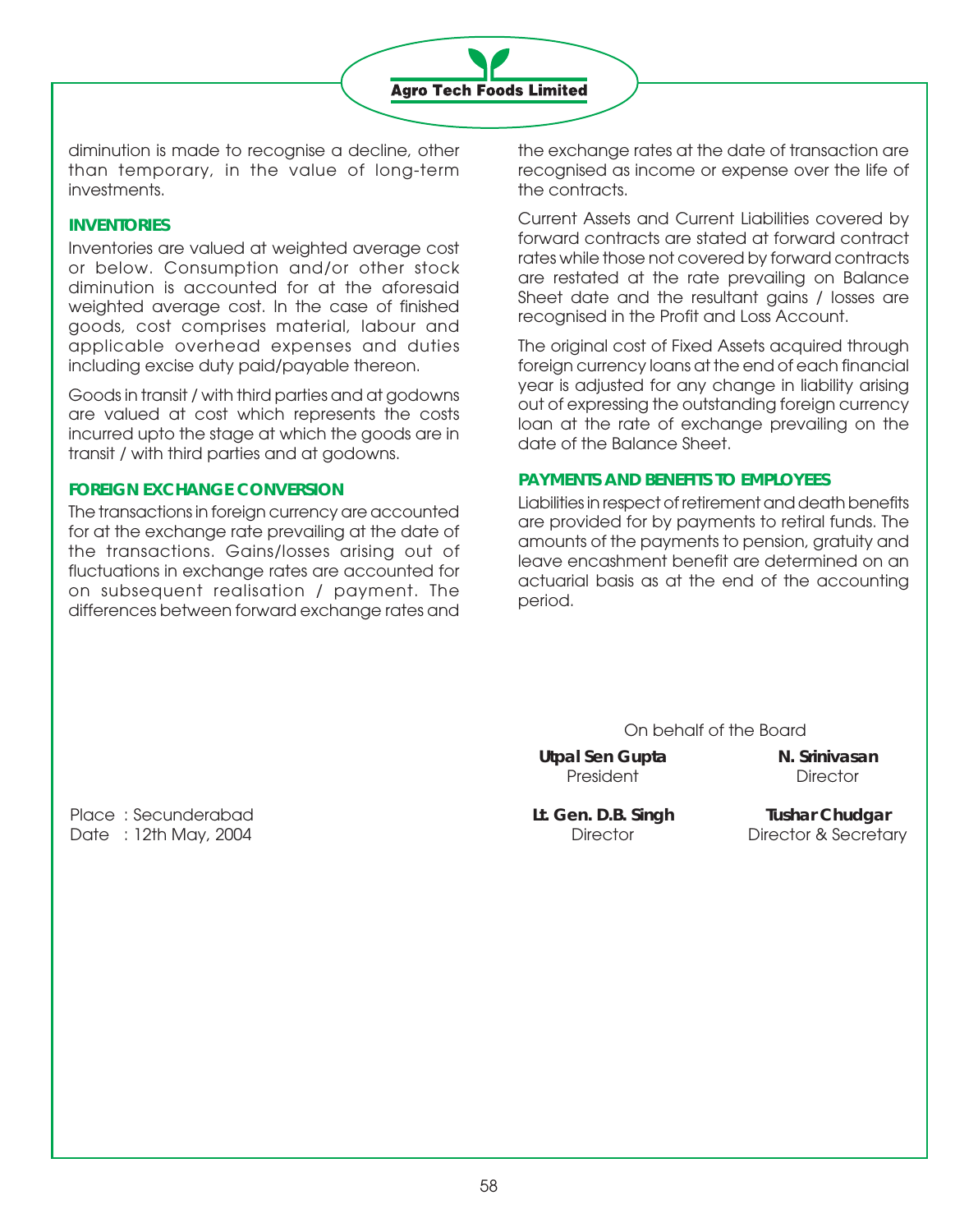diminution is made to recognise a decline, other than temporary, in the value of long-term investments.

**INVENTORIES**

Inventories are valued at weighted average cost or below. Consumption and/or other stock diminution is accounted for at the aforesaid weighted average cost. In the case of finished goods, cost comprises material, labour and applicable overhead expenses and duties including excise duty paid/payable thereon.

Goods in transit / with third parties and at godowns are valued at cost which represents the costs incurred upto the stage at which the goods are in transit / with third parties and at godowns.

**FOREIGN EXCHANGE CONVERSION**

The transactions in foreign currency are accounted for at the exchange rate prevailing at the date of the transactions. Gains/losses arising out of fluctuations in exchange rates are accounted for on subsequent realisation / payment. The differences between forward exchange rates and the exchange rates at the date of transaction are recognised as income or expense over the life of the contracts.

Current Assets and Current Liabilities covered by forward contracts are stated at forward contract rates while those not covered by forward contracts are restated at the rate prevailing on Balance Sheet date and the resultant gains / losses are recognised in the Profit and Loss Account.

The original cost of Fixed Assets acquired through foreign currency loans at the end of each financial year is adjusted for any change in liability arising out of expressing the outstanding foreign currency loan at the rate of exchange prevailing on the date of the Balance Sheet.

**PAYMENTS AND BENEFITS TO EMPLOYEES**

Liabilities in respect of retirement and death benefits are provided for by payments to retiral funds. The amounts of the payments to pension, gratuity and leave encashment benefit are determined on an actuarial basis as at the end of the accounting period.

On behalf of the Board

**Utpal Sen Gupta**
President

**N. Srinivasan**
Director

**Lt. Gen. D.B. Singh**
Director

**Tushar Chudgar**
Director & Secretary

Place : Secunderabad
Date : 12th May, 2004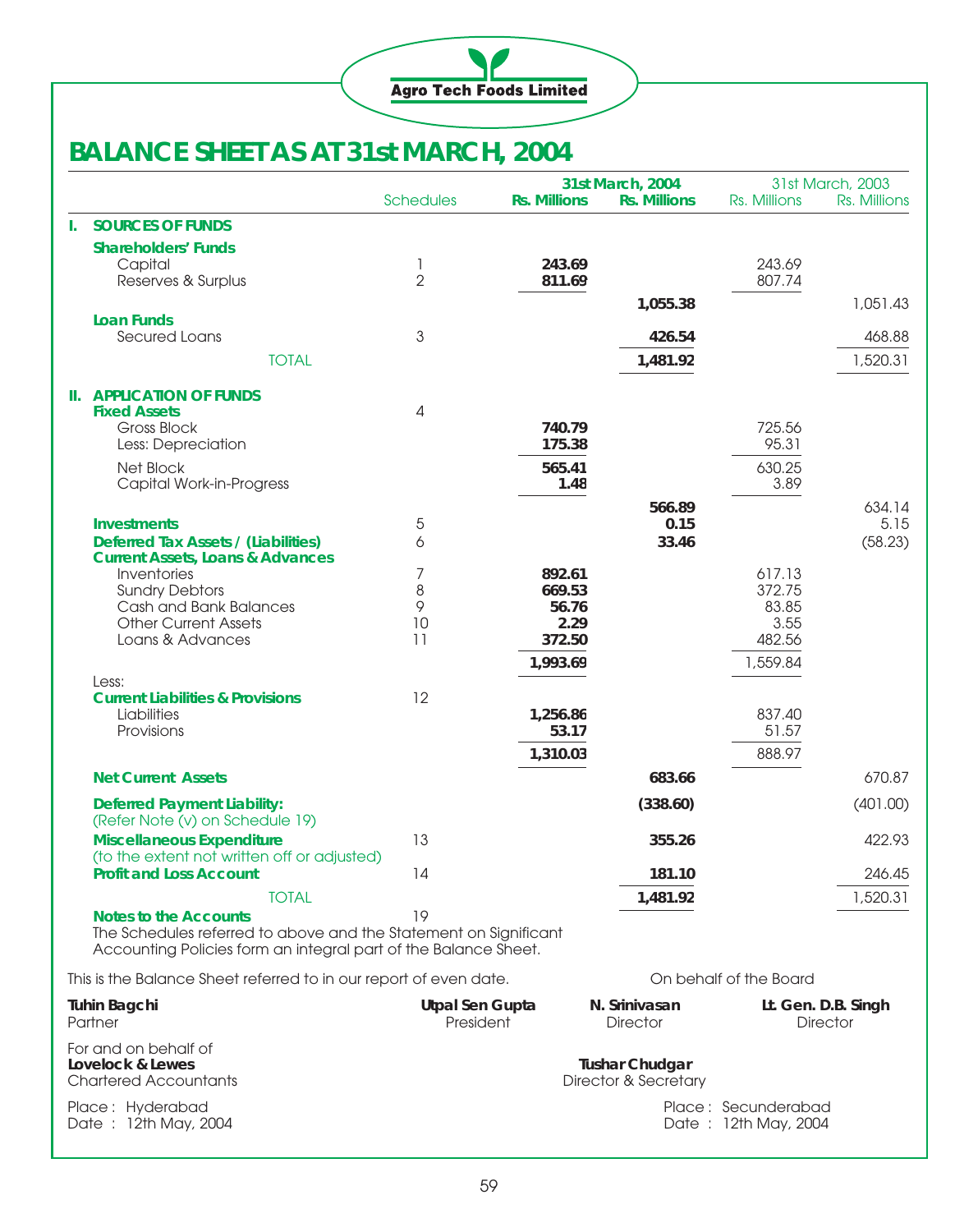Agro Tech Foods Limited

# BALANCE SHEET AS AT 31st MARCH, 2004

| | Schedules | 31st March, 2004 Rs. Millions | 31st March, 2004 Rs. Millions | 31st March, 2003 Rs. Millions | 31st March, 2003 Rs. Millions |
|---|---|---|---|---|---|
| **I. SOURCES OF FUNDS** | | | | | |
| **Shareholders' Funds** | | | | | |
| Capital | 1 | **243.69** | | 243.69 | |
| Reserves & Surplus | 2 | **811.69** | | 807.74 | |
| | | | **1,055.38** | | 1,051.43 |
| **Loan Funds** | | | | | |
| Secured Loans | 3 | | **426.54** | | 468.88 |
| TOTAL | | | **1,481.92** | | 1,520.31 |
| **II. APPLICATION OF FUNDS** | | | | | |
| **Fixed Assets** | 4 | | | | |
| Gross Block | | **740.79** | | 725.56 | |
| Less: Depreciation | | **175.38** | | 95.31 | |
| Net Block | | **565.41** | | 630.25 | |
| Capital Work-in-Progress | | **1.48** | | 3.89 | |
| | | | **566.89** | | 634.14 |
| **Investments** | 5 | | **0.15** | | 5.15 |
| **Deferred Tax Assets / (Liabilities)** | 6 | | **33.46** | | (58.23) |
| **Current Assets, Loans & Advances** | | | | | |
| Inventories | 7 | **892.61** | | 617.13 | |
| Sundry Debtors | 8 | **669.53** | | 372.75 | |
| Cash and Bank Balances | 9 | **56.76** | | 83.85 | |
| Other Current Assets | 10 | **2.29** | | 3.55 | |
| Loans & Advances | 11 | **372.50** | | 482.56 | |
| | | **1,993.69** | | 1,559.84 | |
| Less: | | | | | |
| **Current Liabilities & Provisions** | 12 | | | | |
| Liabilities | | **1,256.86** | | 837.40 | |
| Provisions | | **53.17** | | 51.57 | |
| | | **1,310.03** | | 888.97 | |
| **Net Current Assets** | | | **683.66** | | 670.87 |
| **Deferred Payment Liability:** (Refer Note (v) on Schedule 19) | | | **(338.60)** | | (401.00) |
| **Miscellaneous Expenditure** (to the extent not written off or adjusted) | 13 | | **355.26** | | 422.93 |
| **Profit and Loss Account** | 14 | | **181.10** | | 246.45 |
| TOTAL | | | **1,481.92** | | 1,520.31 |
| **Notes to the Accounts** | 19 | | | | |

The Schedules referred to above and the Statement on Significant Accounting Policies form an integral part of the Balance Sheet.

This is the Balance Sheet referred to in our report of even date.

On behalf of the Board

**Tuhin Bagchi**
Partner

For and on behalf of
**Lovelock & Lewes**
Chartered Accountants

Place : Hyderabad
Date : 12th May, 2004

**Utpal Sen Gupta**
President

**N. Srinivasan**
Director

**Lt. Gen. D.B. Singh**
Director

**Tushar Chudgar**
Director & Secretary

Place : Secunderabad
Date : 12th May, 2004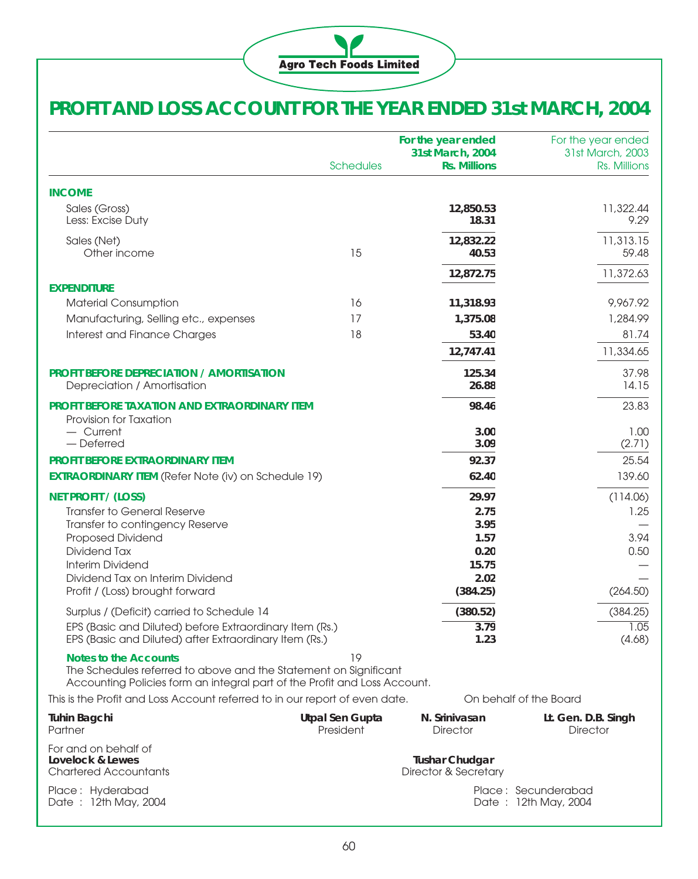Agro Tech Foods Limited

# PROFIT AND LOSS ACCOUNT FOR THE YEAR ENDED 31st MARCH, 2004

| | Schedules | For the year ended 31st March, 2004 Rs. Millions | For the year ended 31st March, 2003 Rs. Millions |
|---|---|---|---|
| **INCOME** | | | |
| Sales (Gross) | | **12,850.53** | 11,322.44 |
| Less: Excise Duty | | **18.31** | 9.29 |
| Sales (Net) | | **12,832.22** | 11,313.15 |
| Other income | 15 | **40.53** | 59.48 |
| | | **12,872.75** | 11,372.63 |
| **EXPENDITURE** | | | |
| Material Consumption | 16 | **11,318.93** | 9,967.92 |
| Manufacturing, Selling etc., expenses | 17 | **1,375.08** | 1,284.99 |
| Interest and Finance Charges | 18 | **53.40** | 81.74 |
| | | **12,747.41** | 11,334.65 |
| **PROFIT BEFORE DEPRECIATION / AMORTISATION** | | **125.34** | 37.98 |
| Depreciation / Amortisation | | **26.88** | 14.15 |
| **PROFIT BEFORE TAXATION AND EXTRAORDINARY ITEM** | | **98.46** | 23.83 |
| Provision for Taxation | | | |
| — Current | | **3.00** | 1.00 |
| — Deferred | | **3.09** | (2.71) |
| **PROFIT BEFORE EXTRAORDINARY ITEM** | | **92.37** | 25.54 |
| **EXTRAORDINARY ITEM** (Refer Note (iv) on Schedule 19) | | **62.40** | 139.60 |
| **NET PROFIT / (LOSS)** | | **29.97** | (114.06) |
| Transfer to General Reserve | | **2.75** | 1.25 |
| Transfer to contingency Reserve | | **3.95** | — |
| Proposed Dividend | | **1.57** | 3.94 |
| Dividend Tax | | **0.20** | 0.50 |
| Interim Dividend | | **15.75** | — |
| Dividend Tax on Interim Dividend | | **2.02** | — |
| Profit / (Loss) brought forward | | **(384.25)** | (264.50) |
| Surplus / (Deficit) carried to Schedule 14 | | **(380.52)** | (384.25) |
| EPS (Basic and Diluted) before Extraordinary Item (Rs.) | | **3.79** | 1.05 |
| EPS (Basic and Diluted) after Extraordinary Item (Rs.) | | **1.23** | (4.68) |

**Notes to the Accounts** 19

The Schedules referred to above and the Statement on Significant Accounting Policies form an integral part of the Profit and Loss Account.

This is the Profit and Loss Account referred to in our report of even date.

On behalf of the Board

**Tuhin Bagchi**
Partner

For and on behalf of
**Lovelock & Lewes**
Chartered Accountants

Place : Hyderabad
Date : 12th May, 2004

**Utpal Sen Gupta**
President

**N. Srinivasan**
Director

**Lt. Gen. D.B. Singh**
Director

**Tushar Chudgar**
Director & Secretary

Place : Secunderabad
Date : 12th May, 2004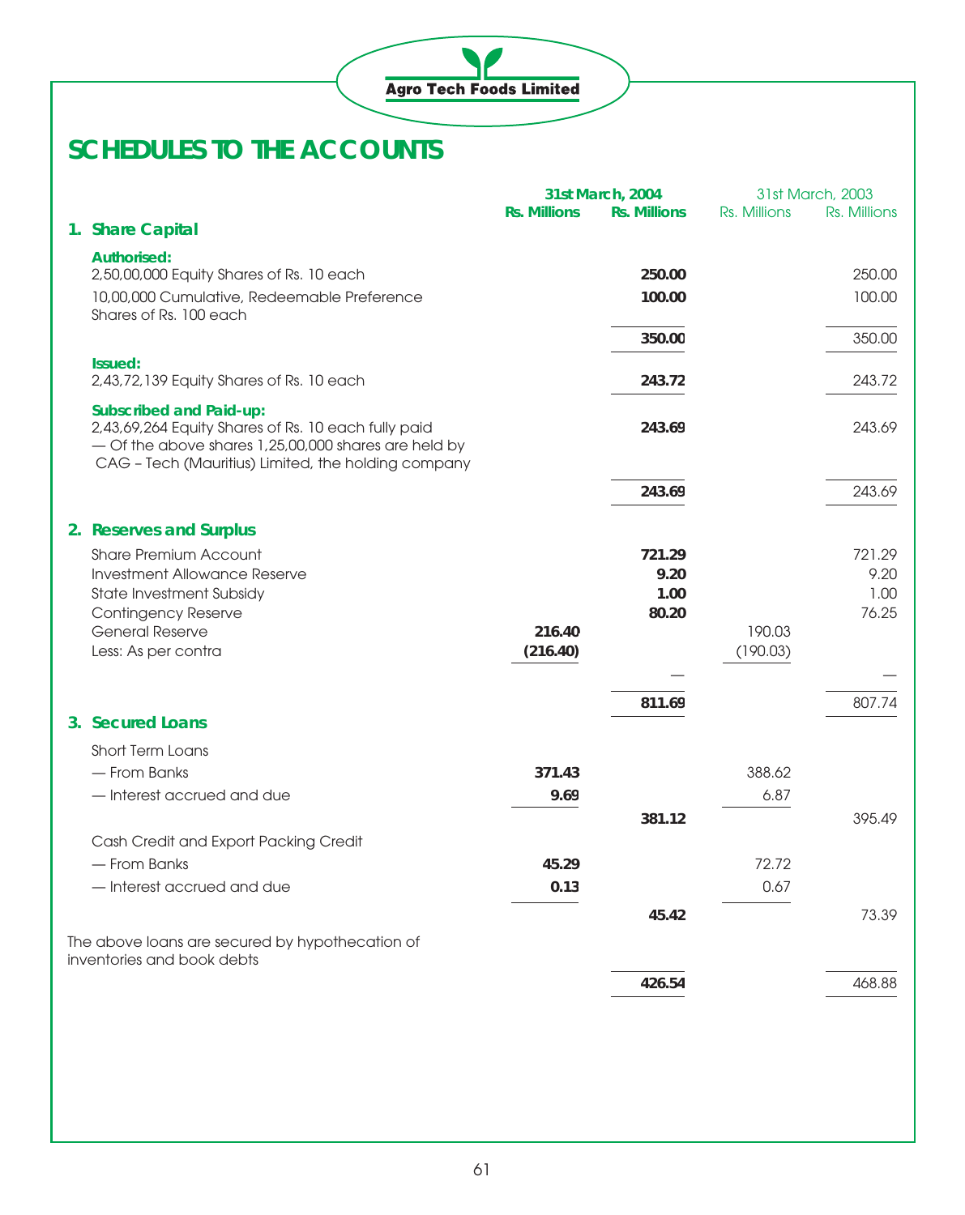# SCHEDULES TO THE ACCOUNTS

| | 31st March, 2004 | | 31st March, 2003 | |
|---|---|---|---|---|
| | Rs. Millions | Rs. Millions | Rs. Millions | Rs. Millions |
| **1. Share Capital** | | | | |
| **Authorised:** | | | | |
| 2,50,00,000 Equity Shares of Rs. 10 each | | **250.00** | | 250.00 |
| 10,00,000 Cumulative, Redeemable Preference Shares of Rs. 100 each | | **100.00** | | 100.00 |
| | | **350.00** | | 350.00 |
| **Issued:** | | | | |
| 2,43,72,139 Equity Shares of Rs. 10 each | | **243.72** | | 243.72 |
| **Subscribed and Paid-up:** | | | | |
| 2,43,69,264 Equity Shares of Rs. 10 each fully paid — Of the above shares 1,25,00,000 shares are held by CAG – Tech (Mauritius) Limited, the holding company | | **243.69** | | 243.69 |
| | | **243.69** | | 243.69 |
| **2. Reserves and Surplus** | | | | |
| Share Premium Account | | **721.29** | | 721.29 |
| Investment Allowance Reserve | | **9.20** | | 9.20 |
| State Investment Subsidy | | **1.00** | | 1.00 |
| Contingency Reserve | | **80.20** | | 76.25 |
| General Reserve | **216.40** | | 190.03 | |
| Less: As per contra | **(216.40)** | | (190.03) | |
| | | — | | — |
| | | **811.69** | | 807.74 |
| **3. Secured Loans** | | | | |
| Short Term Loans | | | | |
| — From Banks | **371.43** | | 388.62 | |
| — Interest accrued and due | **9.69** | | 6.87 | |
| | | **381.12** | | 395.49 |
| Cash Credit and Export Packing Credit | | | | |
| — From Banks | **45.29** | | 72.72 | |
| — Interest accrued and due | **0.13** | | 0.67 | |
| | | **45.42** | | 73.39 |
| The above loans are secured by hypothecation of inventories and book debts | | | | |
| | | **426.54** | | 468.88 |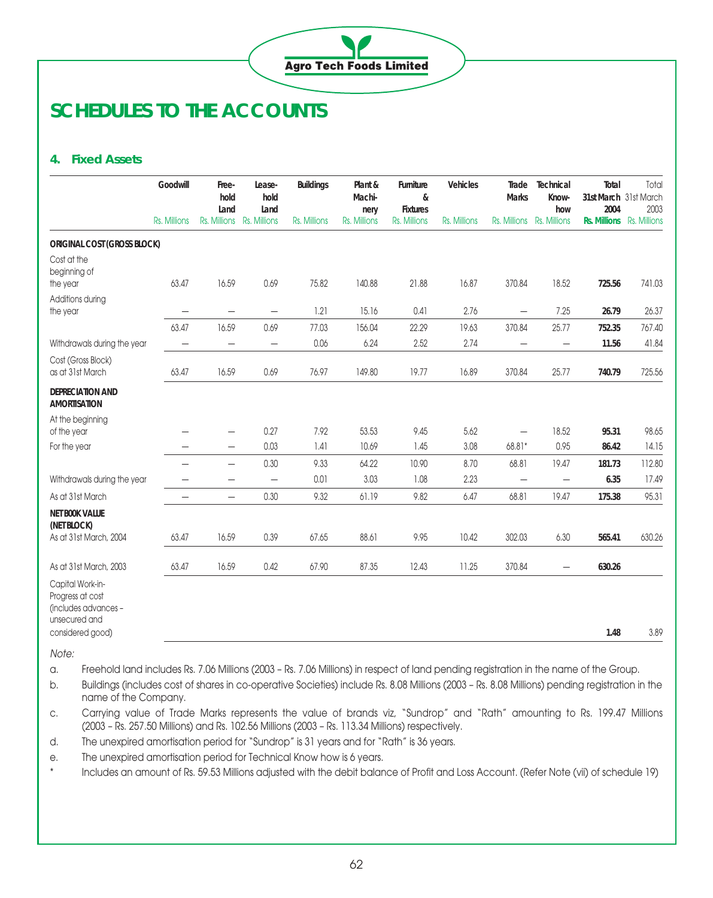# SCHEDULES TO THE ACCOUNTS

## 4. Fixed Assets

| | Goodwill | Freehold Land | Leasehold Land | Buildings | Plant & Machinery | Furniture & Fixtures | Vehicles | Trade Marks | Technical Know-how | Total 31st March 2004 | Total 31st March 2003 |
|---|---|---|---|---|---|---|---|---|---|---|---|
| | Rs. Millions | Rs. Millions | Rs. Millions | Rs. Millions | Rs. Millions | Rs. Millions | Rs. Millions | Rs. Millions | Rs. Millions | **Rs. Millions** | Rs. Millions |
| **ORIGINAL COST (GROSS BLOCK)** | | | | | | | | | | | |
| Cost at the beginning of the year | 63.47 | 16.59 | 0.69 | 75.82 | 140.88 | 21.88 | 16.87 | 370.84 | 18.52 | **725.56** | 741.03 |
| Additions during the year | — | — | — | 1.21 | 15.16 | 0.41 | 2.76 | — | 7.25 | **26.79** | 26.37 |
| | 63.47 | 16.59 | 0.69 | 77.03 | 156.04 | 22.29 | 19.63 | 370.84 | 25.77 | **752.35** | 767.40 |
| Withdrawals during the year | — | — | — | 0.06 | 6.24 | 2.52 | 2.74 | — | — | **11.56** | 41.84 |
| Cost (Gross Block) as at 31st March | 63.47 | 16.59 | 0.69 | 76.97 | 149.80 | 19.77 | 16.89 | 370.84 | 25.77 | **740.79** | 725.56 |
| **DEPRECIATION AND AMORTISATION** | | | | | | | | | | | |
| At the beginning of the year | — | — | 0.27 | 7.92 | 53.53 | 9.45 | 5.62 | — | 18.52 | **95.31** | 98.65 |
| For the year | — | — | 0.03 | 1.41 | 10.69 | 1.45 | 3.08 | 68.81* | 0.95 | **86.42** | 14.15 |
| | — | — | 0.30 | 9.33 | 64.22 | 10.90 | 8.70 | 68.81 | 19.47 | **181.73** | 112.80 |
| Withdrawals during the year | — | — | — | 0.01 | 3.03 | 1.08 | 2.23 | — | — | **6.35** | 17.49 |
| As at 31st March | — | — | 0.30 | 9.32 | 61.19 | 9.82 | 6.47 | 68.81 | 19.47 | **175.38** | 95.31 |
| **NET BOOK VALUE (NET BLOCK)** | | | | | | | | | | | |
| As at 31st March, 2004 | 63.47 | 16.59 | 0.39 | 67.65 | 88.61 | 9.95 | 10.42 | 302.03 | 6.30 | **565.41** | 630.26 |
| As at 31st March, 2003 | 63.47 | 16.59 | 0.42 | 67.90 | 87.35 | 12.43 | 11.25 | 370.84 | — | **630.26** | |
| Capital Work-in-Progress at cost (includes advances – unsecured and considered good) | | | | | | | | | | **1.48** | 3.89 |

*Note:*

a. Freehold land includes Rs. 7.06 Millions (2003 – Rs. 7.06 Millions) in respect of land pending registration in the name of the Group.

b. Buildings (includes cost of shares in co-operative Societies) include Rs. 8.08 Millions (2003 – Rs. 8.08 Millions) pending registration in the name of the Company.

c. Carrying value of Trade Marks represents the value of brands viz, "Sundrop" and "Rath" amounting to Rs. 199.47 Millions (2003 – Rs. 257.50 Millions) and Rs. 102.56 Millions (2003 – Rs. 113.34 Millions) respectively.

d. The unexpired amortisation period for "Sundrop" is 31 years and for "Rath" is 36 years.

e. The unexpired amortisation period for Technical Know how is 6 years.

\* Includes an amount of Rs. 59.53 Millions adjusted with the debit balance of Profit and Loss Account. (Refer Note (vii) of schedule 19)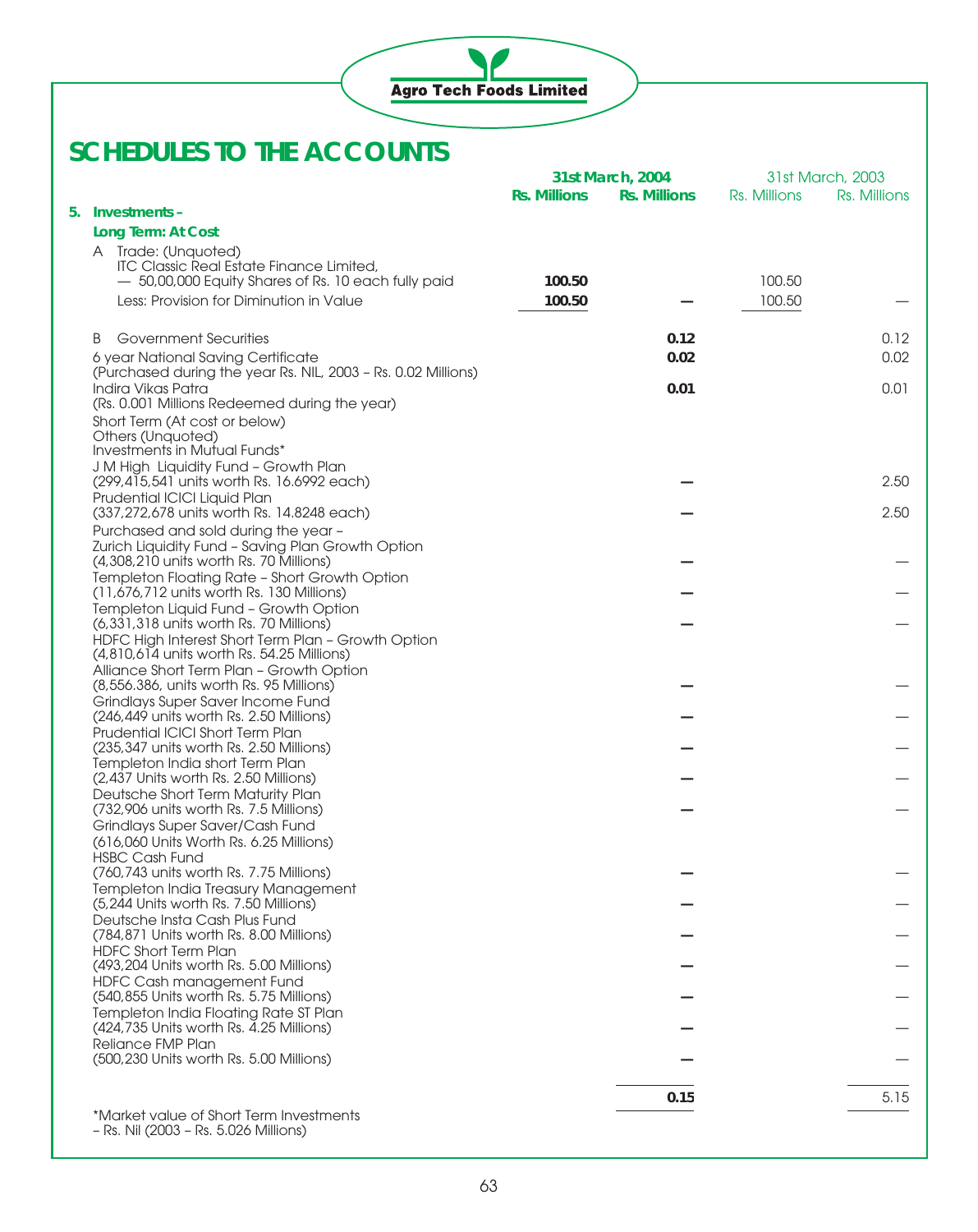# SCHEDULES TO THE ACCOUNTS

| | 31st March, 2004 | | 31st March, 2003 | |
|---|---|---|---|---|
| | **Rs. Millions** | **Rs. Millions** | Rs. Millions | Rs. Millions |
| **5. Investments –** | | | | |
| **Long Term: At Cost** | | | | |
| A Trade: (Unquoted) ITC Classic Real Estate Finance Limited, — 50,00,000 Equity Shares of Rs. 10 each fully paid | **100.50** | | 100.50 | |
| Less: Provision for Diminution in Value | **100.50** | **—** | 100.50 | — |
| B Government Securities | | **0.12** | | 0.12 |
| 6 year National Saving Certificate (Purchased during the year Rs. NIL, 2003 – Rs. 0.02 Millions) | | **0.02** | | 0.02 |
| Indira Vikas Patra (Rs. 0.001 Millions Redeemed during the year) | | **0.01** | | 0.01 |
| Short Term (At cost or below) | | | | |
| Others (Unquoted) | | | | |
| Investments in Mutual Funds* | | | | |
| J M High Liquidity Fund – Growth Plan (299,415,541 units worth Rs. 16.6992 each) | | **—** | | 2.50 |
| Prudential ICICI Liquid Plan (337,272,678 units worth Rs. 14.8248 each) | | **—** | | 2.50 |
| Purchased and sold during the year – | | | | |
| Zurich Liquidity Fund – Saving Plan Growth Option (4,308,210 units worth Rs. 70 Millions) | | **—** | | — |
| Templeton Floating Rate – Short Growth Option (11,676,712 units worth Rs. 130 Millions) | | **—** | | — |
| Templeton Liquid Fund – Growth Option (6,331,318 units worth Rs. 70 Millions) | | **—** | | — |
| HDFC High Interest Short Term Plan – Growth Option (4,810,614 units worth Rs. 54.25 Millions) | | | | |
| Alliance Short Term Plan – Growth Option (8,556.386, units worth Rs. 95 Millions) | | **—** | | — |
| Grindlays Super Saver Income Fund (246,449 units worth Rs. 2.50 Millions) | | **—** | | — |
| Prudential ICICI Short Term Plan (235,347 units worth Rs. 2.50 Millions) | | **—** | | — |
| Templeton India short Term Plan (2,437 Units worth Rs. 2.50 Millions) | | **—** | | — |
| Deutsche Short Term Maturity Plan (732,906 units worth Rs. 7.5 Millions) | | **—** | | — |
| Grindlays Super Saver/Cash Fund (616,060 Units Worth Rs. 6.25 Millions) | | | | |
| HSBC Cash Fund (760,743 units worth Rs. 7.75 Millions) | | **—** | | — |
| Templeton India Treasury Management (5,244 Units worth Rs. 7.50 Millions) | | **—** | | — |
| Deutsche Insta Cash Plus Fund (784,871 Units worth Rs. 8.00 Millions) | | **—** | | — |
| HDFC Short Term Plan (493,204 Units worth Rs. 5.00 Millions) | | **—** | | — |
| HDFC Cash management Fund (540,855 Units worth Rs. 5.75 Millions) | | **—** | | — |
| Templeton India Floating Rate ST Plan (424,735 Units worth Rs. 4.25 Millions) | | **—** | | — |
| Reliance FMP Plan (500,230 Units worth Rs. 5.00 Millions) | | **—** | | — |
| | | **0.15** | | 5.15 |

*Market value of Short Term Investments – Rs. Nil (2003 – Rs. 5.026 Millions)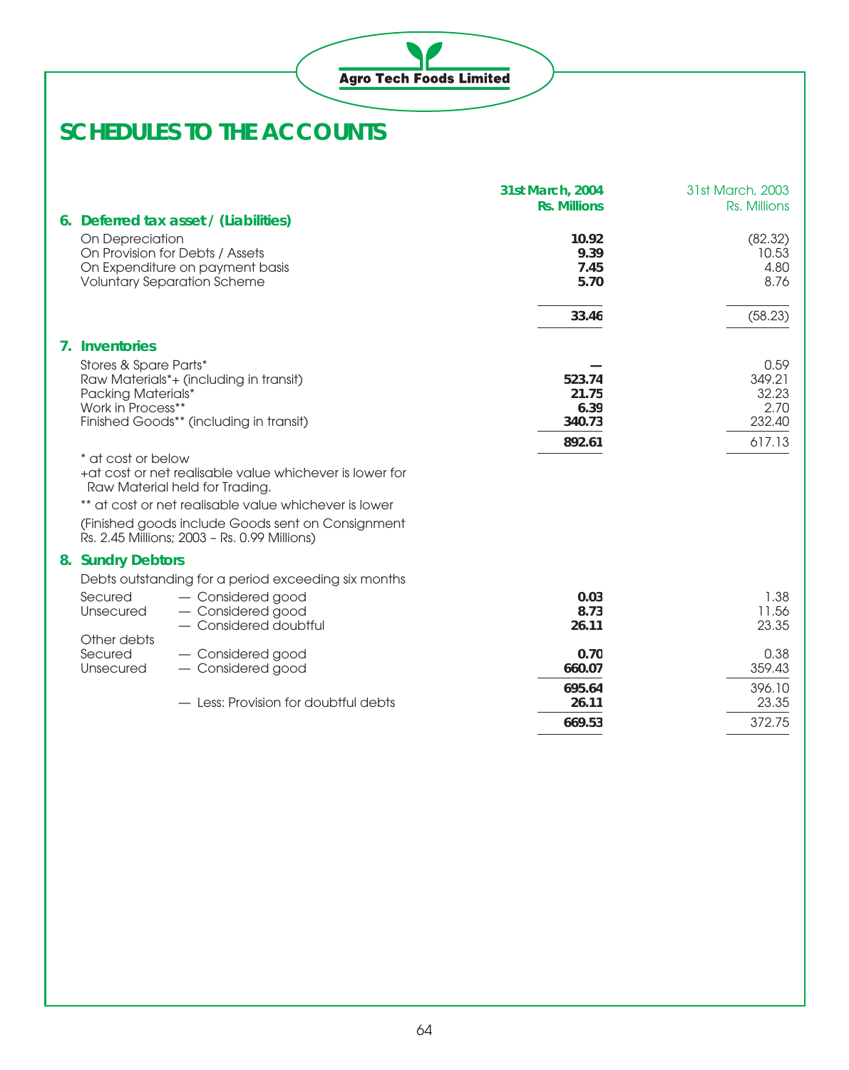# SCHEDULES TO THE ACCOUNTS

| | 31st March, 2004 Rs. Millions | 31st March, 2003 Rs. Millions |
|---|---|---|
| **6. Deferred tax asset / (Liabilities)** | | |
| On Depreciation | **10.92** | (82.32) |
| On Provision for Debts / Assets | **9.39** | 10.53 |
| On Expenditure on payment basis | **7.45** | 4.80 |
| Voluntary Separation Scheme | **5.70** | 8.76 |
| | **33.46** | (58.23) |
| **7. Inventories** | | |
| Stores & Spare Parts* | **—** | 0.59 |
| Raw Materials*+ (including in transit) | **523.74** | 349.21 |
| Packing Materials* | **21.75** | 32.23 |
| Work in Process** | **6.39** | 2.70 |
| Finished Goods** (including in transit) | **340.73** | 232.40 |
| | **892.61** | 617.13 |

\* at cost or below

+at cost or net realisable value whichever is lower for Raw Material held for Trading.

** at cost or net realisable value whichever is lower

(Finished goods include Goods sent on Consignment Rs. 2.45 Millions; 2003 – Rs. 0.99 Millions)

| | | 31st March, 2004 Rs. Millions | 31st March, 2003 Rs. Millions |
|---|---|---|---|
| **8. Sundry Debtors** | | | |
| Debts outstanding for a period exceeding six months | | | |
| Secured | — Considered good | **0.03** | 1.38 |
| Unsecured | — Considered good | **8.73** | 11.56 |
| | — Considered doubtful | **26.11** | 23.35 |
| Other debts | | | |
| Secured | — Considered good | **0.70** | 0.38 |
| Unsecured | — Considered good | **660.07** | 359.43 |
| | | **695.64** | 396.10 |
| | — Less: Provision for doubtful debts | **26.11** | 23.35 |
| | | **669.53** | 372.75 |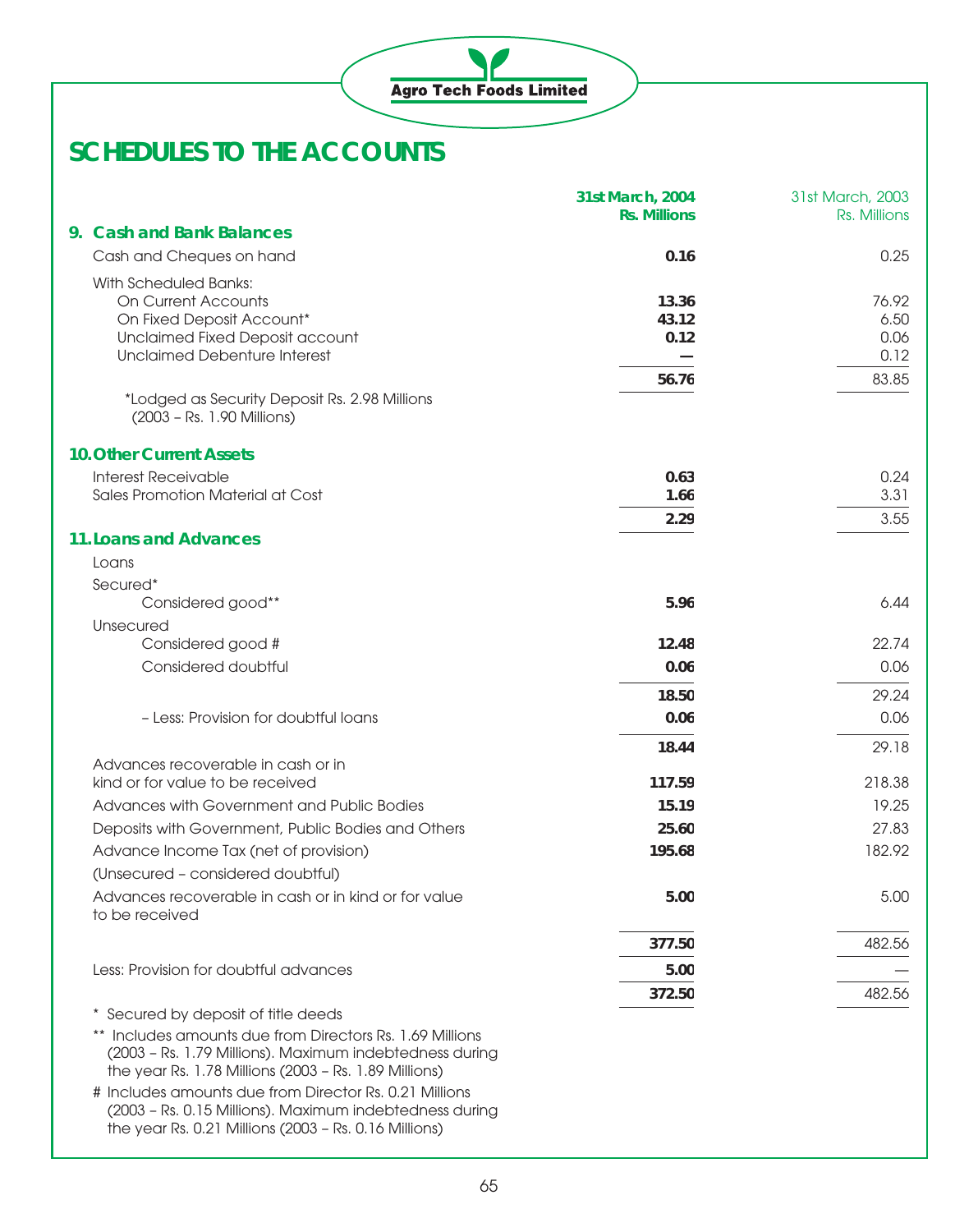# SCHEDULES TO THE ACCOUNTS

| | 31st March, 2004 Rs. Millions | 31st March, 2003 Rs. Millions |
|---|---|---|
| **9. Cash and Bank Balances** | | |
| Cash and Cheques on hand | **0.16** | 0.25 |
| With Scheduled Banks: | | |
| On Current Accounts | **13.36** | 76.92 |
| On Fixed Deposit Account* | **43.12** | 6.50 |
| Unclaimed Fixed Deposit account | **0.12** | 0.06 |
| Unclaimed Debenture Interest | **—** | 0.12 |
| | **56.76** | 83.85 |
| *Lodged as Security Deposit Rs. 2.98 Millions (2003 – Rs. 1.90 Millions) | | |
| **10. Other Current Assets** | | |
| Interest Receivable | **0.63** | 0.24 |
| Sales Promotion Material at Cost | **1.66** | 3.31 |
| | **2.29** | 3.55 |
| **11. Loans and Advances** | | |
| Loans | | |
| Secured* | | |
| Considered good** | **5.96** | 6.44 |
| Unsecured | | |
| Considered good # | **12.48** | 22.74 |
| Considered doubtful | **0.06** | 0.06 |
| | **18.50** | 29.24 |
| – Less: Provision for doubtful loans | **0.06** | 0.06 |
| | **18.44** | 29.18 |
| Advances recoverable in cash or in kind or for value to be received | **117.59** | 218.38 |
| Advances with Government and Public Bodies | **15.19** | 19.25 |
| Deposits with Government, Public Bodies and Others | **25.60** | 27.83 |
| Advance Income Tax (net of provision) | **195.68** | 182.92 |
| (Unsecured – considered doubtful) | | |
| Advances recoverable in cash or in kind or for value to be received | **5.00** | 5.00 |
| | **377.50** | 482.56 |
| Less: Provision for doubtful advances | **5.00** | — |
| | **372.50** | 482.56 |

\* Secured by deposit of title deeds

\** Includes amounts due from Directors Rs. 1.69 Millions (2003 – Rs. 1.79 Millions). Maximum indebtedness during the year Rs. 1.78 Millions (2003 – Rs. 1.89 Millions)

\# Includes amounts due from Director Rs. 0.21 Millions (2003 – Rs. 0.15 Millions). Maximum indebtedness during the year Rs. 0.21 Millions (2003 – Rs. 0.16 Millions)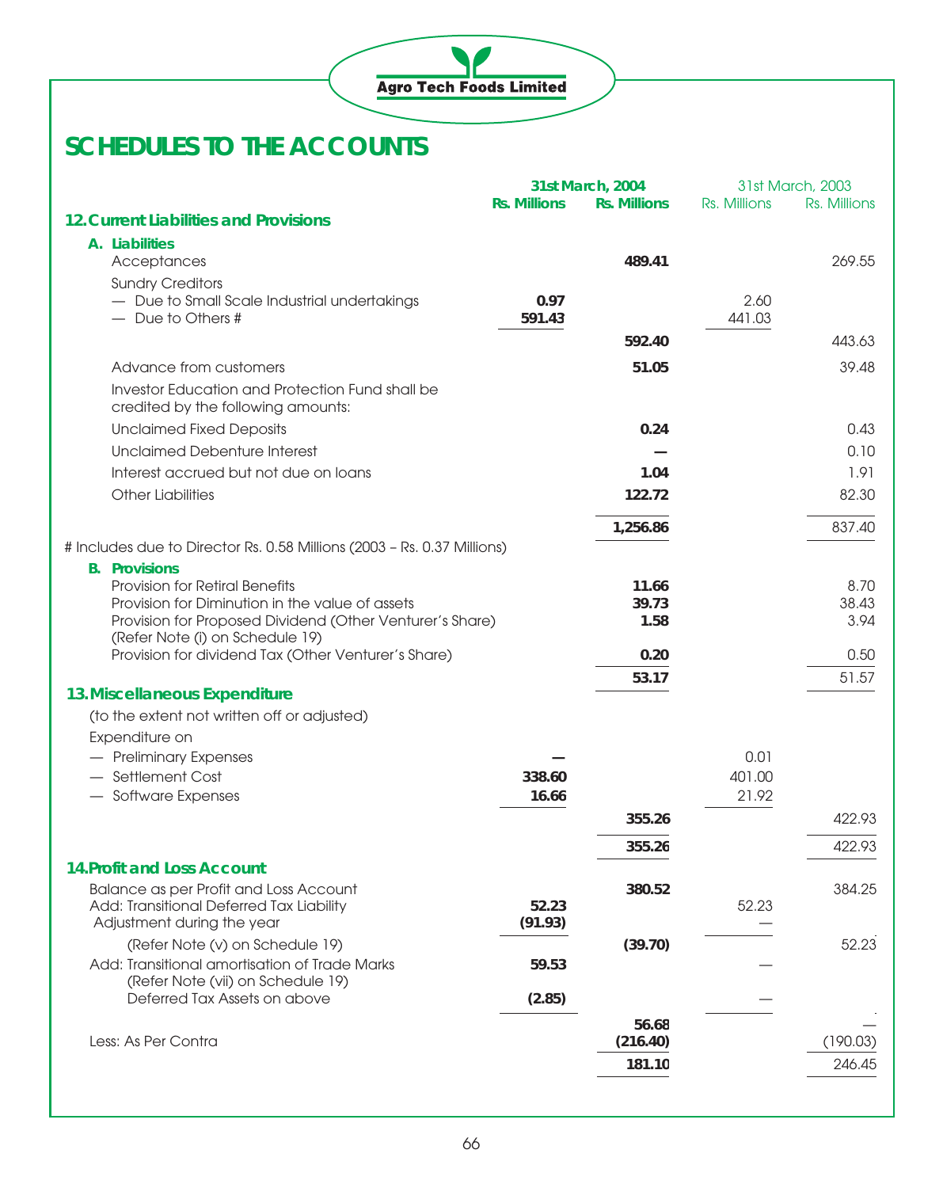# SCHEDULES TO THE ACCOUNTS

| | 31st March, 2004 | | 31st March, 2003 | |
|---|---|---|---|---|
| | Rs. Millions | Rs. Millions | Rs. Millions | Rs. Millions |
| **12. Current Liabilities and Provisions** | | | | |
| **A. Liabilities** | | | | |
| Acceptances | | **489.41** | | 269.55 |
| Sundry Creditors | | | | |
| — Due to Small Scale Industrial undertakings | **0.97** | | 2.60 | |
| — Due to Others # | **591.43** | | 441.03 | |
| | | **592.40** | | 443.63 |
| Advance from customers | | **51.05** | | 39.48 |
| Investor Education and Protection Fund shall be credited by the following amounts: | | | | |
| Unclaimed Fixed Deposits | | **0.24** | | 0.43 |
| Unclaimed Debenture Interest | | **—** | | 0.10 |
| Interest accrued but not due on loans | | **1.04** | | 1.91 |
| Other Liabilities | | **122.72** | | 82.30 |
| | | **1,256.86** | | 837.40 |
| # Includes due to Director Rs. 0.58 Millions (2003 – Rs. 0.37 Millions) | | | | |
| **B. Provisions** | | | | |
| Provision for Retiral Benefits | | **11.66** | | 8.70 |
| Provision for Diminution in the value of assets | | **39.73** | | 38.43 |
| Provision for Proposed Dividend (Other Venturer's Share) (Refer Note (i) on Schedule 19) | | **1.58** | | 3.94 |
| Provision for dividend Tax (Other Venturer's Share) | | **0.20** | | 0.50 |
| | | **53.17** | | 51.57 |
| **13. Miscellaneous Expenditure** | | | | |
| (to the extent not written off or adjusted) | | | | |
| Expenditure on | | | | |
| — Preliminary Expenses | **—** | | 0.01 | |
| — Settlement Cost | **338.60** | | 401.00 | |
| — Software Expenses | **16.66** | | 21.92 | |
| | | **355.26** | | 422.93 |
| | | **355.26** | | 422.93 |
| **14. Profit and Loss Account** | | | | |
| Balance as per Profit and Loss Account | | **380.52** | | 384.25 |
| Add: Transitional Deferred Tax Liability | **52.23** | | 52.23 | |
| Adjustment during the year | **(91.93)** | | — | |
| (Refer Note (v) on Schedule 19) | | **(39.70)** | | 52.23 |
| Add: Transitional amortisation of Trade Marks (Refer Note (vii) on Schedule 19) | **59.53** | | — | |
| Deferred Tax Assets on above | **(2.85)** | | — | |
| | | **56.68** | | — |
| Less: As Per Contra | | **(216.40)** | | (190.03) |
| | | **181.10** | | 246.45 |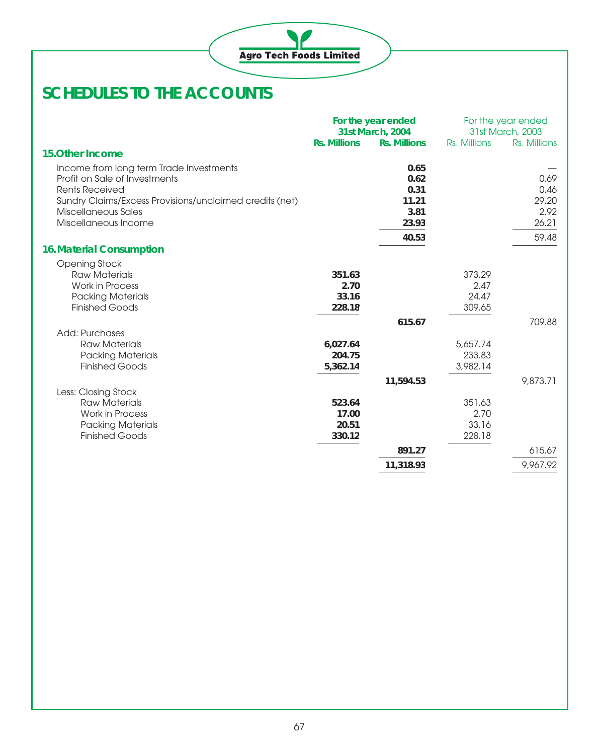# SCHEDULES TO THE ACCOUNTS

| | For the year ended 31st March, 2004 | | For the year ended 31st March, 2003 | |
|---|---|---|---|---|
| | Rs. Millions | Rs. Millions | Rs. Millions | Rs. Millions |
| **15. Other Income** | | | | |
| Income from long term Trade Investments | | **0.65** | | — |
| Profit on Sale of Investments | | **0.62** | | 0.69 |
| Rents Received | | **0.31** | | 0.46 |
| Sundry Claims/Excess Provisions/unclaimed credits (net) | | **11.21** | | 29.20 |
| Miscellaneous Sales | | **3.81** | | 2.92 |
| Miscellaneous Income | | **23.93** | | 26.21 |
| | | **40.53** | | 59.48 |
| **16. Material Consumption** | | | | |
| Opening Stock | | | | |
| Raw Materials | **351.63** | | 373.29 | |
| Work in Process | **2.70** | | 2.47 | |
| Packing Materials | **33.16** | | 24.47 | |
| Finished Goods | **228.18** | | 309.65 | |
| | | **615.67** | | 709.88 |
| Add: Purchases | | | | |
| Raw Materials | **6,027.64** | | 5,657.74 | |
| Packing Materials | **204.75** | | 233.83 | |
| Finished Goods | **5,362.14** | | 3,982.14 | |
| | | **11,594.53** | | 9,873.71 |
| Less: Closing Stock | | | | |
| Raw Materials | **523.64** | | 351.63 | |
| Work in Process | **17.00** | | 2.70 | |
| Packing Materials | **20.51** | | 33.16 | |
| Finished Goods | **330.12** | | 228.18 | |
| | | **891.27** | | 615.67 |
| | | **11,318.93** | | 9,967.92 |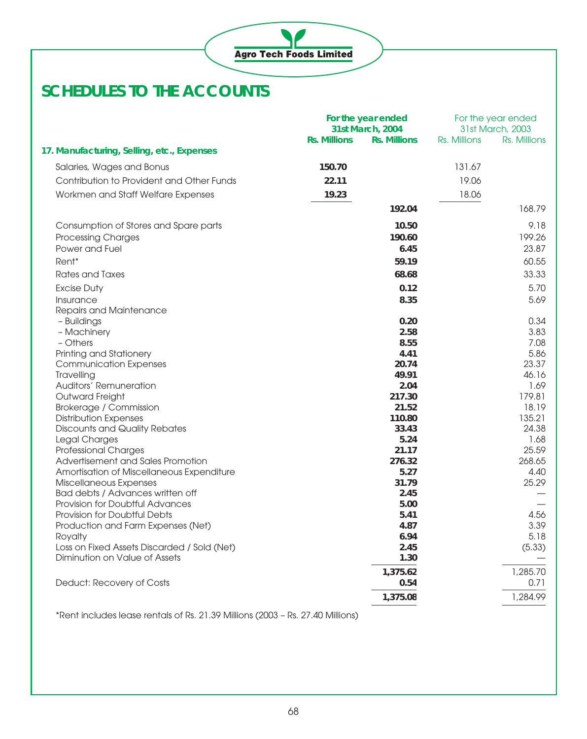# SCHEDULES TO THE ACCOUNTS

| | For the year ended 31st March, 2004 | | For the year ended 31st March, 2003 | |
|---|---|---|---|---|
| | Rs. Millions | Rs. Millions | Rs. Millions | Rs. Millions |
| **17. Manufacturing, Selling, etc., Expenses** | | | | |
| Salaries, Wages and Bonus | **150.70** | | 131.67 | |
| Contribution to Provident and Other Funds | **22.11** | | 19.06 | |
| Workmen and Staff Welfare Expenses | **19.23** | | 18.06 | |
| | | **192.04** | | 168.79 |
| Consumption of Stores and Spare parts | | **10.50** | | 9.18 |
| Processing Charges | | **190.60** | | 199.26 |
| Power and Fuel | | **6.45** | | 23.87 |
| Rent* | | **59.19** | | 60.55 |
| Rates and Taxes | | **68.68** | | 33.33 |
| Excise Duty | | **0.12** | | 5.70 |
| Insurance | | **8.35** | | 5.69 |
| Repairs and Maintenance | | | | |
| – Buildings | | **0.20** | | 0.34 |
| – Machinery | | **2.58** | | 3.83 |
| – Others | | **8.55** | | 7.08 |
| Printing and Stationery | | **4.41** | | 5.86 |
| Communication Expenses | | **20.74** | | 23.37 |
| Travelling | | **49.91** | | 46.16 |
| Auditors' Remuneration | | **2.04** | | 1.69 |
| Outward Freight | | **217.30** | | 179.81 |
| Brokerage / Commission | | **21.52** | | 18.19 |
| Distribution Expenses | | **110.80** | | 135.21 |
| Discounts and Quality Rebates | | **33.43** | | 24.38 |
| Legal Charges | | **5.24** | | 1.68 |
| Professional Charges | | **21.17** | | 25.59 |
| Advertisement and Sales Promotion | | **276.32** | | 268.65 |
| Amortisation of Miscellaneous Expenditure | | **5.27** | | 4.40 |
| Miscellaneous Expenses | | **31.79** | | 25.29 |
| Bad debts / Advances written off | | **2.45** | | — |
| Provision for Doubtful Advances | | **5.00** | | — |
| Provision for Doubtful Debts | | **5.41** | | 4.56 |
| Production and Farm Expenses (Net) | | **4.87** | | 3.39 |
| Royalty | | **6.94** | | 5.18 |
| Loss on Fixed Assets Discarded / Sold (Net) | | **2.45** | | (5.33) |
| Diminution on Value of Assets | | **1.30** | | — |
| | | **1,375.62** | | 1,285.70 |
| Deduct: Recovery of Costs | | **0.54** | | 0.71 |
| | | **1,375.08** | | 1,284.99 |

*Rent includes lease rentals of Rs. 21.39 Millions (2003 – Rs. 27.40 Millions)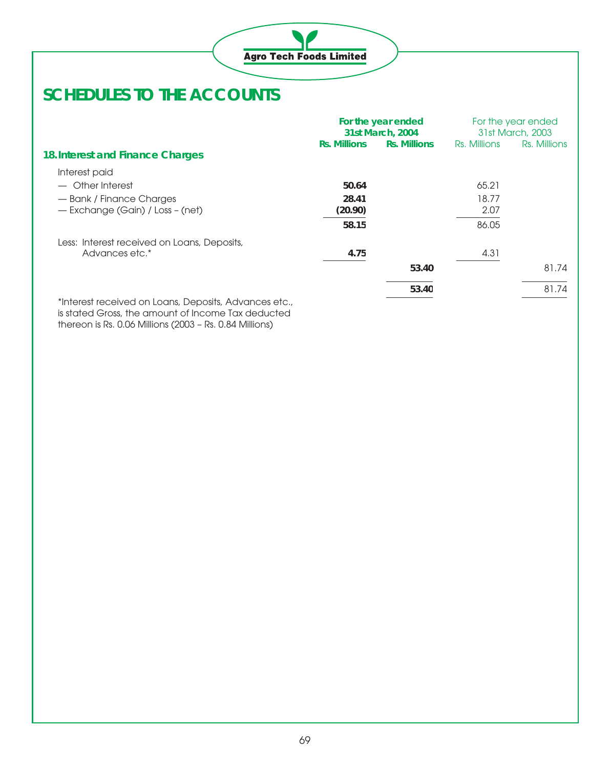# SCHEDULES TO THE ACCOUNTS

| **18. Interest and Finance Charges** | **For the year ended 31st March, 2004** | | For the year ended 31st March, 2003 | |
|---|---|---|---|---|
| | **Rs. Millions** | **Rs. Millions** | Rs. Millions | Rs. Millions |
| Interest paid | | | | |
| — Other Interest | **50.64** | | 65.21 | |
| — Bank / Finance Charges | **28.41** | | 18.77 | |
| — Exchange (Gain) / Loss – (net) | **(20.90)** | | 2.07 | |
| | **58.15** | | 86.05 | |
| Less: Interest received on Loans, Deposits, Advances etc.* | **4.75** | | 4.31 | |
| | | **53.40** | | 81.74 |
| | | **53.40** | | 81.74 |

*Interest received on Loans, Deposits, Advances etc., is stated Gross, the amount of Income Tax deducted thereon is Rs. 0.06 Millions (2003 – Rs. 0.84 Millions)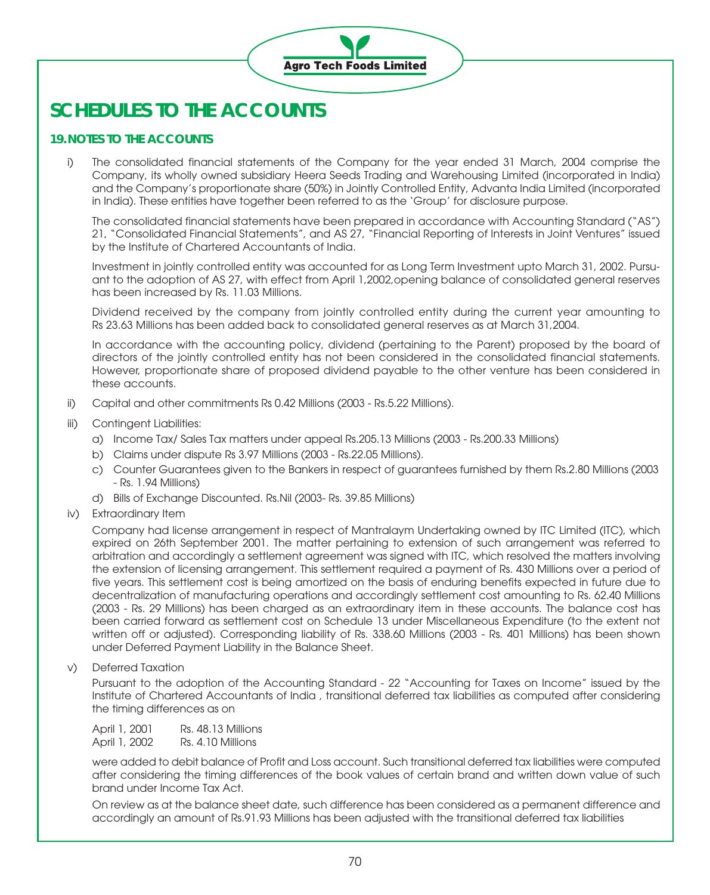# SCHEDULES TO THE ACCOUNTS

## 19. NOTES TO THE ACCOUNTS

i) The consolidated financial statements of the Company for the year ended 31 March, 2004 comprise the Company, its wholly owned subsidiary Heera Seeds Trading and Warehousing Limited (incorporated in India) and the Company's proportionate share (50%) in Jointly Controlled Entity, Advanta India Limited (incorporated in India). These entities have together been referred to as the 'Group' for disclosure purpose.

The consolidated financial statements have been prepared in accordance with Accounting Standard ("AS") 21, "Consolidated Financial Statements", and AS 27, "Financial Reporting of Interests in Joint Ventures" issued by the Institute of Chartered Accountants of India.

Investment in jointly controlled entity was accounted for as Long Term Investment upto March 31, 2002. Pursuant to the adoption of AS 27, with effect from April 1,2002,opening balance of consolidated general reserves has been increased by Rs. 11.03 Millions.

Dividend received by the company from jointly controlled entity during the current year amounting to Rs 23.63 Millions has been added back to consolidated general reserves as at March 31,2004.

In accordance with the accounting policy, dividend (pertaining to the Parent) proposed by the board of directors of the jointly controlled entity has not been considered in the consolidated financial statements. However, proportionate share of proposed dividend payable to the other venture has been considered in these accounts.

ii) Capital and other commitments Rs 0.42 Millions (2003 - Rs.5.22 Millions).

iii) Contingent Liabilities:

a) Income Tax/ Sales Tax matters under appeal Rs.205.13 Millions (2003 - Rs.200.33 Millions)

b) Claims under dispute Rs 3.97 Millions (2003 - Rs.22.05 Millions).

c) Counter Guarantees given to the Bankers in respect of guarantees furnished by them Rs.2.80 Millions (2003 - Rs. 1.94 Millions)

d) Bills of Exchange Discounted. Rs.Nil (2003- Rs. 39.85 Millions)

iv) Extraordinary Item

Company had license arrangement in respect of Mantralaym Undertaking owned by ITC Limited (ITC), which expired on 26th September 2001. The matter pertaining to extension of such arrangement was referred to arbitration and accordingly a settlement agreement was signed with ITC, which resolved the matters involving the extension of licensing arrangement. This settlement required a payment of Rs. 430 Millions over a period of five years. This settlement cost is being amortized on the basis of enduring benefits expected in future due to decentralization of manufacturing operations and accordingly settlement cost amounting to Rs. 62.40 Millions (2003 - Rs. 29 Millions) has been charged as an extraordinary item in these accounts. The balance cost has been carried forward as settlement cost on Schedule 13 under Miscellaneous Expenditure (to the extent not written off or adjusted). Corresponding liability of Rs. 338.60 Millions (2003 - Rs. 401 Millions) has been shown under Deferred Payment Liability in the Balance Sheet.

v) Deferred Taxation

Pursuant to the adoption of the Accounting Standard - 22 "Accounting for Taxes on Income" issued by the Institute of Chartered Accountants of India , transitional deferred tax liabilities as computed after considering the timing differences as on

| | |
|---|---|
| April 1, 2001 | Rs. 48.13 Millions |
| April 1, 2002 | Rs. 4.10 Millions |

were added to debit balance of Profit and Loss account. Such transitional deferred tax liabilities were computed after considering the timing differences of the book values of certain brand and written down value of such brand under Income Tax Act.

On review as at the balance sheet date, such difference has been considered as a permanent difference and accordingly an amount of Rs.91.93 Millions has been adjusted with the transitional deferred tax liabilities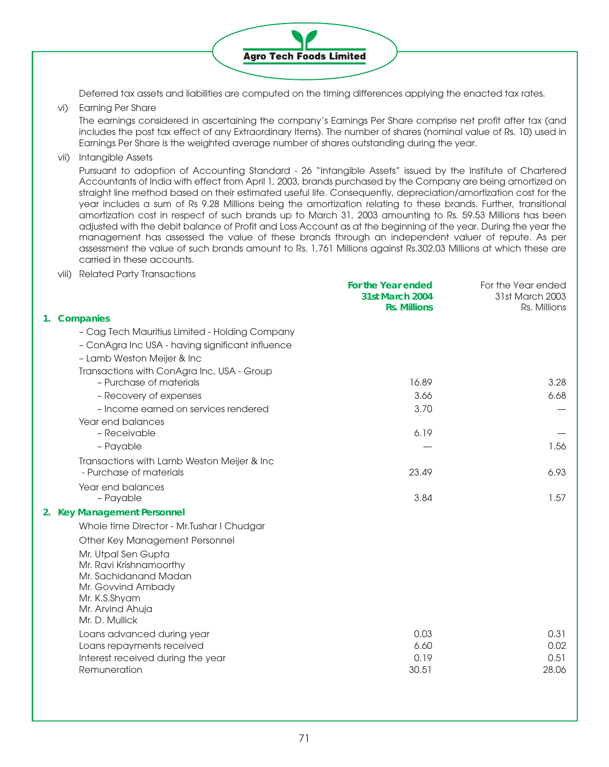Deferred tax assets and liabilities are computed on the timing differences applying the enacted tax rates.

vi) Earning Per Share

The earnings considered in ascertaining the company's Earnings Per Share comprise net profit after tax (and includes the post tax effect of any Extraordinary Items). The number of shares (nominal value of Rs. 10) used in Earnings Per Share is the weighted average number of shares outstanding during the year.

vii) Intangible Assets

Pursuant to adoption of Accounting Standard - 26 "Intangible Assets" issued by the Institute of Chartered Accountants of India with effect from April 1, 2003, brands purchased by the Company are being amortized on straight line method based on their estimated useful life. Consequently, depreciation/amortization cost for the year includes a sum of Rs 9.28 Millions being the amortization relating to these brands. Further, transitional amortization cost in respect of such brands up to March 31, 2003 amounting to Rs. 59.53 Millions has been adjusted with the debit balance of Profit and Loss Account as at the beginning of the year. During the year the management has assessed the value of these brands through an independent valuer of repute. As per assessment the value of such brands amount to Rs. 1,761 Millions against Rs.302.03 Millions at which these are carried in these accounts.

viii) Related Party Transactions

| | For the Year ended 31st March 2004 Rs. Millions | For the Year ended 31st March 2003 Rs. Millions |
|---|---|---|
| **1. Companies** | | |
| – Cag Tech Mauritius Limited - Holding Company | | |
| – ConAgra Inc USA - having significant influence | | |
| – Lamb Weston Meijer & Inc | | |
| Transactions with ConAgra Inc, USA - Group | | |
| – Purchase of materials | 16.89 | 3.28 |
| – Recovery of expenses | 3.66 | 6.68 |
| – Income earned on services rendered | 3.70 | — |
| Year end balances | | |
| – Receivable | 6.19 | — |
| – Payable | — | 1.56 |
| Transactions with Lamb Weston Meijer & Inc | | |
| - Purchase of materials | 23.49 | 6.93 |
| Year end balances | | |
| – Payable | 3.84 | 1.57 |
| **2. Key Management Personnel** | | |
| Whole time Director - Mr.Tushar I Chudgar | | |
| Other Key Management Personnel | | |
| Mr. Utpal Sen Gupta<br>Mr. Ravi Krishnamoorthy<br>Mr. Sachidanand Madan<br>Mr. Govvind Ambady<br>Mr. K.S.Shyam<br>Mr. Arvind Ahuja<br>Mr. D. Mullick | | |
| Loans advanced during year | 0.03 | 0.31 |
| Loans repayments received | 6.60 | 0.02 |
| Interest received during the year | 0.19 | 0.51 |
| Remuneration | 30.51 | 28.06 |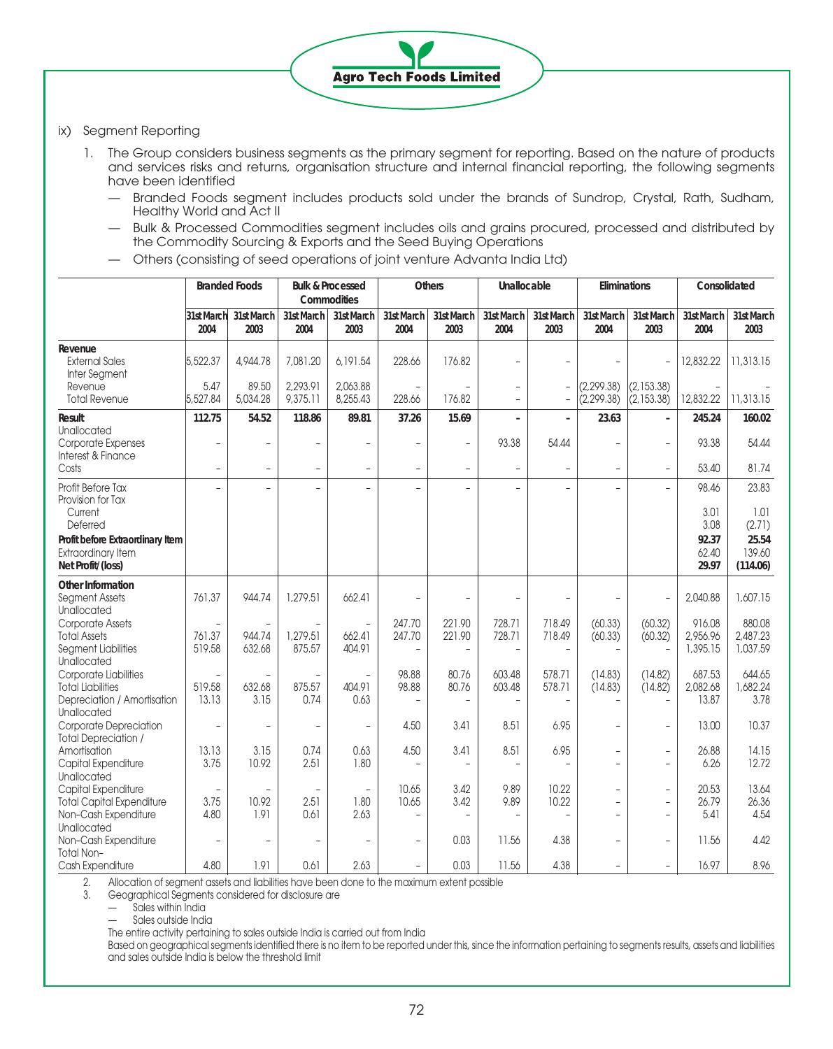ix) Segment Reporting

1. The Group considers business segments as the primary segment for reporting. Based on the nature of products and services risks and returns, organisation structure and internal financial reporting, the following segments have been identified
   - Branded Foods segment includes products sold under the brands of Sundrop, Crystal, Rath, Sudham, Healthy World and Act II
   - Bulk & Processed Commodities segment includes oils and grains procured, processed and distributed by the Commodity Sourcing & Exports and the Seed Buying Operations
   - Others (consisting of seed operations of joint venture Advanta India Ltd)

| | Branded Foods | | Bulk & Processed Commodities | | Others | | Unallocable | | Eliminations | | Consolidated | |
|---|---|---|---|---|---|---|---|---|---|---|---|---|
| | 31st March 2004 | 31st March 2003 | 31st March 2004 | 31st March 2003 | 31st March 2004 | 31st March 2003 | 31st March 2004 | 31st March 2003 | 31st March 2004 | 31st March 2003 | 31st March 2004 | 31st March 2003 |
| **Revenue** | | | | | | | | | | | | |
| External Sales | 5,522.37 | 4,944.78 | 7,081.20 | 6,191.54 | 228.66 | 176.82 | – | – | – | – | 12,832.22 | 11,313.15 |
| Inter Segment Revenue | 5.47 | 89.50 | 2,293.91 | 2,063.88 | – | – | – | – | (2,299.38) | (2,153.38) | – | – |
| Total Revenue | 5,527.84 | 5,034.28 | 9,375.11 | 8,255.43 | 228.66 | 176.82 | – | – | (2,299.38) | (2,153.38) | 12,832.22 | 11,313.15 |
| **Result** | **112.75** | **54.52** | **118.86** | **89.81** | **37.26** | **15.69** | **–** | **–** | **23.63** | **–** | **245.24** | **160.02** |
| Unallocated Corporate Expenses | – | – | – | – | – | – | 93.38 | 54.44 | – | – | 93.38 | 54.44 |
| Interest & Finance Costs | – | – | – | – | – | – | – | – | – | – | 53.40 | 81.74 |
| Profit Before Tax | – | – | – | – | – | – | – | – | – | – | 98.46 | 23.83 |
| Provision for Tax | | | | | | | | | | | | |
| Current | | | | | | | | | | | 3.01 | 1.01 |
| Deferred | | | | | | | | | | | 3.08 | (2.71) |
| **Profit before Extraordinary Item** | | | | | | | | | | | **92.37** | **25.54** |
| Extraordinary Item | | | | | | | | | | | 62.40 | 139.60 |
| **Net Profit/(loss)** | | | | | | | | | | | **29.97** | **(114.06)** |
| **Other Information** | | | | | | | | | | | | |
| Segment Assets | 761.37 | 944.74 | 1,279.51 | 662.41 | – | – | – | – | – | – | 2,040.88 | 1,607.15 |
| Unallocated Corporate Assets | – | – | – | – | 247.70 | 221.90 | 728.71 | 718.49 | (60.33) | (60.32) | 916.08 | 880.08 |
| Total Assets | 761.37 | 944.74 | 1,279.51 | 662.41 | 247.70 | 221.90 | 728.71 | 718.49 | (60.33) | (60.32) | 2,956.96 | 2,487.23 |
| Segment Liabilities | 519.58 | 632.68 | 875.57 | 404.91 | – | – | – | – | – | – | 1,395.15 | 1,037.59 |
| Unallocated Corporate Liabilities | – | – | – | – | 98.88 | 80.76 | 603.48 | 578.71 | (14.83) | (14.82) | 687.53 | 644.65 |
| Total Liabilities | 519.58 | 632.68 | 875.57 | 404.91 | 98.88 | 80.76 | 603.48 | 578.71 | (14.83) | (14.82) | 2,082.68 | 1,682.24 |
| Depreciation / Amortisation | 13.13 | 3.15 | 0.74 | 0.63 | – | – | – | – | – | – | 13.87 | 3.78 |
| Unallocated Corporate Depreciation | – | – | – | – | 4.50 | 3.41 | 8.51 | 6.95 | – | – | 13.00 | 10.37 |
| Total Depreciation / Amortisation | 13.13 | 3.15 | 0.74 | 0.63 | 4.50 | 3.41 | 8.51 | 6.95 | – | – | 26.88 | 14.15 |
| Capital Expenditure | 3.75 | 10.92 | 2.51 | 1.80 | – | – | – | – | – | – | 6.26 | 12.72 |
| Unallocated Capital Expenditure | – | – | – | – | 10.65 | 3.42 | 9.89 | 10.22 | – | – | 20.53 | 13.64 |
| Total Capital Expenditure | 3.75 | 10.92 | 2.51 | 1.80 | 10.65 | 3.42 | 9.89 | 10.22 | – | – | 26.79 | 26.36 |
| Non-Cash Expenditure | 4.80 | 1.91 | 0.61 | 2.63 | – | – | – | – | – | – | 5.41 | 4.54 |
| Unallocated Non-Cash Expenditure | – | – | – | – | – | 0.03 | 11.56 | 4.38 | – | – | 11.56 | 4.42 |
| Total Non-Cash Expenditure | 4.80 | 1.91 | 0.61 | 2.63 | – | 0.03 | 11.56 | 4.38 | – | – | 16.97 | 8.96 |

2. Allocation of segment assets and liabilities have been done to the maximum extent possible
3. Geographical Segments considered for disclosure are
   - Sales within India
   - Sales outside India

   The entire activity pertaining to sales outside India is carried out from India

   Based on geographical segments identified there is no item to be reported under this, since the information pertaining to segments results, assets and liabilities and sales outside India is below the threshold limit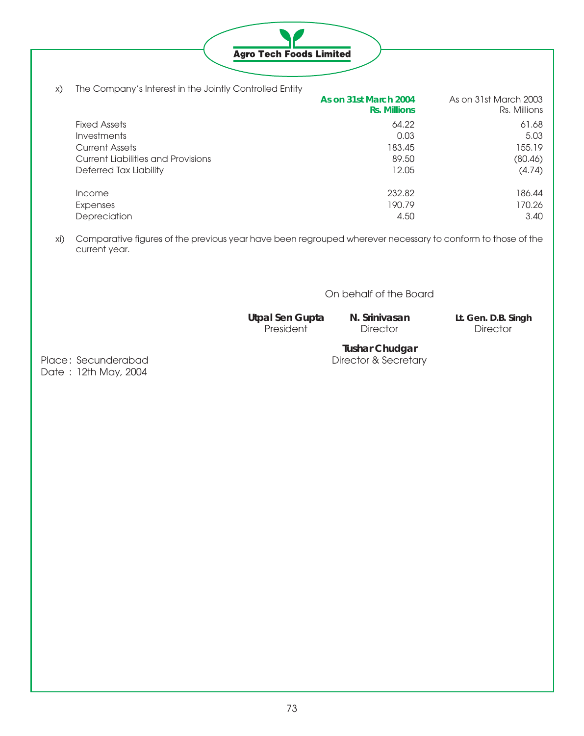x) The Company's Interest in the Jointly Controlled Entity

| | **As on 31st March 2004 Rs. Millions** | As on 31st March 2003 Rs. Millions |
|---|---|---|
| Fixed Assets | 64.22 | 61.68 |
| Investments | 0.03 | 5.03 |
| Current Assets | 183.45 | 155.19 |
| Current Liabilities and Provisions | 89.50 | (80.46) |
| Deferred Tax Liability | 12.05 | (4.74) |
| | | |
| Income | 232.82 | 186.44 |
| Expenses | 190.79 | 170.26 |
| Depreciation | 4.50 | 3.40 |

xi) Comparative figures of the previous year have been regrouped wherever necessary to conform to those of the current year.

On behalf of the Board

**Utpal Sen Gupta**
President

**N. Srinivasan**
Director

**Lt. Gen. D.B. Singh**
Director

**Tushar Chudgar**
Director & Secretary

Place : Secunderabad
Date : 12th May, 2004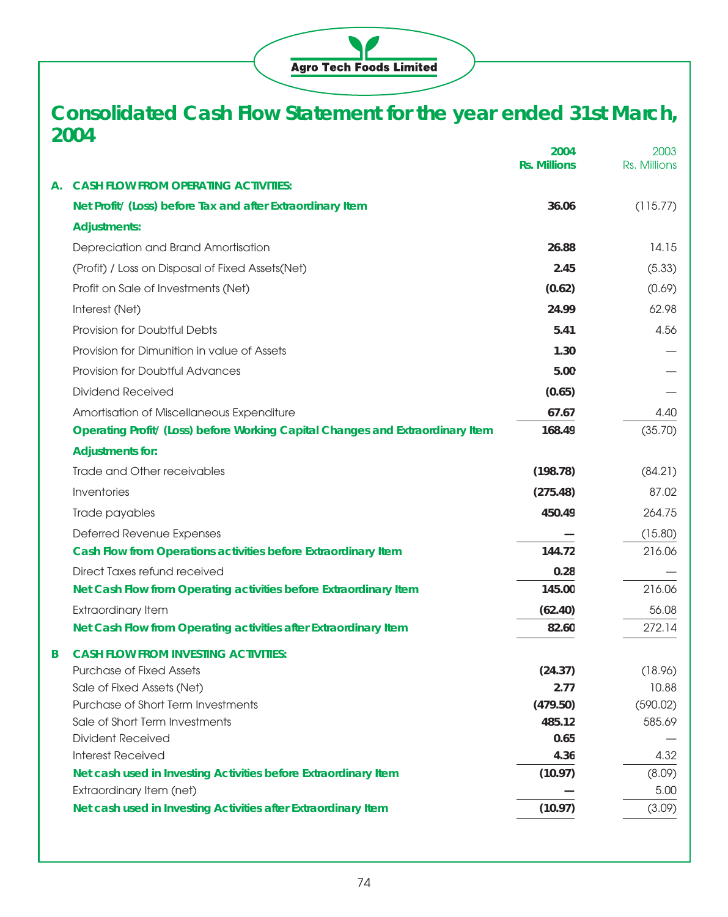Agro Tech Foods Limited

# Consolidated Cash Flow Statement for the year ended 31st March, 2004

| | | 2004 Rs. Millions | 2003 Rs. Millions |
|---|---|---|---|
| **A.** | **CASH FLOW FROM OPERATING ACTIVITIES:** | | |
| | **Net Profit/ (Loss) before Tax and after Extraordinary Item** | **36.06** | (115.77) |
| | **Adjustments:** | | |
| | Depreciation and Brand Amortisation | **26.88** | 14.15 |
| | (Profit) / Loss on Disposal of Fixed Assets(Net) | **2.45** | (5.33) |
| | Profit on Sale of Investments (Net) | **(0.62)** | (0.69) |
| | Interest (Net) | **24.99** | 62.98 |
| | Provision for Doubtful Debts | **5.41** | 4.56 |
| | Provision for Dimunition in value of Assets | **1.30** | — |
| | Provision for Doubtful Advances | **5.00** | — |
| | Dividend Received | **(0.65)** | — |
| | Amortisation of Miscellaneous Expenditure | **67.67** | 4.40 |
| | **Operating Profit/ (Loss) before Working Capital Changes and Extraordinary Item** | **168.49** | (35.70) |
| | **Adjustments for:** | | |
| | Trade and Other receivables | **(198.78)** | (84.21) |
| | Inventories | **(275.48)** | 87.02 |
| | Trade payables | **450.49** | 264.75 |
| | Deferred Revenue Expenses | **—** | (15.80) |
| | **Cash Flow from Operations activities before Extraordinary Item** | **144.72** | 216.06 |
| | Direct Taxes refund received | **0.28** | — |
| | **Net Cash Flow from Operating activities before Extraordinary Item** | **145.00** | 216.06 |
| | Extraordinary Item | **(62.40)** | 56.08 |
| | **Net Cash Flow from Operating activities after Extraordinary Item** | **82.60** | 272.14 |
| **B** | **CASH FLOW FROM INVESTING ACTIVITIES:** | | |
| | Purchase of Fixed Assets | **(24.37)** | (18.96) |
| | Sale of Fixed Assets (Net) | **2.77** | 10.88 |
| | Purchase of Short Term Investments | **(479.50)** | (590.02) |
| | Sale of Short Term Investments | **485.12** | 585.69 |
| | Divident Received | **0.65** | — |
| | Interest Received | **4.36** | 4.32 |
| | **Net cash used in Investing Activities before Extraordinary Item** | **(10.97)** | (8.09) |
| | Extraordinary Item (net) | **—** | 5.00 |
| | **Net cash used in Investing Activities after Extraordinary Item** | **(10.97)** | (3.09) |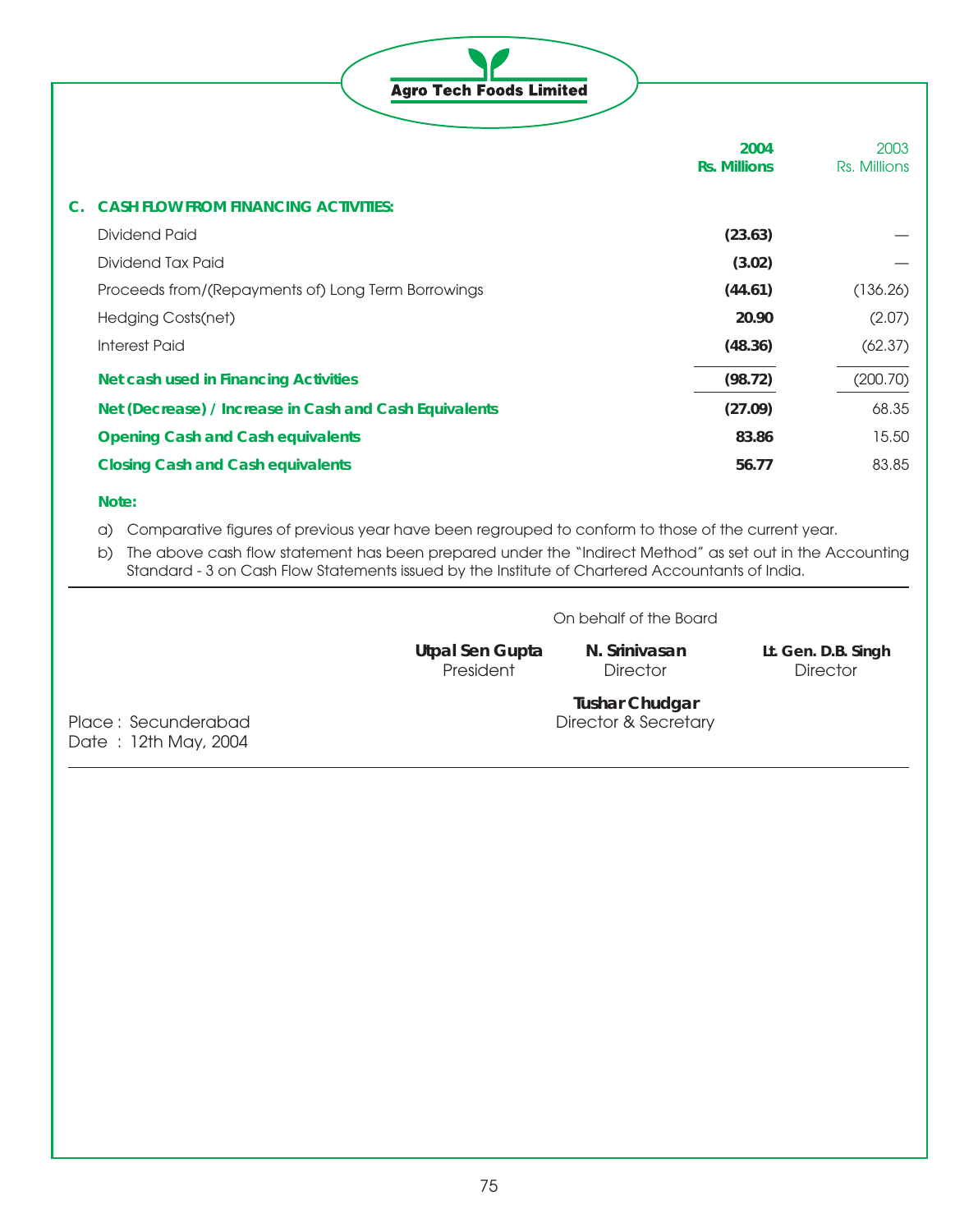| | 2004 Rs. Millions | 2003 Rs. Millions |
|---|---|---|
| **C. CASH FLOW FROM FINANCING ACTIVITIES:** | | |
| Dividend Paid | **(23.63)** | — |
| Dividend Tax Paid | **(3.02)** | — |
| Proceeds from/(Repayments of) Long Term Borrowings | **(44.61)** | (136.26) |
| Hedging Costs(net) | **20.90** | (2.07) |
| Interest Paid | **(48.36)** | (62.37) |
| **Net cash used in Financing Activities** | **(98.72)** | (200.70) |
| **Net (Decrease) / Increase in Cash and Cash Equivalents** | **(27.09)** | 68.35 |
| **Opening Cash and Cash equivalents** | **83.86** | 15.50 |
| **Closing Cash and Cash equivalents** | **56.77** | 83.85 |

**Note:**

a) Comparative figures of previous year have been regrouped to conform to those of the current year.

b) The above cash flow statement has been prepared under the "Indirect Method" as set out in the Accounting Standard - 3 on Cash Flow Statements issued by the Institute of Chartered Accountants of India.

On behalf of the Board

**Utpal Sen Gupta**
President

**N. Srinivasan**
Director

**Lt. Gen. D.B. Singh**
Director

**Tushar Chudgar**
Director & Secretary

Place : Secunderabad
Date : 12th May, 2004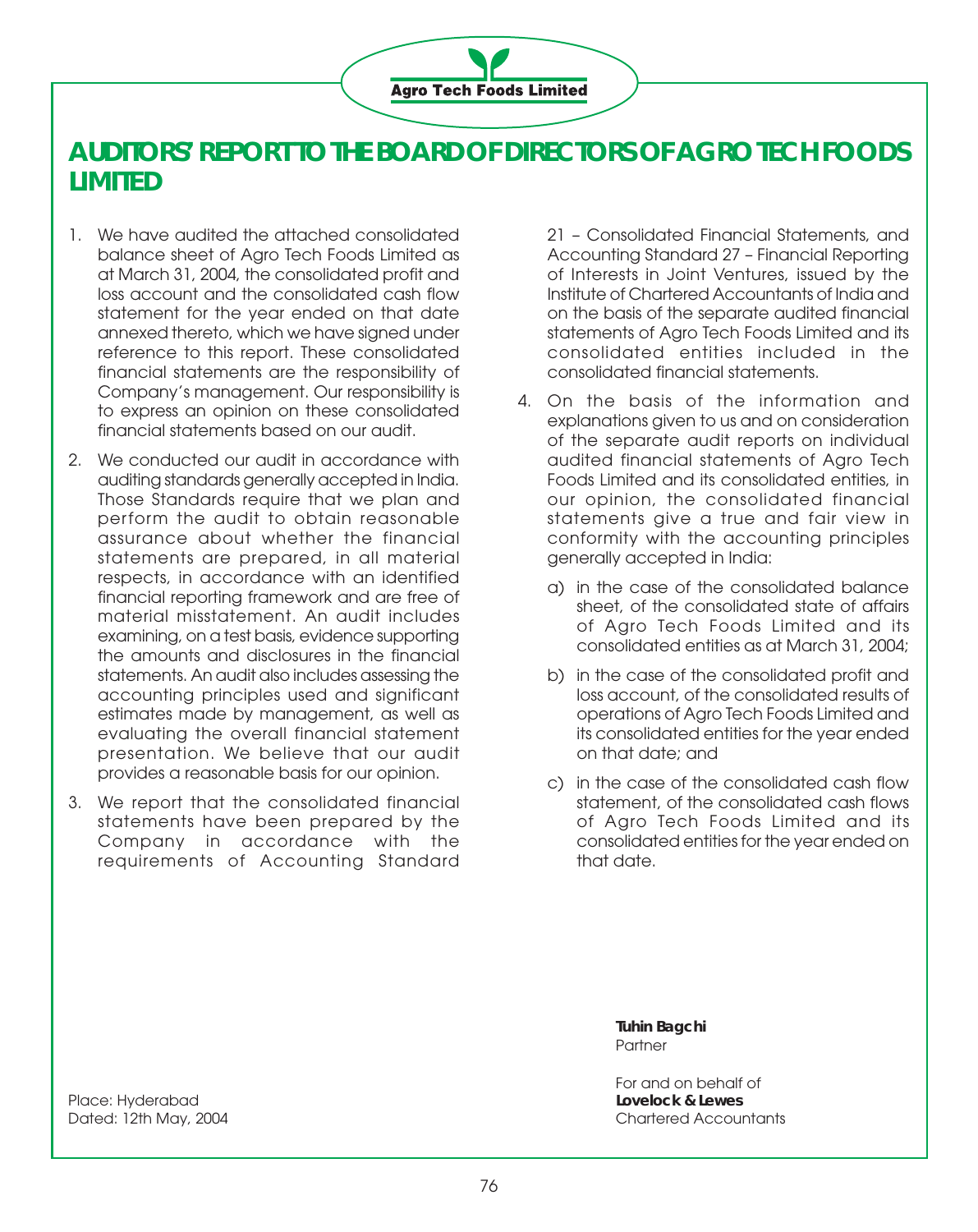# AUDITORS' REPORT TO THE BOARD OF DIRECTORS OF AGRO TECH FOODS LIMITED

1. We have audited the attached consolidated balance sheet of Agro Tech Foods Limited as at March 31, 2004, the consolidated profit and loss account and the consolidated cash flow statement for the year ended on that date annexed thereto, which we have signed under reference to this report. These consolidated financial statements are the responsibility of Company's management. Our responsibility is to express an opinion on these consolidated financial statements based on our audit.

2. We conducted our audit in accordance with auditing standards generally accepted in India. Those Standards require that we plan and perform the audit to obtain reasonable assurance about whether the financial statements are prepared, in all material respects, in accordance with an identified financial reporting framework and are free of material misstatement. An audit includes examining, on a test basis, evidence supporting the amounts and disclosures in the financial statements. An audit also includes assessing the accounting principles used and significant estimates made by management, as well as evaluating the overall financial statement presentation. We believe that our audit provides a reasonable basis for our opinion.

3. We report that the consolidated financial statements have been prepared by the Company in accordance with the requirements of Accounting Standard 21 – Consolidated Financial Statements, and Accounting Standard 27 – Financial Reporting of Interests in Joint Ventures, issued by the Institute of Chartered Accountants of India and on the basis of the separate audited financial statements of Agro Tech Foods Limited and its consolidated entities included in the consolidated financial statements.

4. On the basis of the information and explanations given to us and on consideration of the separate audit reports on individual audited financial statements of Agro Tech Foods Limited and its consolidated entities, in our opinion, the consolidated financial statements give a true and fair view in conformity with the accounting principles generally accepted in India:

   a) in the case of the consolidated balance sheet, of the consolidated state of affairs of Agro Tech Foods Limited and its consolidated entities as at March 31, 2004;

   b) in the case of the consolidated profit and loss account, of the consolidated results of operations of Agro Tech Foods Limited and its consolidated entities for the year ended on that date; and

   c) in the case of the consolidated cash flow statement, of the consolidated cash flows of Agro Tech Foods Limited and its consolidated entities for the year ended on that date.

**Tuhin Bagchi**
Partner

For and on behalf of
**Lovelock & Lewes**
Chartered Accountants

Place: Hyderabad
Dated: 12th May, 2004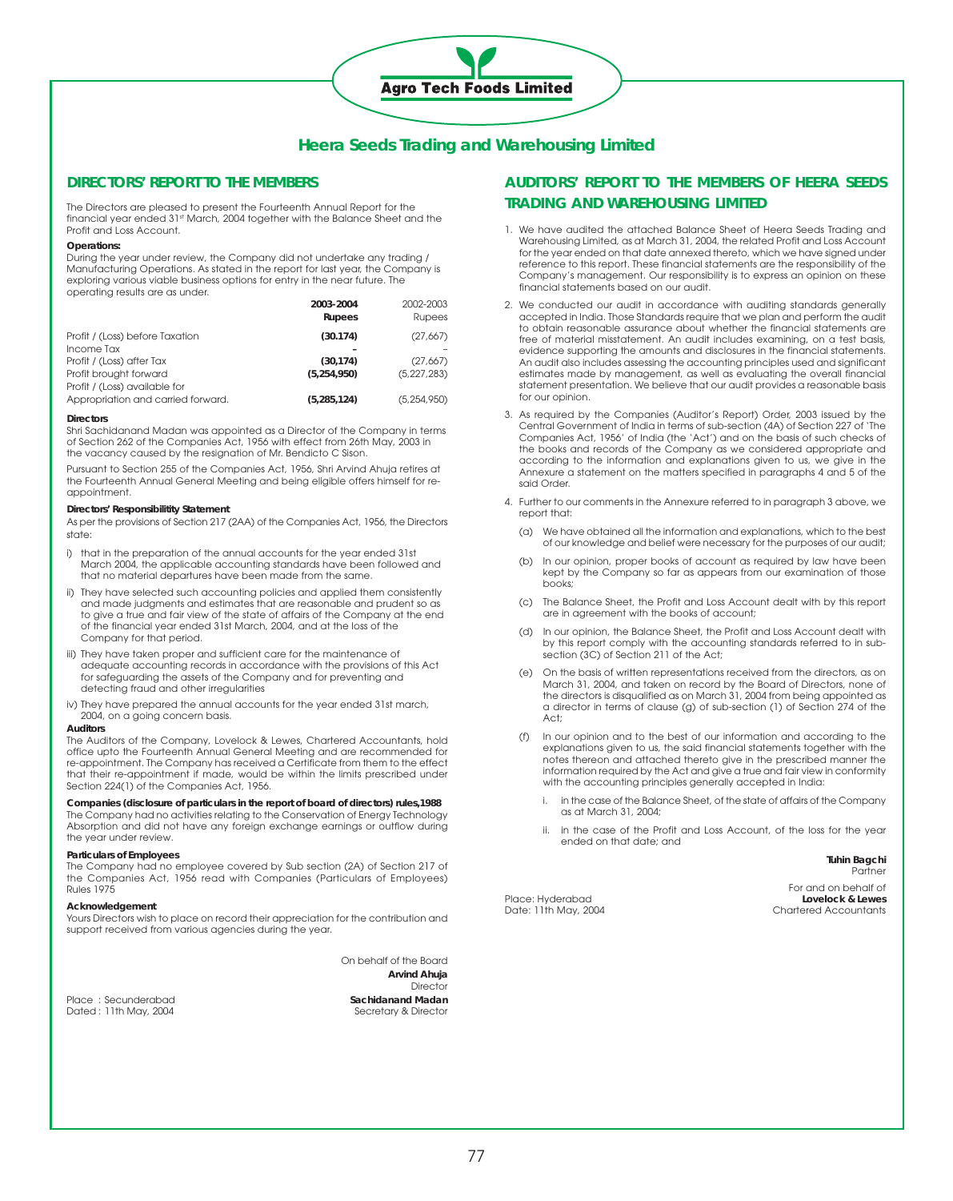# Heera Seeds Trading and Warehousing Limited

## DIRECTORS' REPORT TO THE MEMBERS

The Directors are pleased to present the Fourteenth Annual Report for the financial year ended 31st March, 2004 together with the Balance Sheet and the Profit and Loss Account.

**Operations:**

During the year under review, the Company did not undertake any trading / Manufacturing Operations. As stated in the report for last year, the Company is exploring various viable business options for entry in the near future. The operating results are as under.

| | **2003-2004 Rupees** | 2002-2003 Rupees |
|---|---|---|
| Profit / (Loss) before Taxation | **(30.174)** | (27,667) |
| Income Tax | **-** | - |
| Profit / (Loss) after Tax | **(30,174)** | (27,667) |
| Profit brought forward | **(5,254,950)** | (5,227,283) |
| Profit / (Loss) available for Appropriation and carried forward. | **(5,285,124)** | (5,254,950) |

**Directors**

Shri Sachidanand Madan was appointed as a Director of the Company in terms of Section 262 of the Companies Act, 1956 with effect from 26th May, 2003 in the vacancy caused by the resignation of Mr. Bendicto C Sison.

Pursuant to Section 255 of the Companies Act, 1956, Shri Arvind Ahuja retires at the Fourteenth Annual General Meeting and being eligible offers himself for re-appointment.

**Directors' Responsibilitity Statement**

As per the provisions of Section 217 (2AA) of the Companies Act, 1956, the Directors state:

i) that in the preparation of the annual accounts for the year ended 31st March 2004, the applicable accounting standards have been followed and that no material departures have been made from the same.

ii) They have selected such accounting policies and applied them consistently and made judgments and estimates that are reasonable and prudent so as to give a true and fair view of the state of affairs of the Company at the end of the financial year ended 31st March, 2004, and at the loss of the Company for that period.

iii) They have taken proper and sufficient care for the maintenance of adequate accounting records in accordance with the provisions of this Act for safeguarding the assets of the Company and for preventing and detecting fraud and other irregularities

iv) They have prepared the annual accounts for the year ended 31st march, 2004, on a going concern basis.

**Auditors**

The Auditors of the Company, Lovelock & Lewes, Chartered Accountants, hold office upto the Fourteenth Annual General Meeting and are recommended for re-appointment. The Company has received a Certificate from them to the effect that their re-appointment if made, would be within the limits prescribed under Section 224(1) of the Companies Act, 1956.

**Companies (disclosure of particulars in the report of board of directors) rules,1988**

The Company had no activities relating to the Conservation of Energy Technology Absorption and did not have any foreign exchange earnings or outflow during the year under review.

**Particulars of Employees**

The Company had no employee covered by Sub section (2A) of Section 217 of the Companies Act, 1956 read with Companies (Particulars of Employees) Rules 1975

**Acknowledgement**

Yours Directors wish to place on record their appreciation for the contribution and support received from various agencies during the year.

On behalf of the Board

**Arvind Ahuja**
Director

**Sachidanand Madan**
Secretary & Director

Place : Secunderabad
Dated : 11th May, 2004

## AUDITORS' REPORT TO THE MEMBERS OF HEERA SEEDS TRADING AND WAREHOUSING LIMITED

1. We have audited the attached Balance Sheet of Heera Seeds Trading and Warehousing Limited, as at March 31, 2004, the related Profit and Loss Account for the year ended on that date annexed thereto, which we have signed under reference to this report. These financial statements are the responsibility of the Company's management. Our responsibility is to express an opinion on these financial statements based on our audit.

2. We conducted our audit in accordance with auditing standards generally accepted in India. Those Standards require that we plan and perform the audit to obtain reasonable assurance about whether the financial statements are free of material misstatement. An audit includes examining, on a test basis, evidence supporting the amounts and disclosures in the financial statements. An audit also includes assessing the accounting principles used and significant estimates made by management, as well as evaluating the overall financial statement presentation. We believe that our audit provides a reasonable basis for our opinion.

3. As required by the Companies (Auditor's Report) Order, 2003 issued by the Central Government of India in terms of sub-section (4A) of Section 227 of 'The Companies Act, 1956' of India (the 'Act') and on the basis of such checks of the books and records of the Company as we considered appropriate and according to the information and explanations given to us, we give in the Annexure a statement on the matters specified in paragraphs 4 and 5 of the said Order.

4. Further to our comments in the Annexure referred to in paragraph 3 above, we report that:

   (a) We have obtained all the information and explanations, which to the best of our knowledge and belief were necessary for the purposes of our audit;

   (b) In our opinion, proper books of account as required by law have been kept by the Company so far as appears from our examination of those books;

   (c) The Balance Sheet, the Profit and Loss Account dealt with by this report are in agreement with the books of account;

   (d) In our opinion, the Balance Sheet, the Profit and Loss Account dealt with by this report comply with the accounting standards referred to in sub-section (3C) of Section 211 of the Act;

   (e) On the basis of written representations received from the directors, as on March 31, 2004, and taken on record by the Board of Directors, none of the directors is disqualified as on March 31, 2004 from being appointed as a director in terms of clause (g) of sub-section (1) of Section 274 of the Act;

   (f) In our opinion and to the best of our information and according to the explanations given to us, the said financial statements together with the notes thereon and attached thereto give in the prescribed manner the information required by the Act and give a true and fair view in conformity with the accounting principles generally accepted in India:

      i. in the case of the Balance Sheet, of the state of affairs of the Company as at March 31, 2004;

      ii. in the case of the Profit and Loss Account, of the loss for the year ended on that date; and

**Tuhin Bagchi**
Partner

For and on behalf of
**Lovelock & Lewes**
Chartered Accountants

Place: Hyderabad
Date: 11th May, 2004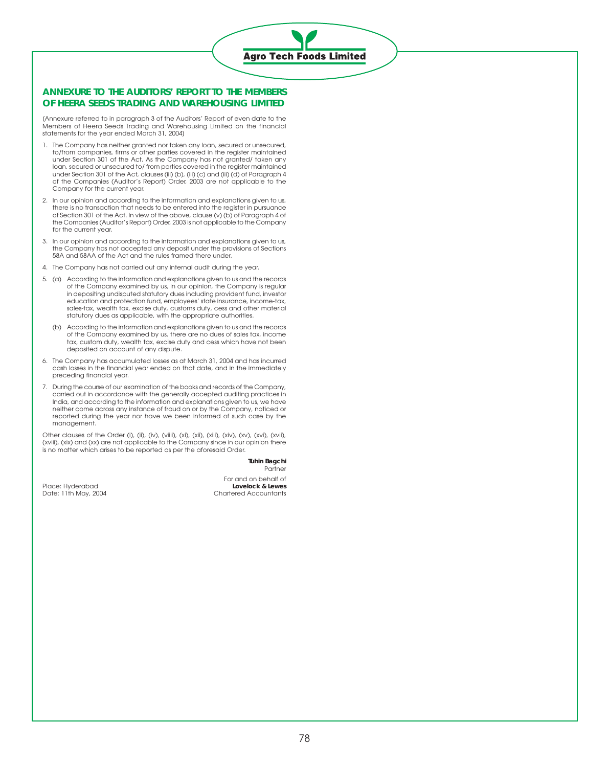## ANNEXURE TO THE AUDITORS' REPORT TO THE MEMBERS OF HEERA SEEDS TRADING AND WAREHOUSING LIMITED

(Annexure referred to in paragraph 3 of the Auditors' Report of even date to the Members of Heera Seeds Trading and Warehousing Limited on the financial statements for the year ended March 31, 2004)

1. The Company has neither granted nor taken any loan, secured or unsecured, to/from companies, firms or other parties covered in the register maintained under Section 301 of the Act. As the Company has not granted/ taken any loan, secured or unsecured to/ from parties covered in the register maintained under Section 301 of the Act, clauses (iii) (b), (iii) (c) and (iii) (d) of Paragraph 4 of the Companies (Auditor's Report) Order, 2003 are not applicable to the Company for the current year.

2. In our opinion and according to the information and explanations given to us, there is no transaction that needs to be entered into the register in pursuance of Section 301 of the Act. In view of the above, clause (v) (b) of Paragraph 4 of the Companies (Auditor's Report) Order, 2003 is not applicable to the Company for the current year.

3. In our opinion and according to the information and explanations given to us, the Company has not accepted any deposit under the provisions of Sections 58A and 58AA of the Act and the rules framed there under.

4. The Company has not carried out any internal audit during the year.

5. (a) According to the information and explanations given to us and the records of the Company examined by us, in our opinion, the Company is regular in depositing undisputed statutory dues including provident fund, investor education and protection fund, employees' state insurance, income-tax, sales-tax, wealth tax, excise duty, customs duty, cess and other material statutory dues as applicable, with the appropriate authorities.

   (b) According to the information and explanations given to us and the records of the Company examined by us, there are no dues of sales tax, income tax, custom duty, wealth tax, excise duty and cess which have not been deposited on account of any dispute.

6. The Company has accumulated losses as at March 31, 2004 and has incurred cash losses in the financial year ended on that date, and in the immediately preceding financial year.

7. During the course of our examination of the books and records of the Company, carried out in accordance with the generally accepted auditing practices in India, and according to the information and explanations given to us, we have neither come across any instance of fraud on or by the Company, noticed or reported during the year nor have we been informed of such case by the management.

Other clauses of the Order (i), (ii), (iv), (viii), (xi), (xii), (xiii), (xiv), (xv), (xvi), (xvii), (xviii), (xix) and (xx) are not applicable to the Company since in our opinion there is no matter which arises to be reported as per the aforesaid Order.

**Tuhin Bagchi**
Partner

For and on behalf of
**Lovelock & Lewes**
Chartered Accountants

Place: Hyderabad
Date: 11th May, 2004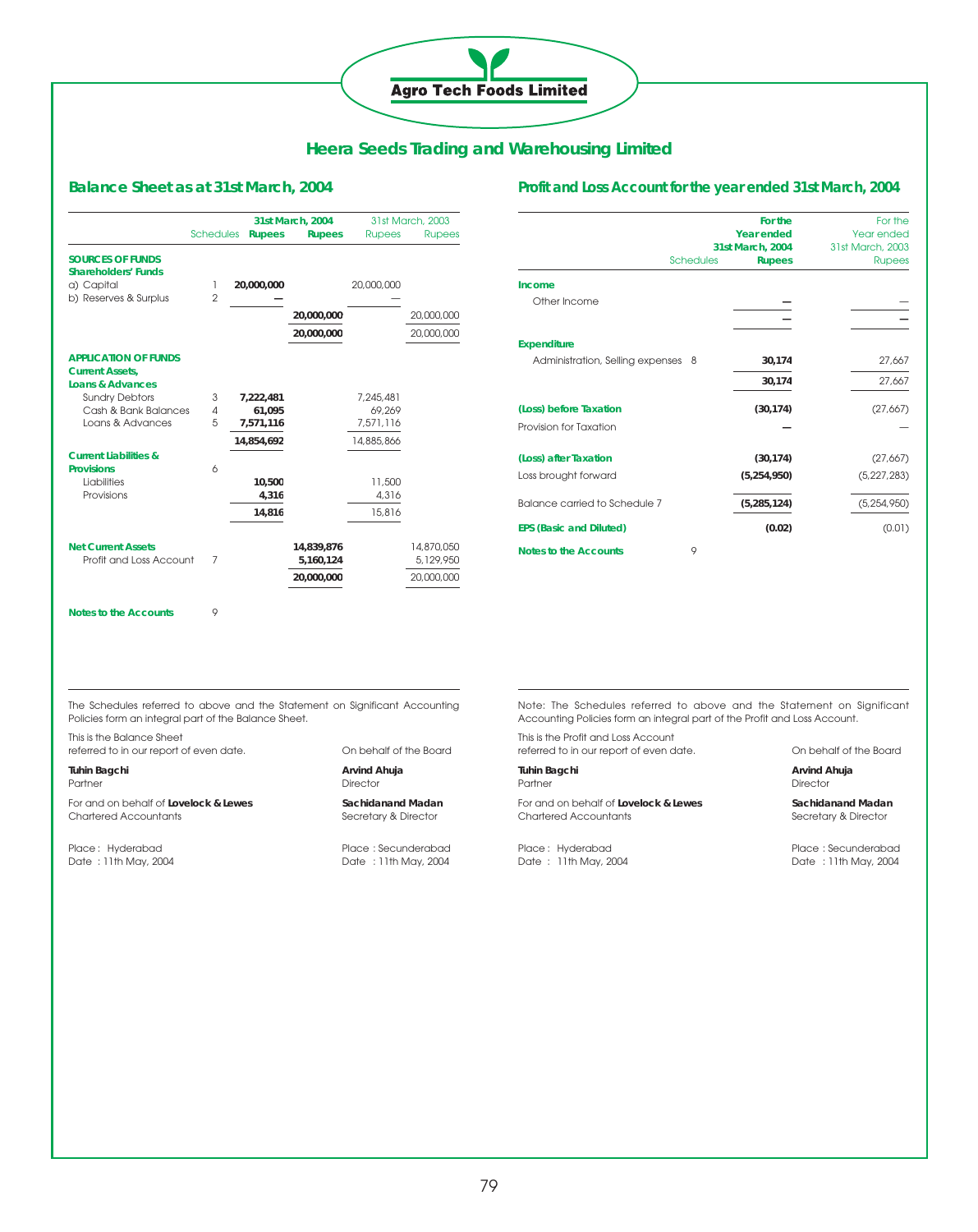# Heera Seeds Trading and Warehousing Limited

## Balance Sheet as at 31st March, 2004

| | Schedules | 31st March, 2004 Rupees | 31st March, 2004 Rupees | 31st March, 2003 Rupees | 31st March, 2003 Rupees |
|---|---|---|---|---|---|
| **SOURCES OF FUNDS** | | | | | |
| **Shareholders' Funds** | | | | | |
| a) Capital | 1 | 20,000,000 | | 20,000,000 | |
| b) Reserves & Surplus | 2 | — | | — | |
| | | | 20,000,000 | | 20,000,000 |
| | | | 20,000,000 | | 20,000,000 |
| **APPLICATION OF FUNDS** | | | | | |
| **Current Assets, Loans & Advances** | | | | | |
| Sundry Debtors | 3 | 7,222,481 | | 7,245,481 | |
| Cash & Bank Balances | 4 | 61,095 | | 69,269 | |
| Loans & Advances | 5 | 7,571,116 | | 7,571,116 | |
| | | 14,854,692 | | 14,885,866 | |
| **Current Liabilities & Provisions** | 6 | | | | |
| Liabilities | | 10,500 | | 11,500 | |
| Provisions | | 4,316 | | 4,316 | |
| | | 14,816 | | 15,816 | |
| **Net Current Assets** | | | 14,839,876 | | 14,870,050 |
| Profit and Loss Account | 7 | | 5,160,124 | | 5,129,950 |
| | | | 20,000,000 | | 20,000,000 |
| **Notes to the Accounts** | 9 | | | | |

The Schedules referred to above and the Statement on Significant Accounting Policies form an integral part of the Balance Sheet.

This is the Balance Sheet referred to in our report of even date.

On behalf of the Board

**Tuhin Bagchi**
Partner

For and on behalf of **Lovelock & Lewes**
Chartered Accountants

Place : Hyderabad
Date : 11th May, 2004

**Arvind Ahuja**
Director

**Sachidanand Madan**
Secretary & Director

Place : Secunderabad
Date : 11th May, 2004

## Profit and Loss Account for the year ended 31st March, 2004

| | Schedules | For the Year ended 31st March, 2004 Rupees | For the Year ended 31st March, 2003 Rupees |
|---|---|---|---|
| **Income** | | | |
| Other Income | | — | — |
| | | — | — |
| **Expenditure** | | | |
| Administration, Selling expenses | 8 | 30,174 | 27,667 |
| | | 30,174 | 27,667 |
| **(Loss) before Taxation** | | (30,174) | (27,667) |
| Provision for Taxation | | — | — |
| **(Loss) after Taxation** | | (30,174) | (27,667) |
| Loss brought forward | | (5,254,950) | (5,227,283) |
| Balance carried to Schedule 7 | | (5,285,124) | (5,254,950) |
| **EPS (Basic and Diluted)** | | (0.02) | (0.01) |
| **Notes to the Accounts** | 9 | | |

Note: The Schedules referred to above and the Statement on Significant Accounting Policies form an integral part of the Profit and Loss Account.

This is the Profit and Loss Account referred to in our report of even date.

On behalf of the Board

**Tuhin Bagchi**
Partner

For and on behalf of **Lovelock & Lewes**
Chartered Accountants

Place : Hyderabad
Date : 11th May, 2004

**Arvind Ahuja**
Director

**Sachidanand Madan**
Secretary & Director

Place : Secunderabad
Date : 11th May, 2004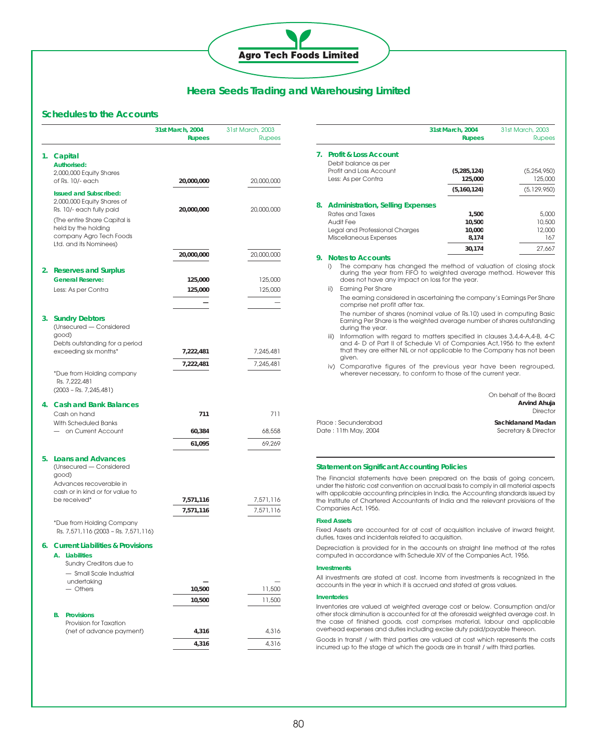## Heera Seeds Trading and Warehousing Limited

### Schedules to the Accounts

| | 31st March, 2004 Rupees | 31st March, 2003 Rupees |
|---|---|---|
| **1. Capital** | | |
| **Authorised:** | | |
| 2,000,000 Equity Shares of Rs. 10/- each | **20,000,000** | 20,000,000 |
| **Issued and Subscribed:** | | |
| 2,000,000 Equity Shares of Rs. 10/- each fully paid | **20,000,000** | 20,000,000 |
| (The entire Share Capital is held by the holding company Agro Tech Foods Ltd. and its Nominees) | | |
| | **20,000,000** | 20,000,000 |
| **2. Reserves and Surplus** | | |
| **General Reserve:** | **125,000** | 125,000 |
| Less: As per Contra | **125,000** | 125,000 |
| | — | — |
| **3. Sundry Debtors** | | |
| (Unsecured — Considered good) | | |
| Debts outstanding for a period exceeding six months* | **7,222,481** | 7,245,481 |
| | **7,222,481** | 7,245,481 |
| *Due from Holding company Rs. 7,222,481 (2003 – Rs. 7,245,481) | | |
| **4. Cash and Bank Balances** | | |
| Cash on hand | **711** | 711 |
| With Scheduled Banks | | |
| — on Current Account | **60,384** | 68,558 |
| | **61,095** | 69,269 |
| **5. Loans and Advances** | | |
| (Unsecured — Considered good) | | |
| Advances recoverable in cash or in kind or for value to be received* | **7,571,116** | 7,571,116 |
| | **7,571,116** | 7,571,116 |
| *Due from Holding Company Rs. 7,571,116 (2003 – Rs. 7,571,116) | | |
| **6. Current Liabilities & Provisions** | | |
| **A. Liabilities** | | |
| Sundry Creditors due to | | |
| — Small Scale Industrial undertaking | — | — |
| — Others | **10,500** | 11,500 |
| | **10,500** | 11,500 |
| **B. Provisions** | | |
| Provision for Taxation (net of advance payment) | **4,316** | 4,316 |
| | **4,316** | 4,316 |

| | 31st March, 2004 Rupees | 31st March, 2003 Rupees |
|---|---|---|
| **7. Profit & Loss Account** | | |
| Debit balance as per Profit and Loss Account | **(5,285,124)** | (5,254,950) |
| Less: As per Contra | **125,000** | 125,000 |
| | **(5,160,124)** | (5,129,950) |
| **8. Administration, Selling Expenses** | | |
| Rates and Taxes | **1,500** | 5,000 |
| Audit Fee | **10,500** | 10,500 |
| Legal and Professional Charges | **10,000** | 12,000 |
| Miscellaneous Expenses | **8,174** | 167 |
| | **30,174** | 27,667 |

**9. Notes to Accounts**

i) The company has changed the method of valuation of closing stock during the year from FIFO to weighted average method. However this does not have any impact on loss for the year.

ii) Earning Per Share

The earning considered in ascertaining the company's Earnings Per Share comprise net profit after tax.

The number of shares (nominal value of Rs.10) used in computing Basic Earning Per Share is the weighted average number of shares outstanding during the year.

iii) Information with regard to matters specified in clauses 3,4,4-A,4-B, 4-C and 4- D of Part II of Schedule VI of Companies Act,1956 to the extent that they are either NIL or not applicable to the Company has not been given.

iv) Comparative figures of the previous year have been regrouped, wherever necessary, to conform to those of the current year.

On behalf of the Board

**Arvind Ahuja**
Director

Place : Secunderabad
Date : 11th May, 2004

**Sachidanand Madan**
Secretary & Director

### Statement on Significant Accounting Policies

The Financial statements have been prepared on the basis of going concern, under the historic cost convention on accrual basis to comply in all material aspects with applicable accounting principles in India, the Accounting standards issued by the Institute of Chartered Accountants of India and the relevant provisions of the Companies Act, 1956.

**Fixed Assets**

Fixed Assets are accounted for at cost of acquisition inclusive of inward freight, duties, taxes and incidentals related to acquisition.

Depreciation is provided for in the accounts on straight line method at the rates computed in accordance with Schedule XIV of the Companies Act, 1956.

**Investments**

All investments are stated at cost. Income from investments is recognized in the accounts in the year in which it is accrued and stated at gross values.

**Inventories**

Inventories are valued at weighted average cost or below. Consumption and/or other stock diminution is accounted for at the aforesaid weighted average cost. In the case of finished goods, cost comprises material, labour and applicable overhead expenses and duties including excise duty paid/payable thereon.

Goods in transit / with third parties are valued at cost which represents the costs incurred up to the stage at which the goods are in transit / with third parties.